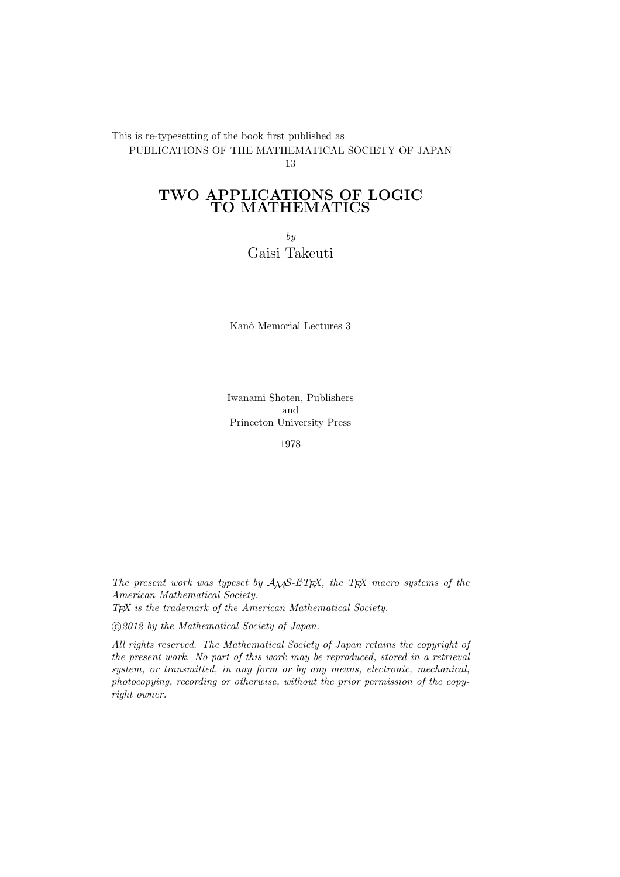This is re-typesetting of the book first published as
PUBLICATIONS OF THE MATHEMATICAL SOCIETY OF JAPAN
13

# TWO APPLICATIONS OF LOGIC TO MATHEMATICS

*by*

Gaisi Takeuti

Kanô Memorial Lectures 3

Iwanami Shoten, Publishers
and
Princeton University Press

1978

*The present work was typeset by $\mathcal{AMS}$-LaTeX, the TeX macro systems of the American Mathematical Society.*
*TeX is the trademark of the American Mathematical Society.*

*©2012 by the Mathematical Society of Japan.*

*All rights reserved. The Mathematical Society of Japan retains the copyright of the present work. No part of this work may be reproduced, stored in a retrieval system, or transmitted, in any form or by any means, electronic, mechanical, photocopying, recording or otherwise, without the prior permission of the copyright owner.*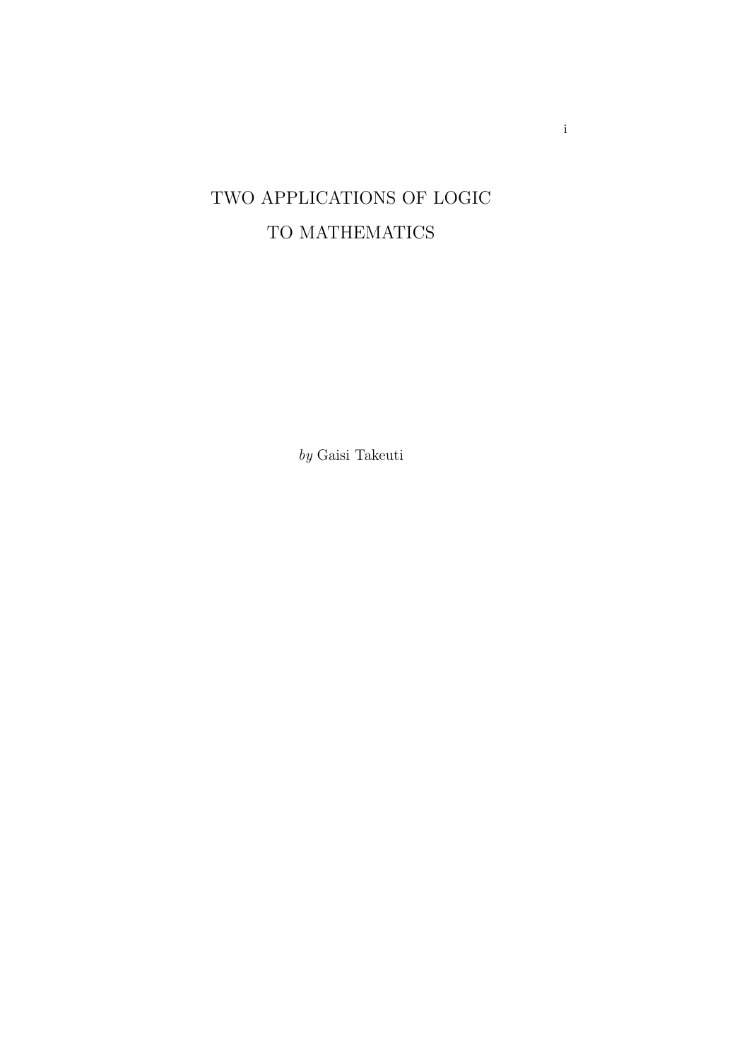# TWO APPLICATIONS OF LOGIC TO MATHEMATICS

*by* Gaisi Takeuti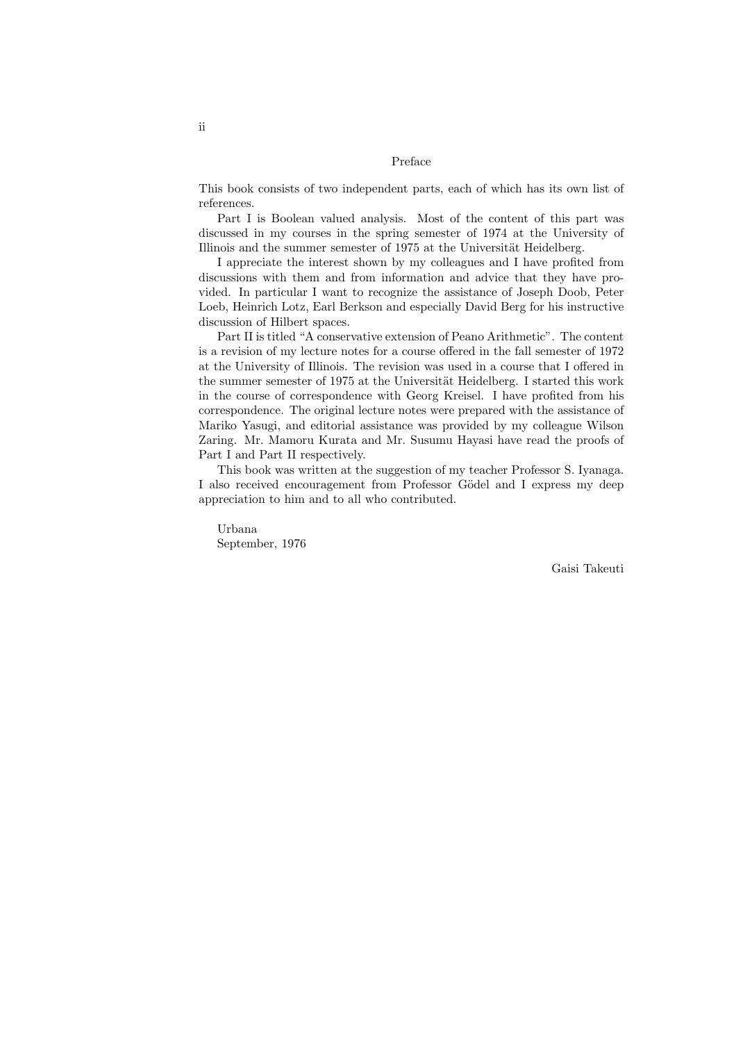# Preface

This book consists of two independent parts, each of which has its own list of references.

Part I is Boolean valued analysis. Most of the content of this part was discussed in my courses in the spring semester of 1974 at the University of Illinois and the summer semester of 1975 at the Universität Heidelberg.

I appreciate the interest shown by my colleagues and I have profited from discussions with them and from information and advice that they have provided. In particular I want to recognize the assistance of Joseph Doob, Peter Loeb, Heinrich Lotz, Earl Berkson and especially David Berg for his instructive discussion of Hilbert spaces.

Part II is titled "A conservative extension of Peano Arithmetic". The content is a revision of my lecture notes for a course offered in the fall semester of 1972 at the University of Illinois. The revision was used in a course that I offered in the summer semester of 1975 at the Universität Heidelberg. I started this work in the course of correspondence with Georg Kreisel. I have profited from his correspondence. The original lecture notes were prepared with the assistance of Mariko Yasugi, and editorial assistance was provided by my colleague Wilson Zaring. Mr. Mamoru Kurata and Mr. Susumu Hayasi have read the proofs of Part I and Part II respectively.

This book was written at the suggestion of my teacher Professor S. Iyanaga. I also received encouragement from Professor Gödel and I express my deep appreciation to him and to all who contributed.

Urbana
September, 1976

Gaisi Takeuti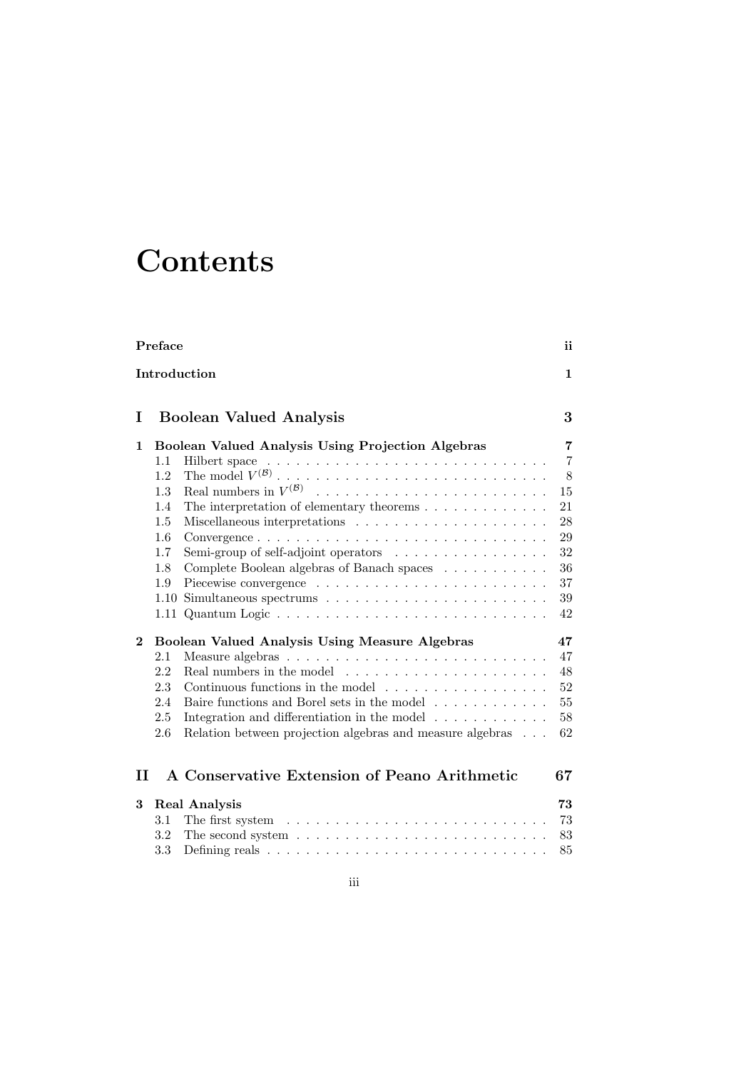# Contents

**Preface** ii

**Introduction** 1

## I Boolean Valued Analysis 3

**1 Boolean Valued Analysis Using Projection Algebras** 7

- 1.1 Hilbert space 7
- 1.2 The model $V^{(\mathcal{B})}$ 8
- 1.3 Real numbers in $V^{(\mathcal{B})}$ 15
- 1.4 The interpretation of elementary theorems 21
- 1.5 Miscellaneous interpretations 28
- 1.6 Convergence 29
- 1.7 Semi-group of self-adjoint operators 32
- 1.8 Complete Boolean algebras of Banach spaces 36
- 1.9 Piecewise convergence 37
- 1.10 Simultaneous spectrums 39
- 1.11 Quantum Logic 42

**2 Boolean Valued Analysis Using Measure Algebras** 47

- 2.1 Measure algebras 47
- 2.2 Real numbers in the model 48
- 2.3 Continuous functions in the model 52
- 2.4 Baire functions and Borel sets in the model 55
- 2.5 Integration and differentiation in the model 58
- 2.6 Relation between projection algebras and measure algebras 62

## II A Conservative Extension of Peano Arithmetic 67

**3 Real Analysis** 73

- 3.1 The first system 73
- 3.2 The second system 83
- 3.3 Defining reals 85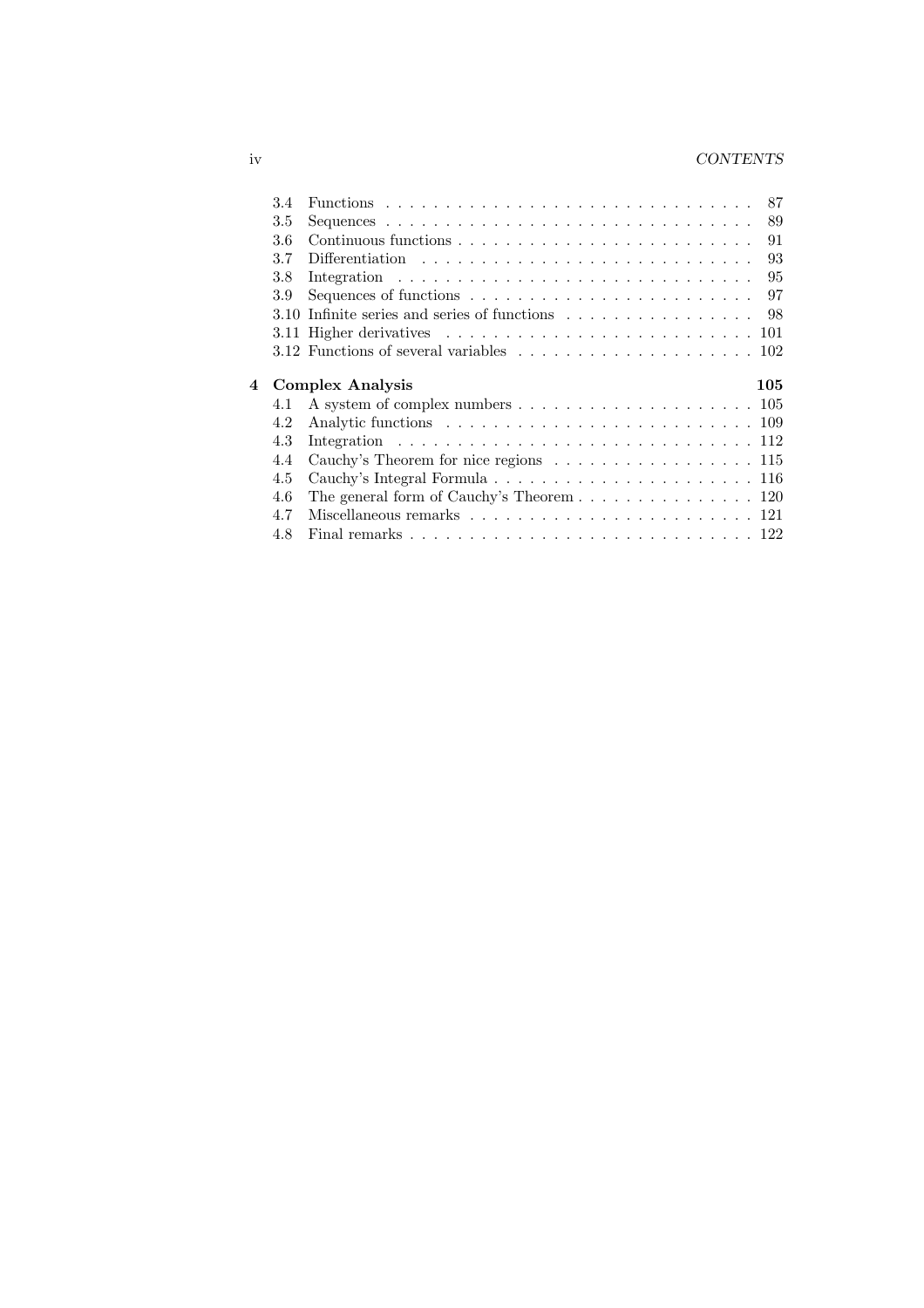- 3.4 Functions . . . . . . . . . . . . . . . . . . . . . . . . . . . . . . . 87
- 3.5 Sequences . . . . . . . . . . . . . . . . . . . . . . . . . . . . . . . 89
- 3.6 Continuous functions . . . . . . . . . . . . . . . . . . . . . . . . . 91
- 3.7 Differentiation . . . . . . . . . . . . . . . . . . . . . . . . . . . . 93
- 3.8 Integration . . . . . . . . . . . . . . . . . . . . . . . . . . . . . . 95
- 3.9 Sequences of functions . . . . . . . . . . . . . . . . . . . . . . . . 97
- 3.10 Infinite series and series of functions . . . . . . . . . . . . . . . . 98
- 3.11 Higher derivatives . . . . . . . . . . . . . . . . . . . . . . . . . . 101
- 3.12 Functions of several variables . . . . . . . . . . . . . . . . . . . . 102

**4 Complex Analysis** **105**

- 4.1 A system of complex numbers . . . . . . . . . . . . . . . . . . . . 105
- 4.2 Analytic functions . . . . . . . . . . . . . . . . . . . . . . . . . . 109
- 4.3 Integration . . . . . . . . . . . . . . . . . . . . . . . . . . . . . . 112
- 4.4 Cauchy's Theorem for nice regions . . . . . . . . . . . . . . . . . . 115
- 4.5 Cauchy's Integral Formula . . . . . . . . . . . . . . . . . . . . . . 116
- 4.6 The general form of Cauchy's Theorem . . . . . . . . . . . . . . . 120
- 4.7 Miscellaneous remarks . . . . . . . . . . . . . . . . . . . . . . . . 121
- 4.8 Final remarks . . . . . . . . . . . . . . . . . . . . . . . . . . . . . 122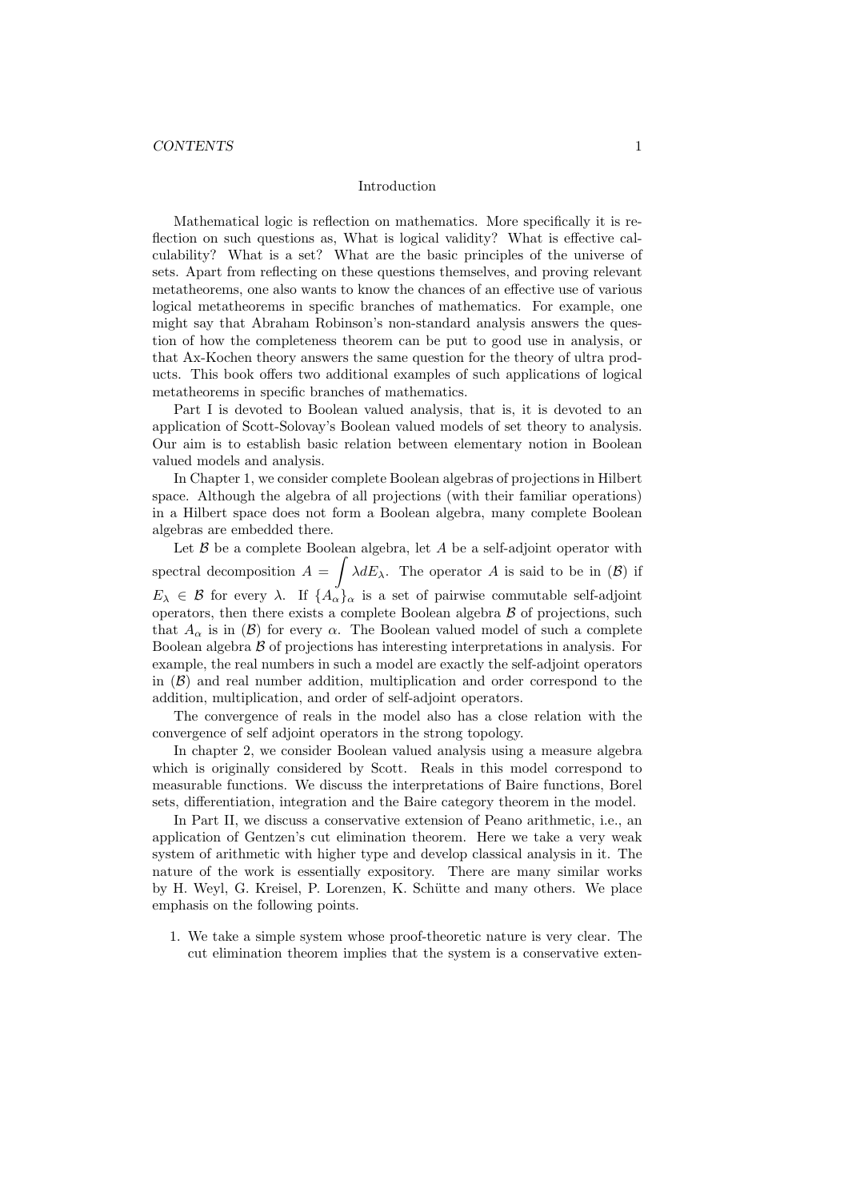## Introduction

Mathematical logic is reflection on mathematics. More specifically it is reflection on such questions as, What is logical validity? What is effective calculability? What is a set? What are the basic principles of the universe of sets. Apart from reflecting on these questions themselves, and proving relevant metatheorems, one also wants to know the chances of an effective use of various logical metatheorems in specific branches of mathematics. For example, one might say that Abraham Robinson's non-standard analysis answers the question of how the completeness theorem can be put to good use in analysis, or that Ax-Kochen theory answers the same question for the theory of ultra products. This book offers two additional examples of such applications of logical metatheorems in specific branches of mathematics.

Part I is devoted to Boolean valued analysis, that is, it is devoted to an application of Scott-Solovay's Boolean valued models of set theory to analysis. Our aim is to establish basic relation between elementary notion in Boolean valued models and analysis.

In Chapter 1, we consider complete Boolean algebras of projections in Hilbert space. Although the algebra of all projections (with their familiar operations) in a Hilbert space does not form a Boolean algebra, many complete Boolean algebras are embedded there.

Let $\mathcal{B}$ be a complete Boolean algebra, let $A$ be a self-adjoint operator with spectral decomposition $A = \displaystyle\int \lambda dE_\lambda$. The operator $A$ is said to be in $(\mathcal{B})$ if $E_\lambda \in \mathcal{B}$ for every $\lambda$. If $\{A_\alpha\}_\alpha$ is a set of pairwise commutable self-adjoint operators, then there exists a complete Boolean algebra $\mathcal{B}$ of projections, such that $A_\alpha$ is in $(\mathcal{B})$ for every $\alpha$. The Boolean valued model of such a complete Boolean algebra $\mathcal{B}$ of projections has interesting interpretations in analysis. For example, the real numbers in such a model are exactly the self-adjoint operators in $(\mathcal{B})$ and real number addition, multiplication and order correspond to the addition, multiplication, and order of self-adjoint operators.

The convergence of reals in the model also has a close relation with the convergence of self adjoint operators in the strong topology.

In chapter 2, we consider Boolean valued analysis using a measure algebra which is originally considered by Scott. Reals in this model correspond to measurable functions. We discuss the interpretations of Baire functions, Borel sets, differentiation, integration and the Baire category theorem in the model.

In Part II, we discuss a conservative extension of Peano arithmetic, i.e., an application of Gentzen's cut elimination theorem. Here we take a very weak system of arithmetic with higher type and develop classical analysis in it. The nature of the work is essentially expository. There are many similar works by H. Weyl, G. Kreisel, P. Lorenzen, K. Schütte and many others. We place emphasis on the following points.

1. We take a simple system whose proof-theoretic nature is very clear. The cut elimination theorem implies that the system is a conservative exten-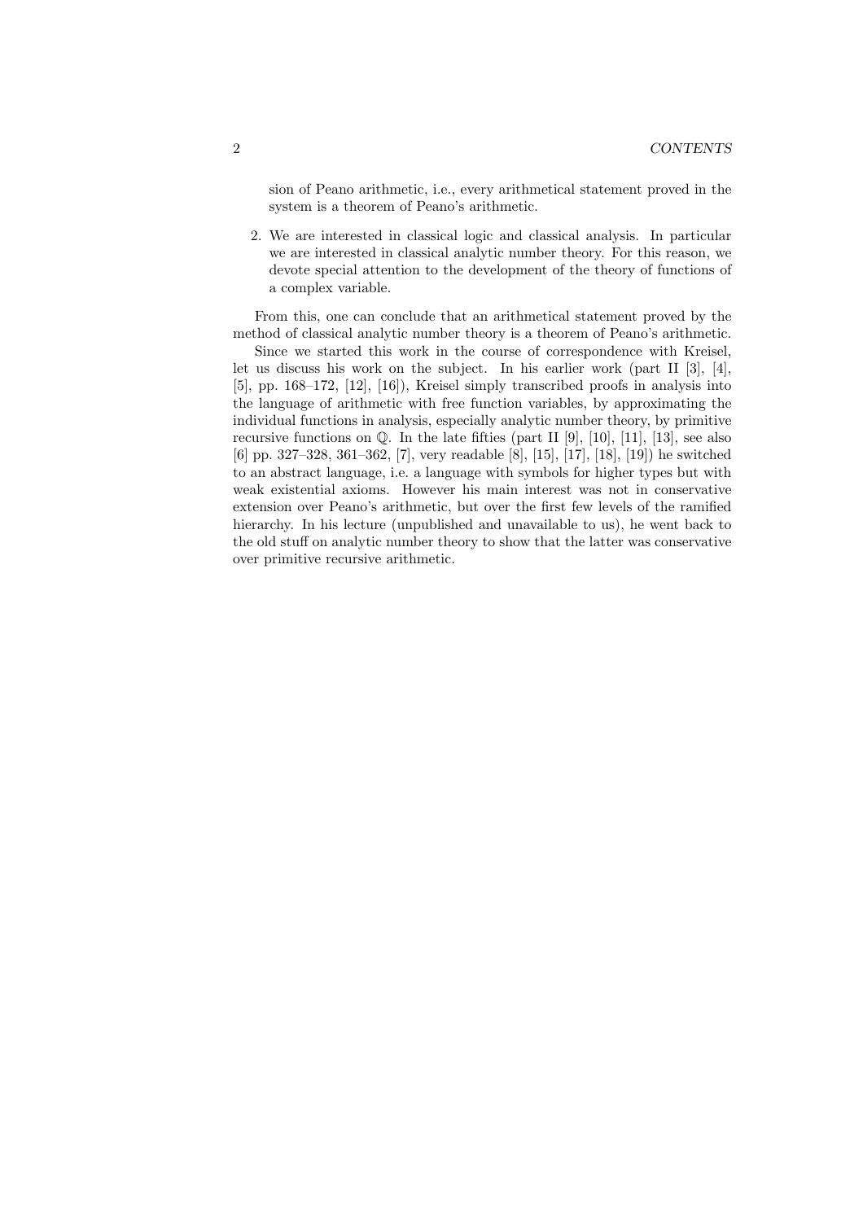sion of Peano arithmetic, i.e., every arithmetical statement proved in the system is a theorem of Peano's arithmetic.

2. We are interested in classical logic and classical analysis. In particular we are interested in classical analytic number theory. For this reason, we devote special attention to the development of the theory of functions of a complex variable.

From this, one can conclude that an arithmetical statement proved by the method of classical analytic number theory is a theorem of Peano's arithmetic.

Since we started this work in the course of correspondence with Kreisel, let us discuss his work on the subject. In his earlier work (part II [3], [4], [5], pp. 168–172, [12], [16]), Kreisel simply transcribed proofs in analysis into the language of arithmetic with free function variables, by approximating the individual functions in analysis, especially analytic number theory, by primitive recursive functions on $\mathbb{Q}$. In the late fifties (part II [9], [10], [11], [13], see also [6] pp. 327–328, 361–362, [7], very readable [8], [15], [17], [18], [19]) he switched to an abstract language, i.e. a language with symbols for higher types but with weak existential axioms. However his main interest was not in conservative extension over Peano's arithmetic, but over the first few levels of the ramified hierarchy. In his lecture (unpublished and unavailable to us), he went back to the old stuff on analytic number theory to show that the latter was conservative over primitive recursive arithmetic.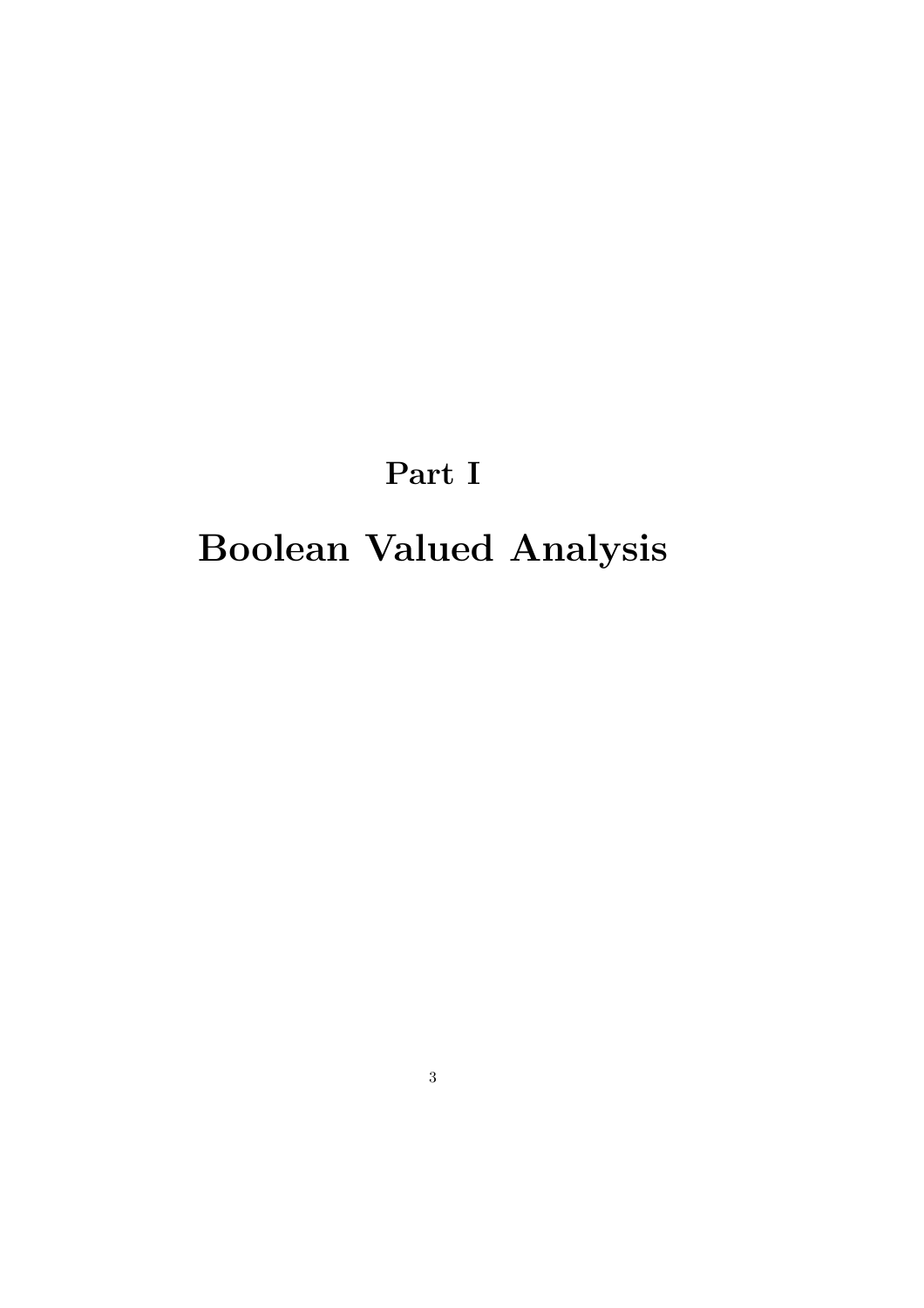# Part I

# Boolean Valued Analysis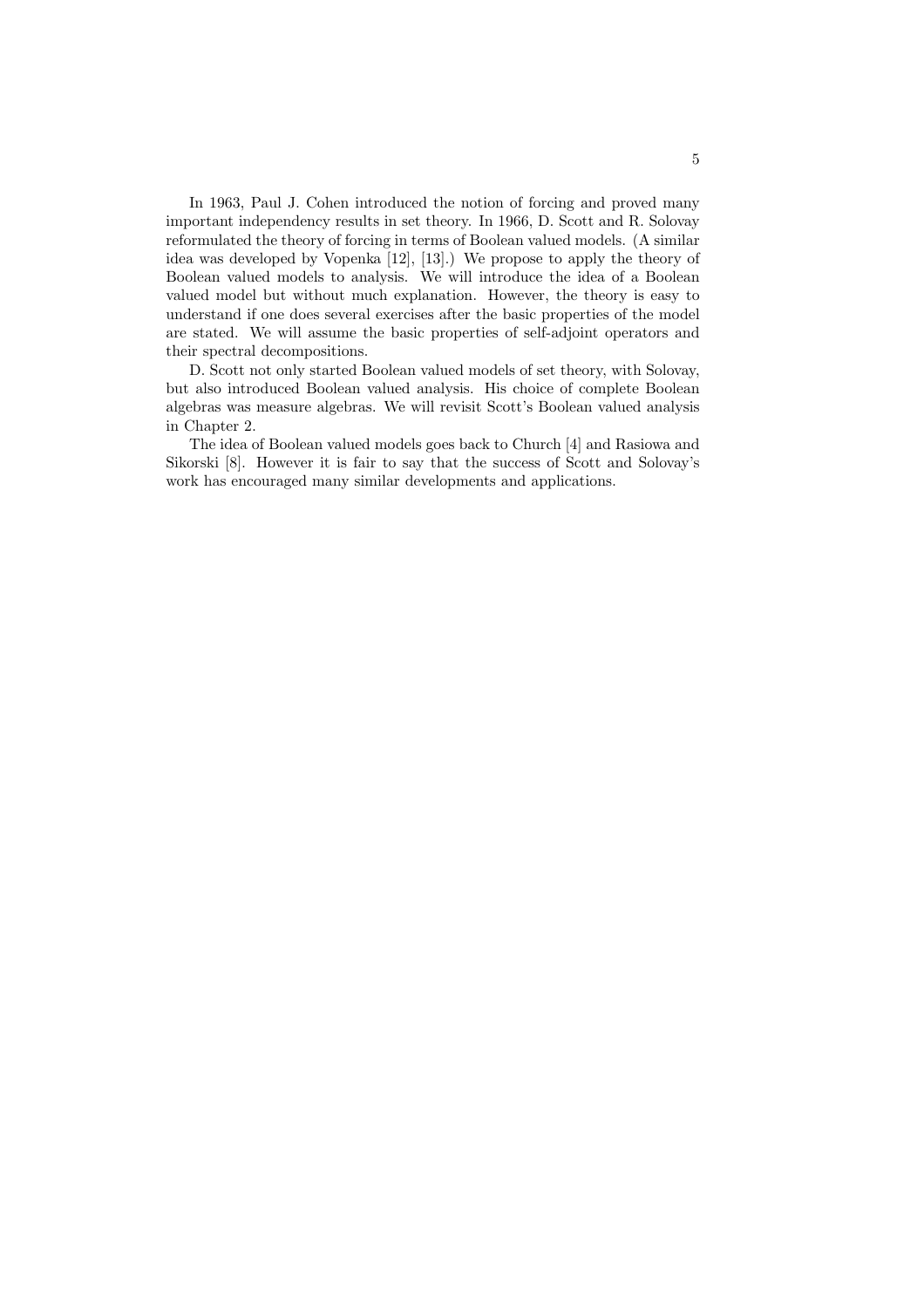In 1963, Paul J. Cohen introduced the notion of forcing and proved many important independency results in set theory. In 1966, D. Scott and R. Solovay reformulated the theory of forcing in terms of Boolean valued models. (A similar idea was developed by Vopenka [12], [13].) We propose to apply the theory of Boolean valued models to analysis. We will introduce the idea of a Boolean valued model but without much explanation. However, the theory is easy to understand if one does several exercises after the basic properties of the model are stated. We will assume the basic properties of self-adjoint operators and their spectral decompositions.

D. Scott not only started Boolean valued models of set theory, with Solovay, but also introduced Boolean valued analysis. His choice of complete Boolean algebras was measure algebras. We will revisit Scott's Boolean valued analysis in Chapter 2.

The idea of Boolean valued models goes back to Church [4] and Rasiowa and Sikorski [8]. However it is fair to say that the success of Scott and Solovay's work has encouraged many similar developments and applications.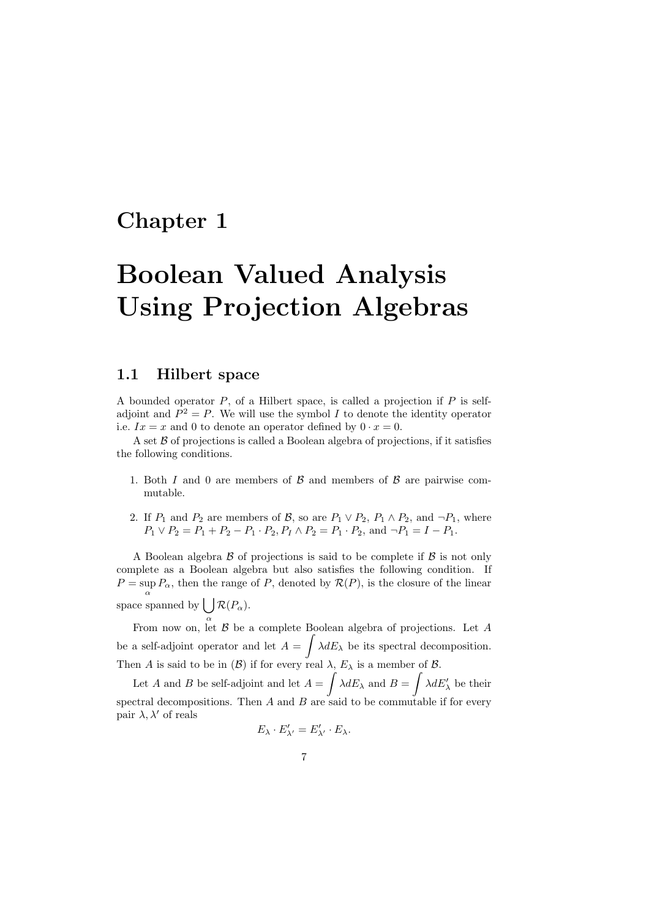# Chapter 1

# Boolean Valued Analysis Using Projection Algebras

## 1.1 Hilbert space

A bounded operator $P$, of a Hilbert space, is called a projection if $P$ is self-adjoint and $P^2 = P$. We will use the symbol $I$ to denote the identity operator i.e. $Ix = x$ and 0 to denote an operator defined by $0 \cdot x = 0$.

A set $\mathcal{B}$ of projections is called a Boolean algebra of projections, if it satisfies the following conditions.

1. Both $I$ and 0 are members of $\mathcal{B}$ and members of $\mathcal{B}$ are pairwise commutable.

2. If $P_1$ and $P_2$ are members of $\mathcal{B}$, so are $P_1 \vee P_2$, $P_1 \wedge P_2$, and $\neg P_1$, where $P_1 \vee P_2 = P_1 + P_2 - P_1 \cdot P_2, P_I \wedge P_2 = P_1 \cdot P_2$, and $\neg P_1 = I - P_1$.

A Boolean algebra $\mathcal{B}$ of projections is said to be complete if $\mathcal{B}$ is not only complete as a Boolean algebra but also satisfies the following condition. If $P = \sup\limits_{\alpha} P_\alpha$, then the range of $P$, denoted by $\mathcal{R}(P)$, is the closure of the linear space spanned by $\bigcup\limits_{\alpha} \mathcal{R}(P_\alpha)$.

From now on, let $\mathcal{B}$ be a complete Boolean algebra of projections. Let $A$ be a self-adjoint operator and let $A = \displaystyle\int \lambda dE_\lambda$ be its spectral decomposition. Then $A$ is said to be in $(\mathcal{B})$ if for every real $\lambda$, $E_\lambda$ is a member of $\mathcal{B}$.

Let $A$ and $B$ be self-adjoint and let $A = \displaystyle\int \lambda dE_\lambda$ and $B = \displaystyle\int \lambda dE'_\lambda$ be their spectral decompositions. Then $A$ and $B$ are said to be commutable if for every pair $\lambda, \lambda'$ of reals

$$E_\lambda \cdot E'_{\lambda'} = E'_{\lambda'} \cdot E_\lambda.$$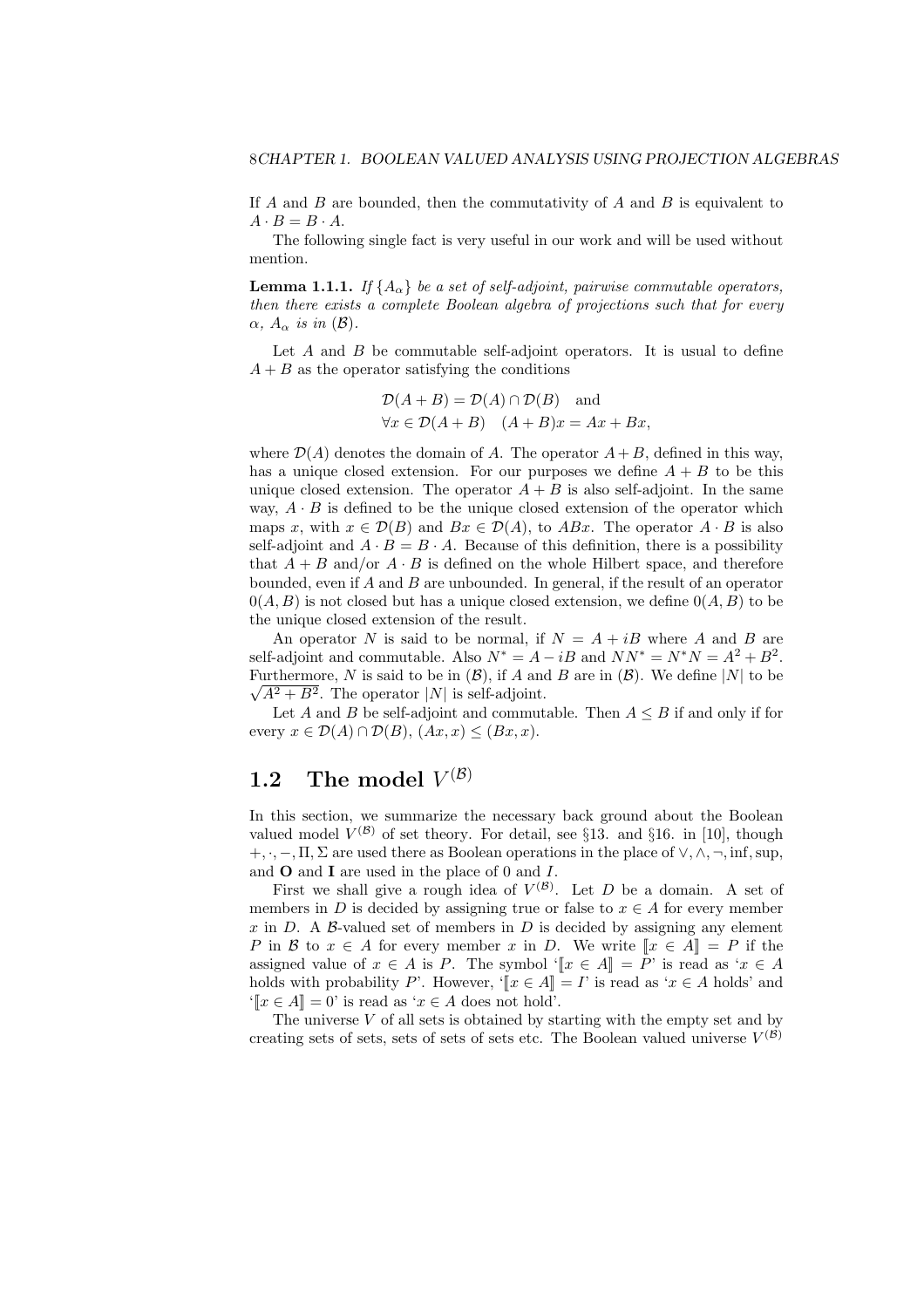If $A$ and $B$ are bounded, then the commutativity of $A$ and $B$ is equivalent to $A \cdot B = B \cdot A$.

The following single fact is very useful in our work and will be used without mention.

**Lemma 1.1.1.** *If $\{A_\alpha\}$ be a set of self-adjoint, pairwise commutable operators, then there exists a complete Boolean algebra of projections such that for every $\alpha$, $A_\alpha$ is in $(\mathcal{B})$.*

Let $A$ and $B$ be commutable self-adjoint operators. It is usual to define $A + B$ as the operator satisfying the conditions

$$\begin{aligned}
&\mathcal{D}(A+B) = \mathcal{D}(A) \cap \mathcal{D}(B) \quad \text{and} \\
&\forall x \in \mathcal{D}(A+B) \quad (A+B)x = Ax + Bx,
\end{aligned}$$

where $\mathcal{D}(A)$ denotes the domain of $A$. The operator $A+B$, defined in this way, has a unique closed extension. For our purposes we define $A+B$ to be this unique closed extension. The operator $A+B$ is also self-adjoint. In the same way, $A \cdot B$ is defined to be the unique closed extension of the operator which maps $x$, with $x \in \mathcal{D}(B)$ and $Bx \in \mathcal{D}(A)$, to $ABx$. The operator $A \cdot B$ is also self-adjoint and $A \cdot B = B \cdot A$. Because of this definition, there is a possibility that $A+B$ and/or $A \cdot B$ is defined on the whole Hilbert space, and therefore bounded, even if $A$ and $B$ are unbounded. In general, if the result of an operator $0(A, B)$ is not closed but has a unique closed extension, we define $0(A, B)$ to be the unique closed extension of the result.

An operator $N$ is said to be normal, if $N = A + iB$ where $A$ and $B$ are self-adjoint and commutable. Also $N^* = A - iB$ and $NN^* = N^*N = A^2 + B^2$. Furthermore, $N$ is said to be in $(\mathcal{B})$, if $A$ and $B$ are in $(\mathcal{B})$. We define $|N|$ to be $\sqrt{A^2 + B^2}$. The operator $|N|$ is self-adjoint.

Let $A$ and $B$ be self-adjoint and commutable. Then $A \leq B$ if and only if for every $x \in \mathcal{D}(A) \cap \mathcal{D}(B)$, $(Ax, x) \leq (Bx, x)$.

## 1.2 The model $V^{(\mathcal{B})}$

In this section, we summarize the necessary back ground about the Boolean valued model $V^{(\mathcal{B})}$ of set theory. For detail, see §13. and §16. in [10], though $+, \cdot, -, \Pi, \Sigma$ are used there as Boolean operations in the place of $\vee, \wedge, \neg, \inf, \sup$, and $\mathbf{O}$ and $\mathbf{I}$ are used in the place of $0$ and $I$.

First we shall give a rough idea of $V^{(\mathcal{B})}$. Let $D$ be a domain. A set of members in $D$ is decided by assigning true or false to $x \in A$ for every member $x$ in $D$. A $\mathcal{B}$-valued set of members in $D$ is decided by assigning any element $P$ in $\mathcal{B}$ to $x \in A$ for every member $x$ in $D$. We write $[\![x \in A]\!] = P$ if the assigned value of $x \in A$ is $P$. The symbol '$[\![x \in A]\!] = P$' is read as '$x \in A$ holds with probability $P$'. However, '$[\![x \in A]\!] = I$' is read as '$x \in A$ holds' and '$[\![x \in A]\!] = 0$' is read as '$x \in A$ does not hold'.

The universe $V$ of all sets is obtained by starting with the empty set and by creating sets of sets, sets of sets of sets etc. The Boolean valued universe $V^{(\mathcal{B})}$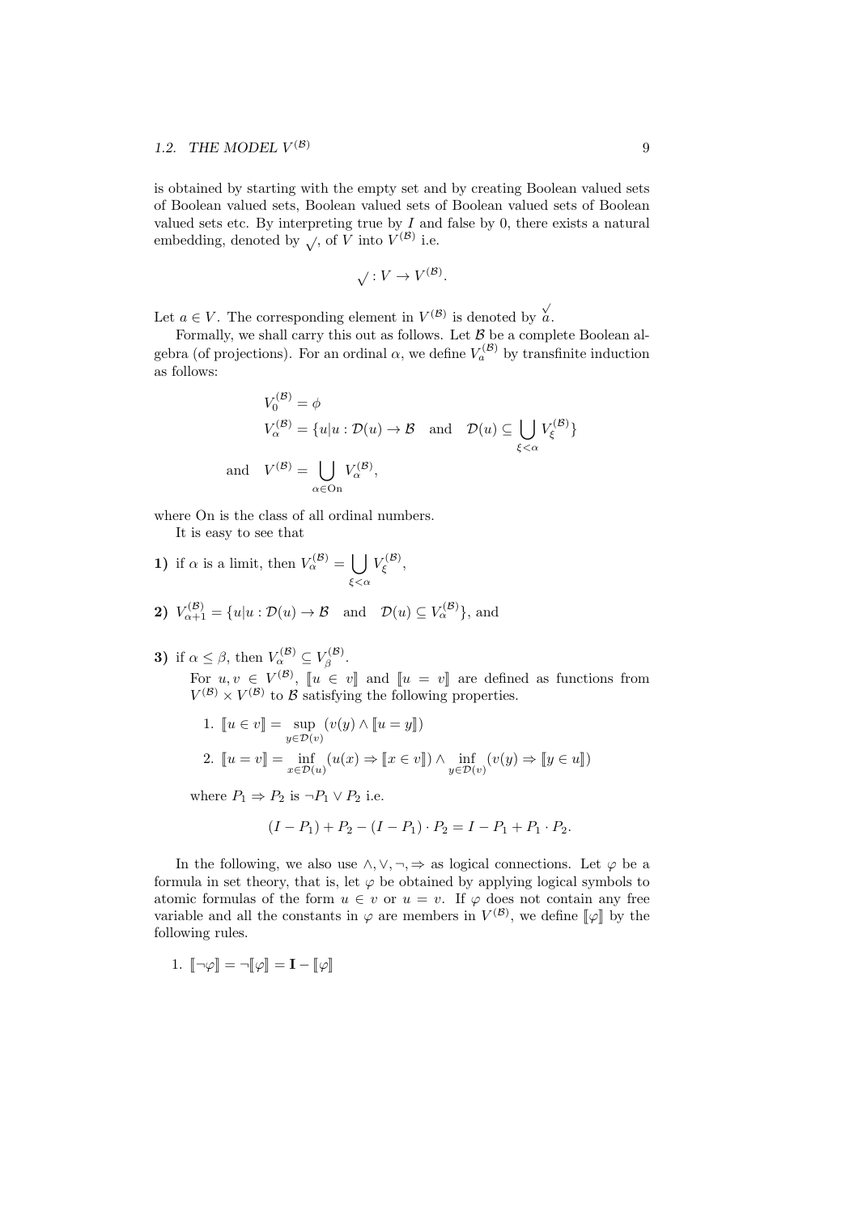is obtained by starting with the empty set and by creating Boolean valued sets of Boolean valued sets, Boolean valued sets of Boolean valued sets of Boolean valued sets etc. By interpreting true by $I$ and false by 0, there exists a natural embedding, denoted by $\surd$, of $V$ into $V^{(\mathcal{B})}$ i.e.

$$\surd : V \to V^{(\mathcal{B})}.$$

Let $a \in V$. The corresponding element in $V^{(\mathcal{B})}$ is denoted by $\overset{\surd}{a}$.

Formally, we shall carry this out as follows. Let $\mathcal{B}$ be a complete Boolean algebra (of projections). For an ordinal $\alpha$, we define $V_a^{(\mathcal{B})}$ by transfinite induction as follows:

$$
\begin{aligned}
V_0^{(\mathcal{B})} &= \phi \\
V_\alpha^{(\mathcal{B})} &= \{u | u : \mathcal{D}(u) \to \mathcal{B} \quad \text{and} \quad \mathcal{D}(u) \subseteq \bigcup_{\xi < \alpha} V_\xi^{(\mathcal{B})}\} \\
\text{and} \quad V^{(\mathcal{B})} &= \bigcup_{\alpha \in \mathrm{On}} V_\alpha^{(\mathcal{B})},
\end{aligned}
$$

where On is the class of all ordinal numbers.

It is easy to see that

**1)** if $\alpha$ is a limit, then $V_\alpha^{(\mathcal{B})} = \bigcup_{\xi<\alpha} V_\xi^{(\mathcal{B})}$,

**2)** $V_{\alpha+1}^{(\mathcal{B})} = \{u | u : \mathcal{D}(u) \to \mathcal{B} \quad \text{and} \quad \mathcal{D}(u) \subseteq V_\alpha^{(\mathcal{B})}\}$, and

**3)** if $\alpha \le \beta$, then $V_\alpha^{(\mathcal{B})} \subseteq V_\beta^{(\mathcal{B})}$.

For $u, v \in V^{(\mathcal{B})}$, $[\![u \in v]\!]$ and $[\![u = v]\!]$ are defined as functions from $V^{(\mathcal{B})} \times V^{(\mathcal{B})}$ to $\mathcal{B}$ satisfying the following properties.

1. $[\![u \in v]\!] = \sup_{y \in \mathcal{D}(v)} (v(y) \wedge [\![u = y]\!])$
2. $[\![u = v]\!] = \inf_{x \in \mathcal{D}(u)} (u(x) \Rightarrow [\![x \in v]\!]) \wedge \inf_{y \in \mathcal{D}(v)} (v(y) \Rightarrow [\![y \in u]\!])$

where $P_1 \Rightarrow P_2$ is $\neg P_1 \vee P_2$ i.e.

$$(I - P_1) + P_2 - (I - P_1) \cdot P_2 = I - P_1 + P_1 \cdot P_2.$$

In the following, we also use $\wedge, \vee, \neg, \Rightarrow$ as logical connections. Let $\varphi$ be a formula in set theory, that is, let $\varphi$ be obtained by applying logical symbols to atomic formulas of the form $u \in v$ or $u = v$. If $\varphi$ does not contain any free variable and all the constants in $\varphi$ are members in $V^{(\mathcal{B})}$, we define $[\![\varphi]\!]$ by the following rules.

1. $[\![\neg\varphi]\!] = \neg[\![\varphi]\!] = \mathbf{I} - [\![\varphi]\!]$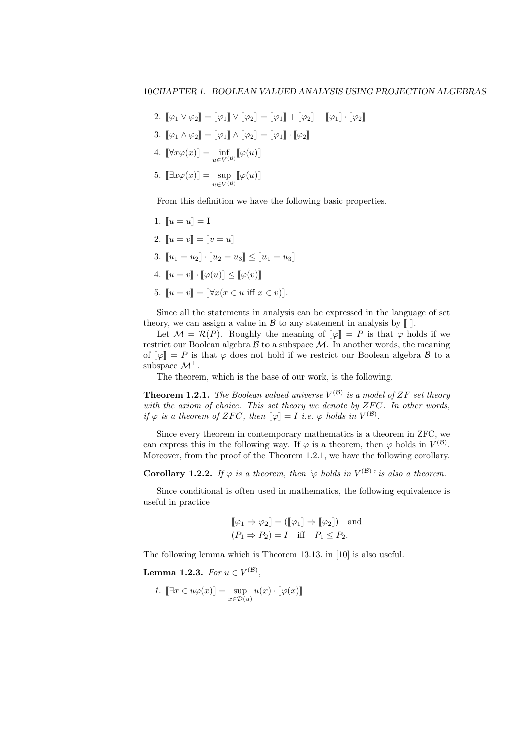2. $[\![\varphi_1 \vee \varphi_2]\!] = [\![\varphi_1]\!] \vee [\![\varphi_2]\!] = [\![\varphi_1]\!] + [\![\varphi_2]\!] - [\![\varphi_1]\!] \cdot [\![\varphi_2]\!]$
3. $[\![\varphi_1 \wedge \varphi_2]\!] = [\![\varphi_1]\!] \wedge [\![\varphi_2]\!] = [\![\varphi_1]\!] \cdot [\![\varphi_2]\!]$
4. $[\![\forall x \varphi(x)]\!] = \inf_{u \in V^{(\mathcal{B})}} [\![\varphi(u)]\!]$
5. $[\![\exists x \varphi(x)]\!] = \sup_{u \in V^{(\mathcal{B})}} [\![\varphi(u)]\!]$

From this definition we have the following basic properties.

1. $[\![u = u]\!] = \mathbf{I}$
2. $[\![u = v]\!] = [\![v = u]\!]$
3. $[\![u_1 = u_2]\!] \cdot [\![u_2 = u_3]\!] \leq [\![u_1 = u_3]\!]$
4. $[\![u = v]\!] \cdot [\![\varphi(u)]\!] \leq [\![\varphi(v)]\!]$
5. $[\![u = v]\!] = [\![\forall x (x \in u \text{ iff } x \in v)]\!]$.

Since all the statements in analysis can be expressed in the language of set theory, we can assign a value in $\mathcal{B}$ to any statement in analysis by $[\![\ ]\!]$.

Let $\mathcal{M} = \mathcal{R}(P)$. Roughly the meaning of $[\![\varphi]\!] = P$ is that $\varphi$ holds if we restrict our Boolean algebra $\mathcal{B}$ to a subspace $\mathcal{M}$. In another words, the meaning of $[\![\varphi]\!] = P$ is that $\varphi$ does not hold if we restrict our Boolean algebra $\mathcal{B}$ to a subspace $\mathcal{M}^{\perp}$.

The theorem, which is the base of our work, is the following.

**Theorem 1.2.1.** *The Boolean valued universe $V^{(\mathcal{B})}$ is a model of $ZF$ set theory with the axiom of choice. This set theory we denote by $ZFC$. In other words, if $\varphi$ is a theorem of $ZFC$, then $[\![\varphi]\!] = I$ i.e. $\varphi$ holds in $V^{(\mathcal{B})}$.*

Since every theorem in contemporary mathematics is a theorem in ZFC, we can express this in the following way. If $\varphi$ is a theorem, then $\varphi$ holds in $V^{(\mathcal{B})}$. Moreover, from the proof of the Theorem 1.2.1, we have the following corollary.

**Corollary 1.2.2.** *If $\varphi$ is a theorem, then '$\varphi$ holds in $V^{(\mathcal{B})}$' is also a theorem.*

Since conditional is often used in mathematics, the following equivalence is useful in practice

$$[\![\varphi_1 \Rightarrow \varphi_2]\!] = ([\![\varphi_1]\!] \Rightarrow [\![\varphi_2]\!]) \quad \text{and}$$
$$(P_1 \Rightarrow P_2) = I \quad \text{iff} \quad P_1 \leq P_2.$$

The following lemma which is Theorem 13.13. in [10] is also useful.

**Lemma 1.2.3.** *For $u \in V^{(\mathcal{B})}$,*

1. $[\![\exists x \in u \varphi(x)]\!] = \sup_{x \in \mathcal{D}(u)} u(x) \cdot [\![\varphi(x)]\!]$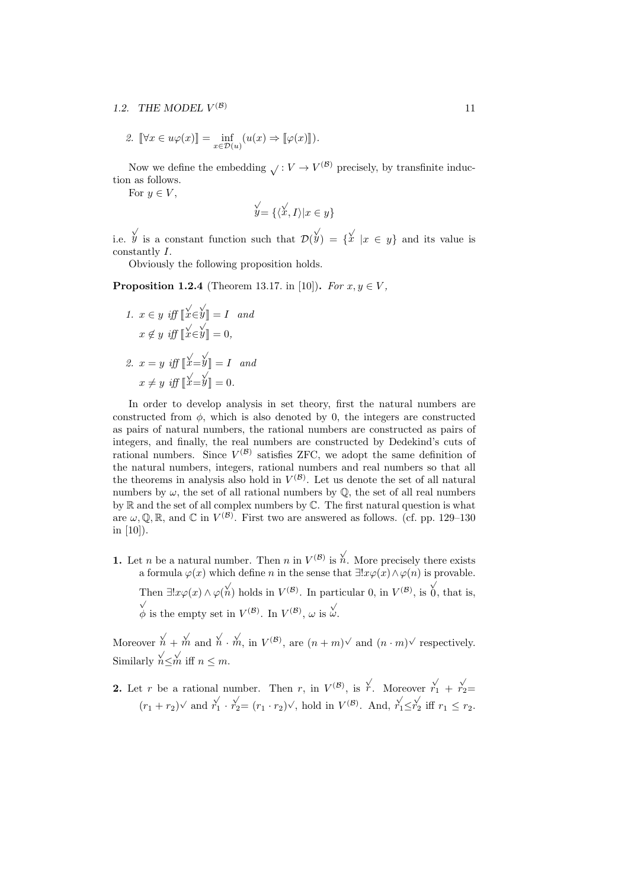2. $[\![\forall x \in u\varphi(x)]\!] = \inf_{x\in\mathcal{D}(u)}(u(x) \Rightarrow [\![\varphi(x)]\!])$.

Now we define the embedding $\surd : V \to V^{(\mathcal{B})}$ precisely, by transfinite induction as follows.

For $y \in V$,

$$\overset{\surd}{y} = \{\langle \overset{\surd}{x}, I\rangle | x \in y\}$$

i.e. $\overset{\surd}{y}$ is a constant function such that $\mathcal{D}(\overset{\surd}{y}) = \{\overset{\surd}{x} \mid x \in y\}$ and its value is constantly $I$.

Obviously the following proposition holds.

**Proposition 1.2.4** (Theorem 13.17. in [10])**.** *For $x, y \in V$,*

1. *$x \in y$ iff $[\![\overset{\surd}{x} \in \overset{\surd}{y}]\!] = I$ and*
   *$x \notin y$ iff $[\![\overset{\surd}{x} \in \overset{\surd}{y}]\!] = 0$,*

2. *$x = y$ iff $[\![\overset{\surd}{x} = \overset{\surd}{y}]\!] = I$ and*
   *$x \neq y$ iff $[\![\overset{\surd}{x} = \overset{\surd}{y}]\!] = 0$.*

In order to develop analysis in set theory, first the natural numbers are constructed from $\phi$, which is also denoted by 0, the integers are constructed as pairs of natural numbers, the rational numbers are constructed as pairs of integers, and finally, the real numbers are constructed by Dedekind's cuts of rational numbers. Since $V^{(\mathcal{B})}$ satisfies ZFC, we adopt the same definition of the natural numbers, integers, rational numbers and real numbers so that all the theorems in analysis also hold in $V^{(\mathcal{B})}$. Let us denote the set of all natural numbers by $\omega$, the set of all rational numbers by $\mathbb{Q}$, the set of all real numbers by $\mathbb{R}$ and the set of all complex numbers by $\mathbb{C}$. The first natural question is what are $\omega, \mathbb{Q}, \mathbb{R}$, and $\mathbb{C}$ in $V^{(\mathcal{B})}$. First two are answered as follows. (cf. pp. 129–130 in [10]).

**1.** Let $n$ be a natural number. Then $n$ in $V^{(\mathcal{B})}$ is $\overset{\surd}{n}$. More precisely there exists a formula $\varphi(x)$ which define $n$ in the sense that $\exists! x\varphi(x) \wedge \varphi(n)$ is provable. Then $\exists! x\varphi(x) \wedge \varphi(\overset{\surd}{n})$ holds in $V^{(\mathcal{B})}$. In particular 0, in $V^{(\mathcal{B})}$, is $\overset{\surd}{0}$, that is, $\overset{\surd}{\phi}$ is the empty set in $V^{(\mathcal{B})}$. In $V^{(\mathcal{B})}$, $\omega$ is $\overset{\surd}{\omega}$.

Moreover $\overset{\surd}{n} + \overset{\surd}{m}$ and $\overset{\surd}{n} \cdot \overset{\surd}{m}$, in $V^{(\mathcal{B})}$, are $(n+m)^{\surd}$ and $(n \cdot m)^{\surd}$ respectively. Similarly $\overset{\surd}{n} \leq \overset{\surd}{m}$ iff $n \leq m$.

**2.** Let $r$ be a rational number. Then $r$, in $V^{(\mathcal{B})}$, is $\overset{\surd}{r}$. Moreover $\overset{\surd}{r_1} + \overset{\surd}{r_2} = (r_1 + r_2)^{\surd}$ and $\overset{\surd}{r_1} \cdot \overset{\surd}{r_2} = (r_1 \cdot r_2)^{\surd}$, hold in $V^{(\mathcal{B})}$. And, $\overset{\surd}{r_1} \leq \overset{\surd}{r_2}$ iff $r_1 \leq r_2$.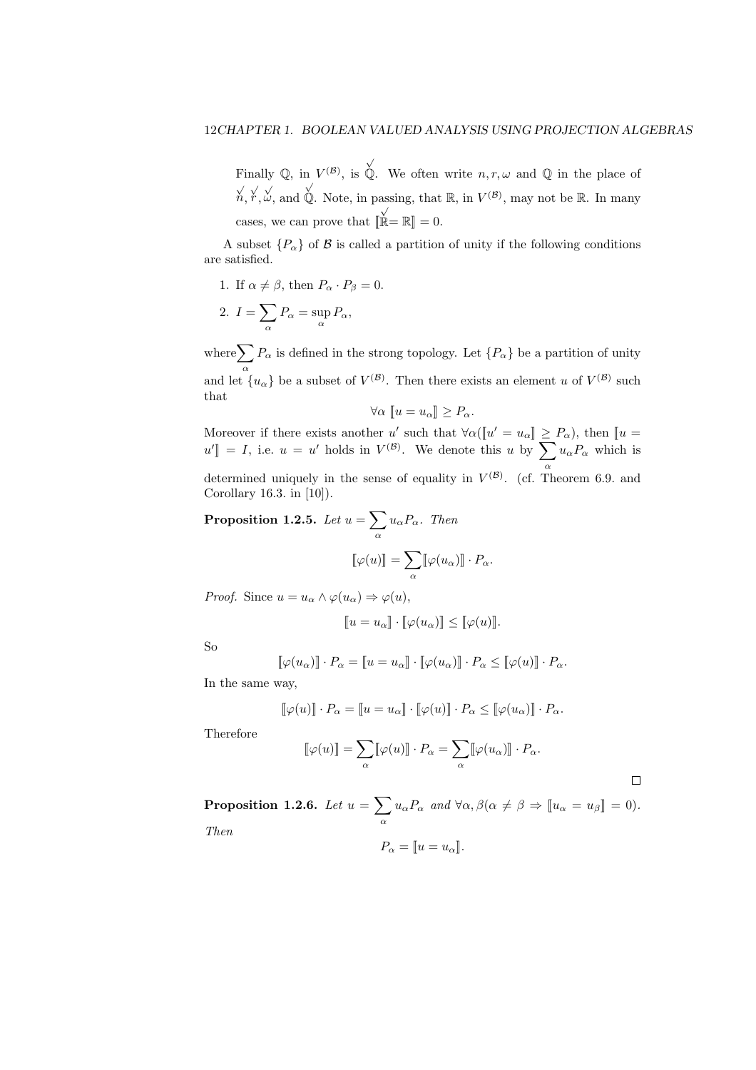Finally $\mathbb{Q}$, in $V^{(\mathcal{B})}$, is $\check{\mathbb{Q}}$. We often write $n, r, \omega$ and $\mathbb{Q}$ in the place of $\check{n}, \check{r}, \check{\omega}$, and $\check{\mathbb{Q}}$. Note, in passing, that $\mathbb{R}$, in $V^{(\mathcal{B})}$, may not be $\mathbb{R}$. In many cases, we can prove that $[\![\check{\mathbb{R}} = \mathbb{R}]\!] = 0$.

A subset $\{P_\alpha\}$ of $\mathcal{B}$ is called a partition of unity if the following conditions are satisfied.

1. If $\alpha \neq \beta$, then $P_\alpha \cdot P_\beta = 0$.
2. $I = \sum_\alpha P_\alpha = \sup_\alpha P_\alpha$,

where $\sum_\alpha P_\alpha$ is defined in the strong topology. Let $\{P_\alpha\}$ be a partition of unity and let $\{u_\alpha\}$ be a subset of $V^{(\mathcal{B})}$. Then there exists an element $u$ of $V^{(\mathcal{B})}$ such that

$$\forall \alpha \ [\![u = u_\alpha]\!] \geq P_\alpha.$$

Moreover if there exists another $u'$ such that $\forall \alpha([\![u' = u_\alpha]\!] \geq P_\alpha)$, then $[\![u = u']\!] = I$, i.e. $u = u'$ holds in $V^{(\mathcal{B})}$. We denote this $u$ by $\sum_\alpha u_\alpha P_\alpha$ which is determined uniquely in the sense of equality in $V^{(\mathcal{B})}$. (cf. Theorem 6.9. and Corollary 16.3. in [10]).

**Proposition 1.2.5.** *Let* $u = \sum_\alpha u_\alpha P_\alpha$. *Then*

$$[\![\varphi(u)]\!] = \sum_\alpha [\![\varphi(u_\alpha)]\!] \cdot P_\alpha.$$

*Proof.* Since $u = u_\alpha \wedge \varphi(u_\alpha) \Rightarrow \varphi(u)$,

$$[\![u = u_\alpha]\!] \cdot [\![\varphi(u_\alpha)]\!] \leq [\![\varphi(u)]\!].$$

So

$$[\![\varphi(u_\alpha)]\!] \cdot P_\alpha = [\![u = u_\alpha]\!] \cdot [\![\varphi(u_\alpha)]\!] \cdot P_\alpha \leq [\![\varphi(u)]\!] \cdot P_\alpha.$$

In the same way,

$$[\![\varphi(u)]\!] \cdot P_\alpha = [\![u = u_\alpha]\!] \cdot [\![\varphi(u)]\!] \cdot P_\alpha \leq [\![\varphi(u_\alpha)]\!] \cdot P_\alpha.$$

Therefore

$$[\![\varphi(u)]\!] = \sum_\alpha [\![\varphi(u)]\!] \cdot P_\alpha = \sum_\alpha [\![\varphi(u_\alpha)]\!] \cdot P_\alpha.$$

□

**Proposition 1.2.6.** *Let* $u = \sum_\alpha u_\alpha P_\alpha$ *and* $\forall \alpha, \beta(\alpha \neq \beta \Rightarrow [\![u_\alpha = u_\beta]\!] = 0)$. *Then*

$$P_\alpha = [\![u = u_\alpha]\!].$$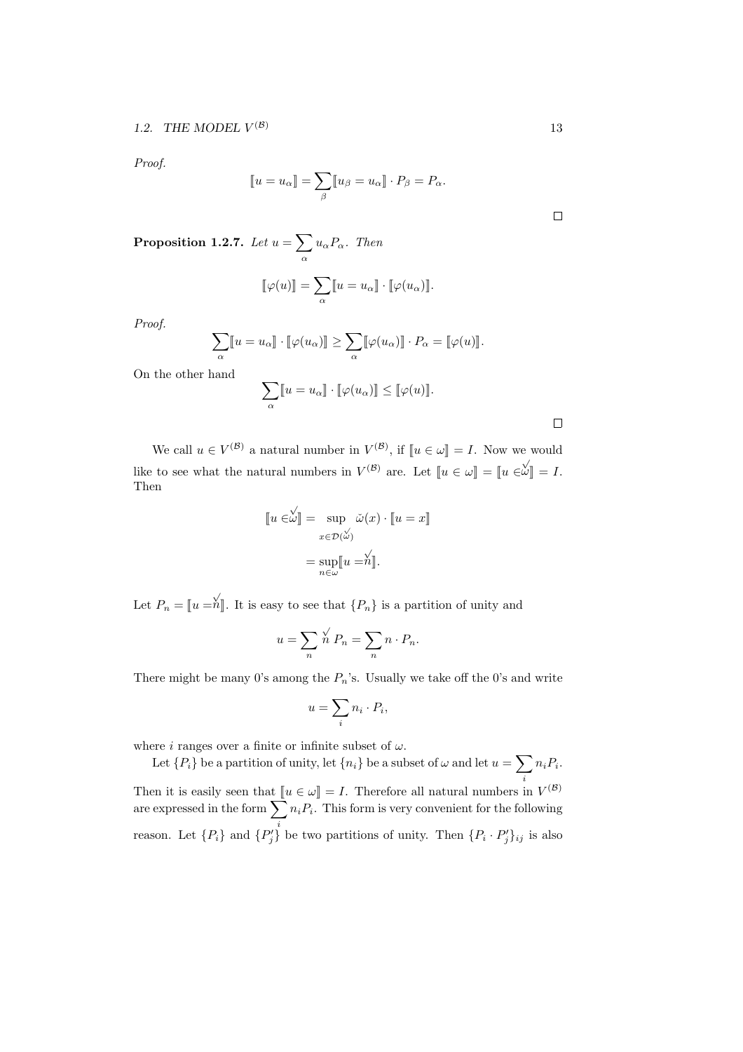*Proof.*

$$\llbracket u = u_\alpha \rrbracket = \sum_\beta \llbracket u_\beta = u_\alpha \rrbracket \cdot P_\beta = P_\alpha.$$

□

**Proposition 1.2.7.** *Let* $u = \sum_\alpha u_\alpha P_\alpha$. *Then*

$$\llbracket \varphi(u) \rrbracket = \sum_\alpha \llbracket u = u_\alpha \rrbracket \cdot \llbracket \varphi(u_\alpha) \rrbracket.$$

*Proof.*

$$\sum_\alpha \llbracket u = u_\alpha \rrbracket \cdot \llbracket \varphi(u_\alpha) \rrbracket \geq \sum_\alpha \llbracket \varphi(u_\alpha) \rrbracket \cdot P_\alpha = \llbracket \varphi(u) \rrbracket.$$

On the other hand

$$\sum_\alpha \llbracket u = u_\alpha \rrbracket \cdot \llbracket \varphi(u_\alpha) \rrbracket \leq \llbracket \varphi(u) \rrbracket.$$

□

We call $u \in V^{(\mathcal{B})}$ a natural number in $V^{(\mathcal{B})}$, if $\llbracket u \in \omega \rrbracket = I$. Now we would like to see what the natural numbers in $V^{(\mathcal{B})}$ are. Let $\llbracket u \in \omega \rrbracket = \llbracket u \in \check{\omega} \rrbracket = I$. Then

$$\begin{aligned}
\llbracket u \in \check{\omega} \rrbracket &= \sup_{x \in \mathcal{D}(\check{\omega})} \check{\omega}(x) \cdot \llbracket u = x \rrbracket \\
&= \sup_{n \in \omega} \llbracket u = \check{n} \rrbracket.
\end{aligned}$$

Let $P_n = \llbracket u = \check{n} \rrbracket$. It is easy to see that $\{P_n\}$ is a partition of unity and

$$u = \sum_n \check{n}\, P_n = \sum_n n \cdot P_n.$$

There might be many 0's among the $P_n$'s. Usually we take off the 0's and write

$$u = \sum_i n_i \cdot P_i,$$

where $i$ ranges over a finite or infinite subset of $\omega$.

Let $\{P_i\}$ be a partition of unity, let $\{n_i\}$ be a subset of $\omega$ and let $u = \sum_i n_i P_i$. Then it is easily seen that $\llbracket u \in \omega \rrbracket = I$. Therefore all natural numbers in $V^{(\mathcal{B})}$ are expressed in the form $\sum_i n_i P_i$. This form is very convenient for the following reason. Let $\{P_i\}$ and $\{P'_j\}$ be two partitions of unity. Then $\{P_i \cdot P'_j\}_{ij}$ is also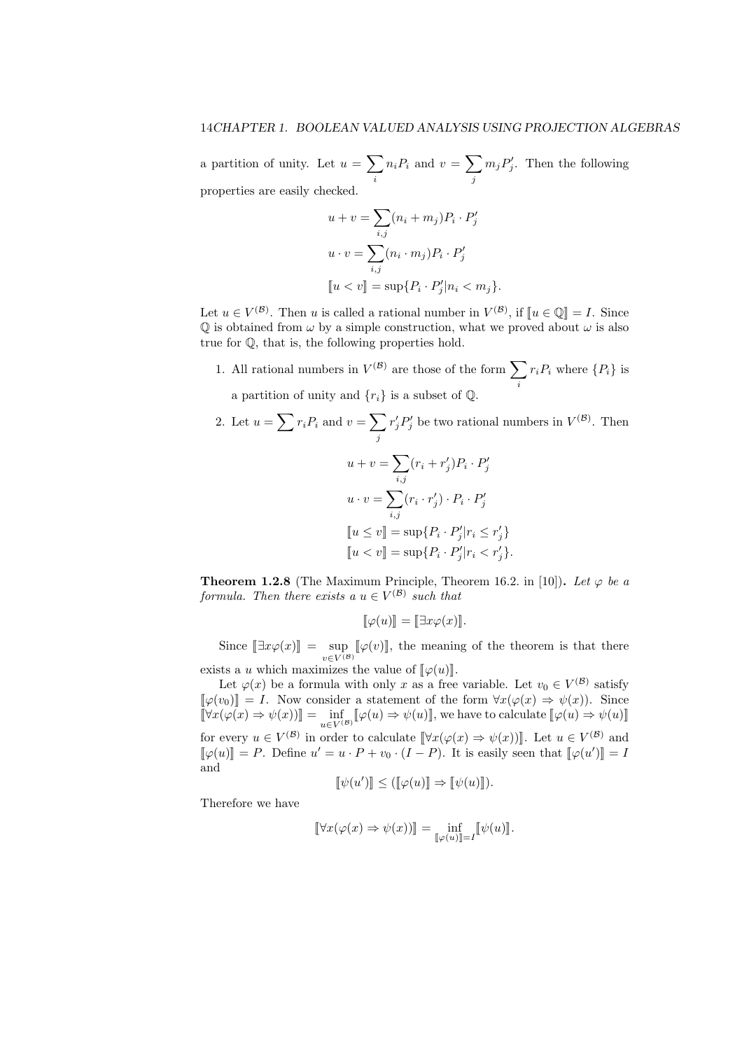a partition of unity. Let $u = \sum_i n_i P_i$ and $v = \sum_j m_j P'_j$. Then the following properties are easily checked.

$$u + v = \sum_{i,j} (n_i + m_j) P_i \cdot P'_j$$

$$u \cdot v = \sum_{i,j} (n_i \cdot m_j) P_i \cdot P'_j$$

$$[\![u < v]\!] = \sup\{P_i \cdot P'_j | n_i < m_j\}.$$

Let $u \in V^{(\mathcal{B})}$. Then $u$ is called a rational number in $V^{(\mathcal{B})}$, if $[\![u \in \mathbb{Q}]\!] = I$. Since $\mathbb{Q}$ is obtained from $\omega$ by a simple construction, what we proved about $\omega$ is also true for $\mathbb{Q}$, that is, the following properties hold.

1. All rational numbers in $V^{(\mathcal{B})}$ are those of the form $\sum_i r_i P_i$ where $\{P_i\}$ is a partition of unity and $\{r_i\}$ is a subset of $\mathbb{Q}$.
2. Let $u = \sum r_i P_i$ and $v = \sum_j r'_j P'_j$ be two rational numbers in $V^{(\mathcal{B})}$. Then

$$u + v = \sum_{i,j} (r_i + r'_j) P_i \cdot P'_j$$

$$u \cdot v = \sum_{i,j} (r_i \cdot r'_j) \cdot P_i \cdot P'_j$$

$$[\![u \leq v]\!] = \sup\{P_i \cdot P'_j | r_i \leq r'_j\}$$

$$[\![u < v]\!] = \sup\{P_i \cdot P'_j | r_i < r'_j\}.$$

**Theorem 1.2.8** (The Maximum Principle, Theorem 16.2. in [10])**.** *Let $\varphi$ be a formula. Then there exists a $u \in V^{(\mathcal{B})}$ such that*

$$[\![\varphi(u)]\!] = [\![\exists x \varphi(x)]\!].$$

Since $[\![\exists x \varphi(x)]\!] = \sup_{v \in V^{(\mathcal{B})}} [\![\varphi(v)]\!]$, the meaning of the theorem is that there exists a $u$ which maximizes the value of $[\![\varphi(u)]\!]$.

Let $\varphi(x)$ be a formula with only $x$ as a free variable. Let $v_0 \in V^{(\mathcal{B})}$ satisfy $[\![\varphi(v_0)]\!] = I$. Now consider a statement of the form $\forall x(\varphi(x) \Rightarrow \psi(x))$. Since $[\![\forall x(\varphi(x) \Rightarrow \psi(x))]\!] = \inf_{u \in V^{(\mathcal{B})}} [\![\varphi(u) \Rightarrow \psi(u)]\!]$, we have to calculate $[\![\varphi(u) \Rightarrow \psi(u)]\!]$ for every $u \in V^{(\mathcal{B})}$ in order to calculate $[\![\forall x(\varphi(x) \Rightarrow \psi(x))]\!]$. Let $u \in V^{(\mathcal{B})}$ and $[\![\varphi(u)]\!] = P$. Define $u' = u \cdot P + v_0 \cdot (I - P)$. It is easily seen that $[\![\varphi(u')]\!] = I$ and

$$[\![\psi(u')]\!] \leq ([\![\varphi(u)]\!] \Rightarrow [\![\psi(u)]\!]).$$

Therefore we have

$$[\![\forall x(\varphi(x) \Rightarrow \psi(x))]\!] = \inf_{[\![\varphi(u)]\!] = I} [\![\psi(u)]\!].$$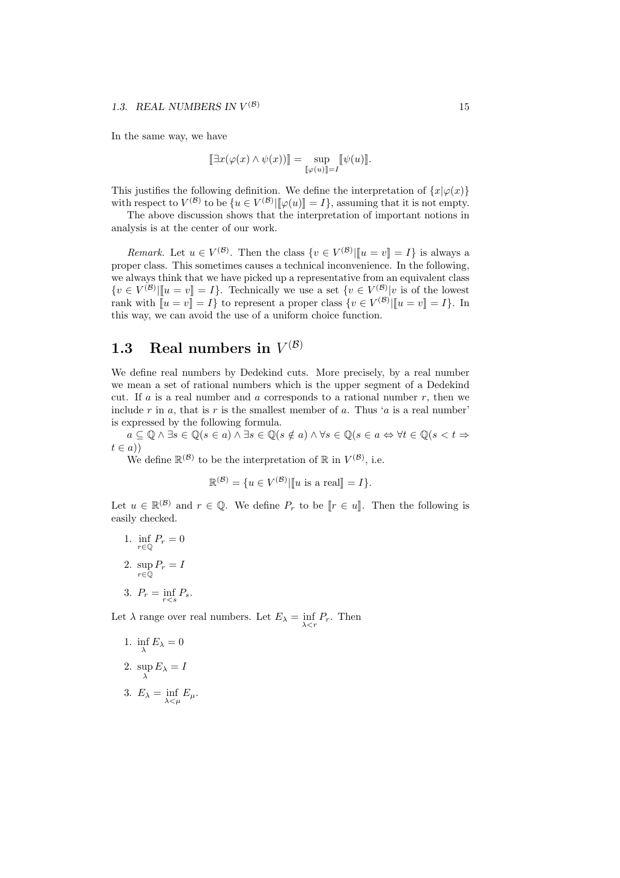In the same way, we have

$$[\![\exists x(\varphi(x) \wedge \psi(x))]\!] = \sup_{[\![\varphi(u)]\!]=I} [\![\psi(u)]\!].$$

This justifies the following definition. We define the interpretation of $\{x|\varphi(x)\}$ with respect to $V^{(\mathcal{B})}$ to be $\{u \in V^{(\mathcal{B})}|[\![\varphi(u)]\!] = I\}$, assuming that it is not empty.

The above discussion shows that the interpretation of important notions in analysis is at the center of our work.

*Remark.* Let $u \in V^{(\mathcal{B})}$. Then the class $\{v \in V^{(\mathcal{B})}|[\![u = v]\!] = I\}$ is always a proper class. This sometimes causes a technical inconvenience. In the following, we always think that we have picked up a representative from an equivalent class $\{v \in V^{(\mathcal{B})}|[\![u = v]\!] = I\}$. Technically we use a set $\{v \in V^{(\mathcal{B})}|v$ is of the lowest rank with $[\![u = v]\!] = I\}$ to represent a proper class $\{v \in V^{(\mathcal{B})}|[\![u = v]\!] = I\}$. In this way, we can avoid the use of a uniform choice function.

## 1.3 Real numbers in $V^{(\mathcal{B})}$

We define real numbers by Dedekind cuts. More precisely, by a real number we mean a set of rational numbers which is the upper segment of a Dedekind cut. If $a$ is a real number and $a$ corresponds to a rational number $r$, then we include $r$ in $a$, that is $r$ is the smallest member of $a$. Thus '$a$ is a real number' is expressed by the following formula.

$a \subseteq \mathbb{Q} \wedge \exists s \in \mathbb{Q}(s \in a) \wedge \exists s \in \mathbb{Q}(s \notin a) \wedge \forall s \in \mathbb{Q}(s \in a \Leftrightarrow \forall t \in \mathbb{Q}(s < t \Rightarrow t \in a))$

We define $\mathbb{R}^{(\mathcal{B})}$ to be the interpretation of $\mathbb{R}$ in $V^{(\mathcal{B})}$, i.e.

$$\mathbb{R}^{(\mathcal{B})} = \{u \in V^{(\mathcal{B})}|[\![u \text{ is a real}]\!] = I\}.$$

Let $u \in \mathbb{R}^{(\mathcal{B})}$ and $r \in \mathbb{Q}$. We define $P_r$ to be $[\![r \in u]\!]$. Then the following is easily checked.

1. $\inf_{r \in \mathbb{Q}} P_r = 0$
2. $\sup_{r \in \mathbb{Q}} P_r = I$
3. $P_r = \inf_{r<s} P_s$.

Let $\lambda$ range over real numbers. Let $E_\lambda = \inf_{\lambda<r} P_r$. Then

1. $\inf_{\lambda} E_\lambda = 0$
2. $\sup_{\lambda} E_\lambda = I$
3. $E_\lambda = \inf_{\lambda<\mu} E_\mu$.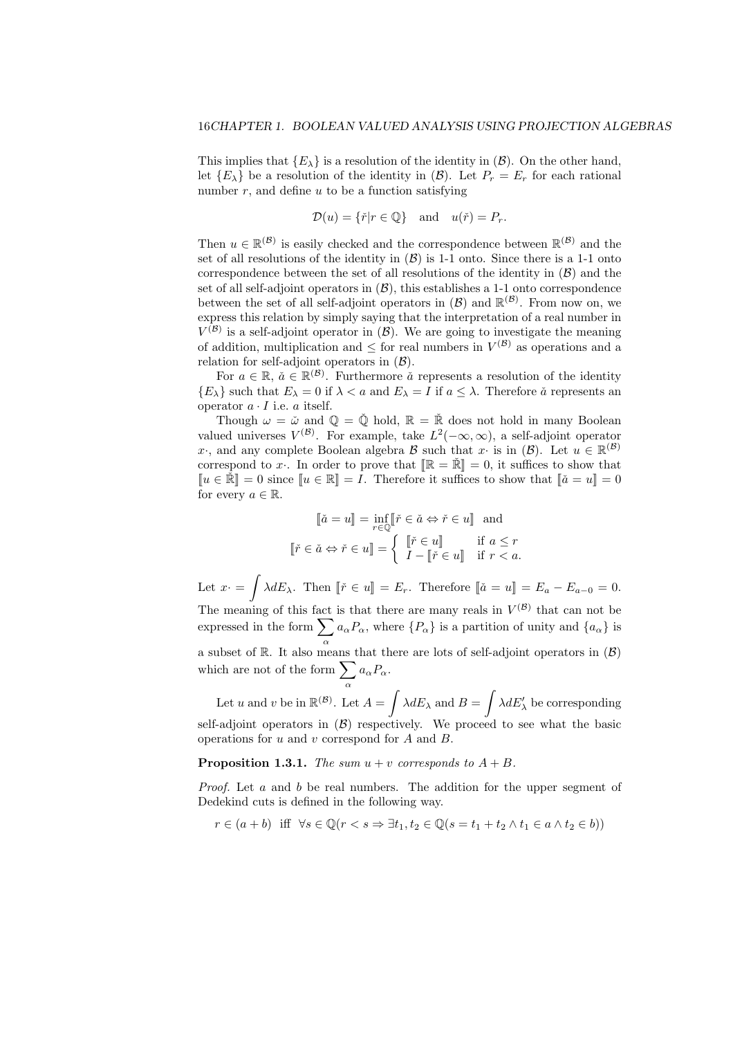This implies that $\{E_\lambda\}$ is a resolution of the identity in $(\mathcal{B})$. On the other hand, let $\{E_\lambda\}$ be a resolution of the identity in $(\mathcal{B})$. Let $P_r = E_r$ for each rational number $r$, and define $u$ to be a function satisfying

$$\mathcal{D}(u) = \{\check{r} | r \in \mathbb{Q}\} \quad \text{and} \quad u(\check{r}) = P_r.$$

Then $u \in \mathbb{R}^{(\mathcal{B})}$ is easily checked and the correspondence between $\mathbb{R}^{(\mathcal{B})}$ and the set of all resolutions of the identity in $(\mathcal{B})$ is 1-1 onto. Since there is a 1-1 onto correspondence between the set of all resolutions of the identity in $(\mathcal{B})$ and the set of all self-adjoint operators in $(\mathcal{B})$, this establishes a 1-1 onto correspondence between the set of all self-adjoint operators in $(\mathcal{B})$ and $\mathbb{R}^{(\mathcal{B})}$. From now on, we express this relation by simply saying that the interpretation of a real number in $V^{(\mathcal{B})}$ is a self-adjoint operator in $(\mathcal{B})$. We are going to investigate the meaning of addition, multiplication and $\leq$ for real numbers in $V^{(\mathcal{B})}$ as operations and a relation for self-adjoint operators in $(\mathcal{B})$.

For $a \in \mathbb{R}$, $\check{a} \in \mathbb{R}^{(\mathcal{B})}$. Furthermore $\check{a}$ represents a resolution of the identity $\{E_\lambda\}$ such that $E_\lambda = 0$ if $\lambda < a$ and $E_\lambda = I$ if $a \leq \lambda$. Therefore $\check{a}$ represents an operator $a \cdot I$ i.e. $a$ itself.

Though $\omega = \check{\omega}$ and $\mathbb{Q} = \check{\mathbb{Q}}$ hold, $\mathbb{R} = \check{\mathbb{R}}$ does not hold in many Boolean valued universes $V^{(\mathcal{B})}$. For example, take $L^2(-\infty, \infty)$, a self-adjoint operator $x\cdot$, and any complete Boolean algebra $\mathcal{B}$ such that $x\cdot$ is in $(\mathcal{B})$. Let $u \in \mathbb{R}^{(\mathcal{B})}$ correspond to $x\cdot$. In order to prove that $[\![\mathbb{R} = \check{\mathbb{R}}]\!] = 0$, it suffices to show that $[\![u \in \check{\mathbb{R}}]\!] = 0$ since $[\![u \in \mathbb{R}]\!] = I$. Therefore it suffices to show that $[\![\check{a} = u]\!] = 0$ for every $a \in \mathbb{R}$.

$$[\![\check{a} = u]\!] = \inf_{r \in \mathbb{Q}} [\![\check{r} \in \check{a} \Leftrightarrow \check{r} \in u]\!] \quad \text{and}$$

$$[\![\check{r} \in \check{a} \Leftrightarrow \check{r} \in u]\!] = \begin{cases} [\![\check{r} \in u]\!] & \text{if } a \leq r \\ I - [\![\check{r} \in u]\!] & \text{if } r < a. \end{cases}$$

Let $x\cdot = \displaystyle\int \lambda dE_\lambda$. Then $[\![\check{r} \in u]\!] = E_r$. Therefore $[\![\check{a} = u]\!] = E_a - E_{a-0} = 0$. The meaning of this fact is that there are many reals in $V^{(\mathcal{B})}$ that can not be expressed in the form $\displaystyle\sum_\alpha a_\alpha P_\alpha$, where $\{P_\alpha\}$ is a partition of unity and $\{a_\alpha\}$ is a subset of $\mathbb{R}$. It also means that there are lots of self-adjoint operators in $(\mathcal{B})$ which are not of the form $\displaystyle\sum_\alpha a_\alpha P_\alpha$.

Let $u$ and $v$ be in $\mathbb{R}^{(\mathcal{B})}$. Let $A = \displaystyle\int \lambda dE_\lambda$ and $B = \displaystyle\int \lambda dE'_\lambda$ be corresponding self-adjoint operators in $(\mathcal{B})$ respectively. We proceed to see what the basic operations for $u$ and $v$ correspond for $A$ and $B$.

**Proposition 1.3.1.** *The sum $u + v$ corresponds to $A + B$.*

*Proof.* Let $a$ and $b$ be real numbers. The addition for the upper segment of Dedekind cuts is defined in the following way.

$$r \in (a + b) \;\text{ iff }\; \forall s \in \mathbb{Q}(r < s \Rightarrow \exists t_1, t_2 \in \mathbb{Q}(s = t_1 + t_2 \wedge t_1 \in a \wedge t_2 \in b))$$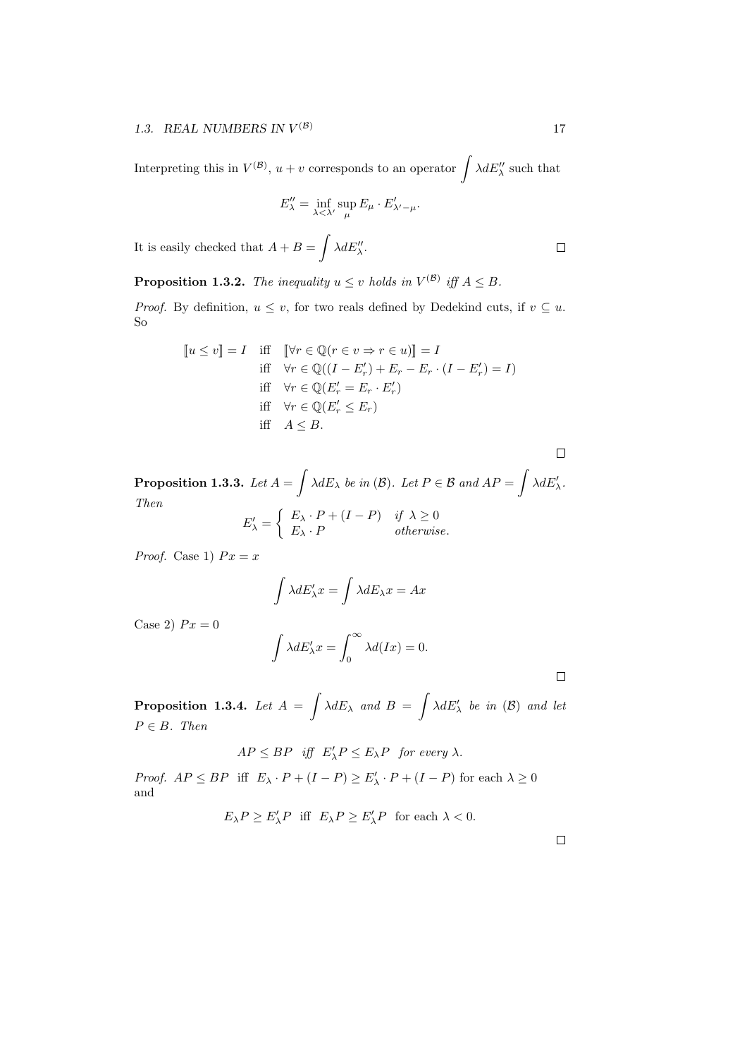Interpreting this in $V^{(\mathcal{B})}$, $u + v$ corresponds to an operator $\displaystyle\int \lambda dE''_\lambda$ such that

$$E''_\lambda = \inf_{\lambda < \lambda'} \sup_{\mu} E_\mu \cdot E'_{\lambda' - \mu}.$$

It is easily checked that $A + B = \displaystyle\int \lambda dE''_\lambda$. $\square$

**Proposition 1.3.2.** *The inequality $u \leq v$ holds in $V^{(\mathcal{B})}$ iff $A \leq B$.*

*Proof.* By definition, $u \leq v$, for two reals defined by Dedekind cuts, if $v \subseteq u$. So

$$
\begin{aligned}
[\![u \leq v]\!] = I \quad &\text{iff} \quad [\![\forall r \in \mathbb{Q}(r \in v \Rightarrow r \in u)]\!] = I \\
&\text{iff} \quad \forall r \in \mathbb{Q}((I - E'_r) + E_r - E_r \cdot (I - E'_r) = I) \\
&\text{iff} \quad \forall r \in \mathbb{Q}(E'_r = E_r \cdot E'_r) \\
&\text{iff} \quad \forall r \in \mathbb{Q}(E'_r \leq E_r) \\
&\text{iff} \quad A \leq B.
\end{aligned}
$$

$\square$

**Proposition 1.3.3.** *Let $A = \displaystyle\int \lambda dE_\lambda$ be in $(\mathcal{B})$. Let $P \in \mathcal{B}$ and $AP = \displaystyle\int \lambda dE'_\lambda$. Then*

$$E'_\lambda = \begin{cases} E_\lambda \cdot P + (I - P) & \text{if } \lambda \geq 0 \\ E_\lambda \cdot P & \text{otherwise.} \end{cases}$$

*Proof.* Case 1) $Px = x$

$$\int \lambda dE'_\lambda x = \int \lambda dE_\lambda x = Ax$$

Case 2) $Px = 0$

$$\int \lambda dE'_\lambda x = \int_0^\infty \lambda d(Ix) = 0.$$

$\square$

**Proposition 1.3.4.** *Let $A = \displaystyle\int \lambda dE_\lambda$ and $B = \displaystyle\int \lambda dE'_\lambda$ be in $(\mathcal{B})$ and let $P \in B$. Then*

$$AP \leq BP \quad \text{iff} \quad E'_\lambda P \leq E_\lambda P \quad \text{for every } \lambda.$$

*Proof.* $AP \leq BP$ iff $E_\lambda \cdot P + (I - P) \geq E'_\lambda \cdot P + (I - P)$ for each $\lambda \geq 0$ and

$$E_\lambda P \geq E'_\lambda P \quad \text{iff} \quad E_\lambda P \geq E'_\lambda P \quad \text{for each } \lambda < 0.$$

$\square$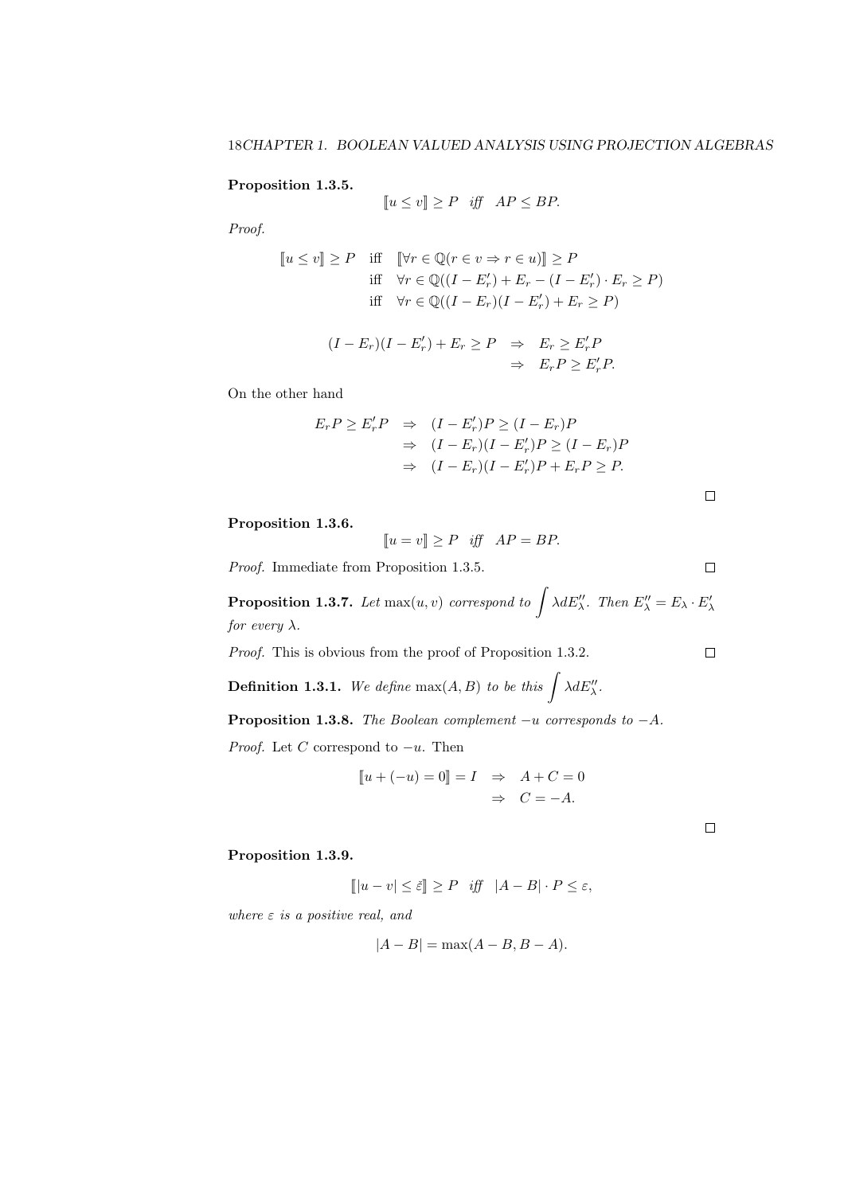**Proposition 1.3.5.**

$$[\![u \leq v]\!] \geq P \quad \textit{iff} \quad AP \leq BP.$$

*Proof.*

$$\begin{aligned}
[\![u \leq v]\!] \geq P \quad &\text{iff} \quad [\![\forall r \in \mathbb{Q}(r \in v \Rightarrow r \in u)]\!] \geq P \\
&\text{iff} \quad \forall r \in \mathbb{Q}((I - E'_r) + E_r - (I - E'_r) \cdot E_r \geq P) \\
&\text{iff} \quad \forall r \in \mathbb{Q}((I - E_r)(I - E'_r) + E_r \geq P)
\end{aligned}$$

$$\begin{aligned}
(I - E_r)(I - E'_r) + E_r \geq P \quad &\Rightarrow \quad E_r \geq E'_r P \\
&\Rightarrow \quad E_r P \geq E'_r P.
\end{aligned}$$

On the other hand

$$\begin{aligned}
E_r P \geq E'_r P \quad &\Rightarrow \quad (I - E'_r)P \geq (I - E_r)P \\
&\Rightarrow \quad (I - E_r)(I - E'_r)P \geq (I - E_r)P \\
&\Rightarrow \quad (I - E_r)(I - E'_r)P + E_r P \geq P.
\end{aligned}$$

□

**Proposition 1.3.6.**

$$[\![u = v]\!] \geq P \quad \textit{iff} \quad AP = BP.$$

*Proof.* Immediate from Proposition 1.3.5. □

**Proposition 1.3.7.** *Let* $\max(u, v)$ *correspond to* $\int \lambda dE''_\lambda$*. Then* $E''_\lambda = E_\lambda \cdot E'_\lambda$ *for every* $\lambda$*.*

*Proof.* This is obvious from the proof of Proposition 1.3.2. □

**Definition 1.3.1.** *We define* $\max(A, B)$ *to be this* $\int \lambda dE''_\lambda$*.*

**Proposition 1.3.8.** *The Boolean complement* $-u$ *corresponds to* $-A$*.*

*Proof.* Let $C$ correspond to $-u$. Then

$$\begin{aligned}
[\![u + (-u) = 0]\!] = I \quad &\Rightarrow \quad A + C = 0 \\
&\Rightarrow \quad C = -A.
\end{aligned}$$

□

**Proposition 1.3.9.**

$$[\![|u - v| \leq \check{\varepsilon}]\!] \geq P \quad \textit{iff} \quad |A - B| \cdot P \leq \varepsilon,$$

*where* $\varepsilon$ *is a positive real, and*

$$|A - B| = \max(A - B, B - A).$$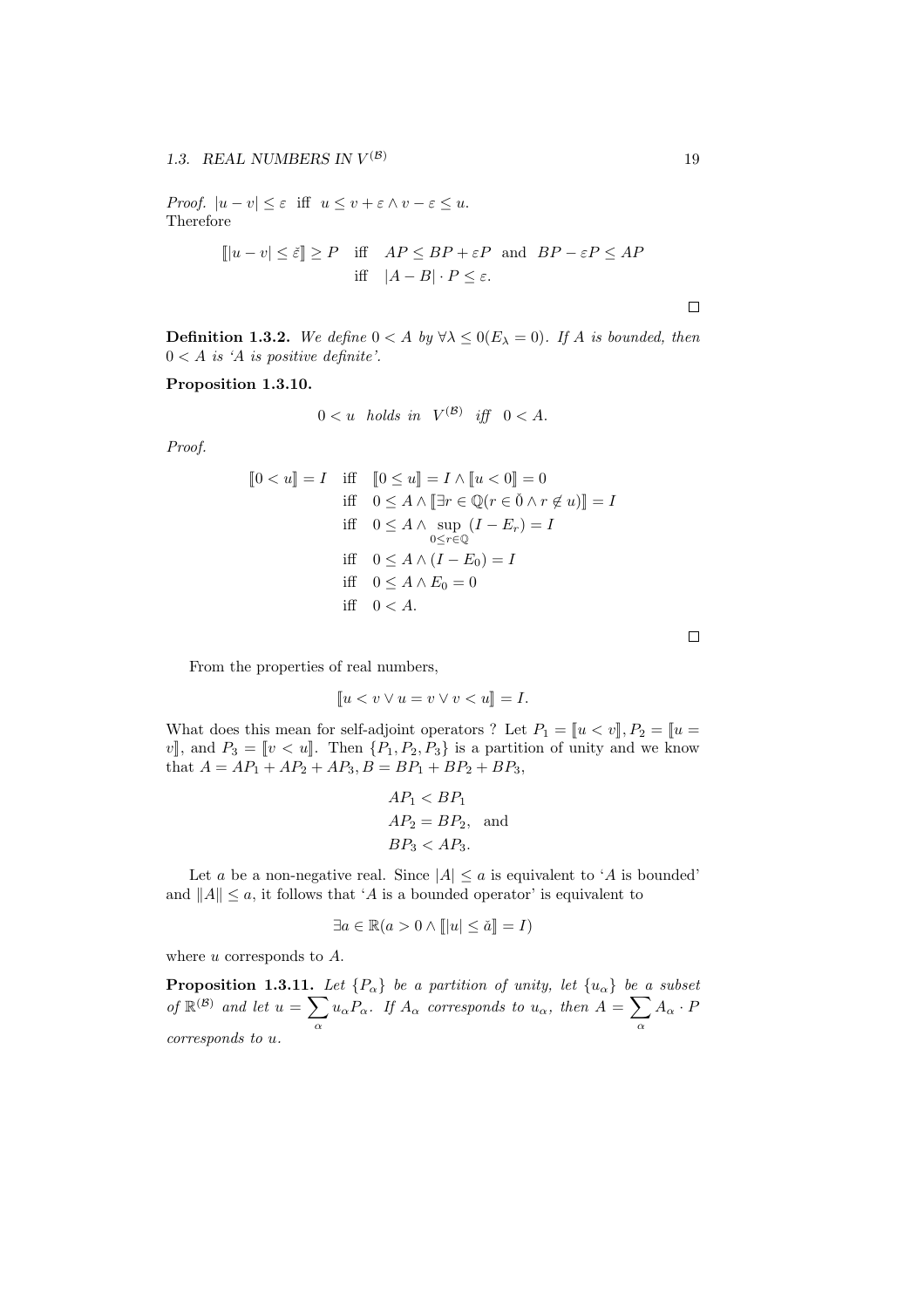*Proof.* $|u - v| \leq \varepsilon$ iff $u \leq v + \varepsilon \wedge v - \varepsilon \leq u$.
Therefore

$$
\begin{aligned}
[\![|u - v| \leq \check{\varepsilon}]\!] \geq P \quad & \text{iff} \quad AP \leq BP + \varepsilon P \ \text{ and } \ BP - \varepsilon P \leq AP \\
& \text{iff} \quad |A - B| \cdot P \leq \varepsilon.
\end{aligned}
$$

□

**Definition 1.3.2.** *We define $0 < A$ by $\forall \lambda \leq 0 (E_\lambda = 0)$. If $A$ is bounded, then $0 < A$ is 'A is positive definite'.*

**Proposition 1.3.10.**

$$0 < u \quad \textit{holds in} \quad V^{(\mathcal{B})} \quad \textit{iff} \quad 0 < A.$$

*Proof.*

$$
\begin{aligned}
[\![0 < u]\!] = I \quad & \text{iff} \quad [\![0 \leq u]\!] = I \wedge [\![u < 0]\!] = 0 \\
& \text{iff} \quad 0 \leq A \wedge [\![\exists r \in \mathbb{Q}(r \in \check{0} \wedge r \notin u)]\!] = I \\
& \text{iff} \quad 0 \leq A \wedge \sup_{0 \leq r \in \mathbb{Q}} (I - E_r) = I \\
& \text{iff} \quad 0 \leq A \wedge (I - E_0) = I \\
& \text{iff} \quad 0 \leq A \wedge E_0 = 0 \\
& \text{iff} \quad 0 < A.
\end{aligned}
$$

□

From the properties of real numbers,

$$[\![u < v \vee u = v \vee v < u]\!] = I.$$

What does this mean for self-adjoint operators ? Let $P_1 = [\![u < v]\!], P_2 = [\![u = v]\!]$, and $P_3 = [\![v < u]\!]$. Then $\{P_1, P_2, P_3\}$ is a partition of unity and we know that $A = AP_1 + AP_2 + AP_3, B = BP_1 + BP_2 + BP_3$,

$$
\begin{aligned}
& AP_1 < BP_1 \\
& AP_2 = BP_2, \quad \text{and} \\
& BP_3 < AP_3.
\end{aligned}
$$

Let $a$ be a non-negative real. Since $|A| \leq a$ is equivalent to 'A is bounded' and $\|A\| \leq a$, it follows that 'A is a bounded operator' is equivalent to

$$\exists a \in \mathbb{R}(a > 0 \wedge [\![|u| \leq \check{a}]\!] = I)$$

where $u$ corresponds to $A$.

**Proposition 1.3.11.** *Let $\{P_\alpha\}$ be a partition of unity, let $\{u_\alpha\}$ be a subset of $\mathbb{R}^{(\mathcal{B})}$ and let $u = \sum_\alpha u_\alpha P_\alpha$. If $A_\alpha$ corresponds to $u_\alpha$, then $A = \sum_\alpha A_\alpha \cdot P$ corresponds to $u$.*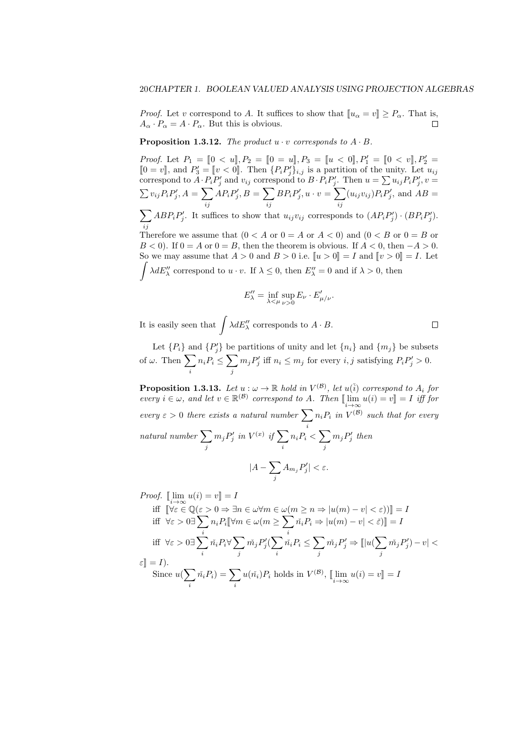*Proof.* Let $v$ correspond to $A$. It suffices to show that $[\![u_\alpha = v]\!] \geq P_\alpha$. That is, $A_\alpha \cdot P_\alpha = A \cdot P_\alpha$. But this is obvious. $\square$

**Proposition 1.3.12.** *The product $u \cdot v$ corresponds to $A \cdot B$.*

*Proof.* Let $P_1 = [\![0 < u]\!], P_2 = [\![0 = u]\!], P_3 = [\![u < 0]\!], P_1' = [\![0 < v]\!], P_2' = [\![0 = v]\!]$, and $P_3' = [\![v < 0]\!]$. Then $\{P_i P_j'\}_{i,j}$ is a partition of the unity. Let $u_{ij}$ correspond to $A \cdot P_i P_j'$ and $v_{ij}$ correspond to $B \cdot P_i P_j'$. Then $u = \sum u_{ij} P_i P_j', v = \sum v_{ij} P_i P_j', A = \sum_{ij} A P_i P_j', B = \sum_{ij} B P_i P_j', u \cdot v = \sum_{ij} (u_{ij} v_{ij}) P_i P_j'$, and $AB = \sum_{ij} AB P_i P_j'$. It suffices to show that $u_{ij} v_{ij}$ corresponds to $(A P_i P_j') \cdot (B P_i P_j')$. Therefore we assume that ($0 < A$ or $0 = A$ or $A < 0$) and ($0 < B$ or $0 = B$ or $B < 0$). If $0 = A$ or $0 = B$, then the theorem is obvious. If $A < 0$, then $-A > 0$. So we may assume that $A > 0$ and $B > 0$ i.e. $[\![u > 0]\!] = I$ and $[\![v > 0]\!] = I$. Let $\displaystyle\int \lambda dE_\lambda''$ correspond to $u \cdot v$. If $\lambda \leq 0$, then $E_\lambda'' = 0$ and if $\lambda > 0$, then

$$E_\lambda'' = \inf_{\lambda < \mu} \sup_{\nu > 0} E_\nu \cdot E_{\mu/\nu}'.$$

It is easily seen that $\displaystyle\int \lambda dE_\lambda''$ corresponds to $A \cdot B$. $\square$

Let $\{P_i\}$ and $\{P_j'\}$ be partitions of unity and let $\{n_i\}$ and $\{m_j\}$ be subsets of $\omega$. Then $\displaystyle\sum_i n_i P_i \leq \sum_j m_j P_j'$ iff $n_i \leq m_j$ for every $i, j$ satisfying $P_i P_j' > 0$.

**Proposition 1.3.13.** *Let $u : \omega \to \mathbb{R}$ hold in $V^{(\mathcal{B})}$, let $u(\check{i})$ correspond to $A_i$ for every $i \in \omega$, and let $v \in \mathbb{R}^{(\mathcal{B})}$ correspond to $A$. Then $[\![\lim_{i \to \infty} u(i) = v]\!] = I$ iff for every $\varepsilon > 0$ there exists a natural number $\displaystyle\sum_i n_i P_i$ in $V^{(\mathcal{B})}$ such that for every natural number $\displaystyle\sum_j m_j P_j'$ in $V^{(x)}$ if $\displaystyle\sum_i n_i P_i < \sum_j m_j P_j'$ then*

$$|A - \sum_j A_{m_j} P_j'| < \varepsilon.$$

*Proof.* $[\![\lim_{i \to \infty} u(i) = v]\!] = I$

iff $[\![\forall \varepsilon \in \mathbb{Q}(\varepsilon > 0 \Rightarrow \exists n \in \omega \forall m \in \omega(m \geq n \Rightarrow |u(m) - v| < \varepsilon))]\!] = I$

iff $\forall \varepsilon > 0 \exists \displaystyle\sum_i n_i P_i [\![\forall m \in \omega(m \geq \sum_i \check{n}_i P_i \Rightarrow |u(m) - v| < \check{\varepsilon})]\!] = I$

iff $\forall \varepsilon > 0 \exists \displaystyle\sum_i \check{n}_i P_i \forall \sum_j \check{m}_j P_j' (\sum_i \check{n}_i P_i \leq \sum_j \check{m}_j P_j' \Rightarrow [\![|u(\sum_j \check{m}_j P_j') - v| < \varepsilon]\!] = I)$.

Since $u(\displaystyle\sum_i \check{n}_i P_i) = \sum_i u(\check{n}_i) P_i$ holds in $V^{(\mathcal{B})}$, $[\![\lim_{i \to \infty} u(i) = v]\!] = I$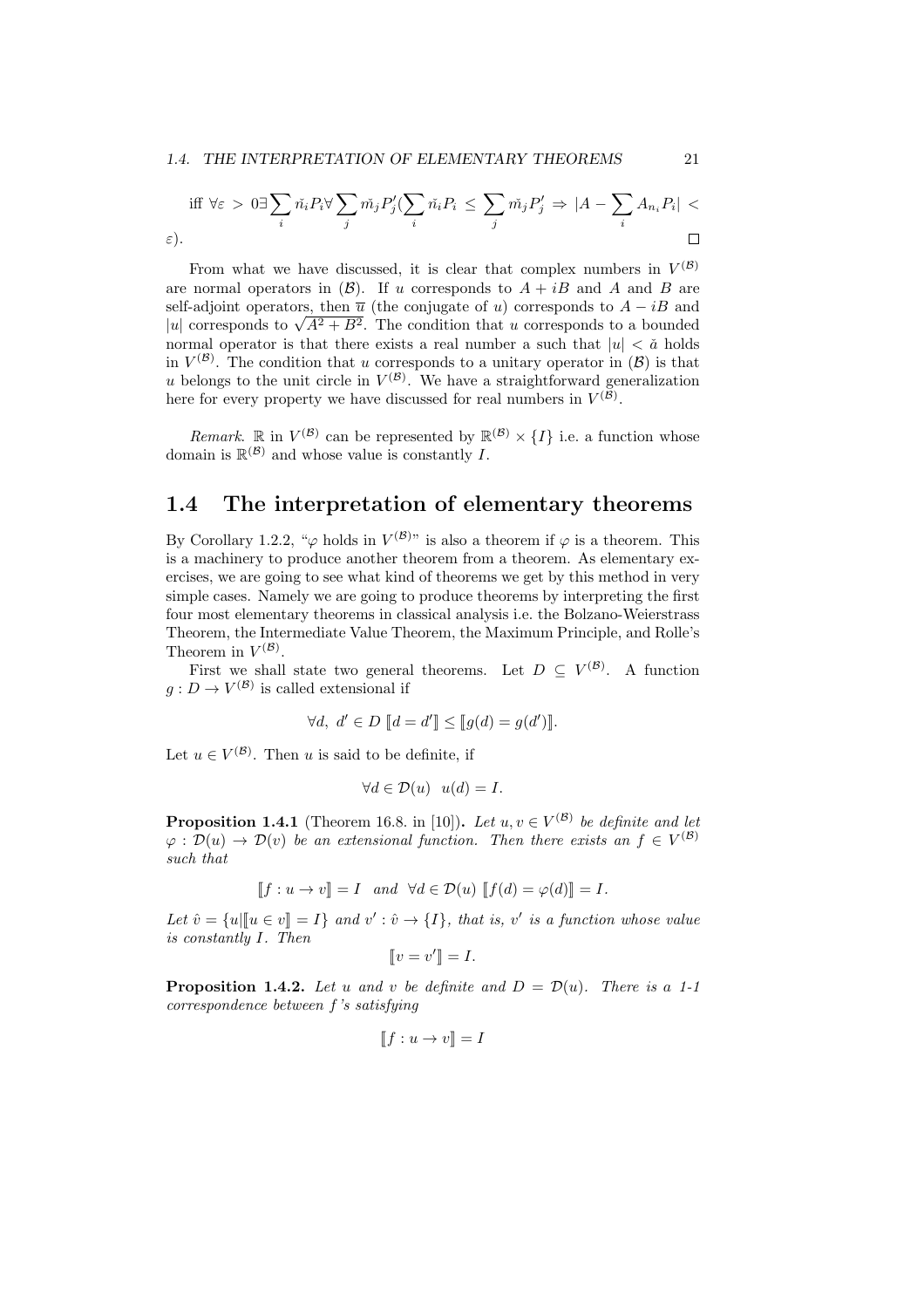iff $\forall \varepsilon > 0 \exists \sum_i \check{n}_i P_i \forall \sum_j \check{m}_j P'_j (\sum_i \check{n}_i P_i \leq \sum_j \check{m}_j P'_j \Rightarrow |A - \sum_i A_{n_i} P_i| < \varepsilon)$. □

From what we have discussed, it is clear that complex numbers in $V^{(\mathcal{B})}$ are normal operators in $(\mathcal{B})$. If $u$ corresponds to $A + iB$ and $A$ and $B$ are self-adjoint operators, then $\overline{u}$ (the conjugate of $u$) corresponds to $A - iB$ and $|u|$ corresponds to $\sqrt{A^2 + B^2}$. The condition that $u$ corresponds to a bounded normal operator is that there exists a real number a such that $|u| < \check{a}$ holds in $V^{(\mathcal{B})}$. The condition that $u$ corresponds to a unitary operator in $(\mathcal{B})$ is that $u$ belongs to the unit circle in $V^{(\mathcal{B})}$. We have a straightforward generalization here for every property we have discussed for real numbers in $V^{(\mathcal{B})}$.

*Remark.* $\mathbb{R}$ in $V^{(\mathcal{B})}$ can be represented by $\mathbb{R}^{(\mathcal{B})} \times \{I\}$ i.e. a function whose domain is $\mathbb{R}^{(\mathcal{B})}$ and whose value is constantly $I$.

## 1.4 The interpretation of elementary theorems

By Corollary 1.2.2, "$\varphi$ holds in $V^{(\mathcal{B})}$" is also a theorem if $\varphi$ is a theorem. This is a machinery to produce another theorem from a theorem. As elementary exercises, we are going to see what kind of theorems we get by this method in very simple cases. Namely we are going to produce theorems by interpreting the first four most elementary theorems in classical analysis i.e. the Bolzano-Weierstrass Theorem, the Intermediate Value Theorem, the Maximum Principle, and Rolle's Theorem in $V^{(\mathcal{B})}$.

First we shall state two general theorems. Let $D \subseteq V^{(\mathcal{B})}$. A function $g : D \to V^{(\mathcal{B})}$ is called extensional if

$$\forall d,\ d' \in D\ [\![d = d']\!] \leq [\![g(d) = g(d')]\!].$$

Let $u \in V^{(\mathcal{B})}$. Then $u$ is said to be definite, if

$$\forall d \in \mathcal{D}(u) \quad u(d) = I.$$

**Proposition 1.4.1** (Theorem 16.8. in [10])**.** *Let $u, v \in V^{(\mathcal{B})}$ be definite and let $\varphi : \mathcal{D}(u) \to \mathcal{D}(v)$ be an extensional function. Then there exists an $f \in V^{(\mathcal{B})}$ such that*

$$[\![f : u \to v]\!] = I \quad \textit{and} \quad \forall d \in \mathcal{D}(u)\ [\![f(d) = \varphi(d)]\!] = I.$$

*Let $\hat{v} = \{u | [\![u \in v]\!] = I\}$ and $v' : \hat{v} \to \{I\}$, that is, $v'$ is a function whose value is constantly $I$. Then*

$$[\![v = v']\!] = I.$$

**Proposition 1.4.2.** *Let $u$ and $v$ be definite and $D = \mathcal{D}(u)$. There is a 1-1 correspondence between $f$'s satisfying*

$$[\![f : u \to v]\!] = I$$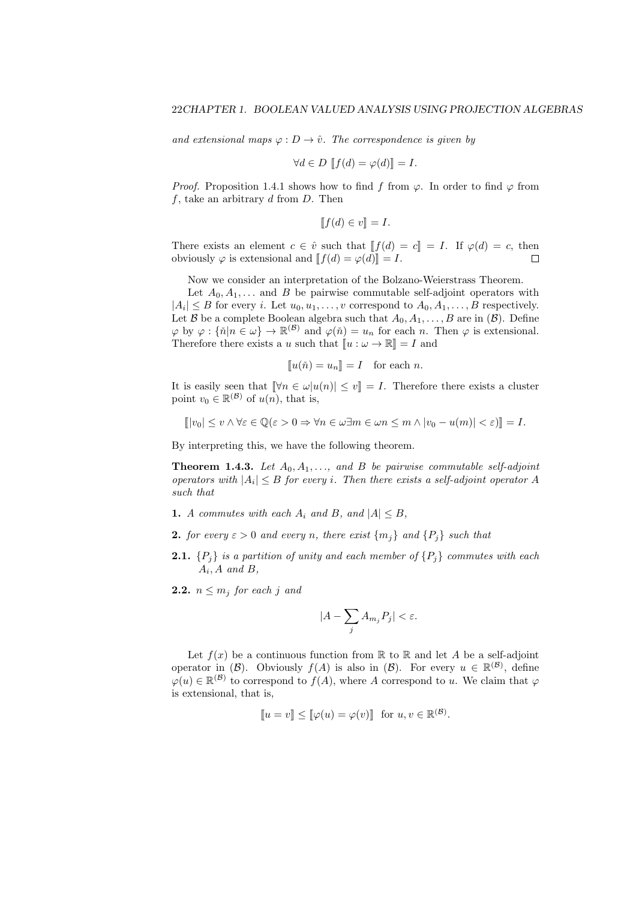*and extensional maps $\varphi : D \to \hat{v}$. The correspondence is given by*

$$\forall d \in D \; [\![f(d) = \varphi(d)]\!] = I.$$

*Proof.* Proposition 1.4.1 shows how to find $f$ from $\varphi$. In order to find $\varphi$ from $f$, take an arbitrary $d$ from $D$. Then

$$[\![f(d) \in v]\!] = I.$$

There exists an element $c \in \hat{v}$ such that $[\![f(d) = c]\!] = I$. If $\varphi(d) = c$, then obviously $\varphi$ is extensional and $[\![f(d) = \varphi(d)]\!] = I$. $\square$

Now we consider an interpretation of the Bolzano-Weierstrass Theorem.

Let $A_0, A_1, \ldots$ and $B$ be pairwise commutable self-adjoint operators with $|A_i| \leq B$ for every $i$. Let $u_0, u_1, \ldots, v$ correspond to $A_0, A_1, \ldots, B$ respectively. Let $\mathcal{B}$ be a complete Boolean algebra such that $A_0, A_1, \ldots, B$ are in $(\mathcal{B})$. Define $\varphi$ by $\varphi : \{\check{n} | n \in \omega\} \to \mathbb{R}^{(\mathcal{B})}$ and $\varphi(\check{n}) = u_n$ for each $n$. Then $\varphi$ is extensional. Therefore there exists a $u$ such that $[\![u : \omega \to \mathbb{R}]\!] = I$ and

$$[\![u(\check{n}) = u_n]\!] = I \quad \text{for each } n.$$

It is easily seen that $[\![\forall n \in \omega |u(n)| \leq v]\!] = I$. Therefore there exists a cluster point $v_0 \in \mathbb{R}^{(\mathcal{B})}$ of $u(n)$, that is,

$$[\![|v_0| \leq v \wedge \forall \varepsilon \in \mathbb{Q}(\varepsilon > 0 \Rightarrow \forall n \in \omega \exists m \in \omega n \leq m \wedge |v_0 - u(m)| < \varepsilon)]\!] = I.$$

By interpreting this, we have the following theorem.

**Theorem 1.4.3.** *Let $A_0, A_1, \ldots,$ and $B$ be pairwise commutable self-adjoint operators with $|A_i| \leq B$ for every $i$. Then there exists a self-adjoint operator $A$ such that*

**1.** *$A$ commutes with each $A_i$ and $B$, and $|A| \leq B$,*

**2.** *for every $\varepsilon > 0$ and every $n$, there exist $\{m_j\}$ and $\{P_j\}$ such that*

**2.1.** *$\{P_j\}$ is a partition of unity and each member of $\{P_j\}$ commutes with each $A_i, A$ and $B$,*

**2.2.** *$n \leq m_j$ for each $j$ and*

$$|A - \sum_j A_{m_j} P_j| < \varepsilon.$$

Let $f(x)$ be a continuous function from $\mathbb{R}$ to $\mathbb{R}$ and let $A$ be a self-adjoint operator in $(\mathcal{B})$. Obviously $f(A)$ is also in $(\mathcal{B})$. For every $u \in \mathbb{R}^{(\mathcal{B})}$, define $\varphi(u) \in \mathbb{R}^{(\mathcal{B})}$ to correspond to $f(A)$, where $A$ correspond to $u$. We claim that $\varphi$ is extensional, that is,

$$[\![u = v]\!] \leq [\![\varphi(u) = \varphi(v)]\!] \;\; \text{for } u, v \in \mathbb{R}^{(\mathcal{B})}.$$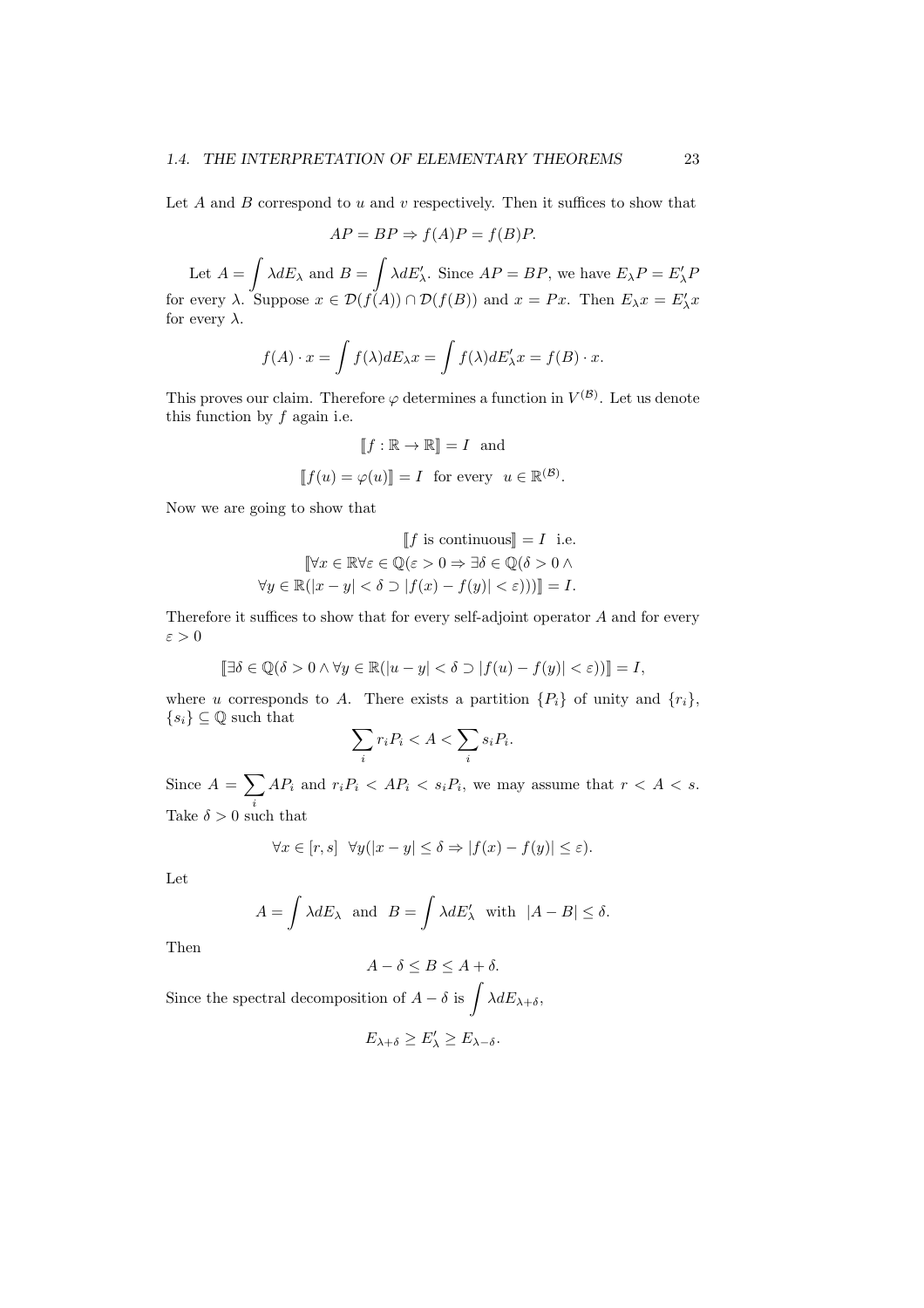Let $A$ and $B$ correspond to $u$ and $v$ respectively. Then it suffices to show that

$$AP = BP \Rightarrow f(A)P = f(B)P.$$

Let $A = \int \lambda dE_\lambda$ and $B = \int \lambda dE'_\lambda$. Since $AP = BP$, we have $E_\lambda P = E'_\lambda P$ for every $\lambda$. Suppose $x \in \mathcal{D}(f(A)) \cap \mathcal{D}(f(B))$ and $x = Px$. Then $E_\lambda x = E'_\lambda x$ for every $\lambda$.

$$f(A) \cdot x = \int f(\lambda) dE_\lambda x = \int f(\lambda) dE'_\lambda x = f(B) \cdot x.$$

This proves our claim. Therefore $\varphi$ determines a function in $V^{(\mathcal{B})}$. Let us denote this function by $f$ again i.e.

$$[\![ f : \mathbb{R} \to \mathbb{R} ]\!] = I \quad \text{and}$$

$$[\![ f(u) = \varphi(u) ]\!] = I \quad \text{for every} \quad u \in \mathbb{R}^{(\mathcal{B})}.$$

Now we are going to show that

$$[\![ f \text{ is continuous} ]\!] = I \quad \text{i.e.}$$
$$[\![ \forall x \in \mathbb{R} \forall \varepsilon \in \mathbb{Q}(\varepsilon > 0 \Rightarrow \exists \delta \in \mathbb{Q}(\delta > 0 \wedge$$
$$\forall y \in \mathbb{R}(|x - y| < \delta \supset |f(x) - f(y)| < \varepsilon))) ]\!] = I.$$

Therefore it suffices to show that for every self-adjoint operator $A$ and for every $\varepsilon > 0$

$$[\![ \exists \delta \in \mathbb{Q}(\delta > 0 \wedge \forall y \in \mathbb{R}(|u - y| < \delta \supset |f(u) - f(y)| < \varepsilon)) ]\!] = I,$$

where $u$ corresponds to $A$. There exists a partition $\{P_i\}$ of unity and $\{r_i\}$, $\{s_i\} \subseteq \mathbb{Q}$ such that

$$\sum_i r_i P_i < A < \sum_i s_i P_i.$$

Since $A = \sum_i AP_i$ and $r_i P_i < AP_i < s_i P_i$, we may assume that $r < A < s$. Take $\delta > 0$ such that

$$\forall x \in [r, s] \quad \forall y (|x - y| \leq \delta \Rightarrow |f(x) - f(y)| \leq \varepsilon).$$

Let

$$A = \int \lambda dE_\lambda \quad \text{and} \quad B = \int \lambda dE'_\lambda \quad \text{with} \quad |A - B| \leq \delta.$$

Then

$$A - \delta \leq B \leq A + \delta.$$

Since the spectral decomposition of $A - \delta$ is $\int \lambda dE_{\lambda + \delta}$,

$$E_{\lambda + \delta} \geq E'_\lambda \geq E_{\lambda - \delta}.$$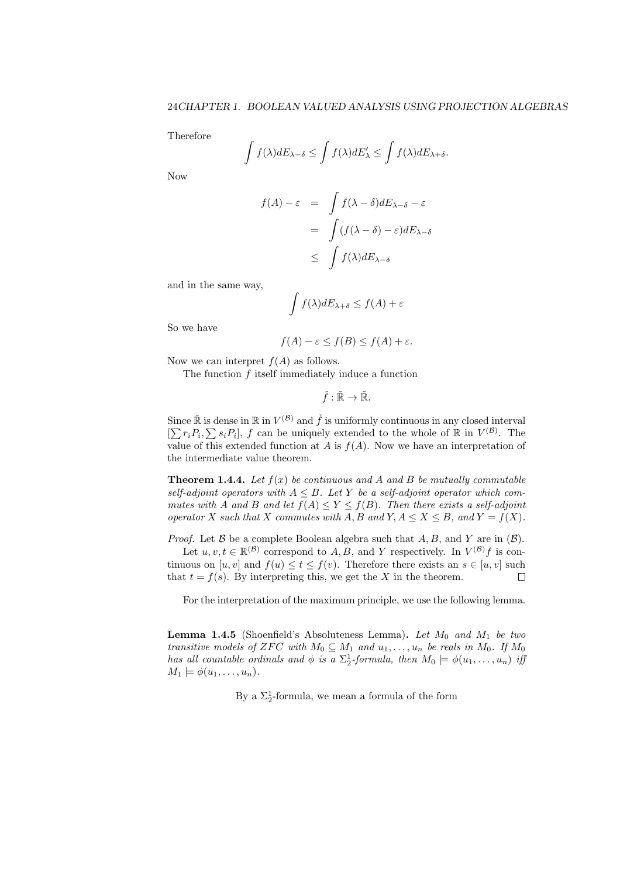Therefore

$$\int f(\lambda)dE_{\lambda-\delta} \leq \int f(\lambda)dE'_{\lambda} \leq \int f(\lambda)dE_{\lambda+\delta}.$$

Now

$$\begin{aligned} f(A) - \varepsilon &= \int f(\lambda - \delta)dE_{\lambda-\delta} - \varepsilon \\ &= \int (f(\lambda - \delta) - \varepsilon)dE_{\lambda-\delta} \\ &\leq \int f(\lambda)dE_{\lambda-\delta} \end{aligned}$$

and in the same way,

$$\int f(\lambda)dE_{\lambda+\delta} \leq f(A) + \varepsilon$$

So we have

$$f(A) - \varepsilon \leq f(B) \leq f(A) + \varepsilon.$$

Now we can interpret $f(A)$ as follows.

The function $f$ itself immediately induce a function

$$\check{f} : \check{\mathbb{R}} \to \check{\mathbb{R}}.$$

Since $\check{\mathbb{R}}$ is dense in $\mathbb{R}$ in $V^{(\mathcal{B})}$ and $\check{f}$ is uniformly continuous in any closed interval $[\sum r_i P_i, \sum s_i P_i]$, $f$ can be uniquely extended to the whole of $\mathbb{R}$ in $V^{(\mathcal{B})}$. The value of this extended function at $A$ is $f(A)$. Now we have an interpretation of the intermediate value theorem.

**Theorem 1.4.4.** *Let $f(x)$ be continuous and $A$ and $B$ be mutually commutable self-adjoint operators with $A \leq B$. Let $Y$ be a self-adjoint operator which commutes with $A$ and $B$ and let $f(A) \leq Y \leq f(B)$. Then there exists a self-adjoint operator $X$ such that $X$ commutes with $A, B$ and $Y, A \leq X \leq B$, and $Y = f(X)$.*

*Proof.* Let $\mathcal{B}$ be a complete Boolean algebra such that $A, B$, and $Y$ are in $(\mathcal{B})$.

Let $u, v, t \in \mathbb{R}^{(\mathcal{B})}$ correspond to $A, B$, and $Y$ respectively. In $V^{(\mathcal{B})} f$ is continuous on $[u, v]$ and $f(u) \leq t \leq f(v)$. Therefore there exists an $s \in [u, v]$ such that $t = f(s)$. By interpreting this, we get the $X$ in the theorem. ∎

For the interpretation of the maximum principle, we use the following lemma.

**Lemma 1.4.5** (Shoenfield's Absoluteness Lemma)**.** *Let $M_0$ and $M_1$ be two transitive models of ZFC with $M_0 \subseteq M_1$ and $u_1, \ldots, u_n$ be reals in $M_0$. If $M_0$ has all countable ordinals and $\phi$ is a $\Sigma^1_2$-formula, then $M_0 \models \phi(u_1, \ldots, u_n)$ iff $M_1 \models \phi(u_1, \ldots, u_n)$.*

By a $\Sigma^1_2$-formula, we mean a formula of the form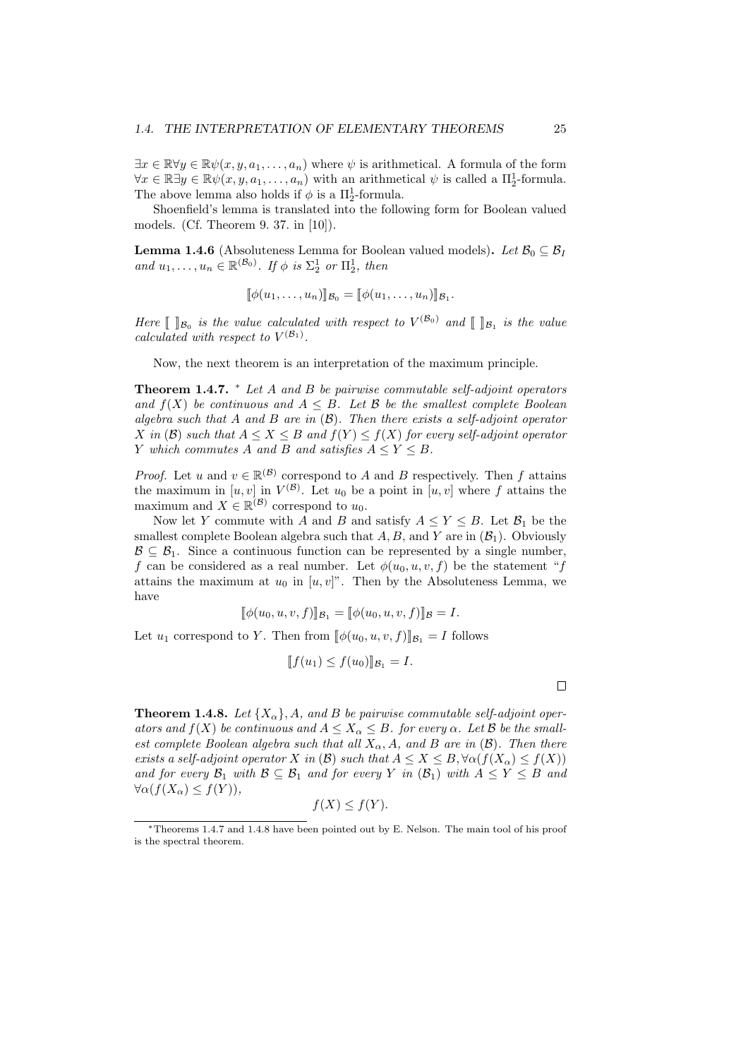$\exists x \in \mathbb{R} \forall y \in \mathbb{R} \psi(x, y, a_1, \ldots, a_n)$ where $\psi$ is arithmetical. A formula of the form $\forall x \in \mathbb{R} \exists y \in \mathbb{R} \psi(x, y, a_1, \ldots, a_n)$ with an arithmetical $\psi$ is called a $\Pi^1_2$-formula. The above lemma also holds if $\phi$ is a $\Pi^1_2$-formula.

Shoenfield's lemma is translated into the following form for Boolean valued models. (Cf. Theorem 9. 37. in [10]).

**Lemma 1.4.6** (Absoluteness Lemma for Boolean valued models)**.** *Let $\mathcal{B}_0 \subseteq \mathcal{B}_I$ and $u_1, \ldots, u_n \in \mathbb{R}^{(\mathcal{B}_0)}$. If $\phi$ is $\Sigma^1_2$ or $\Pi^1_2$, then*

$$[\![\phi(u_1, \ldots, u_n)]\!]_{\mathcal{B}_0} = [\![\phi(u_1, \ldots, u_n)]\!]_{\mathcal{B}_1}.$$

*Here $[\![\ ]\!]_{\mathcal{B}_0}$ is the value calculated with respect to $V^{(\mathcal{B}_0)}$ and $[\![\ ]\!]_{\mathcal{B}_1}$ is the value calculated with respect to $V^{(\mathcal{B}_1)}$.*

Now, the next theorem is an interpretation of the maximum principle.

**Theorem 1.4.7.** [*] *Let $A$ and $B$ be pairwise commutable self-adjoint operators and $f(X)$ be continuous and $A \leq B$. Let $\mathcal{B}$ be the smallest complete Boolean algebra such that $A$ and $B$ are in $(\mathcal{B})$. Then there exists a self-adjoint operator $X$ in $(\mathcal{B})$ such that $A \leq X \leq B$ and $f(Y) \leq f(X)$ for every self-adjoint operator $Y$ which commutes $A$ and $B$ and satisfies $A \leq Y \leq B$.*

*Proof.* Let $u$ and $v \in \mathbb{R}^{(\mathcal{B})}$ correspond to $A$ and $B$ respectively. Then $f$ attains the maximum in $[u, v]$ in $V^{(\mathcal{B})}$. Let $u_0$ be a point in $[u, v]$ where $f$ attains the maximum and $X \in \mathbb{R}^{(\mathcal{B})}$ correspond to $u_0$.

Now let $Y$ commute with $A$ and $B$ and satisfy $A \leq Y \leq B$. Let $\mathcal{B}_1$ be the smallest complete Boolean algebra such that $A, B$, and $Y$ are in $(\mathcal{B}_1)$. Obviously $\mathcal{B} \subseteq \mathcal{B}_1$. Since a continuous function can be represented by a single number, $f$ can be considered as a real number. Let $\phi(u_0, u, v, f)$ be the statement "$f$ attains the maximum at $u_0$ in $[u, v]$". Then by the Absoluteness Lemma, we have

$$[\![\phi(u_0, u, v, f)]\!]_{\mathcal{B}_1} = [\![\phi(u_0, u, v, f)]\!]_{\mathcal{B}} = I.$$

Let $u_1$ correspond to $Y$. Then from $[\![\phi(u_0, u, v, f)]\!]_{\mathcal{B}_1} = I$ follows

$$[\![f(u_1) \leq f(u_0)]\!]_{\mathcal{B}_1} = I.$$

□

**Theorem 1.4.8.** *Let $\{X_\alpha\}, A$, and $B$ be pairwise commutable self-adjoint operators and $f(X)$ be continuous and $A \leq X_\alpha \leq B$. for every $\alpha$. Let $\mathcal{B}$ be the smallest complete Boolean algebra such that all $X_\alpha, A$, and $B$ are in $(\mathcal{B})$. Then there exists a self-adjoint operator $X$ in $(\mathcal{B})$ such that $A \leq X \leq B, \forall\alpha(f(X_\alpha) \leq f(X))$ and for every $\mathcal{B}_1$ with $\mathcal{B} \subseteq \mathcal{B}_1$ and for every $Y$ in $(\mathcal{B}_1)$ with $A \leq Y \leq B$ and $\forall\alpha(f(X_\alpha) \leq f(Y))$,*

$$f(X) \leq f(Y).$$

[*] Theorems 1.4.7 and 1.4.8 have been pointed out by E. Nelson. The main tool of his proof is the spectral theorem.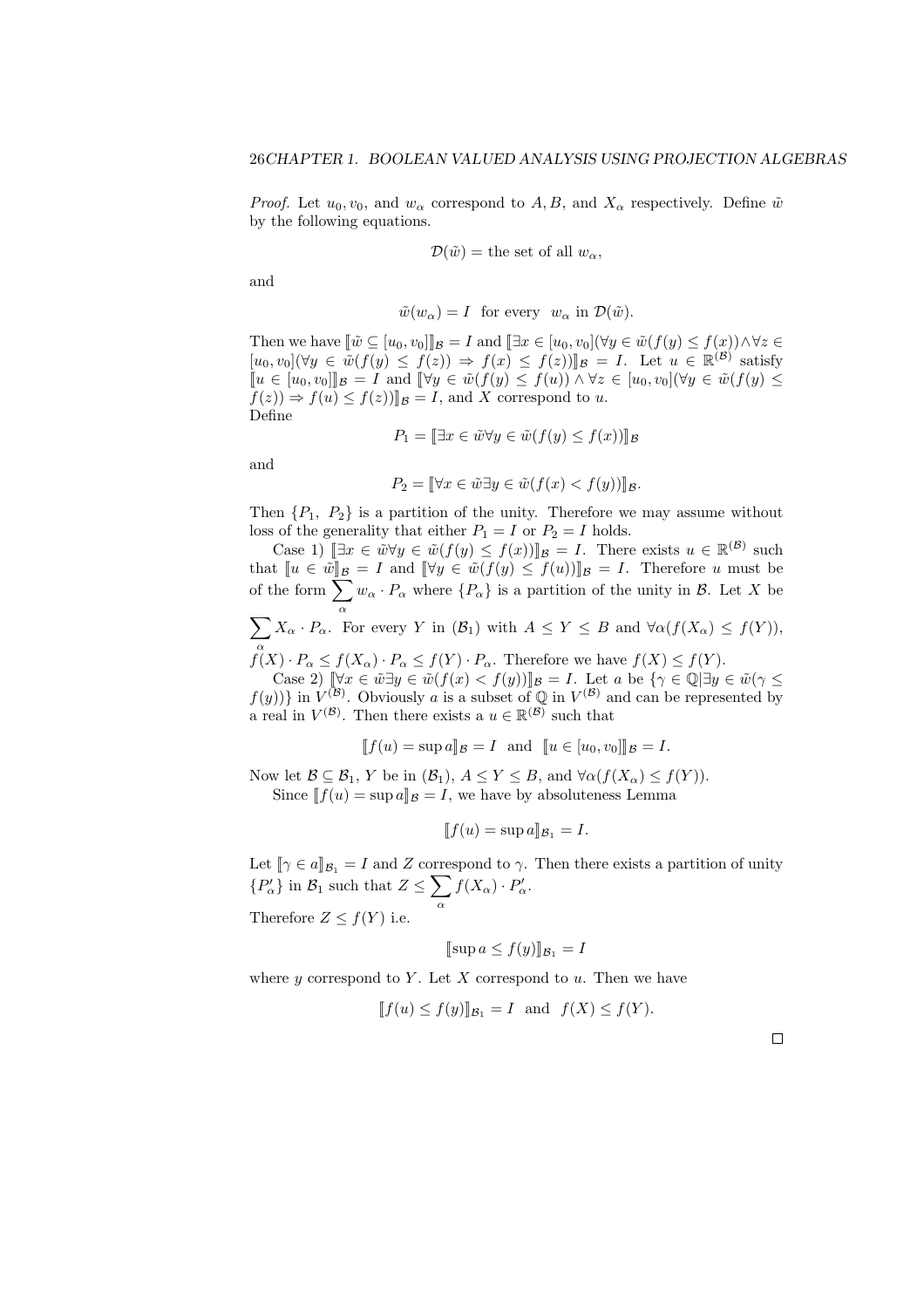*Proof.* Let $u_0, v_0$, and $w_\alpha$ correspond to $A, B$, and $X_\alpha$ respectively. Define $\tilde{w}$ by the following equations.

$$\mathcal{D}(\tilde{w}) = \text{the set of all } w_\alpha,$$

and

$$\tilde{w}(w_\alpha) = I \quad \text{for every} \quad w_\alpha \text{ in } \mathcal{D}(\tilde{w}).$$

Then we have $[\![\tilde{w} \subseteq [u_0, v_0]]\!]_\mathcal{B} = I$ and $[\![\exists x \in [u_0, v_0](\forall y \in \tilde{w}(f(y) \leq f(x)) \wedge \forall z \in [u_0, v_0](\forall y \in \tilde{w}(f(y) \leq f(z)) \Rightarrow f(x) \leq f(z))]\!]_\mathcal{B} = I$. Let $u \in \mathbb{R}^{(\mathcal{B})}$ satisfy $[\![u \in [u_0, v_0]]\!]_\mathcal{B} = I$ and $[\![\forall y \in \tilde{w}(f(y) \leq f(u)) \wedge \forall z \in [u_0, v_0](\forall y \in \tilde{w}(f(y) \leq f(z)) \Rightarrow f(u) \leq f(z))]\!]_\mathcal{B} = I$, and $X$ correspond to $u$.
Define

$$P_1 = [\![\exists x \in \tilde{w} \forall y \in \tilde{w}(f(y) \leq f(x))]\!]_\mathcal{B}$$

and

$$P_2 = [\![\forall x \in \tilde{w} \exists y \in \tilde{w}(f(x) < f(y))]\!]_\mathcal{B}.$$

Then $\{P_1,\ P_2\}$ is a partition of the unity. Therefore we may assume without loss of the generality that either $P_1 = I$ or $P_2 = I$ holds.

Case 1) $[\![\exists x \in \tilde{w} \forall y \in \tilde{w}(f(y) \leq f(x))]\!]_\mathcal{B} = I$. There exists $u \in \mathbb{R}^{(\mathcal{B})}$ such that $[\![u \in \tilde{w}]\!]_\mathcal{B} = I$ and $[\![\forall y \in \tilde{w}(f(y) \leq f(u))]\!]_\mathcal{B} = I$. Therefore $u$ must be of the form $\sum_\alpha w_\alpha \cdot P_\alpha$ where $\{P_\alpha\}$ is a partition of the unity in $\mathcal{B}$. Let $X$ be $\sum_\alpha X_\alpha \cdot P_\alpha$. For every $Y$ in $(\mathcal{B}_1)$ with $A \leq Y \leq B$ and $\forall \alpha (f(X_\alpha) \leq f(Y))$, $f(X) \cdot P_\alpha \leq f(X_\alpha) \cdot P_\alpha \leq f(Y) \cdot P_\alpha$. Therefore we have $f(X) \leq f(Y)$.

Case 2) $[\![\forall x \in \tilde{w} \exists y \in \tilde{w}(f(x) < f(y))]\!]_\mathcal{B} = I$. Let $a$ be $\{\gamma \in \mathbb{Q} | \exists y \in \tilde{w}(\gamma \leq f(y))\}$ in $V^{(\mathcal{B})}$. Obviously $a$ is a subset of $\mathbb{Q}$ in $V^{(\mathcal{B})}$ and can be represented by a real in $V^{(\mathcal{B})}$. Then there exists a $u \in \mathbb{R}^{(\mathcal{B})}$ such that

$$[\![f(u) = \sup a]\!]_\mathcal{B} = I \quad \text{and} \quad [\![u \in [u_0, v_0]]\!]_\mathcal{B} = I.$$

Now let $\mathcal{B} \subseteq \mathcal{B}_1$, $Y$ be in $(\mathcal{B}_1)$, $A \leq Y \leq B$, and $\forall \alpha (f(X_\alpha) \leq f(Y))$.

Since $[\![f(u) = \sup a]\!]_\mathcal{B} = I$, we have by absoluteness Lemma

$$[\![f(u) = \sup a]\!]_{\mathcal{B}_1} = I.$$

Let $[\![\gamma \in a]\!]_{\mathcal{B}_1} = I$ and $Z$ correspond to $\gamma$. Then there exists a partition of unity $\{P'_\alpha\}$ in $\mathcal{B}_1$ such that $Z \leq \sum_\alpha f(X_\alpha) \cdot P'_\alpha$.
Therefore $Z \leq f(Y)$ i.e.

$$[\![\sup a \leq f(y)]\!]_{\mathcal{B}_1} = I$$

where $y$ correspond to $Y$. Let $X$ correspond to $u$. Then we have

$$[\![f(u) \leq f(y)]\!]_{\mathcal{B}_1} = I \quad \text{and} \quad f(X) \leq f(Y).$$

□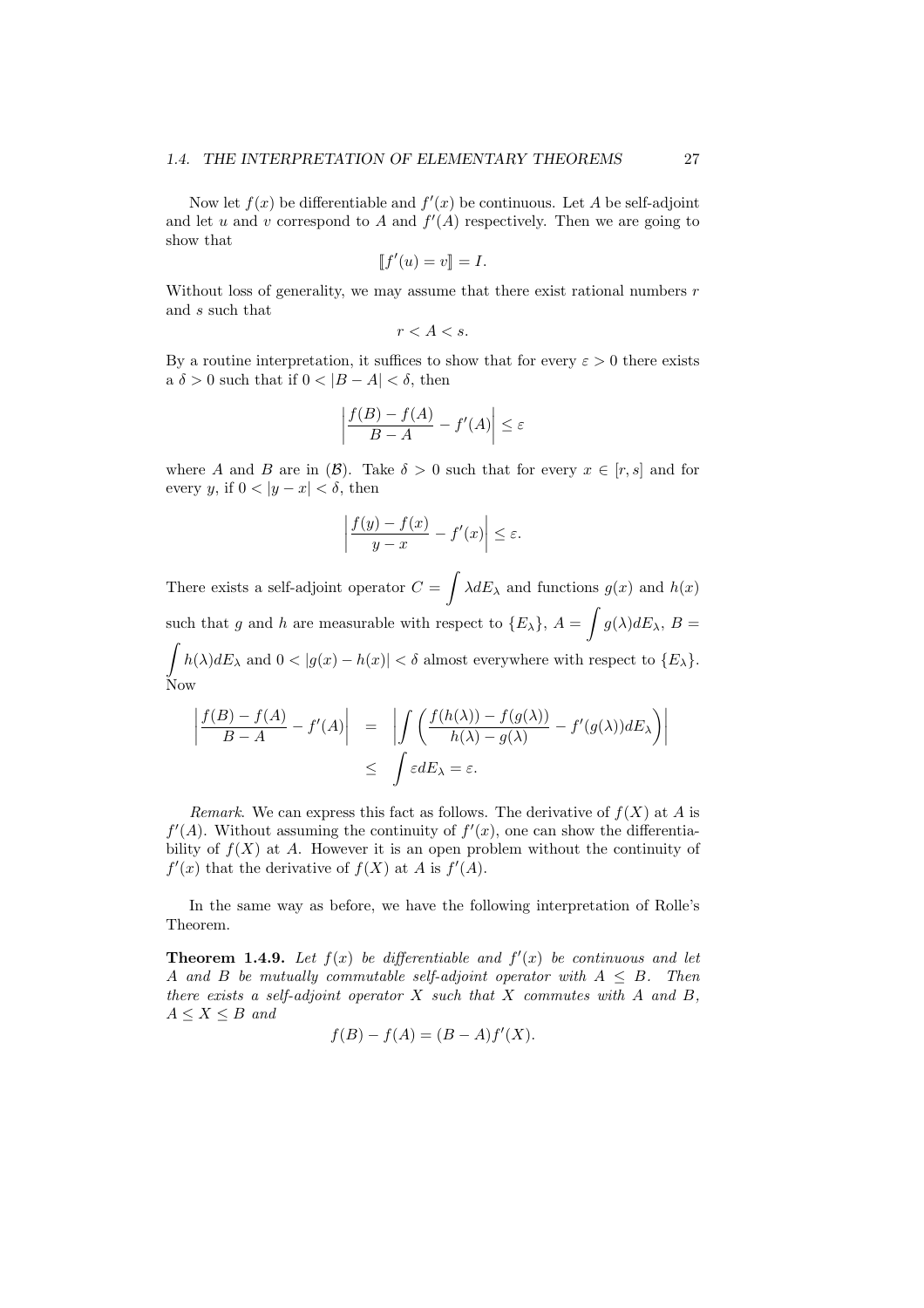Now let $f(x)$ be differentiable and $f'(x)$ be continuous. Let $A$ be self-adjoint and let $u$ and $v$ correspond to $A$ and $f'(A)$ respectively. Then we are going to show that

$$[\![f'(u) = v]\!] = I.$$

Without loss of generality, we may assume that there exist rational numbers $r$ and $s$ such that

$$r < A < s.$$

By a routine interpretation, it suffices to show that for every $\varepsilon > 0$ there exists a $\delta > 0$ such that if $0 < |B - A| < \delta$, then

$$\left| \frac{f(B) - f(A)}{B - A} - f'(A) \right| \leq \varepsilon$$

where $A$ and $B$ are in $(\mathcal{B})$. Take $\delta > 0$ such that for every $x \in [r, s]$ and for every $y$, if $0 < |y - x| < \delta$, then

$$\left| \frac{f(y) - f(x)}{y - x} - f'(x) \right| \leq \varepsilon.$$

There exists a self-adjoint operator $C = \displaystyle\int \lambda dE_\lambda$ and functions $g(x)$ and $h(x)$ such that $g$ and $h$ are measurable with respect to $\{E_\lambda\}$, $A = \displaystyle\int g(\lambda) dE_\lambda$, $B = \displaystyle\int h(\lambda) dE_\lambda$ and $0 < |g(x) - h(x)| < \delta$ almost everywhere with respect to $\{E_\lambda\}$. Now

$$\begin{aligned} \left| \frac{f(B) - f(A)}{B - A} - f'(A) \right| &= \left| \int \left( \frac{f(h(\lambda)) - f(g(\lambda))}{h(\lambda) - g(\lambda)} - f'(g(\lambda)) dE_\lambda \right) \right| \\ &\leq \int \varepsilon dE_\lambda = \varepsilon. \end{aligned}$$

*Remark*. We can express this fact as follows. The derivative of $f(X)$ at $A$ is $f'(A)$. Without assuming the continuity of $f'(x)$, one can show the differentiability of $f(X)$ at $A$. However it is an open problem without the continuity of $f'(x)$ that the derivative of $f(X)$ at $A$ is $f'(A)$.

In the same way as before, we have the following interpretation of Rolle's Theorem.

**Theorem 1.4.9.** *Let $f(x)$ be differentiable and $f'(x)$ be continuous and let $A$ and $B$ be mutually commutable self-adjoint operator with $A \leq B$. Then there exists a self-adjoint operator $X$ such that $X$ commutes with $A$ and $B$, $A \leq X \leq B$ and*

$$f(B) - f(A) = (B - A) f'(X).$$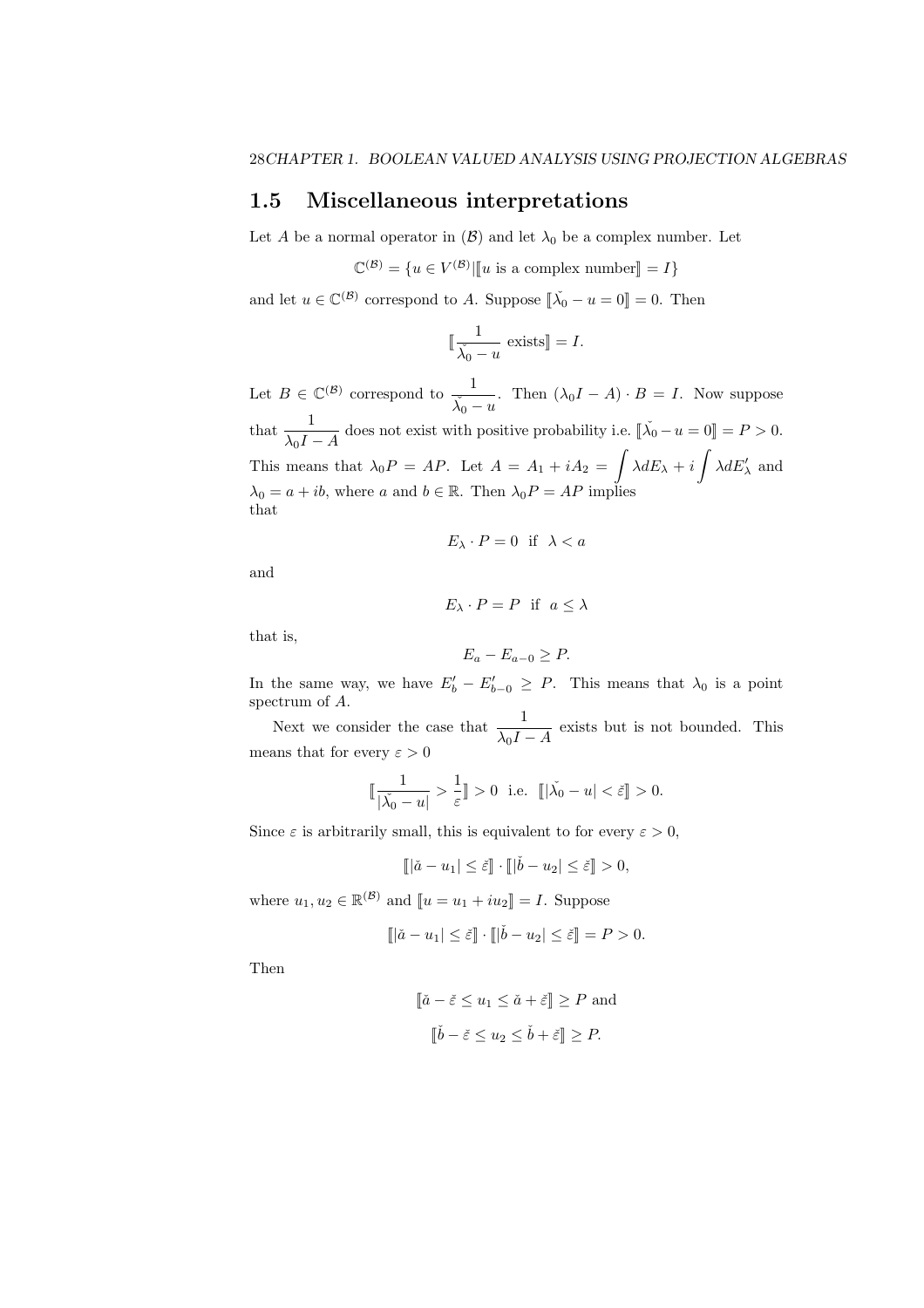## 1.5 Miscellaneous interpretations

Let $A$ be a normal operator in $(\mathcal{B})$ and let $\lambda_0$ be a complex number. Let

$$\mathbb{C}^{(\mathcal{B})} = \{u \in V^{(\mathcal{B})} | [\![u \text{ is a complex number}]\!] = I\}$$

and let $u \in \mathbb{C}^{(\mathcal{B})}$ correspond to $A$. Suppose $[\![\check{\lambda}_0 - u = 0]\!] = 0$. Then

$$[\![\frac{1}{\check{\lambda}_0 - u} \text{ exists}]\!] = I.$$

Let $B \in \mathbb{C}^{(\mathcal{B})}$ correspond to $\dfrac{1}{\check{\lambda}_0 - u}$. Then $(\lambda_0 I - A) \cdot B = I$. Now suppose that $\dfrac{1}{\lambda_0 I - A}$ does not exist with positive probability i.e. $[\![\check{\lambda}_0 - u = 0]\!] = P > 0$. This means that $\lambda_0 P = AP$. Let $A = A_1 + iA_2 = \displaystyle\int \lambda dE_\lambda + i \int \lambda dE'_\lambda$ and $\lambda_0 = a + ib$, where $a$ and $b \in \mathbb{R}$. Then $\lambda_0 P = AP$ implies that

$$E_\lambda \cdot P = 0 \ \text{ if } \ \lambda < a$$

and

$$E_\lambda \cdot P = P \ \text{ if } \ a \leq \lambda$$

that is,

$$E_a - E_{a-0} \geq P.$$

In the same way, we have $E'_b - E'_{b-0} \geq P$. This means that $\lambda_0$ is a point spectrum of $A$.

Next we consider the case that $\dfrac{1}{\lambda_0 I - A}$ exists but is not bounded. This means that for every $\varepsilon > 0$

$$[\![\frac{1}{|\check{\lambda}_0 - u|} > \frac{1}{\varepsilon}]\!] > 0 \ \text{ i.e. } \ [\![|\check{\lambda}_0 - u| < \check{\varepsilon}]\!] > 0.$$

Since $\varepsilon$ is arbitrarily small, this is equivalent to for every $\varepsilon > 0$,

$$[\![|\check{a} - u_1| \leq \check{\varepsilon}]\!] \cdot [\![|\check{b} - u_2| \leq \check{\varepsilon}]\!] > 0,$$

where $u_1, u_2 \in \mathbb{R}^{(\mathcal{B})}$ and $[\![u = u_1 + iu_2]\!] = I$. Suppose

$$[\![|\check{a} - u_1| \leq \check{\varepsilon}]\!] \cdot [\![|\check{b} - u_2| \leq \check{\varepsilon}]\!] = P > 0.$$

Then

$$[\![\check{a} - \check{\varepsilon} \leq u_1 \leq \check{a} + \check{\varepsilon}]\!] \geq P \text{ and}$$

$$[\![\check{b} - \check{\varepsilon} \leq u_2 \leq \check{b} + \check{\varepsilon}]\!] \geq P.$$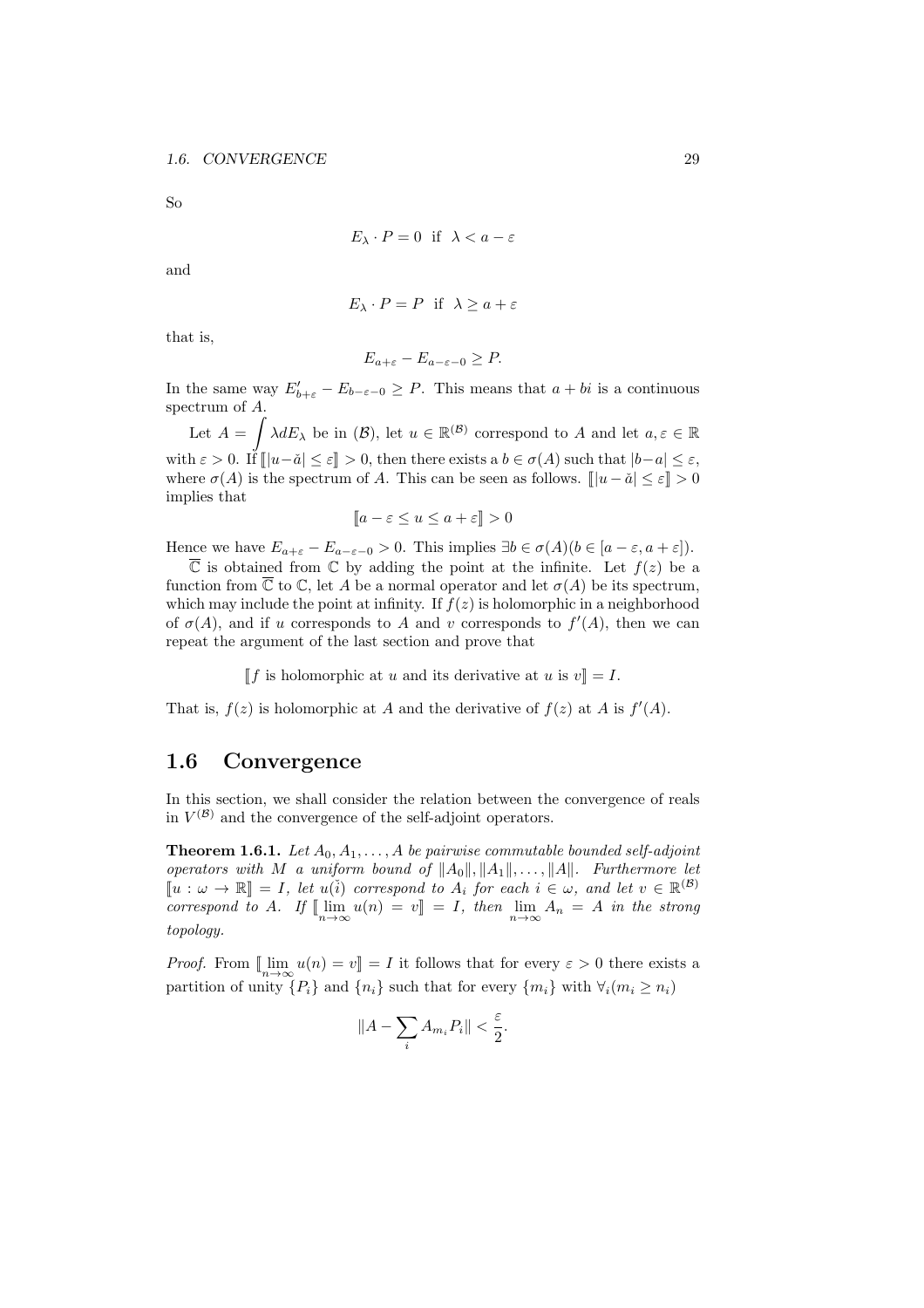So

$$E_\lambda \cdot P = 0 \text{ if } \lambda < a - \varepsilon$$

and

$$E_\lambda \cdot P = P \text{ if } \lambda \geq a + \varepsilon$$

that is,

$$E_{a+\varepsilon} - E_{a-\varepsilon-0} \geq P.$$

In the same way $E'_{b+\varepsilon} - E_{b-\varepsilon-0} \geq P$. This means that $a + bi$ is a continuous spectrum of $A$.

Let $A = \displaystyle\int \lambda dE_\lambda$ be in $(\mathcal{B})$, let $u \in \mathbb{R}^{(\mathcal{B})}$ correspond to $A$ and let $a, \varepsilon \in \mathbb{R}$ with $\varepsilon > 0$. If $[\![|u - \check{a}| \leq \varepsilon]\!] > 0$, then there exists a $b \in \sigma(A)$ such that $|b - a| \leq \varepsilon$, where $\sigma(A)$ is the spectrum of $A$. This can be seen as follows. $[\![|u - \check{a}| \leq \varepsilon]\!] > 0$ implies that

$$[\![a - \varepsilon \leq u \leq a + \varepsilon]\!] > 0$$

Hence we have $E_{a+\varepsilon} - E_{a-\varepsilon-0} > 0$. This implies $\exists b \in \sigma(A)(b \in [a - \varepsilon, a + \varepsilon])$.

$\overline{\mathbb{C}}$ is obtained from $\mathbb{C}$ by adding the point at the infinite. Let $f(z)$ be a function from $\overline{\mathbb{C}}$ to $\mathbb{C}$, let $A$ be a normal operator and let $\sigma(A)$ be its spectrum, which may include the point at infinity. If $f(z)$ is holomorphic in a neighborhood of $\sigma(A)$, and if $u$ corresponds to $A$ and $v$ corresponds to $f'(A)$, then we can repeat the argument of the last section and prove that

$$[\![f \text{ is holomorphic at } u \text{ and its derivative at } u \text{ is } v]\!] = I.$$

That is, $f(z)$ is holomorphic at $A$ and the derivative of $f(z)$ at $A$ is $f'(A)$.

## 1.6 Convergence

In this section, we shall consider the relation between the convergence of reals in $V^{(\mathcal{B})}$ and the convergence of the self-adjoint operators.

**Theorem 1.6.1.** *Let $A_0, A_1, \ldots, A$ be pairwise commutable bounded self-adjoint operators with $M$ a uniform bound of $\|A_0\|, \|A_1\|, \ldots, \|A\|$. Furthermore let $[\![u : \omega \to \mathbb{R}]\!] = I$, let $u(\check{i})$ correspond to $A_i$ for each $i \in \omega$, and let $v \in \mathbb{R}^{(\mathcal{B})}$ correspond to $A$. If $[\![\lim_{n\to\infty} u(n) = v]\!] = I$, then $\lim_{n\to\infty} A_n = A$ in the strong topology.*

*Proof.* From $[\![\lim_{n\to\infty} u(n) = v]\!] = I$ it follows that for every $\varepsilon > 0$ there exists a partition of unity $\{P_i\}$ and $\{n_i\}$ such that for every $\{m_i\}$ with $\forall_i (m_i \geq n_i)$

$$\|A - \sum_i A_{m_i} P_i\| < \frac{\varepsilon}{2}.$$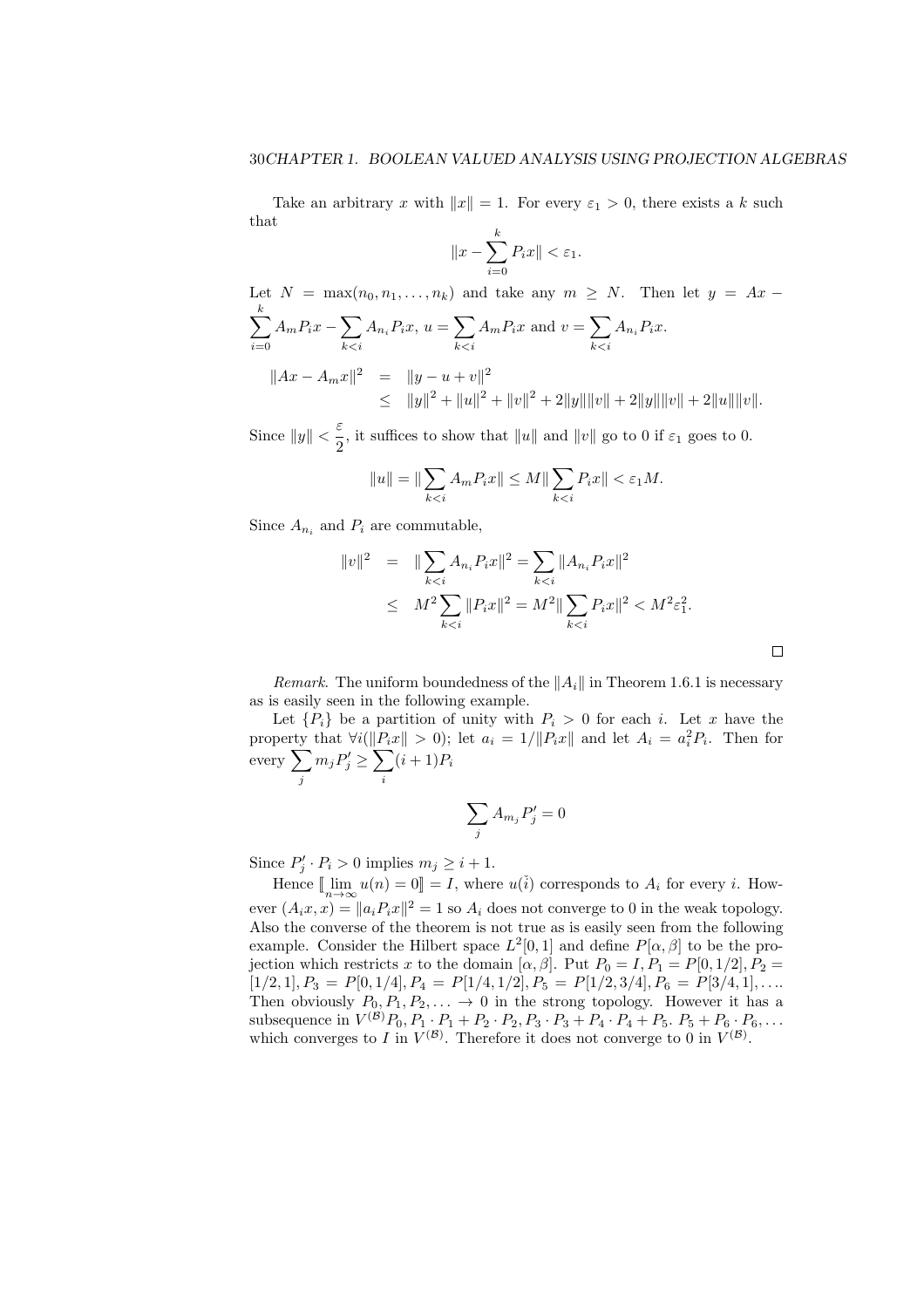Take an arbitrary $x$ with $\|x\| = 1$. For every $\varepsilon_1 > 0$, there exists a $k$ such that

$$\|x - \sum_{i=0}^{k} P_i x\| < \varepsilon_1.$$

Let $N = \max(n_0, n_1, \ldots, n_k)$ and take any $m \geq N$. Then let $y = Ax - \sum_{i=0}^{k} A_m P_i x - \sum_{k<i} A_{n_i} P_i x$, $u = \sum_{k<i} A_m P_i x$ and $v = \sum_{k<i} A_{n_i} P_i x$.

$$\begin{aligned}
\|Ax - A_m x\|^2 &= \|y - u + v\|^2 \\
&\leq \|y\|^2 + \|u\|^2 + \|v\|^2 + 2\|y\|\|v\| + 2\|y\|\|v\| + 2\|u\|\|v\|.
\end{aligned}$$

Since $\|y\| < \dfrac{\varepsilon}{2}$, it suffices to show that $\|u\|$ and $\|v\|$ go to 0 if $\varepsilon_1$ goes to 0.

$$\|u\| = \|\sum_{k<i} A_m P_i x\| \leq M \|\sum_{k<i} P_i x\| < \varepsilon_1 M.$$

Since $A_{n_i}$ and $P_i$ are commutable,

$$\begin{aligned}
\|v\|^2 &= \|\sum_{k<i} A_{n_i} P_i x\|^2 = \sum_{k<i} \|A_{n_i} P_i x\|^2 \\
&\leq M^2 \sum_{k<i} \|P_i x\|^2 = M^2 \|\sum_{k<i} P_i x\|^2 < M^2 \varepsilon_1^2.
\end{aligned}$$

□

*Remark.* The uniform boundedness of the $\|A_i\|$ in Theorem 1.6.1 is necessary as is easily seen in the following example.

Let $\{P_i\}$ be a partition of unity with $P_i > 0$ for each $i$. Let $x$ have the property that $\forall i (\|P_i x\| > 0)$; let $a_i = 1/\|P_i x\|$ and let $A_i = a_i^2 P_i$. Then for every $\sum_j m_j P'_j \geq \sum_i (i+1) P_i$

$$\sum_j A_{m_j} P'_j = 0$$

Since $P'_j \cdot P_i > 0$ implies $m_j \geq i + 1$.

Hence $[\![ \lim_{n\to\infty} u(n) = 0 ]\!] = I$, where $u(\check{i})$ corresponds to $A_i$ for every $i$. However $(A_i x, x) = \|a_i P_i x\|^2 = 1$ so $A_i$ does not converge to 0 in the weak topology. Also the converse of the theorem is not true as is easily seen from the following example. Consider the Hilbert space $L^2[0,1]$ and define $P[\alpha, \beta]$ to be the projection which restricts $x$ to the domain $[\alpha, \beta]$. Put $P_0 = I, P_1 = P[0, 1/2], P_2 = [1/2, 1], P_3 = P[0, 1/4], P_4 = P[1/4, 1/2], P_5 = P[1/2, 3/4], P_6 = P[3/4, 1], \ldots$. Then obviously $P_0, P_1, P_2, \ldots \to 0$ in the strong topology. However it has a subsequence in $V^{(\mathcal{B})} P_0, P_1 \cdot P_1 + P_2 \cdot P_2, P_3 \cdot P_3 + P_4 \cdot P_4 + P_5 \cdot P_5 + P_6 \cdot P_6, \ldots$ which converges to $I$ in $V^{(\mathcal{B})}$. Therefore it does not converge to 0 in $V^{(\mathcal{B})}$.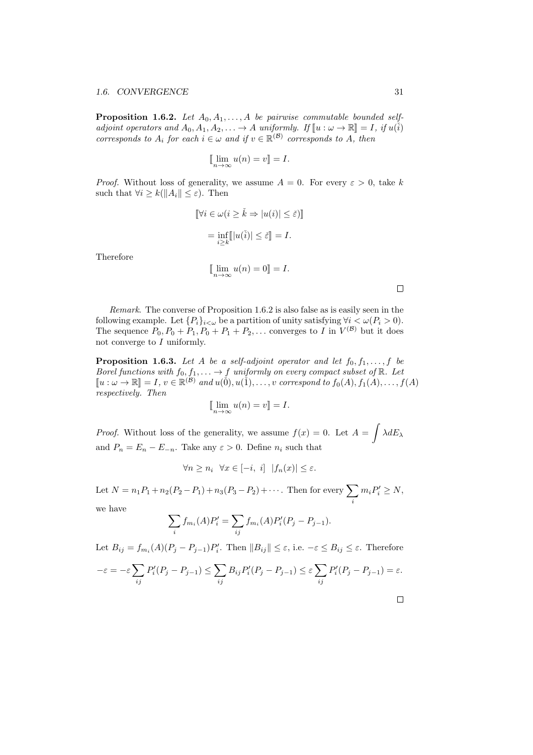**Proposition 1.6.2.** *Let $A_0, A_1, \ldots, A$ be pairwise commutable bounded self-adjoint operators and $A_0, A_1, A_2, \ldots \to A$ uniformly. If $[\![u : \omega \to \mathbb{R}]\!] = I$, if $u(\check{i})$ corresponds to $A_i$ for each $i \in \omega$ and if $v \in \mathbb{R}^{(\mathcal{B})}$ corresponds to $A$, then*

$$[\![\lim_{n\to\infty} u(n) = v]\!] = I.$$

*Proof.* Without loss of generality, we assume $A = 0$. For every $\varepsilon > 0$, take $k$ such that $\forall i \geq k(\|A_i\| \leq \varepsilon)$. Then

$$[\![\forall i \in \omega(i \geq \check{k} \Rightarrow |u(i)| \leq \check{\varepsilon})]\!]$$

$$= \inf_{i\geq k}[\![|u(\check{i})| \leq \check{\varepsilon}]\!] = I.$$

Therefore

$$[\![\lim_{n\to\infty} u(n) = 0]\!] = I.$$

□

*Remark.* The converse of Proposition 1.6.2 is also false as is easily seen in the following example. Let $\{P_i\}_{i<\omega}$ be a partition of unity satisfying $\forall i < \omega(P_i > 0)$. The sequence $P_0, P_0 + P_1, P_0 + P_1 + P_2, \ldots$ converges to $I$ in $V^{(\mathcal{B})}$ but it does not converge to $I$ uniformly.

**Proposition 1.6.3.** *Let $A$ be a self-adjoint operator and let $f_0, f_1, \ldots, f$ be Borel functions with $f_0, f_1, \ldots \to f$ uniformly on every compact subset of $\mathbb{R}$. Let $[\![u : \omega \to \mathbb{R}]\!] = I$, $v \in \mathbb{R}^{(\mathcal{B})}$ and $u(\check{0}), u(\check{1}), \ldots, v$ correspond to $f_0(A), f_1(A), \ldots, f(A)$ respectively. Then*

$$[\![\lim_{n\to\infty} u(n) = v]\!] = I.$$

*Proof.* Without loss of the generality, we assume $f(x) = 0$. Let $A = \displaystyle\int \lambda dE_\lambda$ and $P_n = E_n - E_{-n}$. Take any $\varepsilon > 0$. Define $n_i$ such that

$$\forall n \geq n_i \ \ \forall x \in [-i, \ i] \ \ |f_n(x)| \leq \varepsilon.$$

Let $N = n_1 P_1 + n_2(P_2 - P_1) + n_3(P_3 - P_2) + \cdots$. Then for every $\displaystyle\sum_i m_i P'_i \geq N$, we have

$$\sum_i f_{m_i}(A)P'_i = \sum_{ij} f_{m_i}(A)P'_i(P_j - P_{j-1}).$$

Let $B_{ij} = f_{m_i}(A)(P_j - P_{j-1})P'_i$. Then $\|B_{ij}\| \leq \varepsilon$, i.e. $-\varepsilon \leq B_{ij} \leq \varepsilon$. Therefore

$$-\varepsilon = -\varepsilon \sum_{ij} P'_i(P_j - P_{j-1}) \leq \sum_{ij} B_{ij}P'_i(P_j - P_{j-1}) \leq \varepsilon \sum_{ij} P'_i(P_j - P_{j-1}) = \varepsilon.$$

□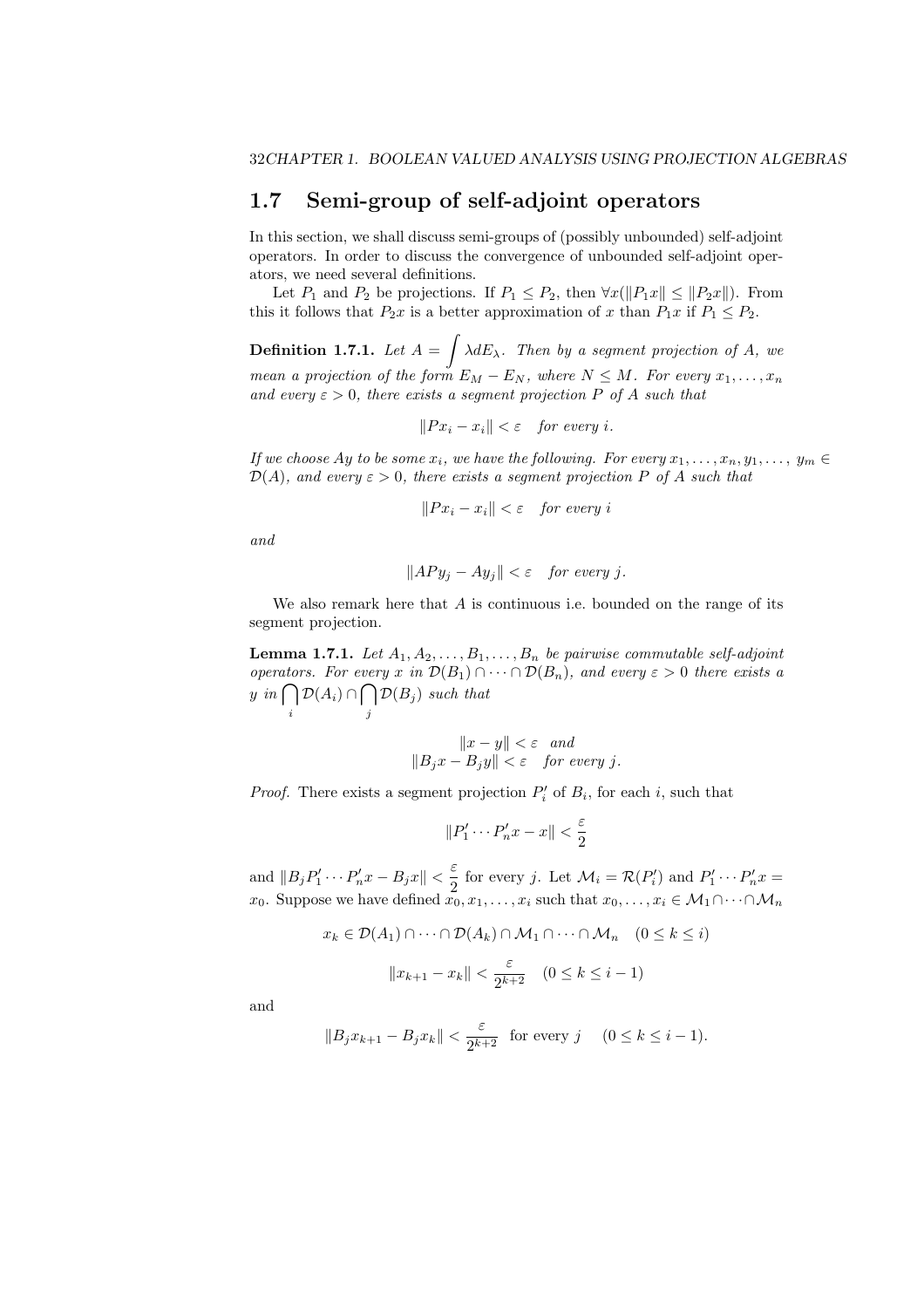## 1.7 Semi-group of self-adjoint operators

In this section, we shall discuss semi-groups of (possibly unbounded) self-adjoint operators. In order to discuss the convergence of unbounded self-adjoint operators, we need several definitions.

Let $P_1$ and $P_2$ be projections. If $P_1 \leq P_2$, then $\forall x(\|P_1 x\| \leq \|P_2 x\|)$. From this it follows that $P_2 x$ is a better approximation of $x$ than $P_1 x$ if $P_1 \leq P_2$.

**Definition 1.7.1.** *Let $A = \displaystyle\int \lambda dE_\lambda$. Then by a segment projection of $A$, we mean a projection of the form $E_M - E_N$, where $N \leq M$. For every $x_1, \ldots, x_n$ and every $\varepsilon > 0$, there exists a segment projection $P$ of $A$ such that*

$$\|Px_i - x_i\| < \varepsilon \quad \textit{for every } i.$$

*If we choose $Ay$ to be some $x_i$, we have the following. For every $x_1, \ldots, x_n, y_1, \ldots, y_m \in \mathcal{D}(A)$, and every $\varepsilon > 0$, there exists a segment projection $P$ of $A$ such that*

$$\|Px_i - x_i\| < \varepsilon \quad \textit{for every } i$$

*and*

$$\|APy_j - Ay_j\| < \varepsilon \quad \textit{for every } j.$$

We also remark here that $A$ is continuous i.e. bounded on the range of its segment projection.

**Lemma 1.7.1.** *Let $A_1, A_2, \ldots, B_1, \ldots, B_n$ be pairwise commutable self-adjoint operators. For every $x$ in $\mathcal{D}(B_1) \cap \cdots \cap \mathcal{D}(B_n)$, and every $\varepsilon > 0$ there exists a $y$ in $\bigcap_i \mathcal{D}(A_i) \cap \bigcap_j \mathcal{D}(B_j)$ such that*

$$\|x - y\| < \varepsilon \quad \textit{and}$$
$$\|B_j x - B_j y\| < \varepsilon \quad \textit{for every } j.$$

*Proof.* There exists a segment projection $P'_i$ of $B_i$, for each $i$, such that

$$\|P'_1 \cdots P'_n x - x\| < \frac{\varepsilon}{2}$$

and $\|B_j P'_1 \cdots P'_n x - B_j x\| < \dfrac{\varepsilon}{2}$ for every $j$. Let $\mathcal{M}_i = \mathcal{R}(P'_i)$ and $P'_1 \cdots P'_n x = x_0$. Suppose we have defined $x_0, x_1, \ldots, x_i$ such that $x_0, \ldots, x_i \in \mathcal{M}_1 \cap \cdots \cap \mathcal{M}_n$

$$x_k \in \mathcal{D}(A_1) \cap \cdots \cap \mathcal{D}(A_k) \cap \mathcal{M}_1 \cap \cdots \cap \mathcal{M}_n \quad (0 \leq k \leq i)$$

$$\|x_{k+1} - x_k\| < \frac{\varepsilon}{2^{k+2}} \quad (0 \leq k \leq i-1)$$

and

$$\|B_j x_{k+1} - B_j x_k\| < \frac{\varepsilon}{2^{k+2}} \text{ for every } j \quad (0 \leq k \leq i-1).$$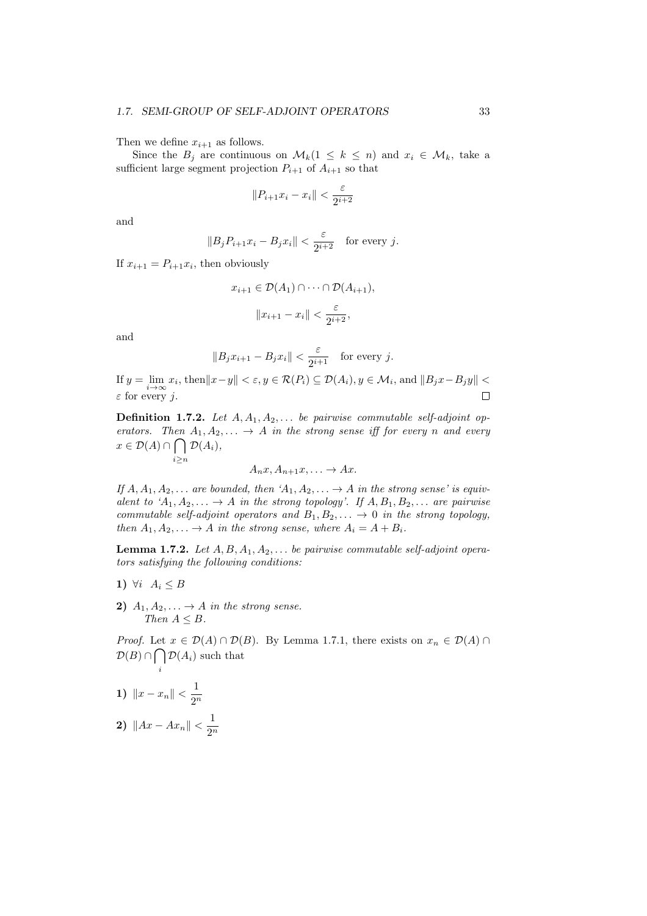Then we define $x_{i+1}$ as follows.

Since the $B_j$ are continuous on $\mathcal{M}_k (1 \leq k \leq n)$ and $x_i \in \mathcal{M}_k$, take a sufficient large segment projection $P_{i+1}$ of $A_{i+1}$ so that

$$\|P_{i+1}x_i - x_i\| < \frac{\varepsilon}{2^{i+2}}$$

and

$$\|B_j P_{i+1} x_i - B_j x_i\| < \frac{\varepsilon}{2^{i+2}} \quad \text{for every } j.$$

If $x_{i+1} = P_{i+1}x_i$, then obviously

$$x_{i+1} \in \mathcal{D}(A_1) \cap \cdots \cap \mathcal{D}(A_{i+1}),$$

$$\|x_{i+1} - x_i\| < \frac{\varepsilon}{2^{i+2}},$$

and

$$\|B_j x_{i+1} - B_j x_i\| < \frac{\varepsilon}{2^{i+1}} \quad \text{for every } j.$$

If $y = \lim_{i\to\infty} x_i$, then$\|x-y\| < \varepsilon, y \in \mathcal{R}(P_i) \subseteq \mathcal{D}(A_i), y \in \mathcal{M}_i$, and $\|B_j x - B_j y\| < \varepsilon$ for every $j$. $\square$

**Definition 1.7.2.** *Let $A, A_1, A_2, \ldots$ be pairwise commutable self-adjoint operators. Then $A_1, A_2, \ldots \to A$ in the strong sense iff for every $n$ and every $x \in \mathcal{D}(A) \cap \bigcap_{i \geq n} \mathcal{D}(A_i)$,*

$$A_n x, A_{n+1} x, \ldots \to Ax.$$

*If $A, A_1, A_2, \ldots$ are bounded, then '$A_1, A_2, \ldots \to A$ in the strong sense' is equivalent to '$A_1, A_2, \ldots \to A$ in the strong topology'. If $A, B_1, B_2, \ldots$ are pairwise commutable self-adjoint operators and $B_1, B_2, \ldots \to 0$ in the strong topology, then $A_1, A_2, \ldots \to A$ in the strong sense, where $A_i = A + B_i$.*

**Lemma 1.7.2.** *Let $A, B, A_1, A_2, \ldots$ be pairwise commutable self-adjoint operators satisfying the following conditions:*

**1)** $\forall i \;\; A_i \leq B$

**2)** *$A_1, A_2, \ldots \to A$ in the strong sense.*
*Then $A \leq B$.*

*Proof.* Let $x \in \mathcal{D}(A) \cap \mathcal{D}(B)$. By Lemma 1.7.1, there exists on $x_n \in \mathcal{D}(A) \cap \mathcal{D}(B) \cap \bigcap_i \mathcal{D}(A_i)$ such that

**1)** $\|x - x_n\| < \dfrac{1}{2^n}$

**2)** $\|Ax - Ax_n\| < \dfrac{1}{2^n}$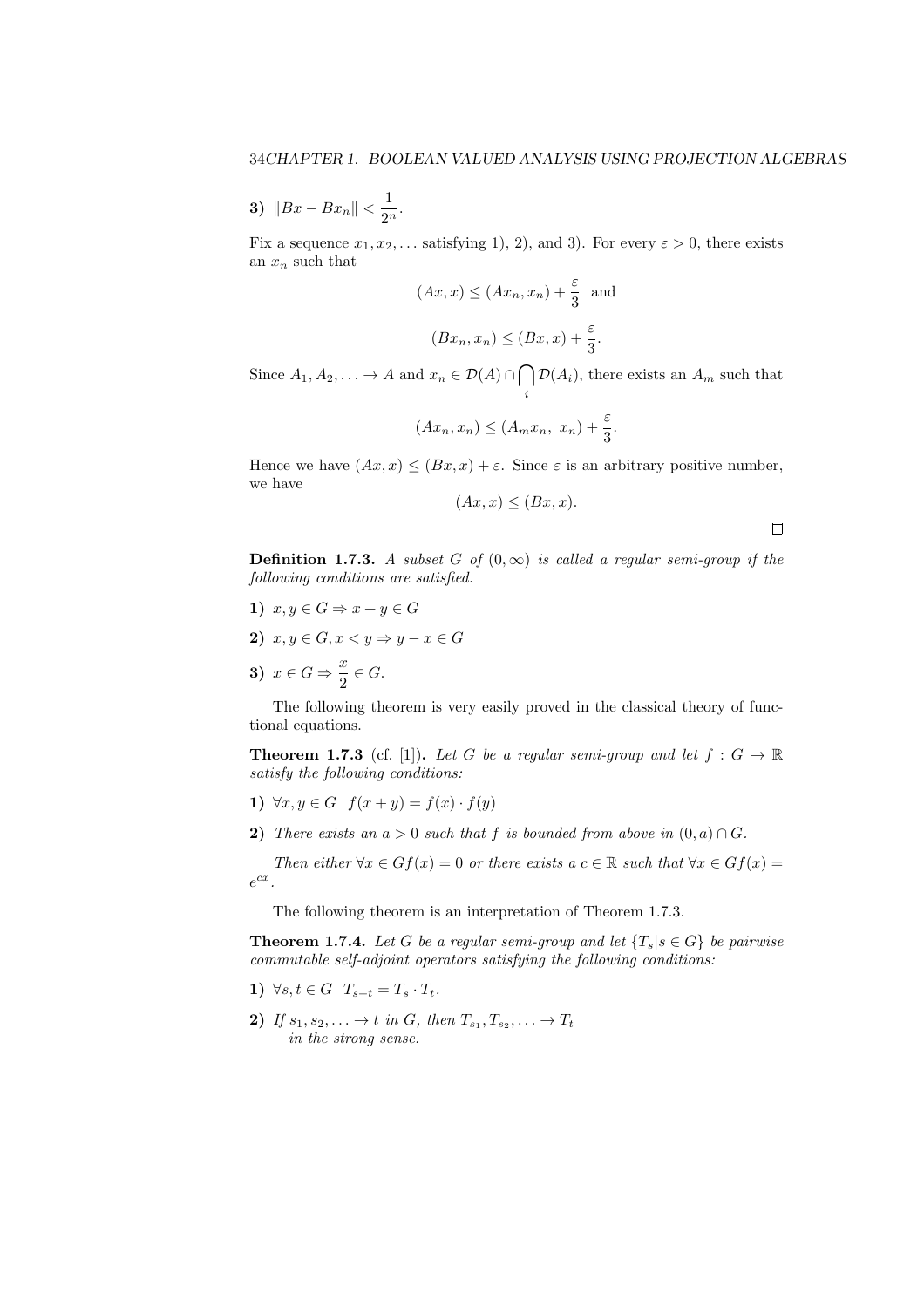**3)** $\|Bx - Bx_n\| < \dfrac{1}{2^n}$.

Fix a sequence $x_1, x_2, \ldots$ satisfying 1), 2), and 3). For every $\varepsilon > 0$, there exists an $x_n$ such that

$$(Ax, x) \leq (Ax_n, x_n) + \frac{\varepsilon}{3} \text{ and}$$

$$(Bx_n, x_n) \leq (Bx, x) + \frac{\varepsilon}{3}.$$

Since $A_1, A_2, \ldots \to A$ and $x_n \in \mathcal{D}(A) \cap \bigcap_i \mathcal{D}(A_i)$, there exists an $A_m$ such that

$$(Ax_n, x_n) \leq (A_m x_n,\ x_n) + \frac{\varepsilon}{3}.$$

Hence we have $(Ax, x) \leq (Bx, x) + \varepsilon$. Since $\varepsilon$ is an arbitrary positive number, we have

$$(Ax, x) \leq (Bx, x).$$

□

**Definition 1.7.3.** *A subset $G$ of $(0, \infty)$ is called a regular semi-group if the following conditions are satisfied.*

**1)** $x, y \in G \Rightarrow x + y \in G$

**2)** $x, y \in G, x < y \Rightarrow y - x \in G$

**3)** $x \in G \Rightarrow \dfrac{x}{2} \in G$.

The following theorem is very easily proved in the classical theory of functional equations.

**Theorem 1.7.3** (cf. [1])**.** *Let $G$ be a regular semi-group and let $f : G \to \mathbb{R}$ satisfy the following conditions:*

**1)** $\forall x, y \in G \quad f(x + y) = f(x) \cdot f(y)$

**2)** *There exists an $a > 0$ such that $f$ is bounded from above in $(0, a) \cap G$.*

*Then either $\forall x \in G f(x) = 0$ or there exists a $c \in \mathbb{R}$ such that $\forall x \in G f(x) = e^{cx}$.*

The following theorem is an interpretation of Theorem 1.7.3.

**Theorem 1.7.4.** *Let $G$ be a regular semi-group and let $\{T_s | s \in G\}$ be pairwise commutable self-adjoint operators satisfying the following conditions:*

**1)** $\forall s, t \in G \quad T_{s+t} = T_s \cdot T_t$.

**2)** *If $s_1, s_2, \ldots \to t$ in $G$, then $T_{s_1}, T_{s_2}, \ldots \to T_t$ in the strong sense.*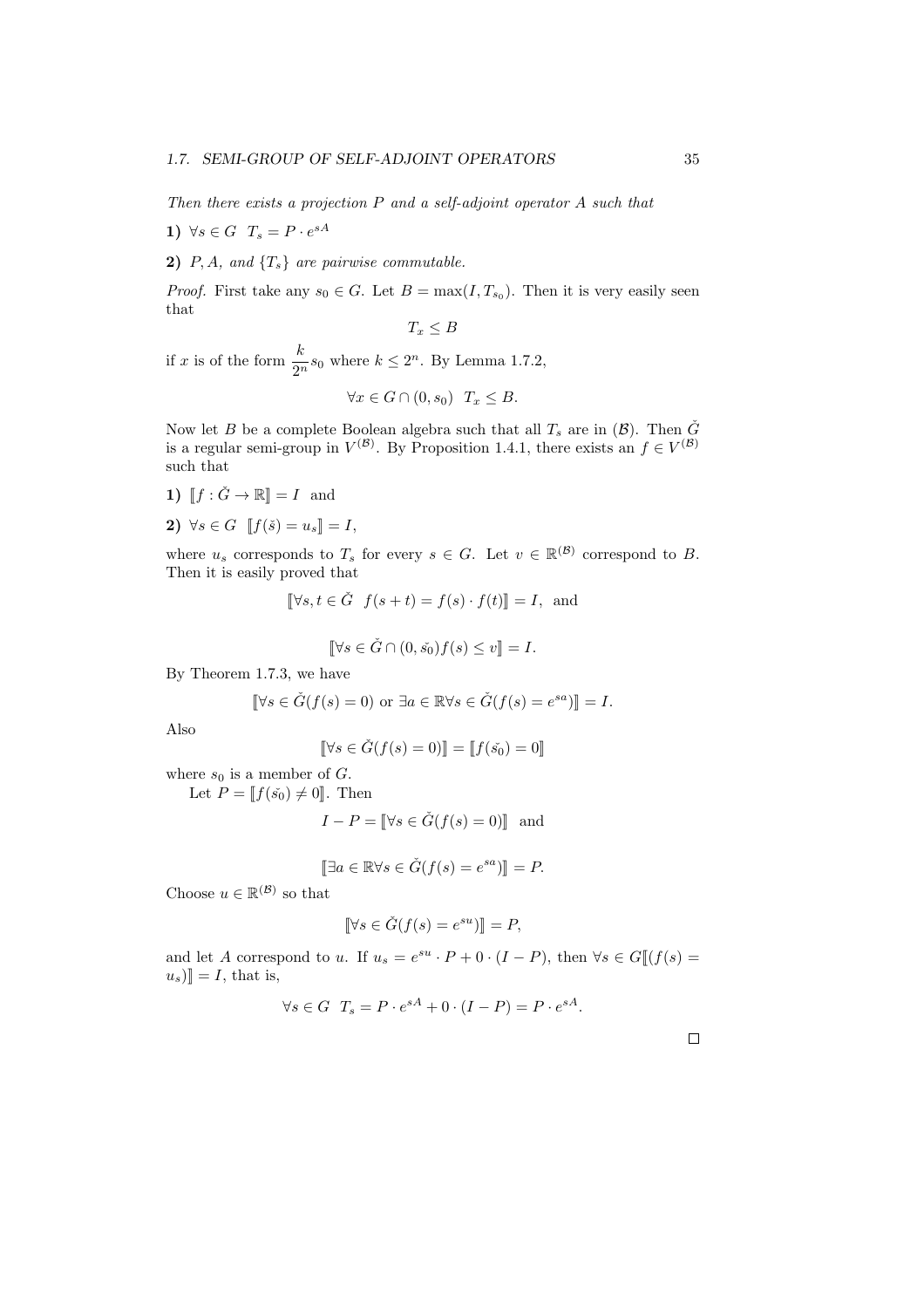*Then there exists a projection $P$ and a self-adjoint operator $A$ such that*

**1)** $\forall s \in G \ \ T_s = P \cdot e^{sA}$

**2)** *$P, A,$ and $\{T_s\}$ are pairwise commutable.*

*Proof.* First take any $s_0 \in G$. Let $B = \max(I, T_{s_0})$. Then it is very easily seen that

$$T_x \leq B$$

if $x$ is of the form $\dfrac{k}{2^n} s_0$ where $k \leq 2^n$. By Lemma 1.7.2,

$$\forall x \in G \cap (0, s_0) \ \ T_x \leq B.$$

Now let $B$ be a complete Boolean algebra such that all $T_s$ are in $(\mathcal{B})$. Then $\check{G}$ is a regular semi-group in $V^{(\mathcal{B})}$. By Proposition 1.4.1, there exists an $f \in V^{(\mathcal{B})}$ such that

**1)** $[\![f : \check{G} \to \mathbb{R}]\!] = I$ and

**2)** $\forall s \in G \ \ [\![f(\check{s}) = u_s]\!] = I,$

where $u_s$ corresponds to $T_s$ for every $s \in G$. Let $v \in \mathbb{R}^{(\mathcal{B})}$ correspond to $B$. Then it is easily proved that

$$[\![\forall s, t \in \check{G} \ \ f(s + t) = f(s) \cdot f(t)]\!] = I, \text{ and}$$

$$[\![\forall s \in \check{G} \cap (0, \check{s_0}) f(s) \leq v]\!] = I.$$

By Theorem 1.7.3, we have

$$[\![\forall s \in \check{G}(f(s) = 0) \text{ or } \exists a \in \mathbb{R} \forall s \in \check{G}(f(s) = e^{sa})]\!] = I.$$

Also

$$[\![\forall s \in \check{G}(f(s) = 0)]\!] = [\![f(\check{s_0}) = 0]\!]$$

where $s_0$ is a member of $G$.

Let $P = [\![f(\check{s_0}) \neq 0]\!]$. Then

$$I - P = [\![\forall s \in \check{G}(f(s) = 0)]\!] \text{ and}$$

$$[\![\exists a \in \mathbb{R} \forall s \in \check{G}(f(s) = e^{sa})]\!] = P.$$

Choose $u \in \mathbb{R}^{(\mathcal{B})}$ so that

$$[\![\forall s \in \check{G}(f(s) = e^{su})]\!] = P,$$

and let $A$ correspond to $u$. If $u_s = e^{su} \cdot P + 0 \cdot (I - P)$, then $\forall s \in G [\![(f(s) = u_s)]\!] = I$, that is,

$$\forall s \in G \ \ T_s = P \cdot e^{sA} + 0 \cdot (I - P) = P \cdot e^{sA}.$$

$\square$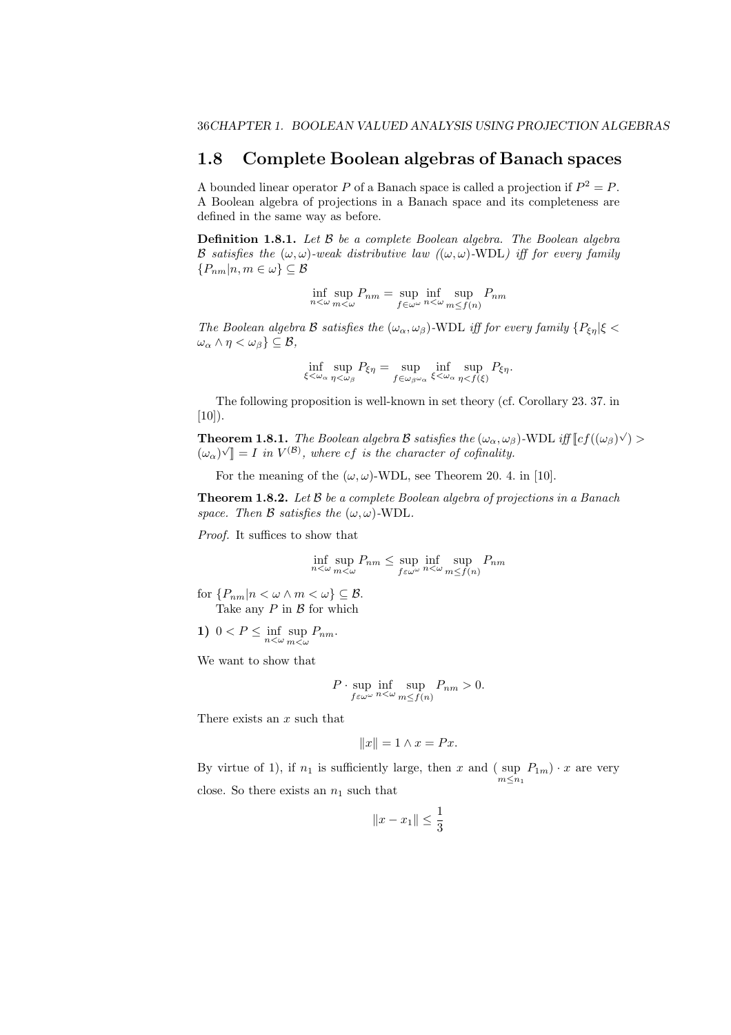## 1.8 Complete Boolean algebras of Banach spaces

A bounded linear operator $P$ of a Banach space is called a projection if $P^2 = P$. A Boolean algebra of projections in a Banach space and its completeness are defined in the same way as before.

**Definition 1.8.1.** *Let $\mathcal{B}$ be a complete Boolean algebra. The Boolean algebra $\mathcal{B}$ satisfies the $(\omega,\omega)$-weak distributive law ($(\omega,\omega)$-WDL) iff for every family $\{P_{nm} | n, m \in \omega\} \subseteq \mathcal{B}$*

$$\inf_{n<\omega} \sup_{m<\omega} P_{nm} = \sup_{f\in\omega^\omega} \inf_{n<\omega} \sup_{m\leq f(n)} P_{nm}$$

*The Boolean algebra $\mathcal{B}$ satisfies the $(\omega_\alpha, \omega_\beta)$-WDL iff for every family $\{P_{\xi\eta} | \xi < \omega_\alpha \wedge \eta < \omega_\beta\} \subseteq \mathcal{B}$,*

$$\inf_{\xi<\omega_\alpha} \sup_{\eta<\omega_\beta} P_{\xi\eta} = \sup_{f\in\omega_\beta{}^{\omega_\alpha}} \inf_{\xi<\omega_\alpha} \sup_{\eta<f(\xi)} P_{\xi\eta}.$$

The following proposition is well-known in set theory (cf. Corollary 23. 37. in [10]).

**Theorem 1.8.1.** *The Boolean algebra $\mathcal{B}$ satisfies the $(\omega_\alpha, \omega_\beta)$-WDL iff $[\![cf((\omega_\beta)^\vee) > (\omega_\alpha)^\vee]\!] = I$ in $V^{(\mathcal{B})}$, where $cf$ is the character of cofinality.*

For the meaning of the $(\omega,\omega)$-WDL, see Theorem 20. 4. in [10].

**Theorem 1.8.2.** *Let $\mathcal{B}$ be a complete Boolean algebra of projections in a Banach space. Then $\mathcal{B}$ satisfies the $(\omega,\omega)$-WDL.*

*Proof.* It suffices to show that

$$\inf_{n<\omega} \sup_{m<\omega} P_{nm} \leq \sup_{f\varepsilon\omega^\omega} \inf_{n<\omega} \sup_{m\leq f(n)} P_{nm}$$

for $\{P_{nm} | n < \omega \wedge m < \omega\} \subseteq \mathcal{B}$.

Take any $P$ in $\mathcal{B}$ for which

**1)** $0 < P \leq \inf_{n<\omega} \sup_{m<\omega} P_{nm}$.

We want to show that

$$P \cdot \sup_{f\varepsilon\omega^\omega} \inf_{n<\omega} \sup_{m\leq f(n)} P_{nm} > 0.$$

There exists an $x$ such that

$$\|x\| = 1 \wedge x = Px.$$

By virtue of 1), if $n_1$ is sufficiently large, then $x$ and $(\sup_{m\leq n_1} P_{1m}) \cdot x$ are very close. So there exists an $n_1$ such that

$$\|x - x_1\| \leq \frac{1}{3}$$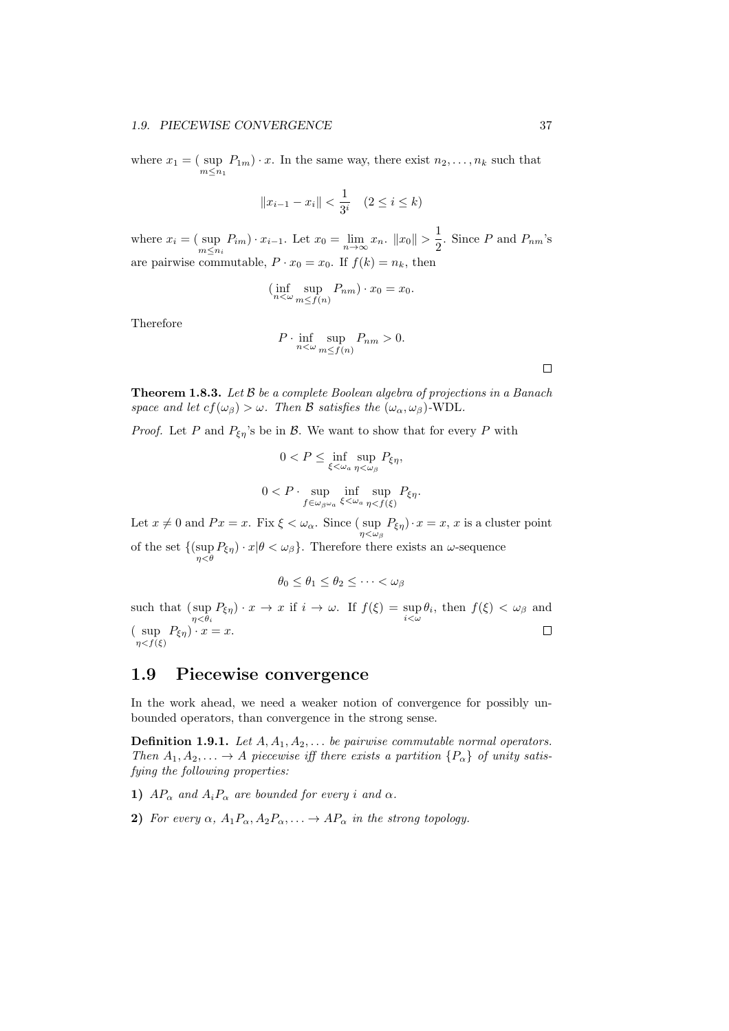where $x_1 = (\sup_{m \leq n_1} P_{1m}) \cdot x$. In the same way, there exist $n_2, \ldots, n_k$ such that

$$\|x_{i-1} - x_i\| < \frac{1}{3^i} \quad (2 \leq i \leq k)$$

where $x_i = (\sup_{m \leq n_i} P_{im}) \cdot x_{i-1}$. Let $x_0 = \lim_{n \to \infty} x_n$. $\|x_0\| > \dfrac{1}{2}$. Since $P$ and $P_{nm}$'s are pairwise commutable, $P \cdot x_0 = x_0$. If $f(k) = n_k$, then

$$(\inf_{n < \omega} \sup_{m \leq f(n)} P_{nm}) \cdot x_0 = x_0.$$

Therefore

$$P \cdot \inf_{n < \omega} \sup_{m \leq f(n)} P_{nm} > 0.$$

$\square$

**Theorem 1.8.3.** *Let $\mathcal{B}$ be a complete Boolean algebra of projections in a Banach space and let $cf(\omega_\beta) > \omega$. Then $\mathcal{B}$ satisfies the $(\omega_\alpha, \omega_\beta)$-WDL.*

*Proof.* Let $P$ and $P_{\xi\eta}$'s be in $\mathcal{B}$. We want to show that for every $P$ with

$$0 < P \leq \inf_{\xi < \omega_a} \sup_{\eta < \omega_\beta} P_{\xi\eta},$$

$$0 < P \cdot \sup_{f \in \omega_\beta \omega_a} \inf_{\xi < \omega_a} \sup_{\eta < f(\xi)} P_{\xi\eta}.$$

Let $x \neq 0$ and $Px = x$. Fix $\xi < \omega_\alpha$. Since $(\sup_{\eta < \omega_\beta} P_{\xi\eta}) \cdot x = x$, $x$ is a cluster point of the set $\{(\sup_{\eta < \theta} P_{\xi\eta}) \cdot x | \theta < \omega_\beta\}$. Therefore there exists an $\omega$-sequence

$$\theta_0 \leq \theta_1 \leq \theta_2 \leq \cdots < \omega_\beta$$

such that $(\sup_{\eta < \theta_i} P_{\xi\eta}) \cdot x \to x$ if $i \to \omega$. If $f(\xi) = \sup_{i < \omega} \theta_i$, then $f(\xi) < \omega_\beta$ and $(\sup_{\eta < f(\xi)} P_{\xi\eta}) \cdot x = x$. $\square$

## 1.9 Piecewise convergence

In the work ahead, we need a weaker notion of convergence for possibly unbounded operators, than convergence in the strong sense.

**Definition 1.9.1.** *Let $A, A_1, A_2, \ldots$ be pairwise commutable normal operators. Then $A_1, A_2, \ldots \to A$ piecewise iff there exists a partition $\{P_\alpha\}$ of unity satisfying the following properties:*

**1)** *$AP_\alpha$ and $A_iP_\alpha$ are bounded for every $i$ and $\alpha$.*

**2)** *For every $\alpha$, $A_1P_\alpha, A_2P_\alpha, \ldots \to AP_\alpha$ in the strong topology.*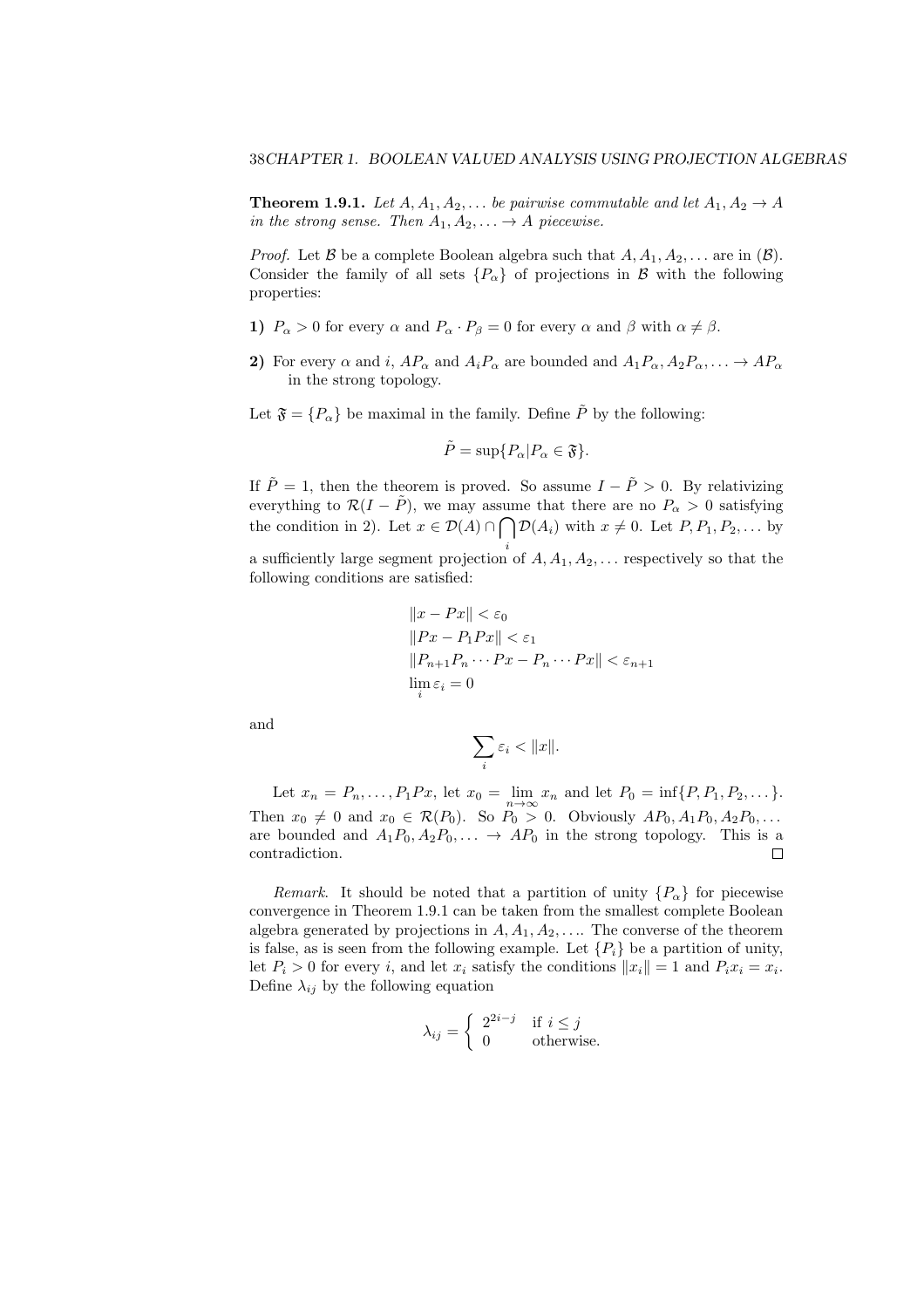**Theorem 1.9.1.** *Let $A, A_1, A_2, \ldots$ be pairwise commutable and let $A_1, A_2 \to A$ in the strong sense. Then $A_1, A_2, \ldots \to A$ piecewise.*

*Proof.* Let $\mathcal{B}$ be a complete Boolean algebra such that $A, A_1, A_2, \ldots$ are in $(\mathcal{B})$. Consider the family of all sets $\{P_\alpha\}$ of projections in $\mathcal{B}$ with the following properties:

**1)** $P_\alpha > 0$ for every $\alpha$ and $P_\alpha \cdot P_\beta = 0$ for every $\alpha$ and $\beta$ with $\alpha \neq \beta$.

**2)** For every $\alpha$ and $i$, $AP_\alpha$ and $A_i P_\alpha$ are bounded and $A_1 P_\alpha, A_2 P_\alpha, \ldots \to AP_\alpha$ in the strong topology.

Let $\mathfrak{F} = \{P_\alpha\}$ be maximal in the family. Define $\tilde{P}$ by the following:

$$\tilde{P} = \sup\{P_\alpha | P_\alpha \in \mathfrak{F}\}.$$

If $\tilde{P} = 1$, then the theorem is proved. So assume $I - \tilde{P} > 0$. By relativizing everything to $\mathcal{R}(I - \tilde{P})$, we may assume that there are no $P_\alpha > 0$ satisfying the condition in 2). Let $x \in \mathcal{D}(A) \cap \bigcap_i \mathcal{D}(A_i)$ with $x \neq 0$. Let $P, P_1, P_2, \ldots$ by a sufficiently large segment projection of $A, A_1, A_2, \ldots$ respectively so that the following conditions are satisfied:

$$\begin{aligned}
&\|x - Px\| < \varepsilon_0 \\
&\|Px - P_1 Px\| < \varepsilon_1 \\
&\|P_{n+1} P_n \cdots Px - P_n \cdots Px\| < \varepsilon_{n+1} \\
&\lim_i \varepsilon_i = 0
\end{aligned}$$

and

$$\sum_i \varepsilon_i < \|x\|.$$

Let $x_n = P_n, \ldots, P_1 Px$, let $x_0 = \lim_{n\to\infty} x_n$ and let $P_0 = \inf\{P, P_1, P_2, \ldots\}$. Then $x_0 \neq 0$ and $x_0 \in \mathcal{R}(P_0)$. So $P_0 > 0$. Obviously $AP_0, A_1 P_0, A_2 P_0, \ldots$ are bounded and $A_1 P_0, A_2 P_0, \ldots \to AP_0$ in the strong topology. This is a contradiction. $\square$

*Remark.* It should be noted that a partition of unity $\{P_\alpha\}$ for piecewise convergence in Theorem 1.9.1 can be taken from the smallest complete Boolean algebra generated by projections in $A, A_1, A_2, \ldots$. The converse of the theorem is false, as is seen from the following example. Let $\{P_i\}$ be a partition of unity, let $P_i > 0$ for every $i$, and let $x_i$ satisfy the conditions $\|x_i\| = 1$ and $P_i x_i = x_i$. Define $\lambda_{ij}$ by the following equation

$$\lambda_{ij} = \begin{cases} 2^{2i-j} & \text{if } i \leq j \\ 0 & \text{otherwise.} \end{cases}$$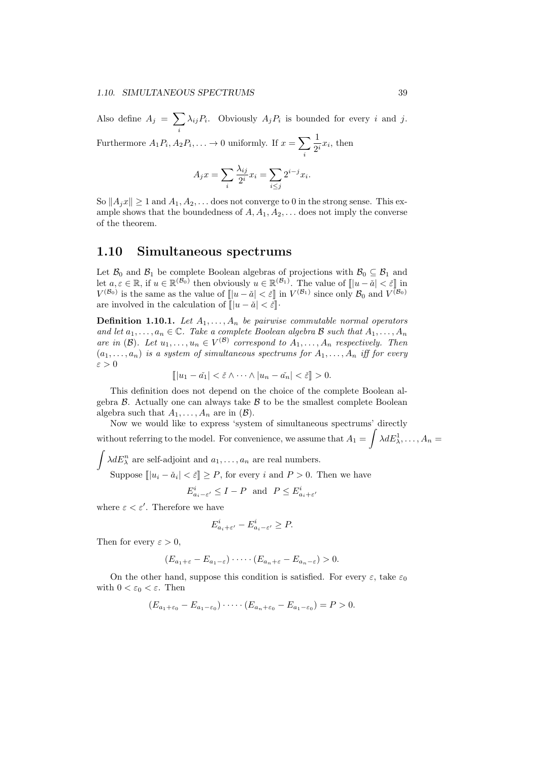Also define $A_j = \sum_i \lambda_{ij} P_i$. Obviously $A_j P_i$ is bounded for every $i$ and $j$. Furthermore $A_1 P_i, A_2 P_i, \ldots \to 0$ uniformly. If $x = \sum_i \frac{1}{2^i} x_i$, then

$$A_j x = \sum_i \frac{\lambda_{ij}}{2^i} x_i = \sum_{i \leq j} 2^{i-j} x_i.$$

So $\|A_j x\| \geq 1$ and $A_1, A_2, \ldots$ does not converge to 0 in the strong sense. This example shows that the boundedness of $A, A_1, A_2, \ldots$ does not imply the converse of the theorem.

## 1.10 Simultaneous spectrums

Let $\mathcal{B}_0$ and $\mathcal{B}_1$ be complete Boolean algebras of projections with $\mathcal{B}_0 \subseteq \mathcal{B}_1$ and let $a, \varepsilon \in \mathbb{R}$, if $u \in \mathbb{R}^{(\mathcal{B}_0)}$ then obviously $u \in \mathbb{R}^{(\mathcal{B}_1)}$. The value of $[\![|u - \check{a}| < \check{\varepsilon}]\!]$ in $V^{(\mathcal{B}_0)}$ is the same as the value of $[\![|u - \check{a}| < \check{\varepsilon}]\!]$ in $V^{(\mathcal{B}_1)}$ since only $\mathcal{B}_0$ and $V^{(\mathcal{B}_0)}$ are involved in the calculation of $[\![|u - \check{a}| < \check{\varepsilon}]\!]$.

**Definition 1.10.1.** *Let $A_1, \ldots, A_n$ be pairwise commutable normal operators and let $a_1, \ldots, a_n \in \mathbb{C}$. Take a complete Boolean algebra $\mathcal{B}$ such that $A_1, \ldots, A_n$ are in $(\mathcal{B})$. Let $u_1, \ldots, u_n \in V^{(\mathcal{B})}$ correspond to $A_1, \ldots, A_n$ respectively. Then $(a_1, \ldots, a_n)$ is a system of simultaneous spectrums for $A_1, \ldots, A_n$ iff for every $\varepsilon > 0$*

$$[\![|u_1 - \check{a_1}| < \check{\varepsilon} \wedge \cdots \wedge |u_n - \check{a_n}| < \check{\varepsilon}]\!] > 0.$$

This definition does not depend on the choice of the complete Boolean algebra $\mathcal{B}$. Actually one can always take $\mathcal{B}$ to be the smallest complete Boolean algebra such that $A_1, \ldots, A_n$ are in $(\mathcal{B})$.

Now we would like to express 'system of simultaneous spectrums' directly without referring to the model. For convenience, we assume that $A_1 = \int \lambda dE^1_\lambda, \ldots, A_n = \int \lambda dE^n_\lambda$ are self-adjoint and $a_1, \ldots, a_n$ are real numbers.

Suppose $[\![|u_i - \check{a}_i| < \check{\varepsilon}]\!] \geq P$, for every $i$ and $P > 0$. Then we have

$$E^i_{a_i - \varepsilon'} \leq I - P \quad \text{and} \quad P \leq E^i_{a_i + \varepsilon'}$$

where $\varepsilon < \varepsilon'$. Therefore we have

$$E^i_{a_i + \varepsilon'} - E^i_{a_i - \varepsilon'} \geq P.$$

Then for every $\varepsilon > 0$,

$$(E_{a_1 + \varepsilon} - E_{a_1 - \varepsilon}) \cdot \cdots \cdot (E_{a_n + \varepsilon} - E_{a_n - \varepsilon}) > 0.$$

On the other hand, suppose this condition is satisfied. For every $\varepsilon$, take $\varepsilon_0$ with $0 < \varepsilon_0 < \varepsilon$. Then

$$(E_{a_1 + \varepsilon_0} - E_{a_1 - \varepsilon_0}) \cdot \cdots \cdot (E_{a_n + \varepsilon_0} - E_{a_1 - \varepsilon_0}) = P > 0.$$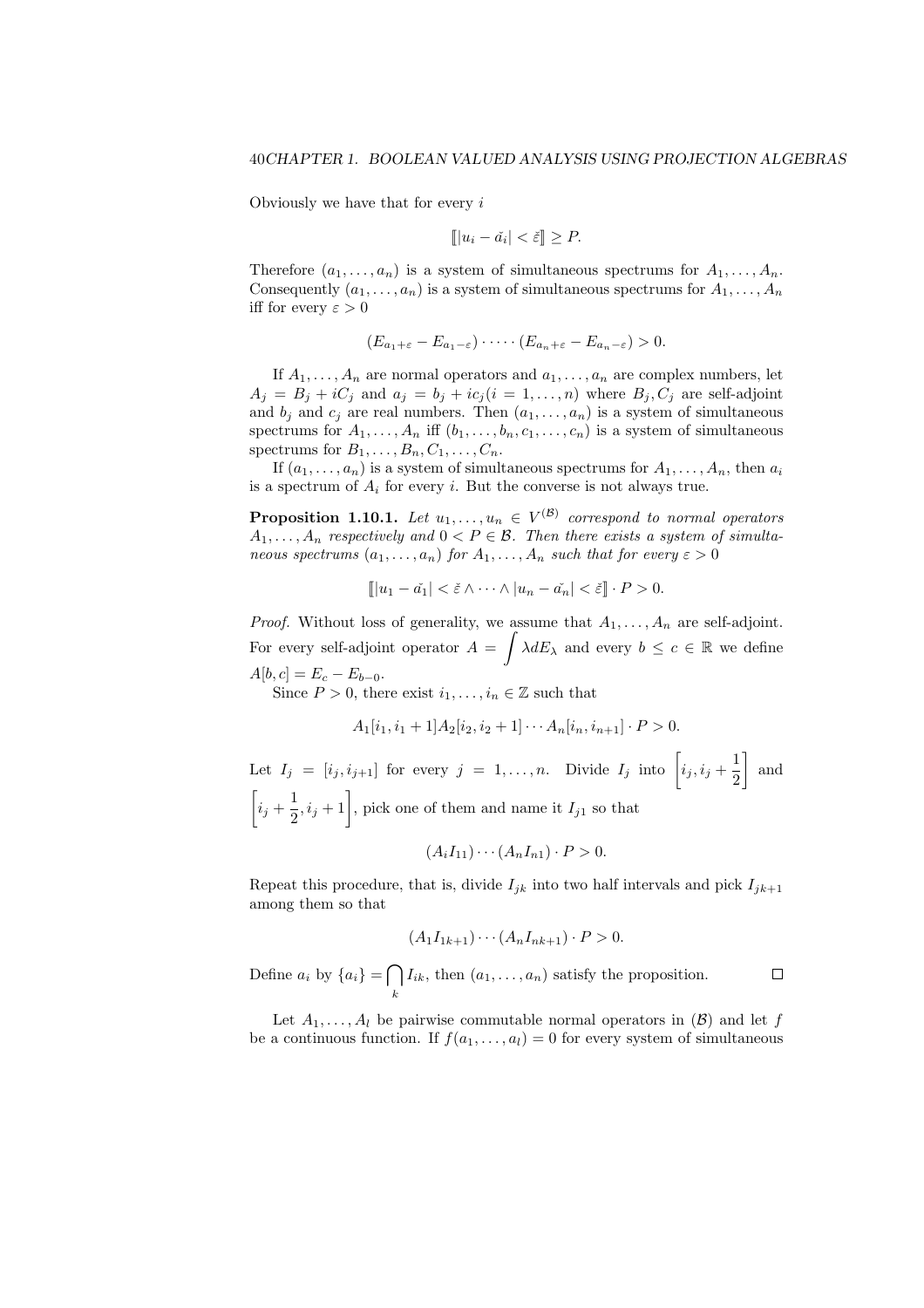Obviously we have that for every $i$

$$[\![|u_i - \check{a}_i| < \check{\varepsilon}]\!] \geq P.$$

Therefore $(a_1, \ldots, a_n)$ is a system of simultaneous spectrums for $A_1, \ldots, A_n$. Consequently $(a_1, \ldots, a_n)$ is a system of simultaneous spectrums for $A_1, \ldots, A_n$ iff for every $\varepsilon > 0$

$$(E_{a_1+\varepsilon} - E_{a_1-\varepsilon}) \cdot \cdots \cdot (E_{a_n+\varepsilon} - E_{a_n-\varepsilon}) > 0.$$

If $A_1, \ldots, A_n$ are normal operators and $a_1, \ldots, a_n$ are complex numbers, let $A_j = B_j + iC_j$ and $a_j = b_j + ic_j (i = 1, \ldots, n)$ where $B_j, C_j$ are self-adjoint and $b_j$ and $c_j$ are real numbers. Then $(a_1, \ldots, a_n)$ is a system of simultaneous spectrums for $A_1, \ldots, A_n$ iff $(b_1, \ldots, b_n, c_1, \ldots, c_n)$ is a system of simultaneous spectrums for $B_1, \ldots, B_n, C_1, \ldots, C_n$.

If $(a_1, \ldots, a_n)$ is a system of simultaneous spectrums for $A_1, \ldots, A_n$, then $a_i$ is a spectrum of $A_i$ for every $i$. But the converse is not always true.

**Proposition 1.10.1.** *Let $u_1, \ldots, u_n \in V^{(\mathcal{B})}$ correspond to normal operators $A_1, \ldots, A_n$ respectively and $0 < P \in \mathcal{B}$. Then there exists a system of simultaneous spectrums $(a_1, \ldots, a_n)$ for $A_1, \ldots, A_n$ such that for every $\varepsilon > 0$*

$$[\![|u_1 - \check{a_1}| < \check{\varepsilon} \wedge \cdots \wedge |u_n - \check{a_n}| < \check{\varepsilon}]\!] \cdot P > 0.$$

*Proof.* Without loss of generality, we assume that $A_1, \ldots, A_n$ are self-adjoint. For every self-adjoint operator $A = \displaystyle\int \lambda dE_\lambda$ and every $b \leq c \in \mathbb{R}$ we define $A[b, c] = E_c - E_{b-0}$.

Since $P > 0$, there exist $i_1, \ldots, i_n \in \mathbb{Z}$ such that

$$A_1[i_1, i_1 + 1]A_2[i_2, i_2 + 1] \cdots A_n[i_n, i_{n+1}] \cdot P > 0.$$

Let $I_j = [i_j, i_{j+1}]$ for every $j = 1, \ldots, n$. Divide $I_j$ into $\left[i_j, i_j + \dfrac{1}{2}\right]$ and $\left[i_j + \dfrac{1}{2}, i_j + 1\right]$, pick one of them and name it $I_{j1}$ so that

$$(A_i I_{11}) \cdots (A_n I_{n1}) \cdot P > 0.$$

Repeat this procedure, that is, divide $I_{jk}$ into two half intervals and pick $I_{jk+1}$ among them so that

$$(A_1 I_{1k+1}) \cdots (A_n I_{nk+1}) \cdot P > 0.$$

Define $a_i$ by $\{a_i\} = \displaystyle\bigcap_k I_{ik}$, then $(a_1, \ldots, a_n)$ satisfy the proposition. $\square$

Let $A_1, \ldots, A_l$ be pairwise commutable normal operators in $(\mathcal{B})$ and let $f$ be a continuous function. If $f(a_1, \ldots, a_l) = 0$ for every system of simultaneous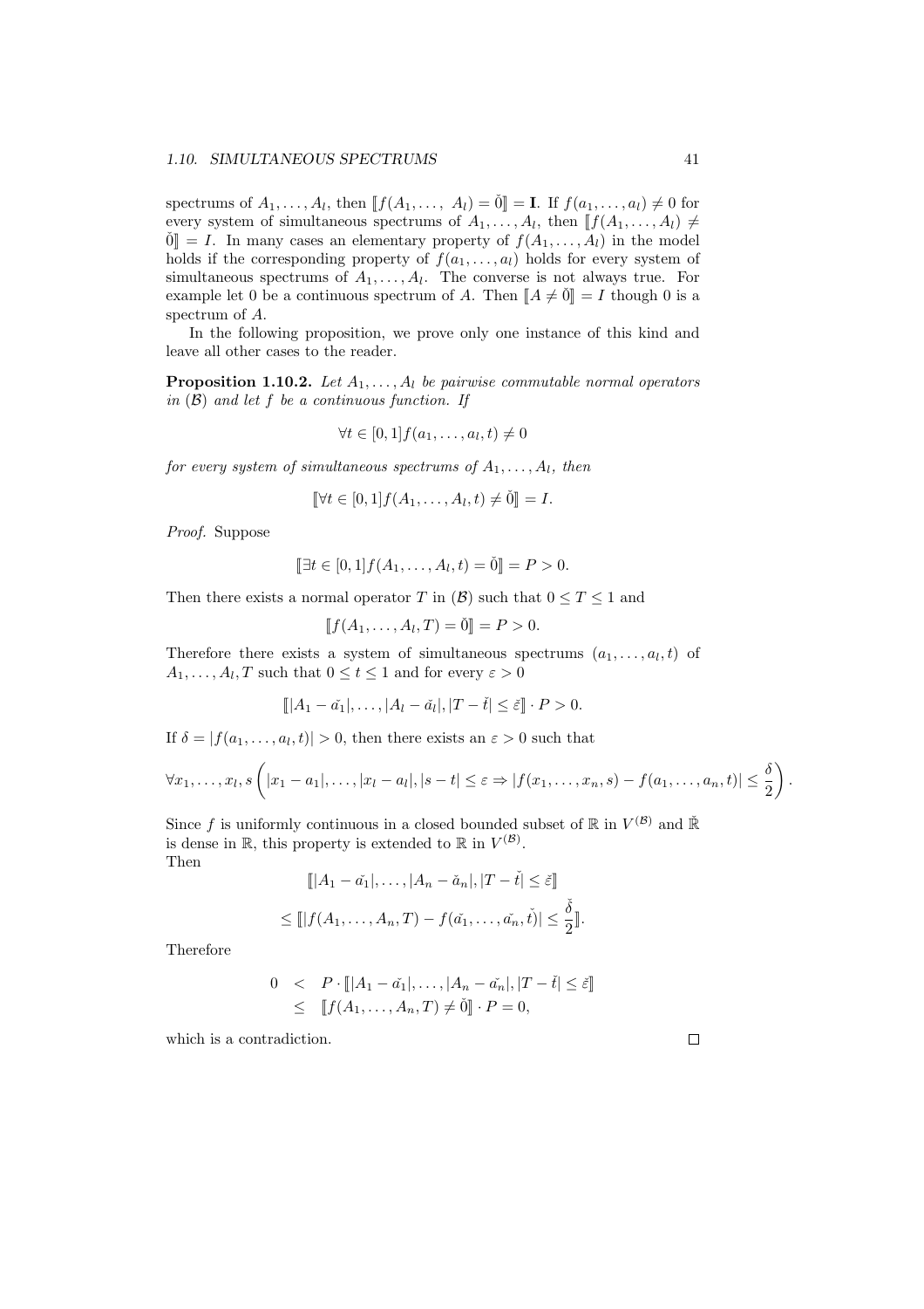spectrums of $A_1, \ldots, A_l$, then $[\![f(A_1, \ldots, \ A_l) = \check{0}]\!] = \mathbf{I}$. If $f(a_1, \ldots, a_l) \neq 0$ for every system of simultaneous spectrums of $A_1, \ldots, A_l$, then $[\![f(A_1, \ldots, A_l) \neq \check{0}]\!] = I$. In many cases an elementary property of $f(A_1, \ldots, A_l)$ in the model holds if the corresponding property of $f(a_1, \ldots, a_l)$ holds for every system of simultaneous spectrums of $A_1, \ldots, A_l$. The converse is not always true. For example let 0 be a continuous spectrum of $A$. Then $[\![A \neq \check{0}]\!] = I$ though 0 is a spectrum of $A$.

In the following proposition, we prove only one instance of this kind and leave all other cases to the reader.

**Proposition 1.10.2.** *Let $A_1, \ldots, A_l$ be pairwise commutable normal operators in $(\mathcal{B})$ and let $f$ be a continuous function. If*

$$\forall t \in [0, 1] f(a_1, \ldots, a_l, t) \neq 0$$

*for every system of simultaneous spectrums of $A_1, \ldots, A_l$, then*

$$[\![\forall t \in [0, 1] f(A_1, \ldots, A_l, t) \neq \check{0}]\!] = I.$$

*Proof.* Suppose

$$[\![\exists t \in [0, 1] f(A_1, \ldots, A_l, t) = \check{0}]\!] = P > 0.$$

Then there exists a normal operator $T$ in $(\mathcal{B})$ such that $0 \leq T \leq 1$ and

$$[\![f(A_1, \ldots, A_l, T) = \check{0}]\!] = P > 0.$$

Therefore there exists a system of simultaneous spectrums $(a_1, \ldots, a_l, t)$ of $A_1, \ldots, A_l, T$ such that $0 \leq t \leq 1$ and for every $\varepsilon > 0$

$$[\![|A_1 - \check{a_1}|, \ldots, |A_l - \check{a_l}|, |T - \check{t}| \leq \check{\varepsilon}]\!] \cdot P > 0.$$

If $\delta = |f(a_1, \ldots, a_l, t)| > 0$, then there exists an $\varepsilon > 0$ such that

$$\forall x_1, \ldots, x_l, s \left( |x_1 - a_1|, \ldots, |x_l - a_l|, |s - t| \leq \varepsilon \Rightarrow |f(x_1, \ldots, x_n, s) - f(a_1, \ldots, a_n, t)| \leq \frac{\delta}{2} \right).$$

Since $f$ is uniformly continuous in a closed bounded subset of $\mathbb{R}$ in $V^{(\mathcal{B})}$ and $\check{\mathbb{R}}$ is dense in $\mathbb{R}$, this property is extended to $\mathbb{R}$ in $V^{(\mathcal{B})}$.
Then

$$[\![|A_1 - \check{a_1}|, \ldots, |A_n - \check{a_n}|, |T - \check{t}| \leq \check{\varepsilon}]\!]$$
$$\leq [\![|f(A_1, \ldots, A_n, T) - f(\check{a_1}, \ldots, \check{a_n}, \check{t})| \leq \frac{\check{\delta}}{2}]\!].$$

Therefore

$$\begin{aligned} 0 &< P \cdot [\![|A_1 - \check{a_1}|, \ldots, |A_n - \check{a_n}|, |T - \check{t}| \leq \check{\varepsilon}]\!] \\ &\leq [\![f(A_1, \ldots, A_n, T) \neq \check{0}]\!] \cdot P = 0, \end{aligned}$$

which is a contradiction. $\square$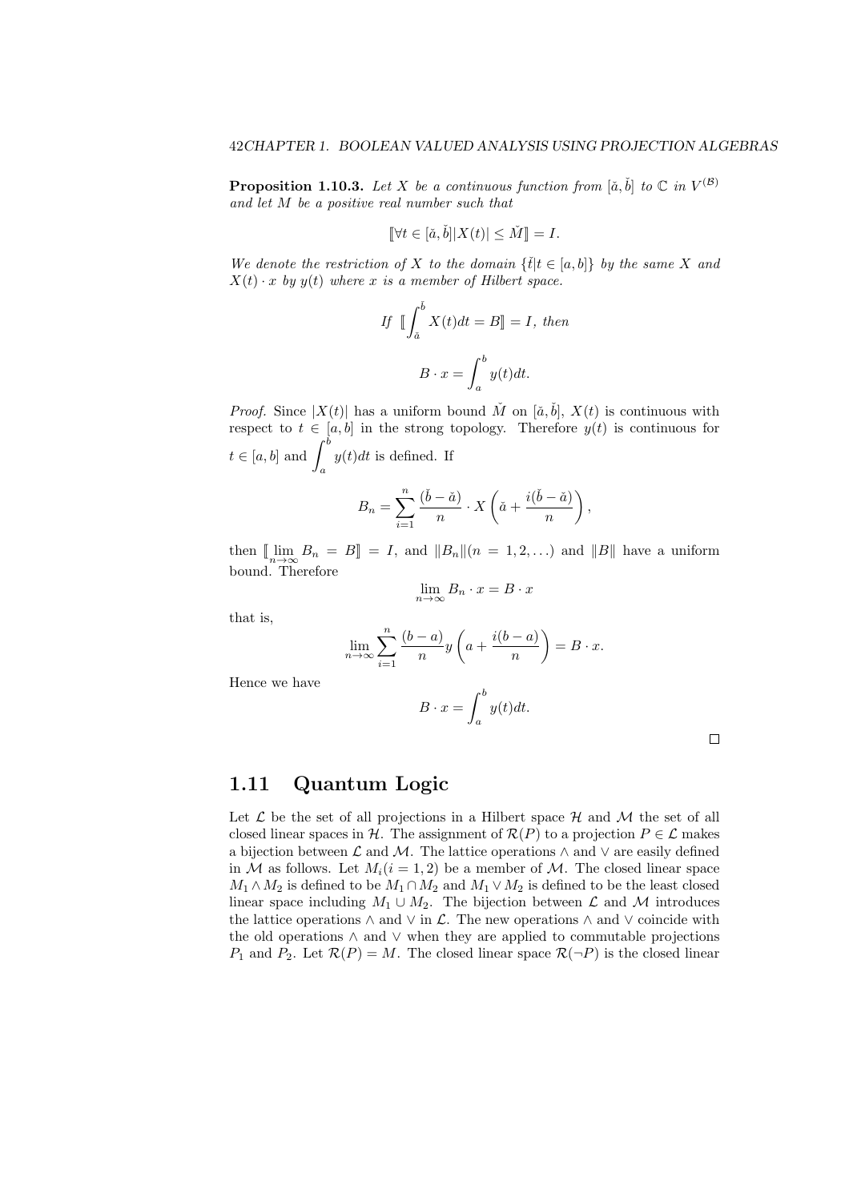**Proposition 1.10.3.** *Let $X$ be a continuous function from $[\check{a}, \check{b}]$ to $\mathbb{C}$ in $V^{(\mathcal{B})}$ and let $M$ be a positive real number such that*

$$[\![\forall t \in [\check{a}, \check{b}] |X(t)| \leq \check{M}]\!] = I.$$

*We denote the restriction of $X$ to the domain $\{\check{t} | t \in [a, b]\}$ by the same $X$ and $X(t) \cdot x$ by $y(t)$ where $x$ is a member of Hilbert space.*

$$\text{If } [\![\int_{\check{a}}^{\check{b}} X(t) dt = B]\!] = I, \text{ then}$$

$$B \cdot x = \int_a^b y(t) dt.$$

*Proof.* Since $|X(t)|$ has a uniform bound $\check{M}$ on $[\check{a}, \check{b}]$, $X(t)$ is continuous with respect to $t \in [a, b]$ in the strong topology. Therefore $y(t)$ is continuous for $t \in [a, b]$ and $\displaystyle\int_a^b y(t) dt$ is defined. If

$$B_n = \sum_{i=1}^{n} \frac{(\check{b} - \check{a})}{n} \cdot X\left(\check{a} + \frac{i(\check{b} - \check{a})}{n}\right),$$

then $[\![\lim_{n\to\infty} B_n = B]\!] = I$, and $\|B_n\| (n = 1, 2, \ldots)$ and $\|B\|$ have a uniform bound. Therefore

$$\lim_{n\to\infty} B_n \cdot x = B \cdot x$$

that is,

$$\lim_{n\to\infty} \sum_{i=1}^{n} \frac{(b - a)}{n} y\left(a + \frac{i(b - a)}{n}\right) = B \cdot x.$$

Hence we have

$$B \cdot x = \int_a^b y(t) dt.$$

□

## 1.11 Quantum Logic

Let $\mathcal{L}$ be the set of all projections in a Hilbert space $\mathcal{H}$ and $\mathcal{M}$ the set of all closed linear spaces in $\mathcal{H}$. The assignment of $\mathcal{R}(P)$ to a projection $P \in \mathcal{L}$ makes a bijection between $\mathcal{L}$ and $\mathcal{M}$. The lattice operations $\wedge$ and $\vee$ are easily defined in $\mathcal{M}$ as follows. Let $M_i (i = 1, 2)$ be a member of $\mathcal{M}$. The closed linear space $M_1 \wedge M_2$ is defined to be $M_1 \cap M_2$ and $M_1 \vee M_2$ is defined to be the least closed linear space including $M_1 \cup M_2$. The bijection between $\mathcal{L}$ and $\mathcal{M}$ introduces the lattice operations $\wedge$ and $\vee$ in $\mathcal{L}$. The new operations $\wedge$ and $\vee$ coincide with the old operations $\wedge$ and $\vee$ when they are applied to commutable projections $P_1$ and $P_2$. Let $\mathcal{R}(P) = M$. The closed linear space $\mathcal{R}(\neg P)$ is the closed linear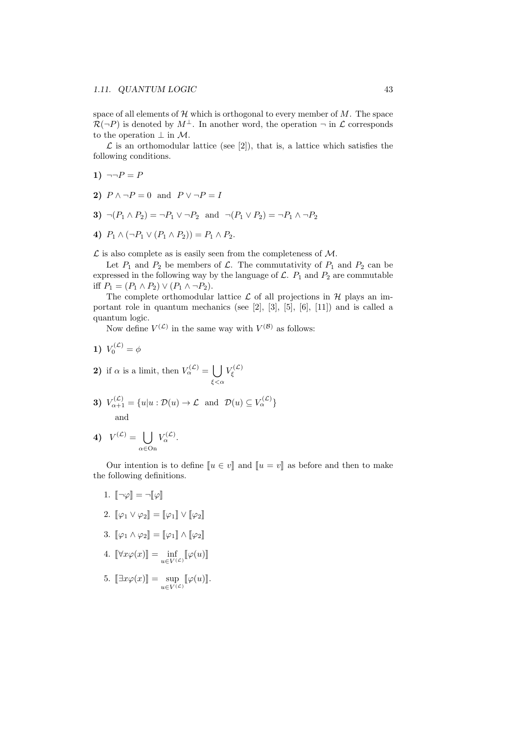space of all elements of $\mathcal{H}$ which is orthogonal to every member of $M$. The space $\mathcal{R}(\neg P)$ is denoted by $M^{\perp}$. In another word, the operation $\neg$ in $\mathcal{L}$ corresponds to the operation $\perp$ in $\mathcal{M}$.

$\mathcal{L}$ is an orthomodular lattice (see [2]), that is, a lattice which satisfies the following conditions.

**1)** $\neg\neg P = P$

**2)** $P \wedge \neg P = 0$ and $P \vee \neg P = I$

**3)** $\neg(P_1 \wedge P_2) = \neg P_1 \vee \neg P_2$ and $\neg(P_1 \vee P_2) = \neg P_1 \wedge \neg P_2$

**4)** $P_1 \wedge (\neg P_1 \vee (P_1 \wedge P_2)) = P_1 \wedge P_2$.

$\mathcal{L}$ is also complete as is easily seen from the completeness of $\mathcal{M}$.

Let $P_1$ and $P_2$ be members of $\mathcal{L}$. The commutativity of $P_1$ and $P_2$ can be expressed in the following way by the language of $\mathcal{L}$. $P_1$ and $P_2$ are commutable iff $P_1 = (P_1 \wedge P_2) \vee (P_1 \wedge \neg P_2)$.

The complete orthomodular lattice $\mathcal{L}$ of all projections in $\mathcal{H}$ plays an important role in quantum mechanics (see [2], [3], [5], [6], [11]) and is called a quantum logic.

Now define $V^{(\mathcal{L})}$ in the same way with $V^{(\mathcal{B})}$ as follows:

**1)** $V_0^{(\mathcal{L})} = \phi$

**2)** if $\alpha$ is a limit, then $V_\alpha^{(\mathcal{L})} = \bigcup_{\xi < \alpha} V_\xi^{(\mathcal{L})}$

**3)** $V_{\alpha+1}^{(\mathcal{L})} = \{u | u : \mathcal{D}(u) \to \mathcal{L}$ and $\mathcal{D}(u) \subseteq V_\alpha^{(\mathcal{L})}\}$

and

**4)** $V^{(\mathcal{L})} = \bigcup_{\alpha \in \mathrm{On}} V_\alpha^{(\mathcal{L})}$.

Our intention is to define $[\![u \in v]\!]$ and $[\![u = v]\!]$ as before and then to make the following definitions.

1. $[\![\neg\varphi]\!] = \neg[\![\varphi]\!]$
2. $[\![\varphi_1 \vee \varphi_2]\!] = [\![\varphi_1]\!] \vee [\![\varphi_2]\!]$
3. $[\![\varphi_1 \wedge \varphi_2]\!] = [\![\varphi_1]\!] \wedge [\![\varphi_2]\!]$
4. $[\![\forall x \varphi(x)]\!] = \inf_{u \in V^{(\mathcal{L})}} [\![\varphi(u)]\!]$
5. $[\![\exists x \varphi(x)]\!] = \sup_{u \in V^{(\mathcal{L})}} [\![\varphi(u)]\!]$.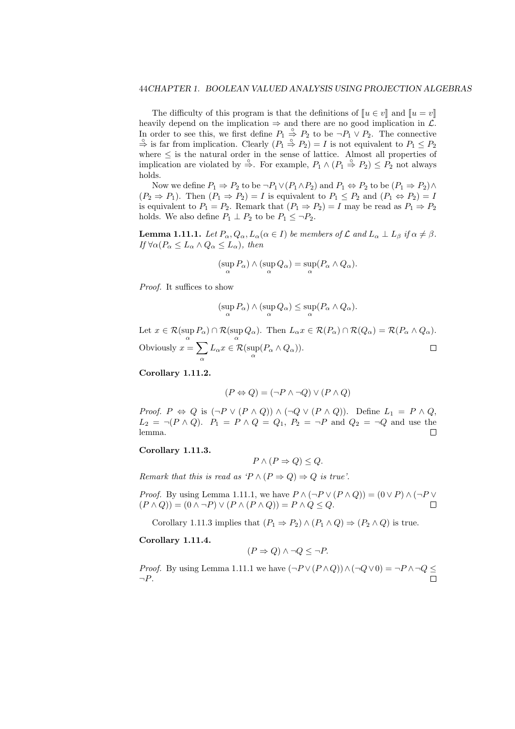The difficulty of this program is that the definitions of $[\![u \in v]\!]$ and $[\![u = v]\!]$ heavily depend on the implication $\Rightarrow$ and there are no good implication in $\mathcal{L}$. In order to see this, we first define $P_1 \overset{\circ}{\Rightarrow} P_2$ to be $\neg P_1 \vee P_2$. The connective $\overset{\circ}{\Rightarrow}$ is far from implication. Clearly $(P_1 \overset{\circ}{\Rightarrow} P_2) = I$ is not equivalent to $P_1 \leq P_2$ where $\leq$ is the natural order in the sense of lattice. Almost all properties of implication are violated by $\overset{\circ}{\Rightarrow}$. For example, $P_1 \wedge (P_1 \overset{\circ}{\Rightarrow} P_2) \leq P_2$ not always holds.

Now we define $P_1 \Rightarrow P_2$ to be $\neg P_1 \vee (P_1 \wedge P_2)$ and $P_1 \Leftrightarrow P_2$ to be $(P_1 \Rightarrow P_2) \wedge (P_2 \Rightarrow P_1)$. Then $(P_1 \Rightarrow P_2) = I$ is equivalent to $P_1 \leq P_2$ and $(P_1 \Leftrightarrow P_2) = I$ is equivalent to $P_1 = P_2$. Remark that $(P_1 \Rightarrow P_2) = I$ may be read as $P_1 \Rightarrow P_2$ holds. We also define $P_1 \perp P_2$ to be $P_1 \leq \neg P_2$.

**Lemma 1.11.1.** *Let $P_\alpha, Q_\alpha, L_\alpha (\alpha \in I)$ be members of $\mathcal{L}$ and $L_\alpha \perp L_\beta$ if $\alpha \neq \beta$. If $\forall \alpha (P_\alpha \leq L_\alpha \wedge Q_\alpha \leq L_\alpha)$, then*

$$(\sup_\alpha P_\alpha) \wedge (\sup_\alpha Q_\alpha) = \sup_\alpha (P_\alpha \wedge Q_\alpha).$$

*Proof.* It suffices to show

$$(\sup_\alpha P_\alpha) \wedge (\sup_\alpha Q_\alpha) \leq \sup_\alpha (P_\alpha \wedge Q_\alpha).$$

Let $x \in \mathcal{R}(\sup_\alpha P_\alpha) \cap \mathcal{R}(\sup_\alpha Q_\alpha)$. Then $L_\alpha x \in \mathcal{R}(P_\alpha) \cap \mathcal{R}(Q_\alpha) = \mathcal{R}(P_\alpha \wedge Q_\alpha)$. Obviously $x = \sum_\alpha L_\alpha x \in \mathcal{R}(\sup_\alpha (P_\alpha \wedge Q_\alpha))$. □

**Corollary 1.11.2.**

$$(P \Leftrightarrow Q) = (\neg P \wedge \neg Q) \vee (P \wedge Q)$$

*Proof.* $P \Leftrightarrow Q$ is $(\neg P \vee (P \wedge Q)) \wedge (\neg Q \vee (P \wedge Q))$. Define $L_1 = P \wedge Q$, $L_2 = \neg(P \wedge Q)$. $P_1 = P \wedge Q = Q_1$, $P_2 = \neg P$ and $Q_2 = \neg Q$ and use the lemma. □

**Corollary 1.11.3.**

$$P \wedge (P \Rightarrow Q) \leq Q.$$

*Remark that this is read as '$P \wedge (P \Rightarrow Q) \Rightarrow Q$ is true'.*

*Proof.* By using Lemma 1.11.1, we have $P \wedge (\neg P \vee (P \wedge Q)) = (0 \vee P) \wedge (\neg P \vee (P \wedge Q)) = (0 \wedge \neg P) \vee (P \wedge (P \wedge Q)) = P \wedge Q \leq Q$. □

Corollary 1.11.3 implies that $(P_1 \Rightarrow P_2) \wedge (P_1 \wedge Q) \Rightarrow (P_2 \wedge Q)$ is true.

**Corollary 1.11.4.**

$$(P \Rightarrow Q) \wedge \neg Q \leq \neg P.$$

*Proof.* By using Lemma 1.11.1 we have $(\neg P \vee (P \wedge Q)) \wedge (\neg Q \vee 0) = \neg P \wedge \neg Q \leq \neg P$. □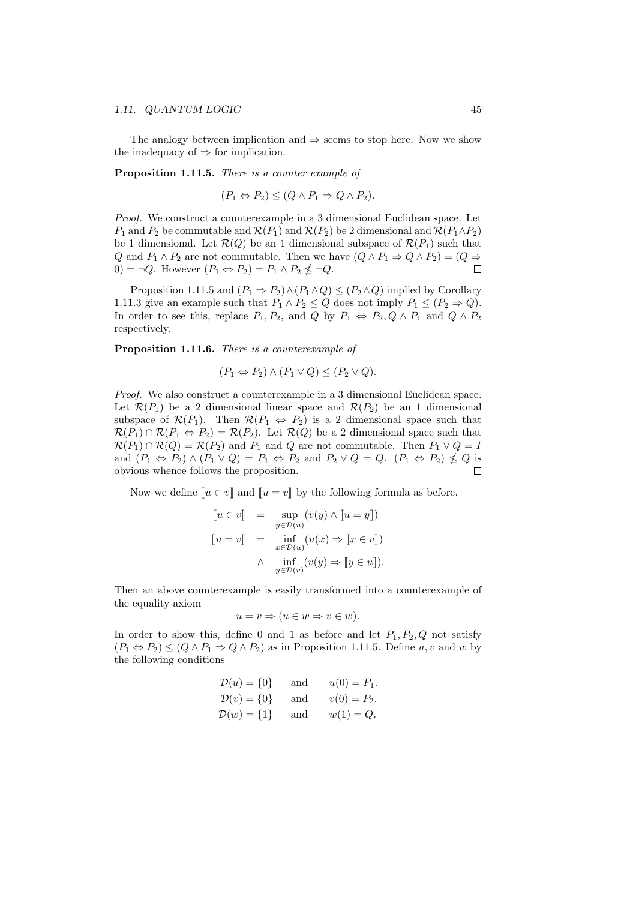The analogy between implication and $\Rightarrow$ seems to stop here. Now we show the inadequacy of $\Rightarrow$ for implication.

**Proposition 1.11.5.** *There is a counter example of*

$$(P_1 \Leftrightarrow P_2) \leq (Q \wedge P_1 \Rightarrow Q \wedge P_2).$$

*Proof.* We construct a counterexample in a 3 dimensional Euclidean space. Let $P_1$ and $P_2$ be commutable and $\mathcal{R}(P_1)$ and $\mathcal{R}(P_2)$ be 2 dimensional and $\mathcal{R}(P_1 \wedge P_2)$ be 1 dimensional. Let $\mathcal{R}(Q)$ be an 1 dimensional subspace of $\mathcal{R}(P_1)$ such that $Q$ and $P_1 \wedge P_2$ are not commutable. Then we have $(Q \wedge P_1 \Rightarrow Q \wedge P_2) = (Q \Rightarrow 0) = \neg Q$. However $(P_1 \Leftrightarrow P_2) = P_1 \wedge P_2 \not\leq \neg Q$. $\square$

Proposition 1.11.5 and $(P_1 \Rightarrow P_2) \wedge (P_1 \wedge Q) \leq (P_2 \wedge Q)$ implied by Corollary 1.11.3 give an example such that $P_1 \wedge P_2 \leq Q$ does not imply $P_1 \leq (P_2 \Rightarrow Q)$. In order to see this, replace $P_1, P_2$, and $Q$ by $P_1 \Leftrightarrow P_2, Q \wedge P_1$ and $Q \wedge P_2$ respectively.

**Proposition 1.11.6.** *There is a counterexample of*

$$(P_1 \Leftrightarrow P_2) \wedge (P_1 \vee Q) \leq (P_2 \vee Q).$$

*Proof.* We also construct a counterexample in a 3 dimensional Euclidean space. Let $\mathcal{R}(P_1)$ be a 2 dimensional linear space and $\mathcal{R}(P_2)$ be an 1 dimensional subspace of $\mathcal{R}(P_1)$. Then $\mathcal{R}(P_1 \Leftrightarrow P_2)$ is a 2 dimensional space such that $\mathcal{R}(P_1) \cap \mathcal{R}(P_1 \Leftrightarrow P_2) = \mathcal{R}(P_2)$. Let $\mathcal{R}(Q)$ be a 2 dimensional space such that $\mathcal{R}(P_1) \cap \mathcal{R}(Q) = \mathcal{R}(P_2)$ and $P_1$ and $Q$ are not commutable. Then $P_1 \vee Q = I$ and $(P_1 \Leftrightarrow P_2) \wedge (P_1 \vee Q) = P_1 \Leftrightarrow P_2$ and $P_2 \vee Q = Q$. $(P_1 \Leftrightarrow P_2) \not\leq Q$ is obvious whence follows the proposition. $\square$

Now we define $[\![u \in v]\!]$ and $[\![u = v]\!]$ by the following formula as before.

$$\begin{aligned}
[\![u \in v]\!] &= \sup_{y \in \mathcal{D}(u)} (v(y) \wedge [\![u = y]\!]) \\
[\![u = v]\!] &= \inf_{x \in \mathcal{D}(u)} (u(x) \Rightarrow [\![x \in v]\!]) \\
&\wedge \inf_{y \in \mathcal{D}(v)} (v(y) \Rightarrow [\![y \in u]\!]).
\end{aligned}$$

Then an above counterexample is easily transformed into a counterexample of the equality axiom

$$u = v \Rightarrow (u \in w \Rightarrow v \in w).$$

In order to show this, define 0 and 1 as before and let $P_1, P_2, Q$ not satisfy $(P_1 \Leftrightarrow P_2) \leq (Q \wedge P_1 \Rightarrow Q \wedge P_2)$ as in Proposition 1.11.5. Define $u, v$ and $w$ by the following conditions

$$\begin{aligned}
\mathcal{D}(u) = \{0\} &\quad \text{and} \quad u(0) = P_1. \\
\mathcal{D}(v) = \{0\} &\quad \text{and} \quad v(0) = P_2. \\
\mathcal{D}(w) = \{1\} &\quad \text{and} \quad w(1) = Q.
\end{aligned}$$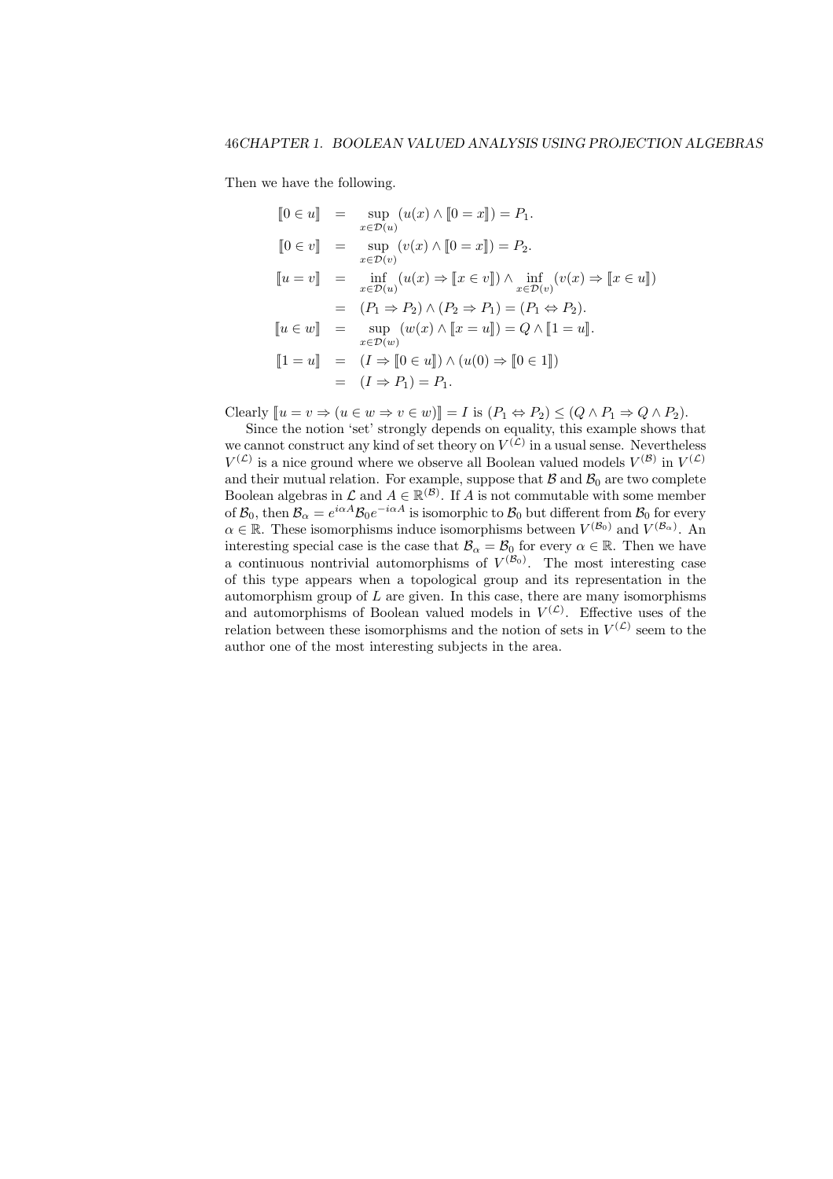Then we have the following.

$$
\begin{aligned}
[\![0 \in u]\!] &= \sup_{x \in \mathcal{D}(u)} (u(x) \wedge [\![0 = x]\!]) = P_1. \\
[\![0 \in v]\!] &= \sup_{x \in \mathcal{D}(v)} (v(x) \wedge [\![0 = x]\!]) = P_2. \\
[\![u = v]\!] &= \inf_{x \in \mathcal{D}(u)} (u(x) \Rightarrow [\![x \in v]\!]) \wedge \inf_{x \in \mathcal{D}(v)} (v(x) \Rightarrow [\![x \in u]\!]) \\
&= (P_1 \Rightarrow P_2) \wedge (P_2 \Rightarrow P_1) = (P_1 \Leftrightarrow P_2). \\
[\![u \in w]\!] &= \sup_{x \in \mathcal{D}(w)} (w(x) \wedge [\![x = u]\!]) = Q \wedge [\![1 = u]\!]. \\
[\![1 = u]\!] &= (I \Rightarrow [\![0 \in u]\!]) \wedge (u(0) \Rightarrow [\![0 \in 1]\!]) \\
&= (I \Rightarrow P_1) = P_1.
\end{aligned}
$$

Clearly $[\![u = v \Rightarrow (u \in w \Rightarrow v \in w)]\!] = I$ is $(P_1 \Leftrightarrow P_2) \leq (Q \wedge P_1 \Rightarrow Q \wedge P_2)$.

Since the notion 'set' strongly depends on equality, this example shows that we cannot construct any kind of set theory on $V^{(\mathcal{L})}$ in a usual sense. Nevertheless $V^{(\mathcal{L})}$ is a nice ground where we observe all Boolean valued models $V^{(\mathcal{B})}$ in $V^{(\mathcal{L})}$ and their mutual relation. For example, suppose that $\mathcal{B}$ and $\mathcal{B}_0$ are two complete Boolean algebras in $\mathcal{L}$ and $A \in \mathbb{R}^{(\mathcal{B})}$. If $A$ is not commutable with some member of $\mathcal{B}_0$, then $\mathcal{B}_\alpha = e^{i\alpha A}\mathcal{B}_0 e^{-i\alpha A}$ is isomorphic to $\mathcal{B}_0$ but different from $\mathcal{B}_0$ for every $\alpha \in \mathbb{R}$. These isomorphisms induce isomorphisms between $V^{(\mathcal{B}_0)}$ and $V^{(\mathcal{B}_\alpha)}$. An interesting special case is the case that $\mathcal{B}_\alpha = \mathcal{B}_0$ for every $\alpha \in \mathbb{R}$. Then we have a continuous nontrivial automorphisms of $V^{(\mathcal{B}_0)}$. The most interesting case of this type appears when a topological group and its representation in the automorphism group of $L$ are given. In this case, there are many isomorphisms and automorphisms of Boolean valued models in $V^{(\mathcal{L})}$. Effective uses of the relation between these isomorphisms and the notion of sets in $V^{(\mathcal{L})}$ seem to the author one of the most interesting subjects in the area.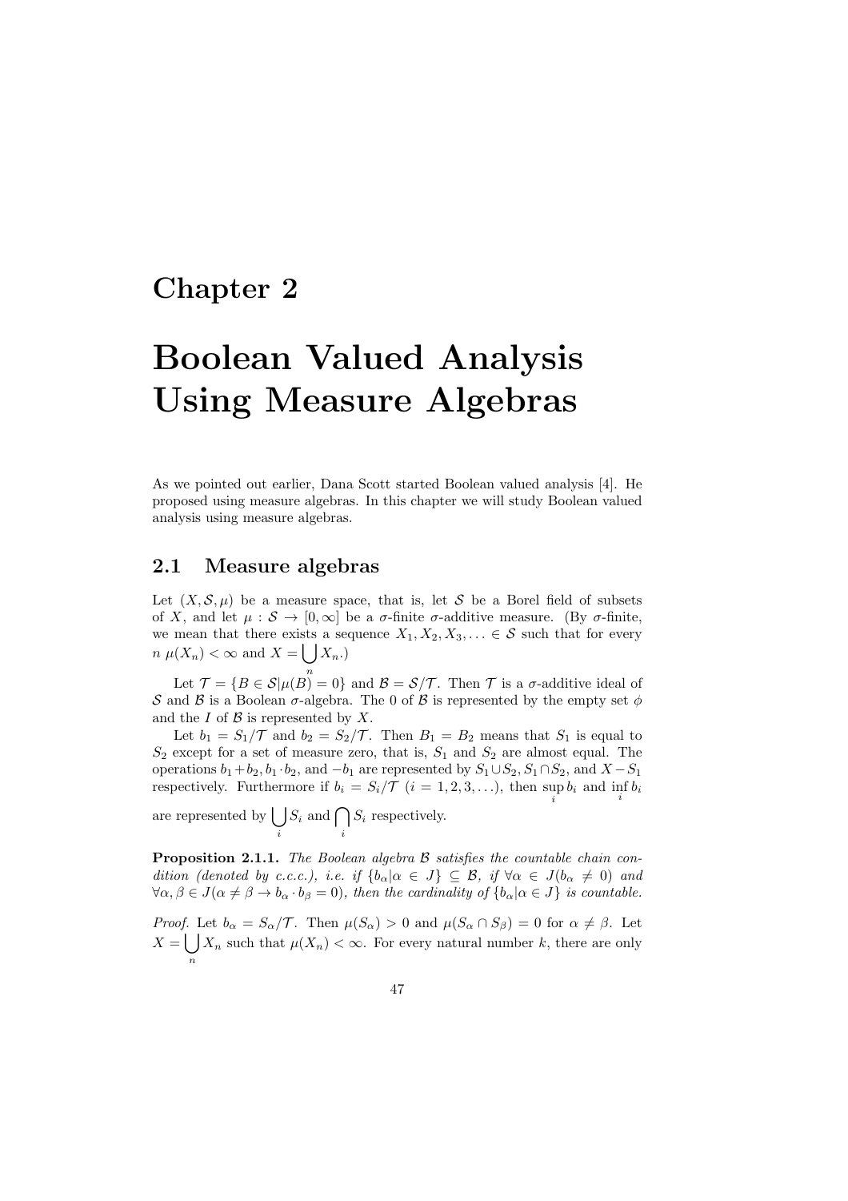# Chapter 2

# Boolean Valued Analysis Using Measure Algebras

As we pointed out earlier, Dana Scott started Boolean valued analysis [4]. He proposed using measure algebras. In this chapter we will study Boolean valued analysis using measure algebras.

## 2.1 Measure algebras

Let $(X, \mathcal{S}, \mu)$ be a measure space, that is, let $\mathcal{S}$ be a Borel field of subsets of $X$, and let $\mu : \mathcal{S} \to [0, \infty]$ be a $\sigma$-finite $\sigma$-additive measure. (By $\sigma$-finite, we mean that there exists a sequence $X_1, X_2, X_3, \ldots \in \mathcal{S}$ such that for every $n$ $\mu(X_n) < \infty$ and $X = \bigcup_n X_n$.)

Let $\mathcal{T} = \{B \in \mathcal{S} | \mu(B) = 0\}$ and $\mathcal{B} = \mathcal{S}/\mathcal{T}$. Then $\mathcal{T}$ is a $\sigma$-additive ideal of $\mathcal{S}$ and $\mathcal{B}$ is a Boolean $\sigma$-algebra. The 0 of $\mathcal{B}$ is represented by the empty set $\phi$ and the $I$ of $\mathcal{B}$ is represented by $X$.

Let $b_1 = S_1/\mathcal{T}$ and $b_2 = S_2/\mathcal{T}$. Then $B_1 = B_2$ means that $S_1$ is equal to $S_2$ except for a set of measure zero, that is, $S_1$ and $S_2$ are almost equal. The operations $b_1 + b_2, b_1 \cdot b_2$, and $-b_1$ are represented by $S_1 \cup S_2, S_1 \cap S_2$, and $X - S_1$ respectively. Furthermore if $b_i = S_i/\mathcal{T}$ $(i = 1, 2, 3, \ldots)$, then $\sup_i b_i$ and $\inf_i b_i$ are represented by $\bigcup_i S_i$ and $\bigcap_i S_i$ respectively.

**Proposition 2.1.1.** *The Boolean algebra $\mathcal{B}$ satisfies the countable chain condition (denoted by c.c.c.), i.e. if $\{b_\alpha | \alpha \in J\} \subseteq \mathcal{B}$, if $\forall \alpha \in J(b_\alpha \neq 0)$ and $\forall \alpha, \beta \in J(\alpha \neq \beta \to b_\alpha \cdot b_\beta = 0)$, then the cardinality of $\{b_\alpha | \alpha \in J\}$ is countable.*

*Proof.* Let $b_\alpha = S_\alpha/\mathcal{T}$. Then $\mu(S_\alpha) > 0$ and $\mu(S_\alpha \cap S_\beta) = 0$ for $\alpha \neq \beta$. Let $X = \bigcup_n X_n$ such that $\mu(X_n) < \infty$. For every natural number $k$, there are only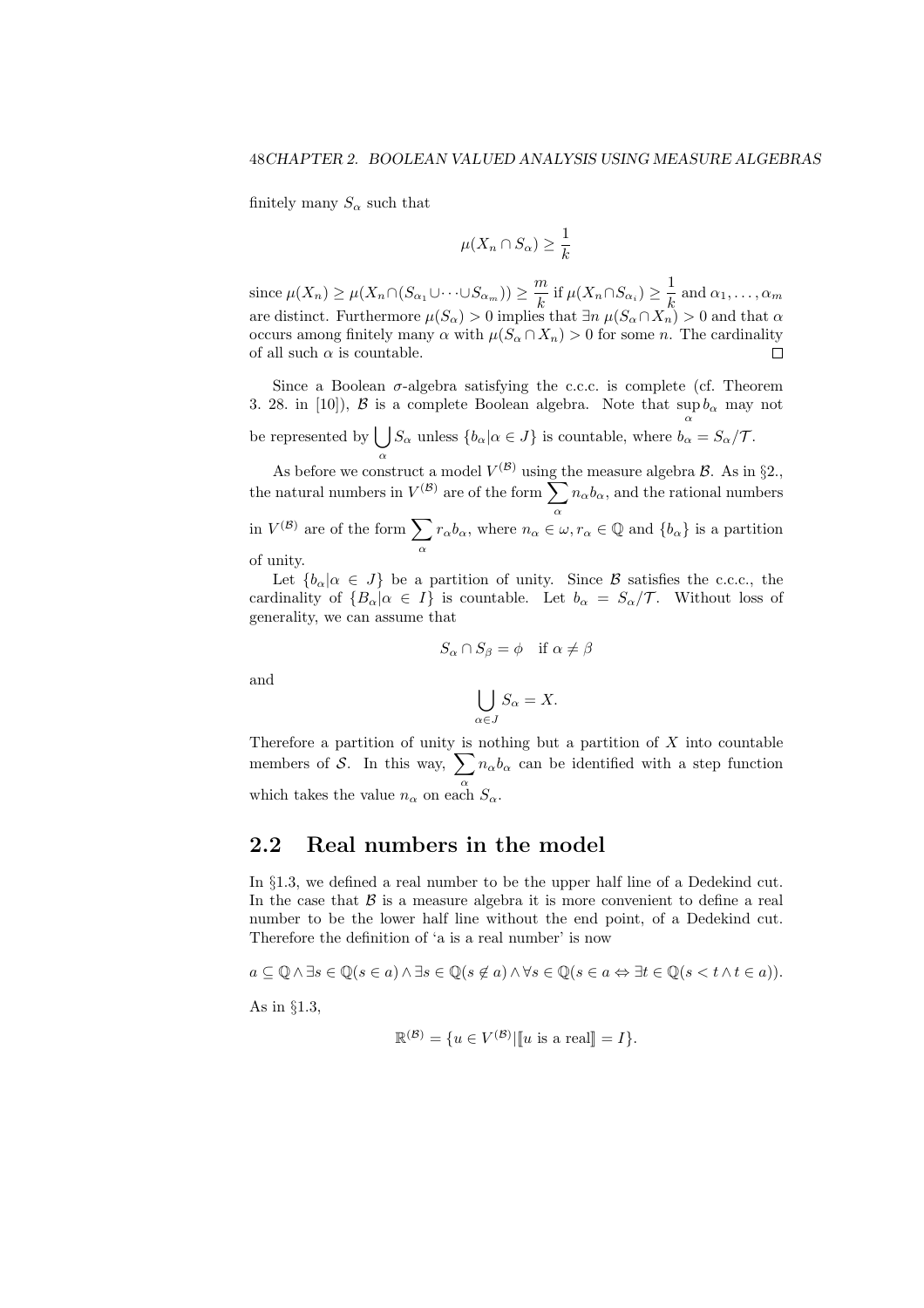finitely many $S_\alpha$ such that

$$\mu(X_n \cap S_\alpha) \geq \frac{1}{k}$$

since $\mu(X_n) \geq \mu(X_n \cap (S_{\alpha_1} \cup \cdots \cup S_{\alpha_m})) \geq \frac{m}{k}$ if $\mu(X_n \cap S_{\alpha_i}) \geq \frac{1}{k}$ and $\alpha_1, \ldots, \alpha_m$ are distinct. Furthermore $\mu(S_\alpha) > 0$ implies that $\exists n \ \mu(S_\alpha \cap X_n) > 0$ and that $\alpha$ occurs among finitely many $\alpha$ with $\mu(S_\alpha \cap X_n) > 0$ for some $n$. The cardinality of all such $\alpha$ is countable. $\square$

Since a Boolean $\sigma$-algebra satisfying the c.c.c. is complete (cf. Theorem 3. 28. in [10]), $\mathcal{B}$ is a complete Boolean algebra. Note that $\sup_\alpha b_\alpha$ may not be represented by $\bigcup_\alpha S_\alpha$ unless $\{b_\alpha | \alpha \in J\}$ is countable, where $b_\alpha = S_\alpha/\mathcal{T}$.

As before we construct a model $V^{(\mathcal{B})}$ using the measure algebra $\mathcal{B}$. As in §2., the natural numbers in $V^{(\mathcal{B})}$ are of the form $\sum_\alpha n_\alpha b_\alpha$, and the rational numbers in $V^{(\mathcal{B})}$ are of the form $\sum_\alpha r_\alpha b_\alpha$, where $n_\alpha \in \omega, r_\alpha \in \mathbb{Q}$ and $\{b_\alpha\}$ is a partition of unity.

Let $\{b_\alpha | \alpha \in J\}$ be a partition of unity. Since $\mathcal{B}$ satisfies the c.c.c., the cardinality of $\{B_\alpha | \alpha \in I\}$ is countable. Let $b_\alpha = S_\alpha/\mathcal{T}$. Without loss of generality, we can assume that

$$S_\alpha \cap S_\beta = \phi \quad \text{if } \alpha \neq \beta$$

and

$$\bigcup_{\alpha \in J} S_\alpha = X.$$

Therefore a partition of unity is nothing but a partition of $X$ into countable members of $\mathcal{S}$. In this way, $\sum_\alpha n_\alpha b_\alpha$ can be identified with a step function which takes the value $n_\alpha$ on each $S_\alpha$.

## 2.2 Real numbers in the model

In §1.3, we defined a real number to be the upper half line of a Dedekind cut. In the case that $\mathcal{B}$ is a measure algebra it is more convenient to define a real number to be the lower half line without the end point, of a Dedekind cut. Therefore the definition of 'a is a real number' is now

$$a \subseteq \mathbb{Q} \wedge \exists s \in \mathbb{Q}(s \in a) \wedge \exists s \in \mathbb{Q}(s \notin a) \wedge \forall s \in \mathbb{Q}(s \in a \Leftrightarrow \exists t \in \mathbb{Q}(s < t \wedge t \in a)).$$

As in §1.3,

$$\mathbb{R}^{(\mathcal{B})} = \{u \in V^{(\mathcal{B})} | [\![u \text{ is a real}]\!] = I\}.$$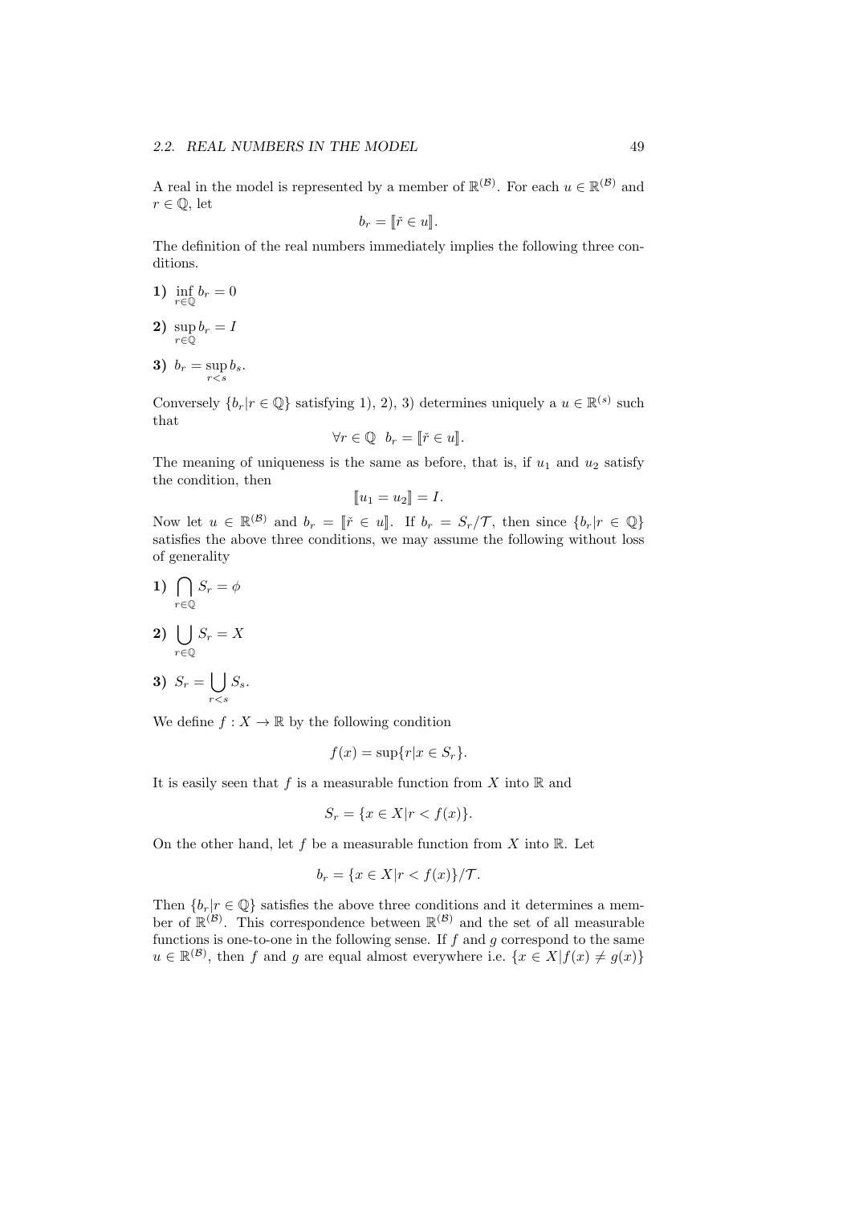A real in the model is represented by a member of $\mathbb{R}^{(\mathcal{B})}$. For each $u \in \mathbb{R}^{(\mathcal{B})}$ and $r \in \mathbb{Q}$, let

$$b_r = [\![\check{r} \in u]\!].$$

The definition of the real numbers immediately implies the following three conditions.

**1)** $\inf_{r \in \mathbb{Q}} b_r = 0$

**2)** $\sup_{r \in \mathbb{Q}} b_r = I$

**3)** $b_r = \sup_{r<s} b_s$.

Conversely $\{b_r | r \in \mathbb{Q}\}$ satisfying 1), 2), 3) determines uniquely a $u \in \mathbb{R}^{(s)}$ such that

$$\forall r \in \mathbb{Q} \;\; b_r = [\![\check{r} \in u]\!].$$

The meaning of uniqueness is the same as before, that is, if $u_1$ and $u_2$ satisfy the condition, then

$$[\![u_1 = u_2]\!] = I.$$

Now let $u \in \mathbb{R}^{(\mathcal{B})}$ and $b_r = [\![\check{r} \in u]\!]$. If $b_r = S_r/\mathcal{T}$, then since $\{b_r | r \in \mathbb{Q}\}$ satisfies the above three conditions, we may assume the following without loss of generality

**1)** $\bigcap_{r \in \mathbb{Q}} S_r = \phi$

**2)** $\bigcup_{r \in \mathbb{Q}} S_r = X$

**3)** $S_r = \bigcup_{r<s} S_s$.

We define $f : X \to \mathbb{R}$ by the following condition

$$f(x) = \sup\{r | x \in S_r\}.$$

It is easily seen that $f$ is a measurable function from $X$ into $\mathbb{R}$ and

$$S_r = \{x \in X | r < f(x)\}.$$

On the other hand, let $f$ be a measurable function from $X$ into $\mathbb{R}$. Let

$$b_r = \{x \in X | r < f(x)\}/\mathcal{T}.$$

Then $\{b_r | r \in \mathbb{Q}\}$ satisfies the above three conditions and it determines a member of $\mathbb{R}^{(\mathcal{B})}$. This correspondence between $\mathbb{R}^{(\mathcal{B})}$ and the set of all measurable functions is one-to-one in the following sense. If $f$ and $g$ correspond to the same $u \in \mathbb{R}^{(\mathcal{B})}$, then $f$ and $g$ are equal almost everywhere i.e. $\{x \in X | f(x) \neq g(x)\}$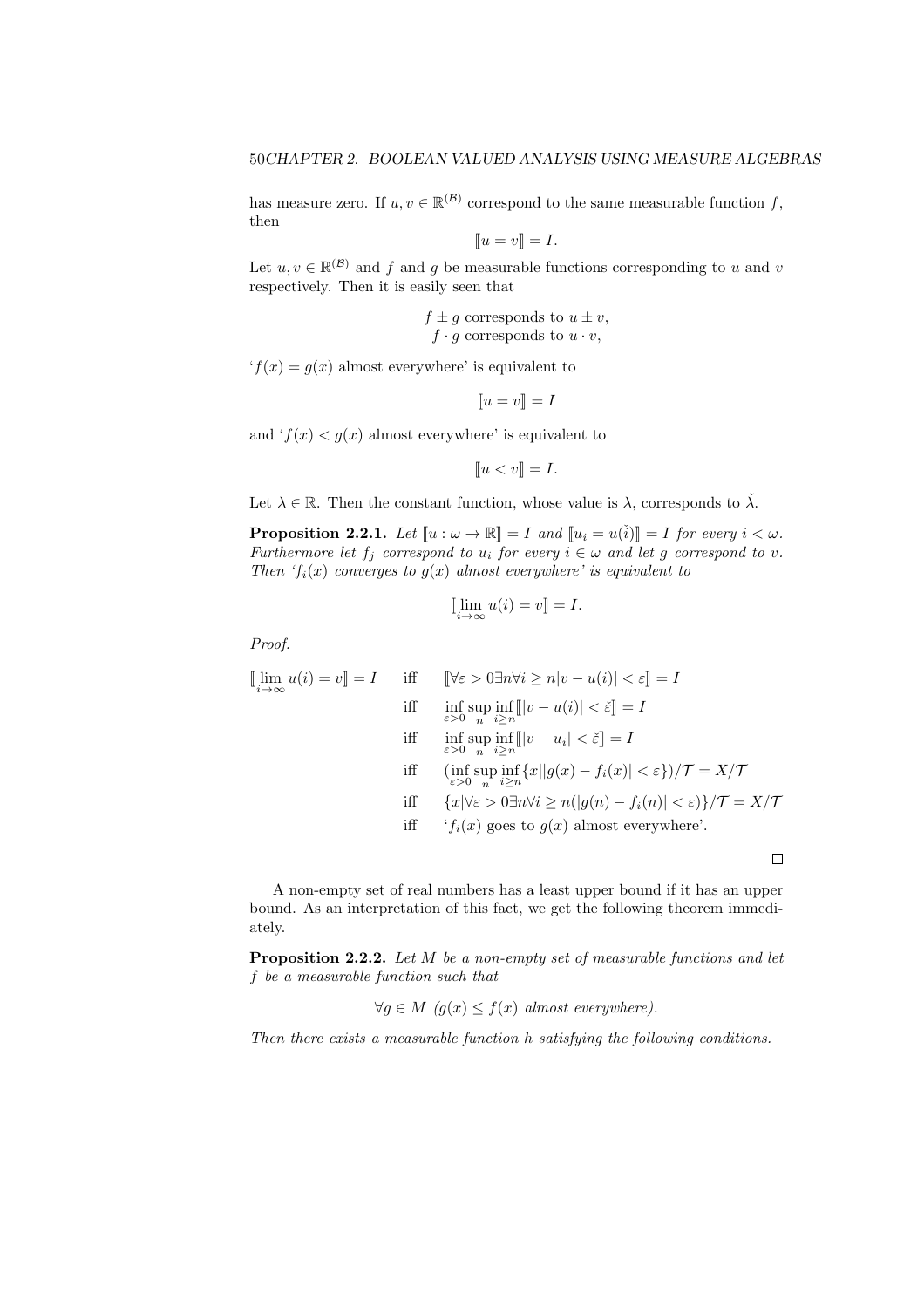has measure zero. If $u, v \in \mathbb{R}^{(\mathcal{B})}$ correspond to the same measurable function $f$, then

$$[\![u = v]\!] = I.$$

Let $u, v \in \mathbb{R}^{(\mathcal{B})}$ and $f$ and $g$ be measurable functions corresponding to $u$ and $v$ respectively. Then it is easily seen that

$$f \pm g \text{ corresponds to } u \pm v,$$
$$f \cdot g \text{ corresponds to } u \cdot v,$$

'$f(x) = g(x)$ almost everywhere' is equivalent to

$$[\![u = v]\!] = I$$

and '$f(x) < g(x)$ almost everywhere' is equivalent to

$$[\![u < v]\!] = I.$$

Let $\lambda \in \mathbb{R}$. Then the constant function, whose value is $\lambda$, corresponds to $\check{\lambda}$.

**Proposition 2.2.1.** *Let $[\![u : \omega \to \mathbb{R}]\!] = I$ and $[\![u_i = u(\check{i})]\!] = I$ for every $i < \omega$. Furthermore let $f_j$ correspond to $u_i$ for every $i \in \omega$ and let $g$ correspond to $v$. Then '$f_i(x)$ converges to $g(x)$ almost everywhere' is equivalent to*

$$[\![\lim_{i \to \infty} u(i) = v]\!] = I.$$

*Proof.*

$$
\begin{aligned}
[\![\lim_{i\to\infty} u(i) = v]\!] = I \quad & \text{iff} \quad [\![\forall \varepsilon > 0 \exists n \forall i \geq n |v - u(i)| < \varepsilon]\!] = I \\
& \text{iff} \quad \inf_{\varepsilon > 0} \sup_{n} \inf_{i \geq n} [\![|v - u(i)| < \check{\varepsilon}]\!] = I \\
& \text{iff} \quad \inf_{\varepsilon > 0} \sup_{n} \inf_{i \geq n} [\![|v - u_i| < \check{\varepsilon}]\!] = I \\
& \text{iff} \quad (\inf_{\varepsilon > 0} \sup_{n} \inf_{i \geq n} \{x | |g(x) - f_i(x)| < \varepsilon\})/\mathcal{T} = X/\mathcal{T} \\
& \text{iff} \quad \{x | \forall \varepsilon > 0 \exists n \forall i \geq n (|g(n) - f_i(n)| < \varepsilon)\}/\mathcal{T} = X/\mathcal{T} \\
& \text{iff} \quad \text{'}f_i(x) \text{ goes to } g(x) \text{ almost everywhere'}.
\end{aligned}
$$

□

A non-empty set of real numbers has a least upper bound if it has an upper bound. As an interpretation of this fact, we get the following theorem immediately.

**Proposition 2.2.2.** *Let $M$ be a non-empty set of measurable functions and let $f$ be a measurable function such that*

$$\forall g \in M \ (g(x) \leq f(x) \text{ almost everywhere}).$$

*Then there exists a measurable function $h$ satisfying the following conditions.*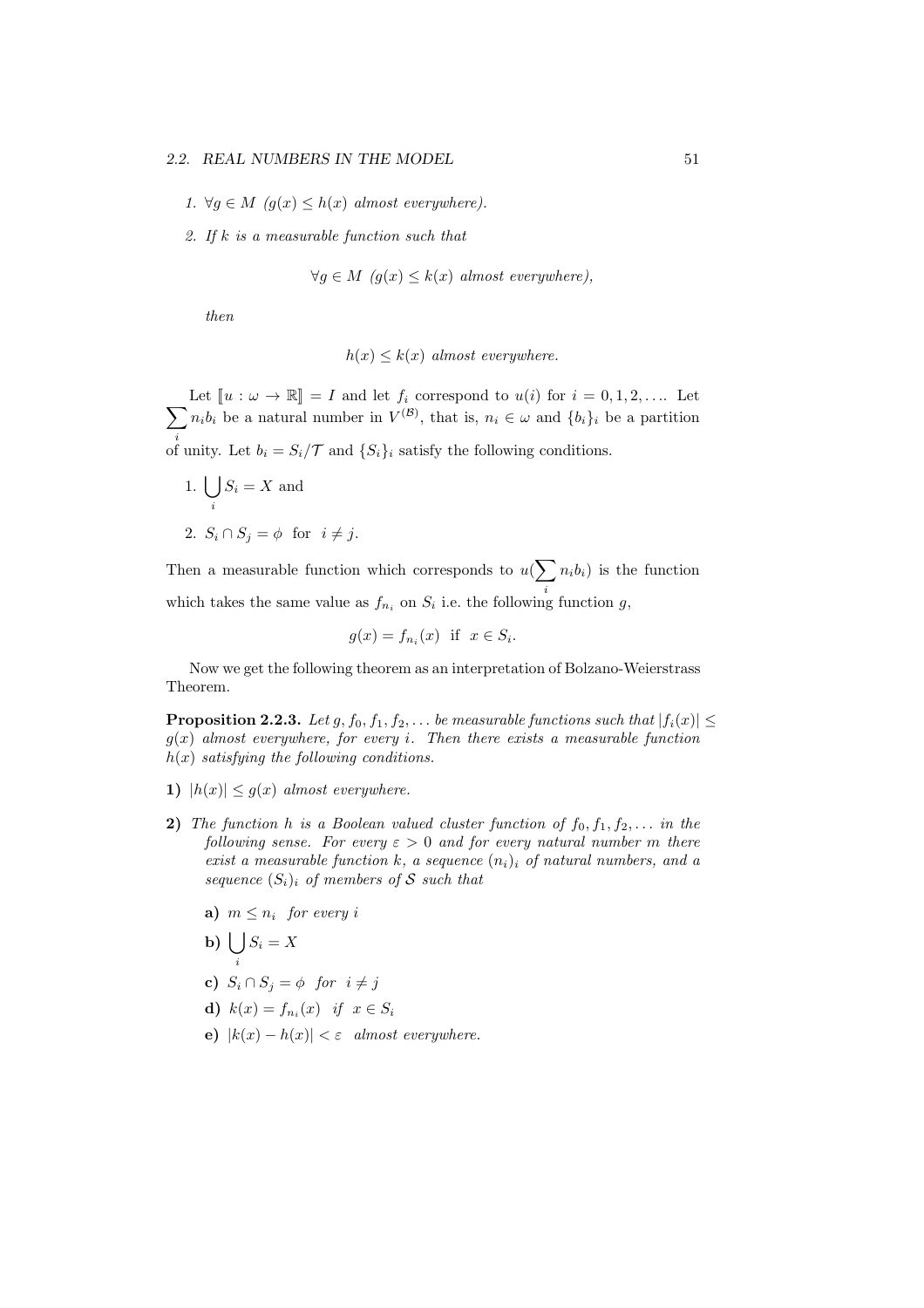1. $\forall g \in M$ $(g(x) \leq h(x)$ *almost everywhere).*

2. *If* $k$ *is a measurable function such that*

$$\forall g \in M \ (g(x) \leq k(x) \text{ almost everywhere}),$$

*then*

$$h(x) \leq k(x) \text{ almost everywhere.}$$

Let $[\![u : \omega \to \mathbb{R}]\!] = I$ and let $f_i$ correspond to $u(i)$ for $i = 0, 1, 2, \ldots$. Let $\sum_i n_i b_i$ be a natural number in $V^{(\mathcal{B})}$, that is, $n_i \in \omega$ and $\{b_i\}_i$ be a partition of unity. Let $b_i = S_i/\mathcal{T}$ and $\{S_i\}_i$ satisfy the following conditions.

1. $\bigcup_i S_i = X$ and
2. $S_i \cap S_j = \phi$ for $i \neq j$.

Then a measurable function which corresponds to $u(\sum_i n_i b_i)$ is the function which takes the same value as $f_{n_i}$ on $S_i$ i.e. the following function $g$,

$$g(x) = f_{n_i}(x) \text{ if } x \in S_i.$$

Now we get the following theorem as an interpretation of Bolzano-Weierstrass Theorem.

**Proposition 2.2.3.** *Let* $g, f_0, f_1, f_2, \ldots$ *be measurable functions such that* $|f_i(x)| \leq g(x)$ *almost everywhere, for every* $i$*. Then there exists a measurable function* $h(x)$ *satisfying the following conditions.*

**1)** $|h(x)| \leq g(x)$ *almost everywhere.*

**2)** *The function* $h$ *is a Boolean valued cluster function of* $f_0, f_1, f_2, \ldots$ *in the following sense. For every* $\varepsilon > 0$ *and for every natural number* $m$ *there exist a measurable function* $k$*, a sequence* $(n_i)_i$ *of natural numbers, and a sequence* $(S_i)_i$ *of members of* $\mathcal{S}$ *such that*

- **a)** $m \leq n_i$ *for every* $i$
- **b)** $\bigcup_i S_i = X$
- **c)** $S_i \cap S_j = \phi$ *for* $i \neq j$
- **d)** $k(x) = f_{n_i}(x)$ *if* $x \in S_i$
- **e)** $|k(x) - h(x)| < \varepsilon$ *almost everywhere.*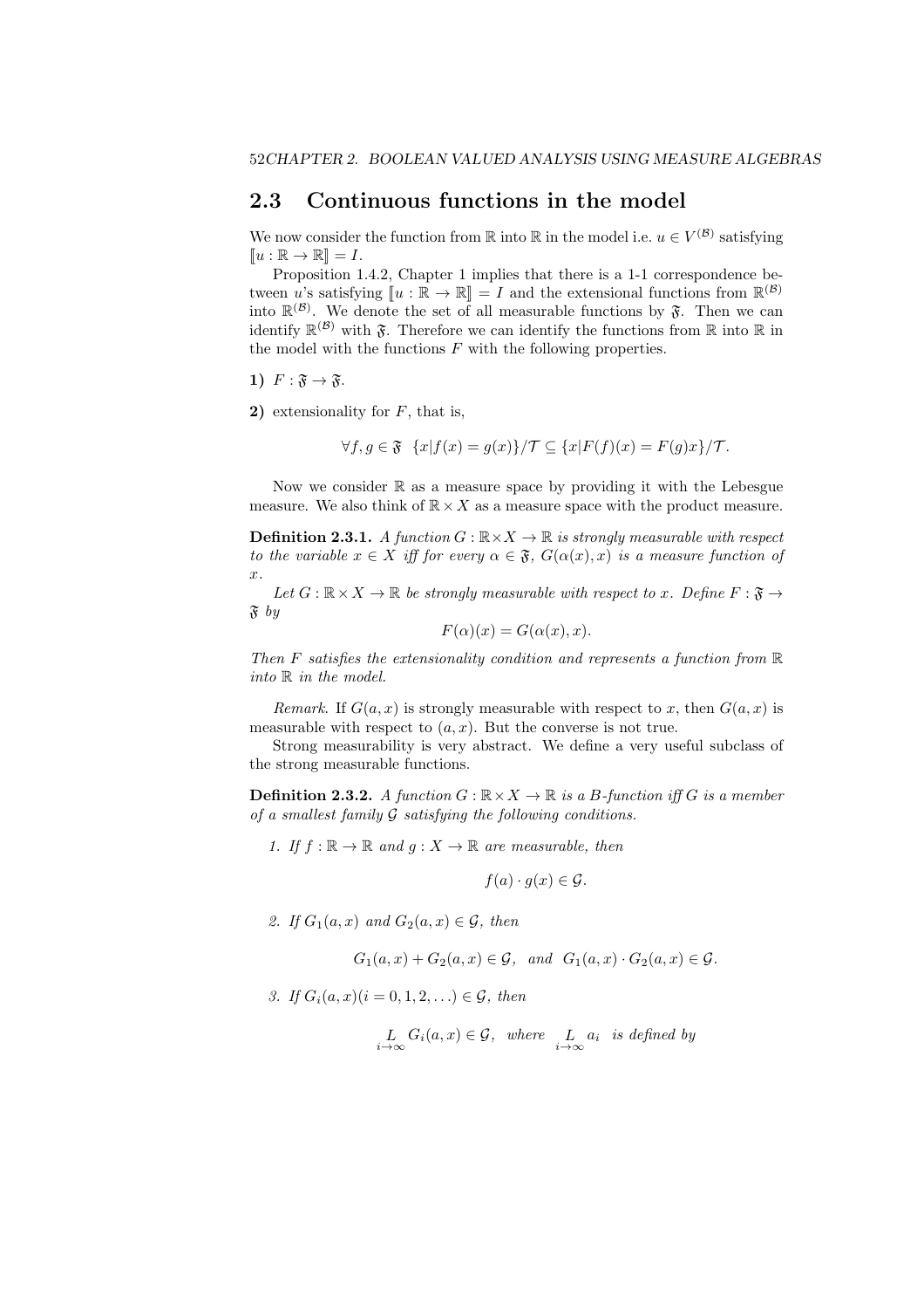## 2.3 Continuous functions in the model

We now consider the function from $\mathbb{R}$ into $\mathbb{R}$ in the model i.e. $u \in V^{(\mathcal{B})}$ satisfying $[\![u : \mathbb{R} \to \mathbb{R}]\!] = I$.

Proposition 1.4.2, Chapter 1 implies that there is a 1-1 correspondence between $u$'s satisfying $[\![u : \mathbb{R} \to \mathbb{R}]\!] = I$ and the extensional functions from $\mathbb{R}^{(\mathcal{B})}$ into $\mathbb{R}^{(\mathcal{B})}$. We denote the set of all measurable functions by $\mathfrak{F}$. Then we can identify $\mathbb{R}^{(\mathcal{B})}$ with $\mathfrak{F}$. Therefore we can identify the functions from $\mathbb{R}$ into $\mathbb{R}$ in the model with the functions $F$ with the following properties.

**1)** $F : \mathfrak{F} \to \mathfrak{F}$.

**2)** extensionality for $F$, that is,

$$\forall f, g \in \mathfrak{F} \;\; \{x | f(x) = g(x)\}/\mathcal{T} \subseteq \{x | F(f)(x) = F(g)x\}/\mathcal{T}.$$

Now we consider $\mathbb{R}$ as a measure space by providing it with the Lebesgue measure. We also think of $\mathbb{R} \times X$ as a measure space with the product measure.

**Definition 2.3.1.** *A function $G : \mathbb{R} \times X \to \mathbb{R}$ is strongly measurable with respect to the variable $x \in X$ iff for every $\alpha \in \mathfrak{F}$, $G(\alpha(x), x)$ is a measure function of $x$.*

*Let $G : \mathbb{R} \times X \to \mathbb{R}$ be strongly measurable with respect to $x$. Define $F : \mathfrak{F} \to \mathfrak{F}$ by*

$$F(\alpha)(x) = G(\alpha(x), x).$$

*Then $F$ satisfies the extensionality condition and represents a function from $\mathbb{R}$ into $\mathbb{R}$ in the model.*

*Remark.* If $G(a, x)$ is strongly measurable with respect to $x$, then $G(a, x)$ is measurable with respect to $(a, x)$. But the converse is not true.

Strong measurability is very abstract. We define a very useful subclass of the strong measurable functions.

**Definition 2.3.2.** *A function $G : \mathbb{R} \times X \to \mathbb{R}$ is a B-function iff $G$ is a member of a smallest family $\mathcal{G}$ satisfying the following conditions.*

1. *If $f : \mathbb{R} \to \mathbb{R}$ and $g : X \to \mathbb{R}$ are measurable, then*

$$f(a) \cdot g(x) \in \mathcal{G}.$$

2. *If $G_1(a, x)$ and $G_2(a, x) \in \mathcal{G}$, then*

$$G_1(a, x) + G_2(a, x) \in \mathcal{G}, \;\; \text{and} \;\; G_1(a, x) \cdot G_2(a, x) \in \mathcal{G}.$$

3. *If $G_i(a, x) (i = 0, 1, 2, \ldots) \in \mathcal{G}$, then*

$$\underset{i \to \infty}{L} G_i(a, x) \in \mathcal{G}, \;\; \text{where} \;\; \underset{i \to \infty}{L} a_i \;\; \text{is defined by}$$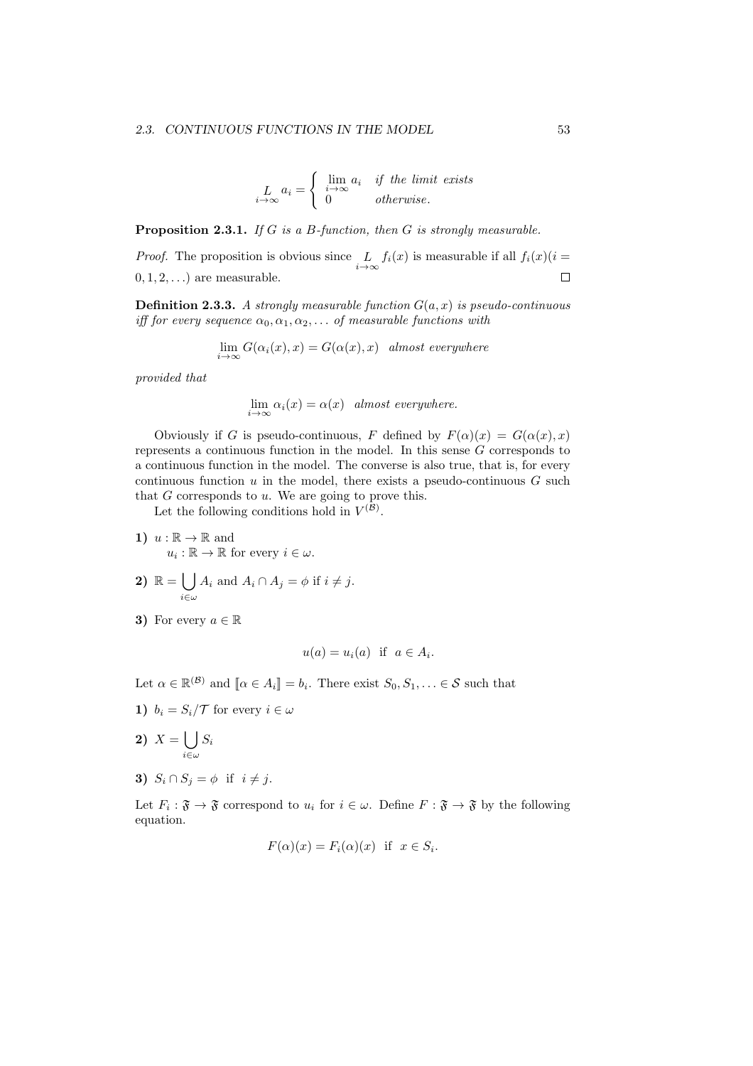$$\underset{i \to \infty}{L} a_i = \begin{cases} \lim\limits_{i \to \infty} a_i & \text{if the limit exists} \\ 0 & \text{otherwise.} \end{cases}$$

**Proposition 2.3.1.** *If $G$ is a B-function, then $G$ is strongly measurable.*

*Proof.* The proposition is obvious since $\underset{i \to \infty}{L} f_i(x)$ is measurable if all $f_i(x) (i = 0, 1, 2, \ldots)$ are measurable. $\square$

**Definition 2.3.3.** *A strongly measurable function $G(a, x)$ is pseudo-continuous iff for every sequence $\alpha_0, \alpha_1, \alpha_2, \ldots$ of measurable functions with*

$$\lim_{i \to \infty} G(\alpha_i(x), x) = G(\alpha(x), x) \quad \textit{almost everywhere}$$

*provided that*

$$\lim_{i \to \infty} \alpha_i(x) = \alpha(x) \quad \textit{almost everywhere.}$$

Obviously if $G$ is pseudo-continuous, $F$ defined by $F(\alpha)(x) = G(\alpha(x), x)$ represents a continuous function in the model. In this sense $G$ corresponds to a continuous function in the model. The converse is also true, that is, for every continuous function $u$ in the model, there exists a pseudo-continuous $G$ such that $G$ corresponds to $u$. We are going to prove this.

Let the following conditions hold in $V^{(\mathcal{B})}$.

**1)** $u : \mathbb{R} \to \mathbb{R}$ and
$u_i : \mathbb{R} \to \mathbb{R}$ for every $i \in \omega$.

**2)** $\mathbb{R} = \bigcup\limits_{i \in \omega} A_i$ and $A_i \cap A_j = \phi$ if $i \neq j$.

**3)** For every $a \in \mathbb{R}$

$$u(a) = u_i(a) \quad \text{if} \quad a \in A_i.$$

Let $\alpha \in \mathbb{R}^{(\mathcal{B})}$ and $[\![\alpha \in A_i]\!] = b_i$. There exist $S_0, S_1, \ldots \in \mathcal{S}$ such that

**1)** $b_i = S_i/\mathcal{T}$ for every $i \in \omega$

**2)** $X = \bigcup\limits_{i \in \omega} S_i$

**3)** $S_i \cap S_j = \phi$ if $i \neq j$.

Let $F_i : \mathfrak{F} \to \mathfrak{F}$ correspond to $u_i$ for $i \in \omega$. Define $F : \mathfrak{F} \to \mathfrak{F}$ by the following equation.

$$F(\alpha)(x) = F_i(\alpha)(x) \quad \text{if} \quad x \in S_i.$$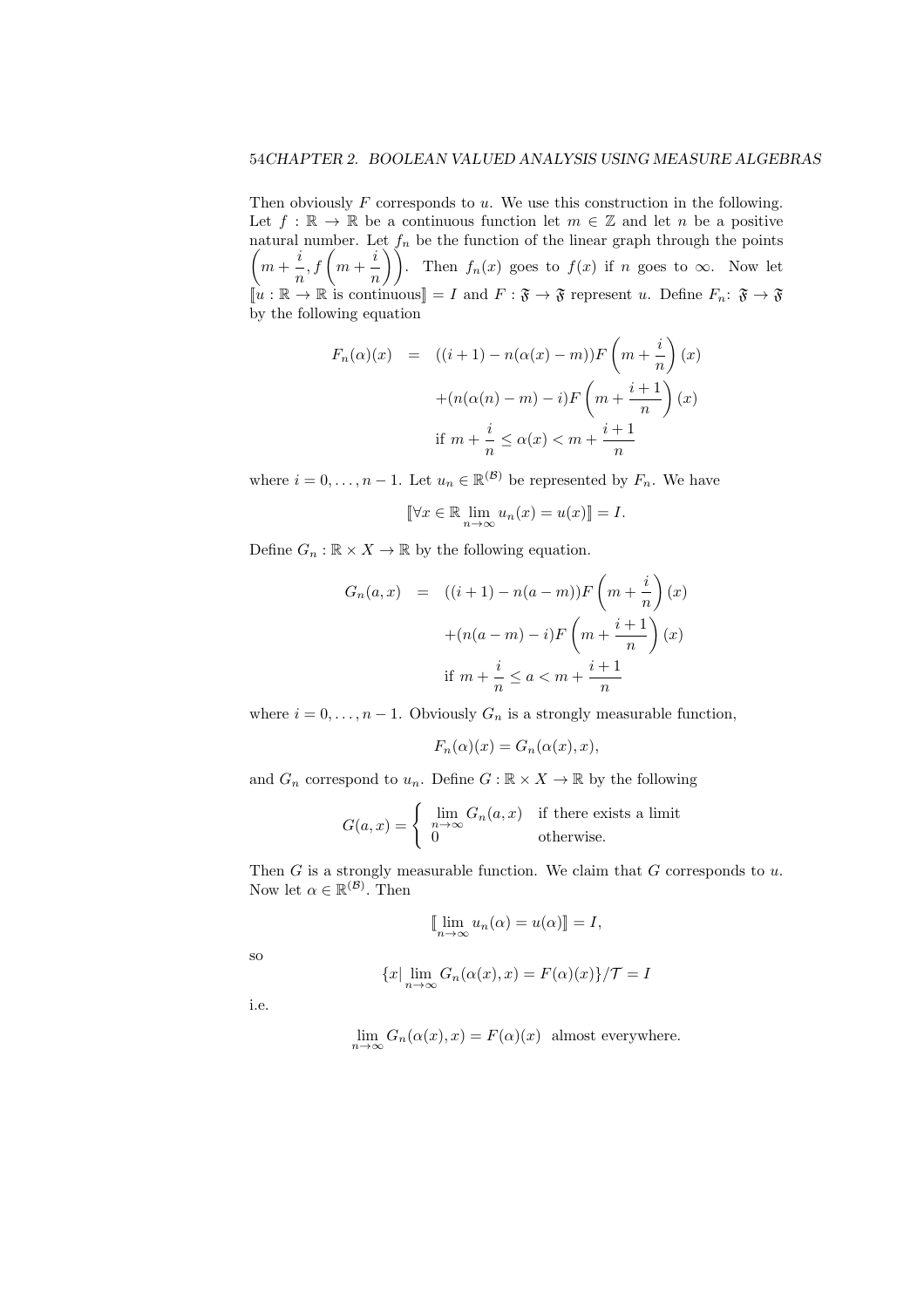Then obviously $F$ corresponds to $u$. We use this construction in the following. Let $f : \mathbb{R} \to \mathbb{R}$ be a continuous function let $m \in \mathbb{Z}$ and let $n$ be a positive natural number. Let $f_n$ be the function of the linear graph through the points $\left(m + \dfrac{i}{n}, f\left(m + \dfrac{i}{n}\right)\right)$. Then $f_n(x)$ goes to $f(x)$ if $n$ goes to $\infty$. Now let $[\![u : \mathbb{R} \to \mathbb{R} \text{ is continuous}]\!] = I$ and $F : \mathfrak{F} \to \mathfrak{F}$ represent $u$. Define $F_n \colon \mathfrak{F} \to \mathfrak{F}$ by the following equation

$$
\begin{aligned}
F_n(\alpha)(x) &= ((i+1) - n(\alpha(x) - m))F\left(m + \frac{i}{n}\right)(x) \\
&\quad + (n(\alpha(n) - m) - i)F\left(m + \frac{i+1}{n}\right)(x) \\
&\quad \text{if } m + \frac{i}{n} \leq \alpha(x) < m + \frac{i+1}{n}
\end{aligned}
$$

where $i = 0, \ldots, n-1$. Let $u_n \in \mathbb{R}^{(\mathcal{B})}$ be represented by $F_n$. We have

$$
[\![\forall x \in \mathbb{R} \lim_{n\to\infty} u_n(x) = u(x)]\!] = I.
$$

Define $G_n : \mathbb{R} \times X \to \mathbb{R}$ by the following equation.

$$
\begin{aligned}
G_n(a, x) &= ((i+1) - n(a - m))F\left(m + \frac{i}{n}\right)(x) \\
&\quad + (n(a - m) - i)F\left(m + \frac{i+1}{n}\right)(x) \\
&\quad \text{if } m + \frac{i}{n} \leq a < m + \frac{i+1}{n}
\end{aligned}
$$

where $i = 0, \ldots, n-1$. Obviously $G_n$ is a strongly measurable function,

$$
F_n(\alpha)(x) = G_n(\alpha(x), x),
$$

and $G_n$ correspond to $u_n$. Define $G : \mathbb{R} \times X \to \mathbb{R}$ by the following

$$
G(a, x) = \begin{cases} \lim\limits_{n\to\infty} G_n(a, x) & \text{if there exists a limit} \\ 0 & \text{otherwise.} \end{cases}
$$

Then $G$ is a strongly measurable function. We claim that $G$ corresponds to $u$. Now let $\alpha \in \mathbb{R}^{(\mathcal{B})}$. Then

$$
[\![\lim_{n\to\infty} u_n(\alpha) = u(\alpha)]\!] = I,
$$

so

$$
\{x | \lim_{n\to\infty} G_n(\alpha(x), x) = F(\alpha)(x)\}/\mathcal{T} = I
$$

i.e.

$$
\lim_{n\to\infty} G_n(\alpha(x), x) = F(\alpha)(x) \text{ almost everywhere.}
$$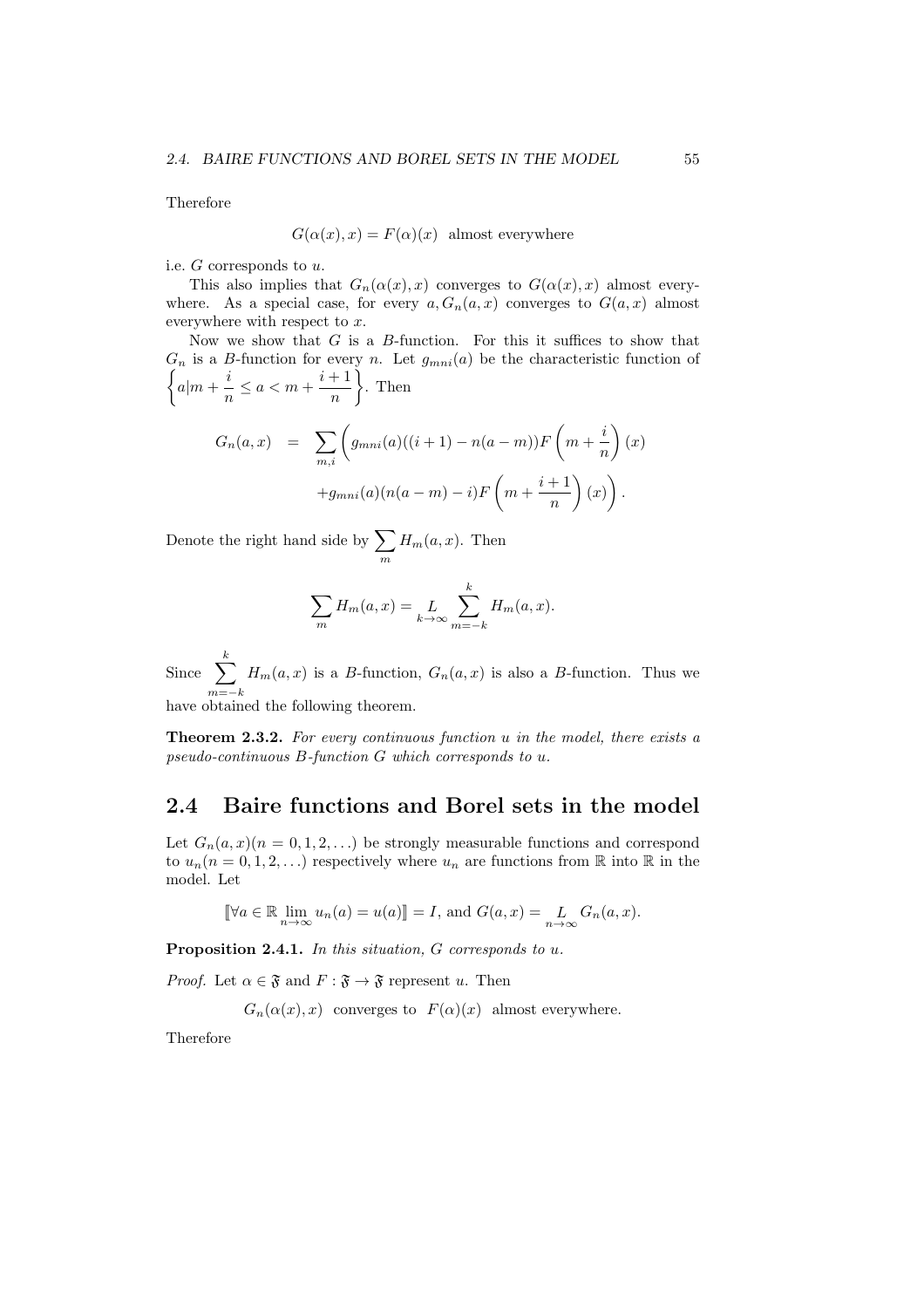Therefore

$$G(\alpha(x), x) = F(\alpha)(x) \text{ almost everywhere}$$

i.e. $G$ corresponds to $u$.

This also implies that $G_n(\alpha(x), x)$ converges to $G(\alpha(x), x)$ almost everywhere. As a special case, for every $a, G_n(a, x)$ converges to $G(a, x)$ almost everywhere with respect to $x$.

Now we show that $G$ is a $B$-function. For this it suffices to show that $G_n$ is a $B$-function for every $n$. Let $g_{mni}(a)$ be the characteristic function of $\left\{a | m + \frac{i}{n} \leq a < m + \frac{i+1}{n}\right\}$. Then

$$\begin{aligned} G_n(a,x) &= \sum_{m,i} \left( g_{mni}(a)((i+1) - n(a-m))F\left(m + \frac{i}{n}\right)(x) \right. \\ &\qquad \left. + g_{mni}(a)(n(a-m) - i)F\left(m + \frac{i+1}{n}\right)(x) \right). \end{aligned}$$

Denote the right hand side by $\sum_m H_m(a, x)$. Then

$$\sum_m H_m(a,x) = \underset{k \to \infty}{L} \sum_{m=-k}^{k} H_m(a,x).$$

Since $\sum_{m=-k}^{k} H_m(a,x)$ is a $B$-function, $G_n(a,x)$ is also a $B$-function. Thus we have obtained the following theorem.

**Theorem 2.3.2.** *For every continuous function $u$ in the model, there exists a pseudo-continuous $B$-function $G$ which corresponds to $u$.*

## 2.4 Baire functions and Borel sets in the model

Let $G_n(a,x) (n = 0, 1, 2, \ldots)$ be strongly measurable functions and correspond to $u_n (n = 0, 1, 2, \ldots)$ respectively where $u_n$ are functions from $\mathbb{R}$ into $\mathbb{R}$ in the model. Let

$$[\![\forall a \in \mathbb{R} \lim_{n\to\infty} u_n(a) = u(a)]\!] = I, \text{ and } G(a,x) = \underset{n\to\infty}{L} G_n(a,x).$$

**Proposition 2.4.1.** *In this situation, $G$ corresponds to $u$.*

*Proof.* Let $\alpha \in \mathfrak{F}$ and $F : \mathfrak{F} \to \mathfrak{F}$ represent $u$. Then

$$G_n(\alpha(x), x) \text{ converges to } F(\alpha)(x) \text{ almost everywhere.}$$

Therefore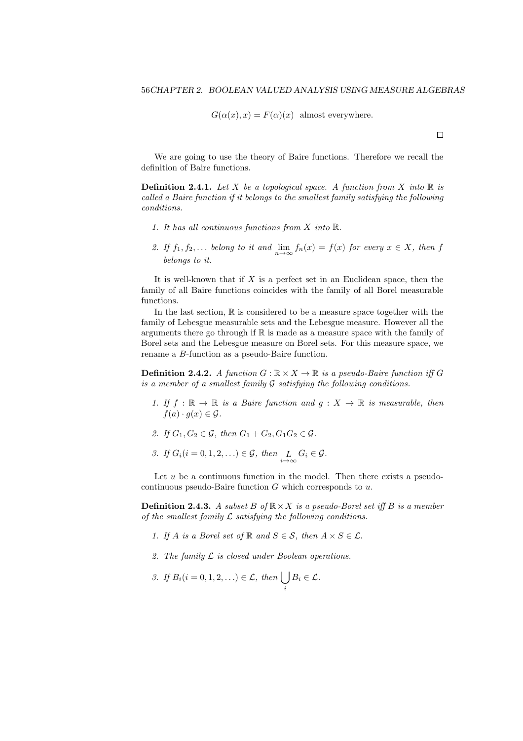$$G(\alpha(x), x) = F(\alpha)(x) \text{ almost everywhere.}$$

□

We are going to use the theory of Baire functions. Therefore we recall the definition of Baire functions.

**Definition 2.4.1.** *Let $X$ be a topological space. A function from $X$ into $\mathbb{R}$ is called a Baire function if it belongs to the smallest family satisfying the following conditions.*

1. *It has all continuous functions from $X$ into $\mathbb{R}$.*

2. *If $f_1, f_2, \ldots$ belong to it and $\lim_{n \to \infty} f_n(x) = f(x)$ for every $x \in X$, then $f$ belongs to it.*

It is well-known that if $X$ is a perfect set in an Euclidean space, then the family of all Baire functions coincides with the family of all Borel measurable functions.

In the last section, $\mathbb{R}$ is considered to be a measure space together with the family of Lebesgue measurable sets and the Lebesgue measure. However all the arguments there go through if $\mathbb{R}$ is made as a measure space with the family of Borel sets and the Lebesgue measure on Borel sets. For this measure space, we rename a $B$-function as a pseudo-Baire function.

**Definition 2.4.2.** *A function $G : \mathbb{R} \times X \to \mathbb{R}$ is a pseudo-Baire function iff $G$ is a member of a smallest family $\mathcal{G}$ satisfying the following conditions.*

1. *If $f : \mathbb{R} \to \mathbb{R}$ is a Baire function and $g : X \to \mathbb{R}$ is measurable, then $f(a) \cdot g(x) \in \mathcal{G}$.*

2. *If $G_1, G_2 \in \mathcal{G}$, then $G_1 + G_2, G_1 G_2 \in \mathcal{G}$.*

3. *If $G_i (i = 0, 1, 2, \ldots) \in \mathcal{G}$, then $\underset{i \to \infty}{L} G_i \in \mathcal{G}$.*

Let $u$ be a continuous function in the model. Then there exists a pseudo-continuous pseudo-Baire function $G$ which corresponds to $u$.

**Definition 2.4.3.** *A subset $B$ of $\mathbb{R} \times X$ is a pseudo-Borel set iff $B$ is a member of the smallest family $\mathcal{L}$ satisfying the following conditions.*

1. *If $A$ is a Borel set of $\mathbb{R}$ and $S \in \mathcal{S}$, then $A \times S \in \mathcal{L}$.*

2. *The family $\mathcal{L}$ is closed under Boolean operations.*

3. *If $B_i (i = 0, 1, 2, \ldots) \in \mathcal{L}$, then $\bigcup_i B_i \in \mathcal{L}$.*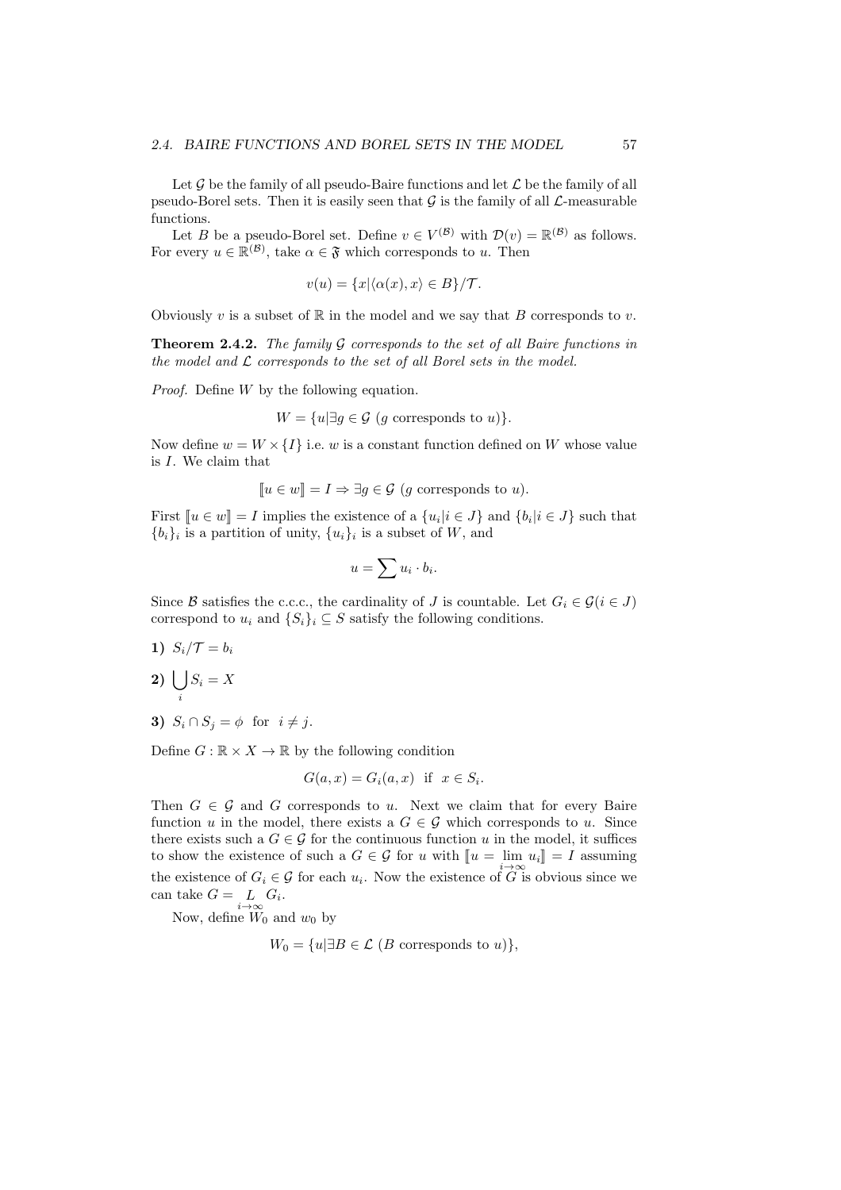Let $\mathcal{G}$ be the family of all pseudo-Baire functions and let $\mathcal{L}$ be the family of all pseudo-Borel sets. Then it is easily seen that $\mathcal{G}$ is the family of all $\mathcal{L}$-measurable functions.

Let $B$ be a pseudo-Borel set. Define $v \in V^{(\mathcal{B})}$ with $\mathcal{D}(v) = \mathbb{R}^{(\mathcal{B})}$ as follows. For every $u \in \mathbb{R}^{(\mathcal{B})}$, take $\alpha \in \mathfrak{F}$ which corresponds to $u$. Then

$$v(u) = \{x | \langle \alpha(x), x \rangle \in B\}/\mathcal{T}.$$

Obviously $v$ is a subset of $\mathbb{R}$ in the model and we say that $B$ corresponds to $v$.

**Theorem 2.4.2.** *The family $\mathcal{G}$ corresponds to the set of all Baire functions in the model and $\mathcal{L}$ corresponds to the set of all Borel sets in the model.*

*Proof.* Define $W$ by the following equation.

$$W = \{u | \exists g \in \mathcal{G} \text{ ($g$ corresponds to $u$)}\}.$$

Now define $w = W \times \{I\}$ i.e. $w$ is a constant function defined on $W$ whose value is $I$. We claim that

$$[\![u \in w]\!] = I \Rightarrow \exists g \in \mathcal{G} \text{ ($g$ corresponds to $u$)}.$$

First $[\![u \in w]\!] = I$ implies the existence of a $\{u_i | i \in J\}$ and $\{b_i | i \in J\}$ such that $\{b_i\}_i$ is a partition of unity, $\{u_i\}_i$ is a subset of $W$, and

$$u = \sum u_i \cdot b_i.$$

Since $\mathcal{B}$ satisfies the c.c.c., the cardinality of $J$ is countable. Let $G_i \in \mathcal{G} (i \in J)$ correspond to $u_i$ and $\{S_i\}_i \subseteq S$ satisfy the following conditions.

**1)** $S_i/\mathcal{T} = b_i$

**2)** $\bigcup_i S_i = X$

**3)** $S_i \cap S_j = \phi$ for $i \neq j$.

Define $G : \mathbb{R} \times X \to \mathbb{R}$ by the following condition

$$G(a, x) = G_i(a, x) \;\text{ if }\; x \in S_i.$$

Then $G \in \mathcal{G}$ and $G$ corresponds to $u$. Next we claim that for every Baire function $u$ in the model, there exists a $G \in \mathcal{G}$ which corresponds to $u$. Since there exists such a $G \in \mathcal{G}$ for the continuous function $u$ in the model, it suffices to show the existence of such a $G \in \mathcal{G}$ for $u$ with $[\![u = \lim_{i\to\infty} u_i]\!] = I$ assuming the existence of $G_i \in \mathcal{G}$ for each $u_i$. Now the existence of $G$ is obvious since we can take $G = \underset{i\to\infty}{L}\, G_i$.

Now, define $W_0$ and $w_0$ by

$$W_0 = \{u | \exists B \in \mathcal{L} \text{ ($B$ corresponds to $u$)}\},$$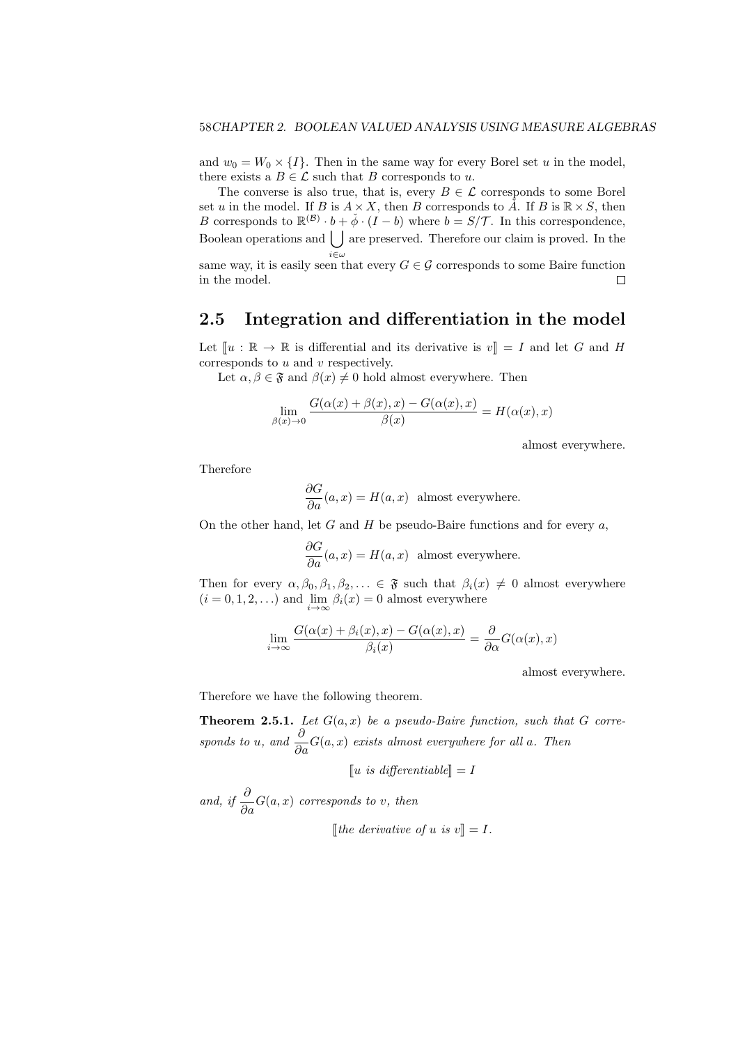and $w_0 = W_0 \times \{I\}$. Then in the same way for every Borel set $u$ in the model, there exists a $B \in \mathcal{L}$ such that $B$ corresponds to $u$.

The converse is also true, that is, every $B \in \mathcal{L}$ corresponds to some Borel set $u$ in the model. If $B$ is $A \times X$, then $B$ corresponds to $\check{A}$. If $B$ is $\mathbb{R} \times S$, then $B$ corresponds to $\mathbb{R}^{(\mathcal{B})} \cdot b + \check{\phi} \cdot (I - b)$ where $b = S/\mathcal{T}$. In this correspondence, Boolean operations and $\bigcup_{i \in \omega}$ are preserved. Therefore our claim is proved. In the same way, it is easily seen that every $G \in \mathcal{G}$ corresponds to some Baire function in the model. □

## 2.5 Integration and differentiation in the model

Let $[\![u : \mathbb{R} \to \mathbb{R}$ is differential and its derivative is $v]\!] = I$ and let $G$ and $H$ corresponds to $u$ and $v$ respectively.

Let $\alpha, \beta \in \mathfrak{F}$ and $\beta(x) \neq 0$ hold almost everywhere. Then

$$\lim_{\beta(x) \to 0} \frac{G(\alpha(x) + \beta(x), x) - G(\alpha(x), x)}{\beta(x)} = H(\alpha(x), x)$$

almost everywhere.

Therefore

$$\frac{\partial G}{\partial a}(a, x) = H(a, x) \ \text{ almost everywhere.}$$

On the other hand, let $G$ and $H$ be pseudo-Baire functions and for every $a$,

$$\frac{\partial G}{\partial a}(a, x) = H(a, x) \ \text{ almost everywhere.}$$

Then for every $\alpha, \beta_0, \beta_1, \beta_2, \ldots \in \mathfrak{F}$ such that $\beta_i(x) \neq 0$ almost everywhere $(i = 0, 1, 2, \ldots)$ and $\lim_{i \to \infty} \beta_i(x) = 0$ almost everywhere

$$\lim_{i \to \infty} \frac{G(\alpha(x) + \beta_i(x), x) - G(\alpha(x), x)}{\beta_i(x)} = \frac{\partial}{\partial \alpha} G(\alpha(x), x)$$

almost everywhere.

Therefore we have the following theorem.

**Theorem 2.5.1.** *Let $G(a, x)$ be a pseudo-Baire function, such that $G$ corresponds to $u$, and $\frac{\partial}{\partial a} G(a, x)$ exists almost everywhere for all $a$. Then*

$$[\![u \text{ is differentiable}]\!] = I$$

*and, if $\frac{\partial}{\partial a} G(a, x)$ corresponds to $v$, then*

$$[\![\text{the derivative of } u \text{ is } v]\!] = I.$$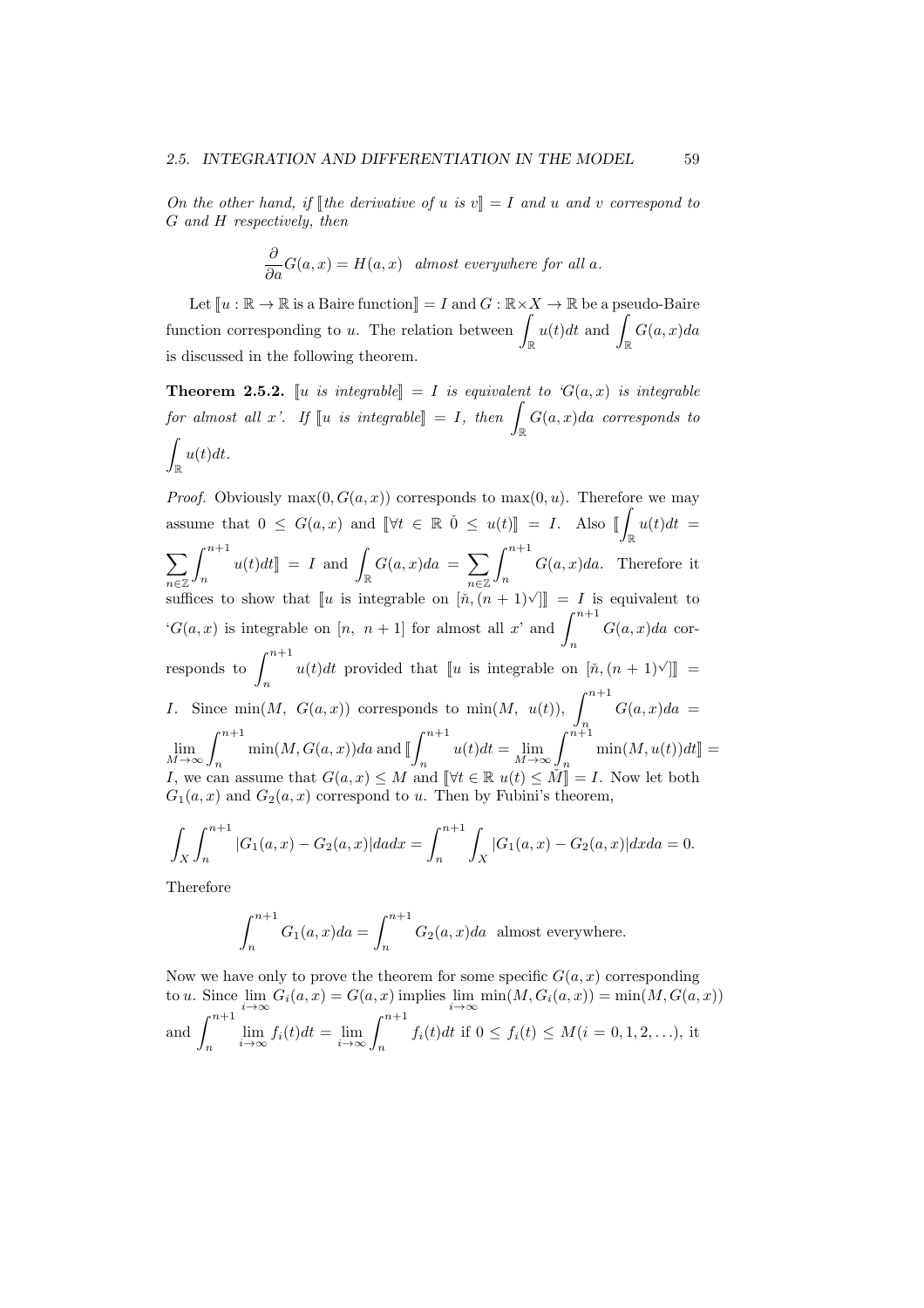*On the other hand, if* $[\![$*the derivative of* $u$ *is* $v]\!] = I$ *and* $u$ *and* $v$ *correspond to* $G$ *and* $H$ *respectively, then*

$$\frac{\partial}{\partial a} G(a,x) = H(a,x) \quad \textit{almost everywhere for all } a.$$

Let $[\![u : \mathbb{R} \to \mathbb{R}$ is a Baire function$]\!] = I$ and $G : \mathbb{R} \times X \to \mathbb{R}$ be a pseudo-Baire function corresponding to $u$. The relation between $\int_{\mathbb{R}} u(t)dt$ and $\int_{\mathbb{R}} G(a,x)da$ is discussed in the following theorem.

**Theorem 2.5.2.** $[\![u$ *is integrable*$]\!] = I$ *is equivalent to '*$G(a,x)$ *is integrable for almost all* $x$*'. If* $[\![u$ *is integrable*$]\!] = I$*, then* $\int_{\mathbb{R}} G(a,x)da$ *corresponds to* $\int_{\mathbb{R}} u(t)dt$*.*

*Proof.* Obviously $\max(0, G(a,x))$ corresponds to $\max(0,u)$. Therefore we may assume that $0 \leq G(a,x)$ and $[\![\forall t \in \mathbb{R} \ \check{0} \leq u(t)]\!] = I$. Also $[\![\int_{\mathbb{R}} u(t)dt = \sum_{n \in \mathbb{Z}} \int_n^{n+1} u(t)dt]\!] = I$ and $\int_{\mathbb{R}} G(a,x)da = \sum_{n \in \mathbb{Z}} \int_n^{n+1} G(a,x)da$. Therefore it suffices to show that $[\![u$ is integrable on $[\check{n}, (n+1)^{\checkmark}]]\!] = I$ is equivalent to '$G(a,x)$ is integrable on $[n,\ n+1]$ for almost all $x$' and $\int_n^{n+1} G(a,x)da$ corresponds to $\int_n^{n+1} u(t)dt$ provided that $[\![u$ is integrable on $[\check{n}, (n+1)^{\checkmark}]]\!] = I$. Since $\min(M,\ G(a,x))$ corresponds to $\min(M,\ u(t))$, $\int_n^{n+1} G(a,x)da = \lim_{M \to \infty} \int_n^{n+1} \min(M, G(a,x))da$ and $[\![\int_n^{n+1} u(t)dt = \lim_{M \to \infty} \int_n^{n+1} \min(M, u(t))dt]\!] = I$, we can assume that $G(a,x) \leq M$ and $[\![\forall t \in \mathbb{R} \ u(t) \leq \check{M}]\!] = I$. Now let both $G_1(a,x)$ and $G_2(a,x)$ correspond to $u$. Then by Fubini's theorem,

$$\int_X \int_n^{n+1} |G_1(a,x) - G_2(a,x)| da dx = \int_n^{n+1} \int_X |G_1(a,x) - G_2(a,x)| dx da = 0.$$

Therefore

$$\int_n^{n+1} G_1(a,x)da = \int_n^{n+1} G_2(a,x)da \ \text{ almost everywhere.}$$

Now we have only to prove the theorem for some specific $G(a,x)$ corresponding to $u$. Since $\lim_{i \to \infty} G_i(a,x) = G(a,x)$ implies $\lim_{i \to \infty} \min(M, G_i(a,x)) = \min(M, G(a,x))$ and $\int_n^{n+1} \lim_{i \to \infty} f_i(t)dt = \lim_{i \to \infty} \int_n^{n+1} f_i(t)dt$ if $0 \leq f_i(t) \leq M (i = 0, 1, 2, \ldots)$, it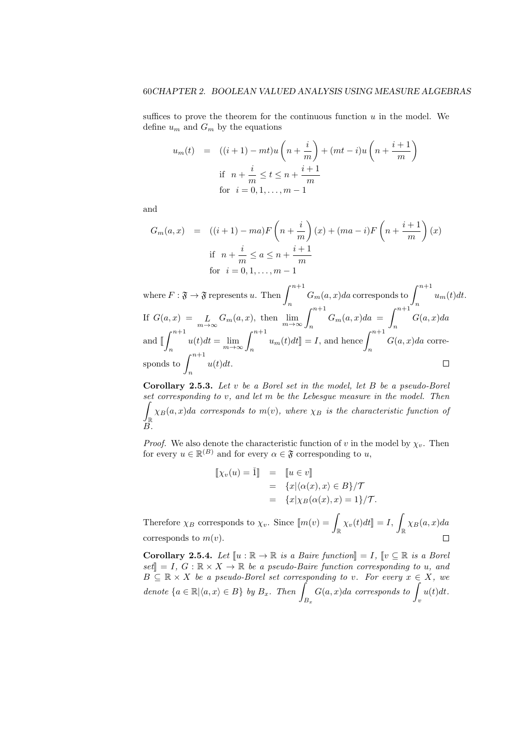suffices to prove the theorem for the continuous function $u$ in the model. We define $u_m$ and $G_m$ by the equations

$$
\begin{aligned}
u_m(t) \quad &= \quad ((i+1) - mt)u\left(n + \frac{i}{m}\right) + (mt - i)u\left(n + \frac{i+1}{m}\right) \\
&\quad \text{if} \quad n + \frac{i}{m} \leq t \leq n + \frac{i+1}{m} \\
&\quad \text{for} \quad i = 0, 1, \ldots, m-1
\end{aligned}
$$

and

$$
\begin{aligned}
G_m(a, x) \quad &= \quad ((i+1) - ma)F\left(n + \frac{i}{m}\right)(x) + (ma - i)F\left(n + \frac{i+1}{m}\right)(x) \\
&\quad \text{if} \quad n + \frac{i}{m} \leq a \leq n + \frac{i+1}{m} \\
&\quad \text{for} \quad i = 0, 1, \ldots, m-1
\end{aligned}
$$

where $F : \mathfrak{F} \to \mathfrak{F}$ represents $u$. Then $\displaystyle\int_n^{n+1} G_m(a, x)da$ corresponds to $\displaystyle\int_n^{n+1} u_m(t)dt$. If $G(a, x) = \underset{m\to\infty}{L} G_m(a, x)$, then $\displaystyle\lim_{m\to\infty} \int_n^{n+1} G_m(a, x)da = \int_n^{n+1} G(a, x)da$ and $[\![\displaystyle\int_n^{n+1} u(t)dt = \lim_{m\to\infty} \int_n^{n+1} u_m(t)dt]\!] = I$, and hence $\displaystyle\int_n^{n+1} G(a, x)da$ corresponds to $\displaystyle\int_n^{n+1} u(t)dt$. $\square$

**Corollary 2.5.3.** *Let $v$ be a Borel set in the model, let $B$ be a pseudo-Borel set corresponding to $v$, and let $m$ be the Lebesgue measure in the model. Then $\displaystyle\int_{\mathbb{R}} \chi_B(a, x)da$ corresponds to $m(v)$, where $\chi_B$ is the characteristic function of $B$.*

*Proof.* We also denote the characteristic function of $v$ in the model by $\chi_v$. Then for every $u \in \mathbb{R}^{(B)}$ and for every $\alpha \in \mathfrak{F}$ corresponding to $u$,

$$
\begin{aligned}
[\![\chi_v(u) = \check{1}]\!] \quad &= \quad [\![u \in v]\!] \\
&= \quad \{x | \langle \alpha(x), x \rangle \in B\}/\mathcal{T} \\
&= \quad \{x | \chi_B(\alpha(x), x) = 1\}/\mathcal{T}.
\end{aligned}
$$

Therefore $\chi_B$ corresponds to $\chi_v$. Since $[\![m(v) = \displaystyle\int_{\mathbb{R}} \chi_v(t)dt]\!] = I$, $\displaystyle\int_{\mathbb{R}} \chi_B(a, x)da$ corresponds to $m(v)$. $\square$

**Corollary 2.5.4.** *Let $[\![u : \mathbb{R} \to \mathbb{R}$ is a Baire function$]\!] = I$, $[\![v \subseteq \mathbb{R}$ is a Borel set$]\!] = I$, $G : \mathbb{R} \times X \to \mathbb{R}$ be a pseudo-Baire function corresponding to $u$, and $B \subseteq \mathbb{R} \times X$ be a pseudo-Borel set corresponding to $v$. For every $x \in X$, we denote $\{a \in \mathbb{R} | \langle a, x \rangle \in B\}$ by $B_x$. Then $\displaystyle\int_{B_x} G(a, x)da$ corresponds to $\displaystyle\int_v u(t)dt$.*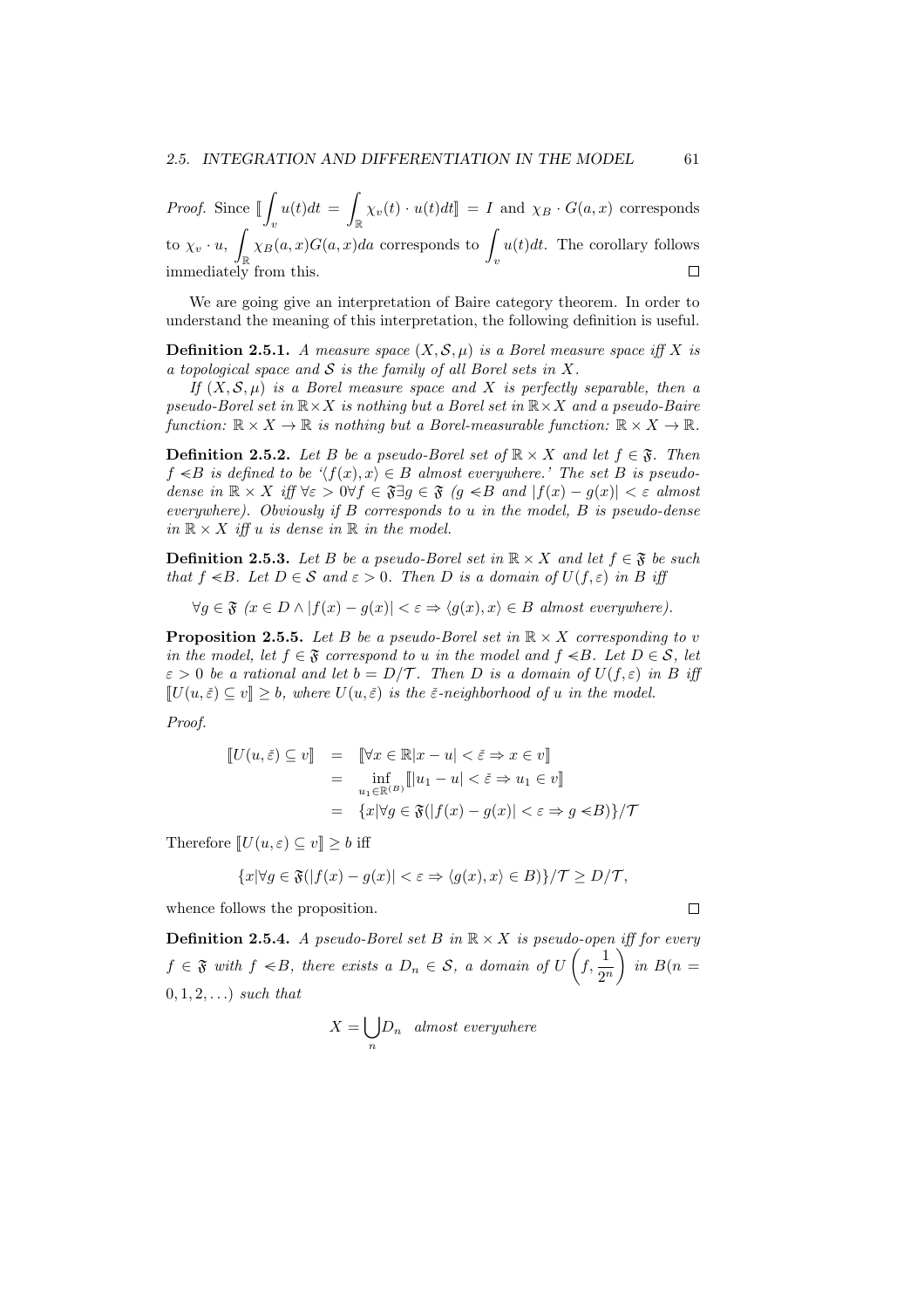*Proof.* Since $[\![\int_v u(t)dt = \int_{\mathbb{R}} \chi_v(t) \cdot u(t)dt]\!] = I$ and $\chi_B \cdot G(a, x)$ corresponds to $\chi_v \cdot u$, $\int_{\mathbb{R}} \chi_B(a, x)G(a, x)da$ corresponds to $\int_v u(t)dt$. The corollary follows immediately from this. $\square$

We are going give an interpretation of Baire category theorem. In order to understand the meaning of this interpretation, the following definition is useful.

**Definition 2.5.1.** *A measure space $(X, \mathcal{S}, \mu)$ is a Borel measure space iff $X$ is a topological space and $\mathcal{S}$ is the family of all Borel sets in $X$.*

*If $(X, \mathcal{S}, \mu)$ is a Borel measure space and $X$ is perfectly separable, then a pseudo-Borel set in $\mathbb{R} \times X$ is nothing but a Borel set in $\mathbb{R} \times X$ and a pseudo-Baire function: $\mathbb{R} \times X \to \mathbb{R}$ is nothing but a Borel-measurable function: $\mathbb{R} \times X \to \mathbb{R}$.*

**Definition 2.5.2.** *Let $B$ be a pseudo-Borel set of $\mathbb{R} \times X$ and let $f \in \mathfrak{F}$. Then $f \lessdot B$ is defined to be '$\langle f(x), x\rangle \in B$ almost everywhere.' The set $B$ is pseudo-dense in $\mathbb{R} \times X$ iff $\forall \varepsilon > 0 \forall f \in \mathfrak{F} \exists g \in \mathfrak{F}$ ($g \lessdot B$ and $|f(x) - g(x)| < \varepsilon$ almost everywhere). Obviously if $B$ corresponds to $u$ in the model, $B$ is pseudo-dense in $\mathbb{R} \times X$ iff $u$ is dense in $\mathbb{R}$ in the model.*

**Definition 2.5.3.** *Let $B$ be a pseudo-Borel set in $\mathbb{R} \times X$ and let $f \in \mathfrak{F}$ be such that $f \lessdot B$. Let $D \in \mathcal{S}$ and $\varepsilon > 0$. Then $D$ is a domain of $U(f, \varepsilon)$ in $B$ iff*

$$\forall g \in \mathfrak{F}\ (x \in D \wedge |f(x) - g(x)| < \varepsilon \Rightarrow \langle g(x), x\rangle \in B \text{ almost everywhere}).$$

**Proposition 2.5.5.** *Let $B$ be a pseudo-Borel set in $\mathbb{R} \times X$ corresponding to $v$ in the model, let $f \in \mathfrak{F}$ correspond to $u$ in the model and $f \lessdot B$. Let $D \in \mathcal{S}$, let $\varepsilon > 0$ be a rational and let $b = D/\mathcal{T}$. Then $D$ is a domain of $U(f, \varepsilon)$ in $B$ iff $[\![U(u, \check{\varepsilon}) \subseteq v]\!] \geq b$, where $U(u, \check{\varepsilon})$ is the $\check{\varepsilon}$-neighborhood of $u$ in the model.*

*Proof.*

$$\begin{aligned}
[\![U(u, \check{\varepsilon}) \subseteq v]\!] &= [\![\forall x \in \mathbb{R} |x - u| < \check{\varepsilon} \Rightarrow x \in v]\!] \\
&= \inf_{u_1 \in \mathbb{R}^{(B)}} [\![|u_1 - u| < \check{\varepsilon} \Rightarrow u_1 \in v]\!] \\
&= \{x | \forall g \in \mathfrak{F}(|f(x) - g(x)| < \varepsilon \Rightarrow g \lessdot B)\}/\mathcal{T}
\end{aligned}$$

Therefore $[\![U(u, \varepsilon) \subseteq v]\!] \geq b$ iff

$$\{x | \forall g \in \mathfrak{F}(|f(x) - g(x)| < \varepsilon \Rightarrow \langle g(x), x\rangle \in B)\}/\mathcal{T} \geq D/\mathcal{T},$$

whence follows the proposition. $\square$

**Definition 2.5.4.** *A pseudo-Borel set $B$ in $\mathbb{R} \times X$ is pseudo-open iff for every $f \in \mathfrak{F}$ with $f \lessdot B$, there exists a $D_n \in \mathcal{S}$, a domain of $U\left(f, \frac{1}{2^n}\right)$ in $B (n = 0, 1, 2, \ldots)$ such that*

$$X = \bigcup_n D_n \quad \text{almost everywhere}$$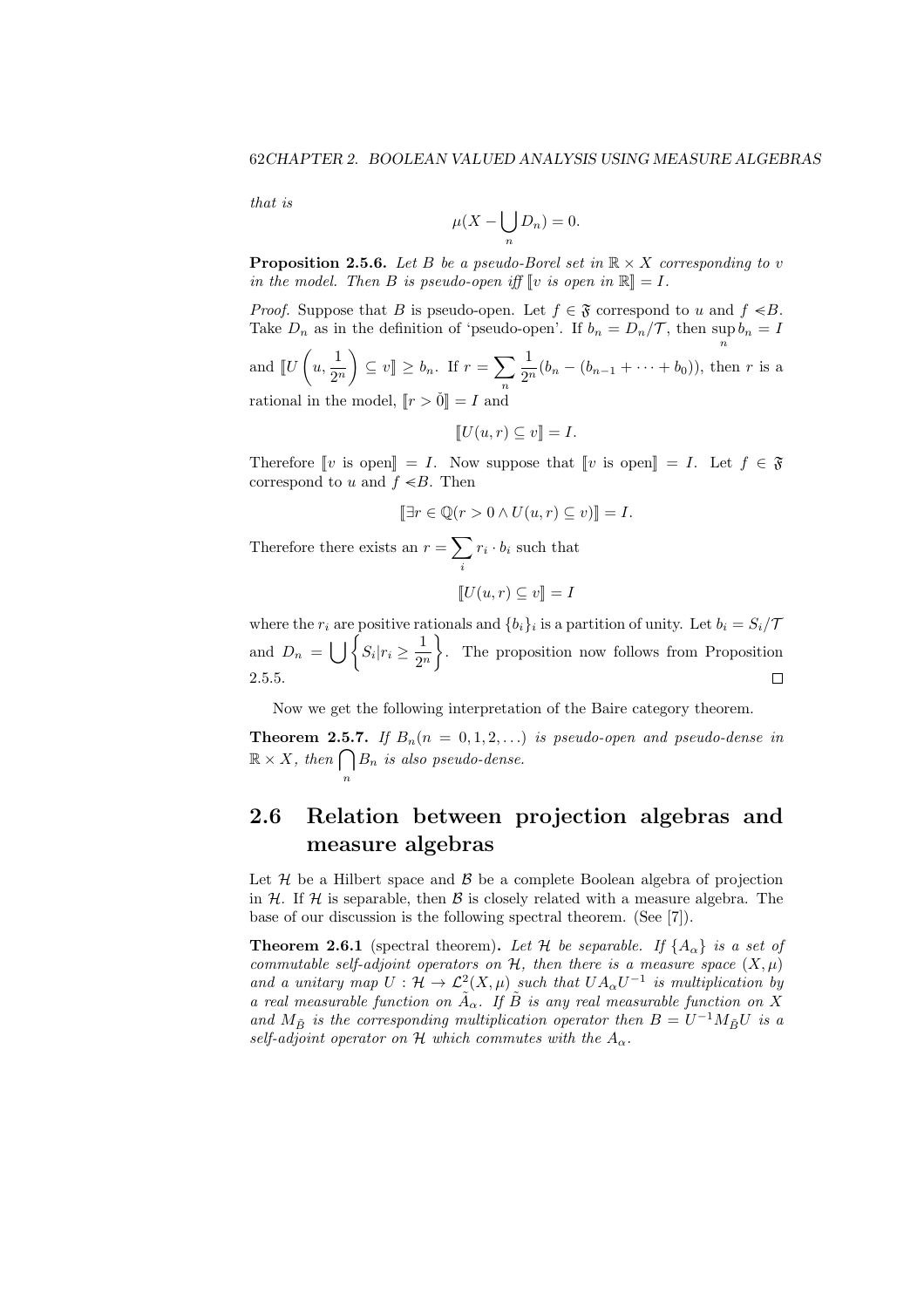*that is*

$$\mu(X - \bigcup_n D_n) = 0.$$

**Proposition 2.5.6.** *Let $B$ be a pseudo-Borel set in $\mathbb{R} \times X$ corresponding to $v$ in the model. Then $B$ is pseudo-open iff $[\![v \text{ is open in } \mathbb{R}]\!] = I$.*

*Proof.* Suppose that $B$ is pseudo-open. Let $f \in \mathfrak{F}$ correspond to $u$ and $f \lessdot B$. Take $D_n$ as in the definition of 'pseudo-open'. If $b_n = D_n/\mathcal{T}$, then $\sup_n b_n = I$ and $[\![U\left(u, \frac{1}{2^n}\right) \subseteq v]\!] \geq b_n$. If $r = \sum_n \frac{1}{2^n}(b_n - (b_{n-1} + \cdots + b_0))$, then $r$ is a rational in the model, $[\![r > \check{0}]\!] = I$ and

$$[\![U(u, r) \subseteq v]\!] = I.$$

Therefore $[\![v \text{ is open}]\!] = I$. Now suppose that $[\![v \text{ is open}]\!] = I$. Let $f \in \mathfrak{F}$ correspond to $u$ and $f \lessdot B$. Then

$$[\![\exists r \in \mathbb{Q}(r > 0 \wedge U(u, r) \subseteq v)]\!] = I.$$

Therefore there exists an $r = \sum_i r_i \cdot b_i$ such that

$$[\![U(u, r) \subseteq v]\!] = I$$

where the $r_i$ are positive rationals and $\{b_i\}_i$ is a partition of unity. Let $b_i = S_i/\mathcal{T}$ and $D_n = \bigcup \left\{ S_i | r_i \geq \frac{1}{2^n} \right\}$. The proposition now follows from Proposition 2.5.5. $\square$

Now we get the following interpretation of the Baire category theorem.

**Theorem 2.5.7.** *If $B_n (n = 0, 1, 2, \ldots)$ is pseudo-open and pseudo-dense in $\mathbb{R} \times X$, then $\bigcap_n B_n$ is also pseudo-dense.*

## 2.6 Relation between projection algebras and measure algebras

Let $\mathcal{H}$ be a Hilbert space and $\mathcal{B}$ be a complete Boolean algebra of projection in $\mathcal{H}$. If $\mathcal{H}$ is separable, then $\mathcal{B}$ is closely related with a measure algebra. The base of our discussion is the following spectral theorem. (See [7]).

**Theorem 2.6.1** (spectral theorem)**.** *Let $\mathcal{H}$ be separable. If $\{A_\alpha\}$ is a set of commutable self-adjoint operators on $\mathcal{H}$, then there is a measure space $(X, \mu)$ and a unitary map $U : \mathcal{H} \to \mathcal{L}^2(X, \mu)$ such that $UA_\alpha U^{-1}$ is multiplication by a real measurable function on $\tilde{A}_\alpha$. If $\tilde{B}$ is any real measurable function on $X$ and $M_{\tilde{B}}$ is the corresponding multiplication operator then $B = U^{-1} M_{\tilde{B}} U$ is a self-adjoint operator on $\mathcal{H}$ which commutes with the $A_\alpha$.*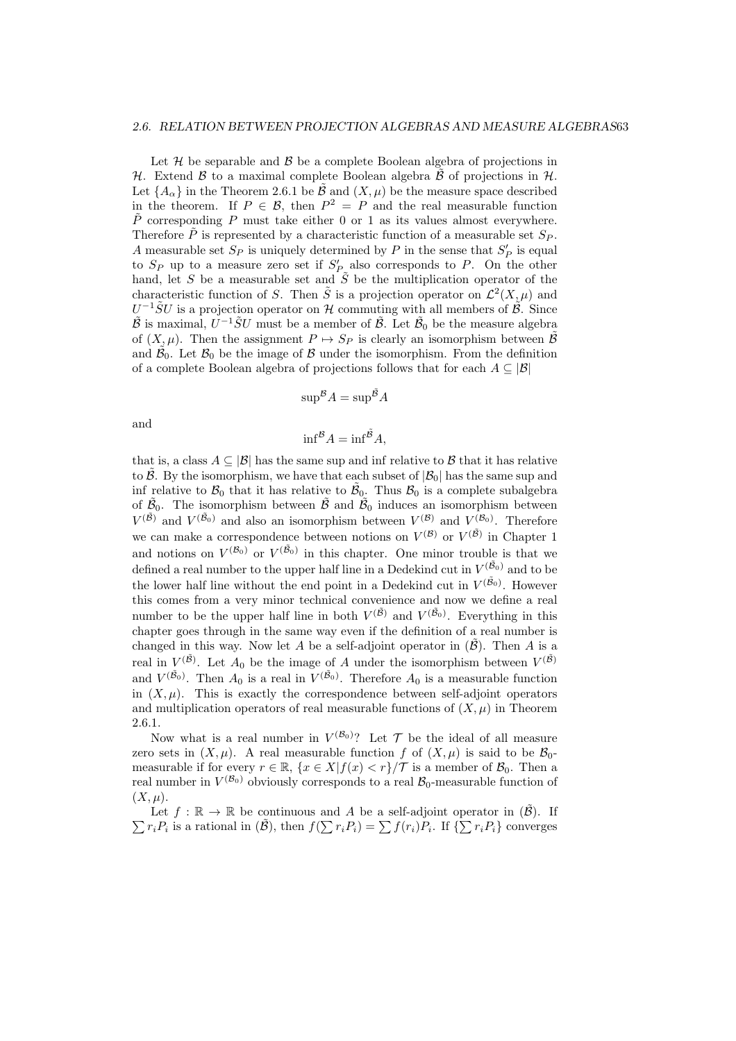Let $\mathcal{H}$ be separable and $\mathcal{B}$ be a complete Boolean algebra of projections in $\mathcal{H}$. Extend $\mathcal{B}$ to a maximal complete Boolean algebra $\tilde{\mathcal{B}}$ of projections in $\mathcal{H}$. Let $\{A_\alpha\}$ in the Theorem 2.6.1 be $\tilde{\mathcal{B}}$ and $(X, \mu)$ be the measure space described in the theorem. If $P \in \mathcal{B}$, then $P^2 = P$ and the real measurable function $\tilde{P}$ corresponding $P$ must take either 0 or 1 as its values almost everywhere. Therefore $\tilde{P}$ is represented by a characteristic function of a measurable set $S_P$. A measurable set $S_P$ is uniquely determined by $P$ in the sense that $S'_P$ is equal to $S_P$ up to a measure zero set if $S'_P$ also corresponds to $P$. On the other hand, let $S$ be a measurable set and $\tilde{S}$ be the multiplication operator of the characteristic function of $S$. Then $\tilde{S}$ is a projection operator on $\mathcal{L}^2(X, \mu)$ and $U^{-1}\tilde{S}U$ is a projection operator on $\mathcal{H}$ commuting with all members of $\tilde{\mathcal{B}}$. Since $\tilde{\mathcal{B}}$ is maximal, $U^{-1}\tilde{S}U$ must be a member of $\tilde{\mathcal{B}}$. Let $\tilde{\mathcal{B}}_0$ be the measure algebra of $(X, \mu)$. Then the assignment $P \mapsto S_P$ is clearly an isomorphism between $\tilde{\mathcal{B}}$ and $\tilde{\mathcal{B}}_0$. Let $\mathcal{B}_0$ be the image of $\mathcal{B}$ under the isomorphism. From the definition of a complete Boolean algebra of projections follows that for each $A \subseteq |\mathcal{B}|$

$$\sup{}^{\mathcal{B}} A = \sup{}^{\tilde{\mathcal{B}}} A$$

and

$$\inf{}^{\mathcal{B}} A = \inf{}^{\tilde{\mathcal{B}}} A,$$

that is, a class $A \subseteq |\mathcal{B}|$ has the same sup and inf relative to $\mathcal{B}$ that it has relative to $\tilde{\mathcal{B}}$. By the isomorphism, we have that each subset of $|\mathcal{B}_0|$ has the same sup and inf relative to $\mathcal{B}_0$ that it has relative to $\tilde{\mathcal{B}}_0$. Thus $\mathcal{B}_0$ is a complete subalgebra of $\tilde{\mathcal{B}}_0$. The isomorphism between $\tilde{\mathcal{B}}$ and $\tilde{\mathcal{B}}_0$ induces an isomorphism between $V^{(\tilde{\mathcal{B}})}$ and $V^{(\tilde{\mathcal{B}}_0)}$ and also an isomorphism between $V^{(\mathcal{B})}$ and $V^{(\mathcal{B}_0)}$. Therefore we can make a correspondence between notions on $V^{(\mathcal{B})}$ or $V^{(\tilde{\mathcal{B}})}$ in Chapter 1 and notions on $V^{(\mathcal{B}_0)}$ or $V^{(\tilde{\mathcal{B}}_0)}$ in this chapter. One minor trouble is that we defined a real number to the upper half line in a Dedekind cut in $V^{(\tilde{\mathcal{B}}_0)}$ and to be the lower half line without the end point in a Dedekind cut in $V^{(\tilde{\mathcal{B}}_0)}$. However this comes from a very minor technical convenience and now we define a real number to be the upper half line in both $V^{(\tilde{\mathcal{B}})}$ and $V^{(\tilde{\mathcal{B}}_0)}$. Everything in this chapter goes through in the same way even if the definition of a real number is changed in this way. Now let $A$ be a self-adjoint operator in $(\tilde{\mathcal{B}})$. Then $A$ is a real in $V^{(\tilde{\mathcal{B}})}$. Let $A_0$ be the image of $A$ under the isomorphism between $V^{(\tilde{\mathcal{B}})}$ and $V^{(\tilde{\mathcal{B}}_0)}$. Then $A_0$ is a real in $V^{(\tilde{\mathcal{B}}_0)}$. Therefore $A_0$ is a measurable function in $(X, \mu)$. This is exactly the correspondence between self-adjoint operators and multiplication operators of real measurable functions of $(X, \mu)$ in Theorem 2.6.1.

Now what is a real number in $V^{(\mathcal{B}_0)}$? Let $\mathcal{T}$ be the ideal of all measure zero sets in $(X, \mu)$. A real measurable function $f$ of $(X, \mu)$ is said to be $\mathcal{B}_0$-measurable if for every $r \in \mathbb{R}$, $\{x \in X | f(x) < r\}/\mathcal{T}$ is a member of $\mathcal{B}_0$. Then a real number in $V^{(\mathcal{B}_0)}$ obviously corresponds to a real $\mathcal{B}_0$-measurable function of $(X, \mu)$.

Let $f : \mathbb{R} \to \mathbb{R}$ be continuous and $A$ be a self-adjoint operator in $(\tilde{\mathcal{B}})$. If $\sum r_i P_i$ is a rational in $(\tilde{\mathcal{B}})$, then $f(\sum r_i P_i) = \sum f(r_i) P_i$. If $\{\sum r_i P_i\}$ converges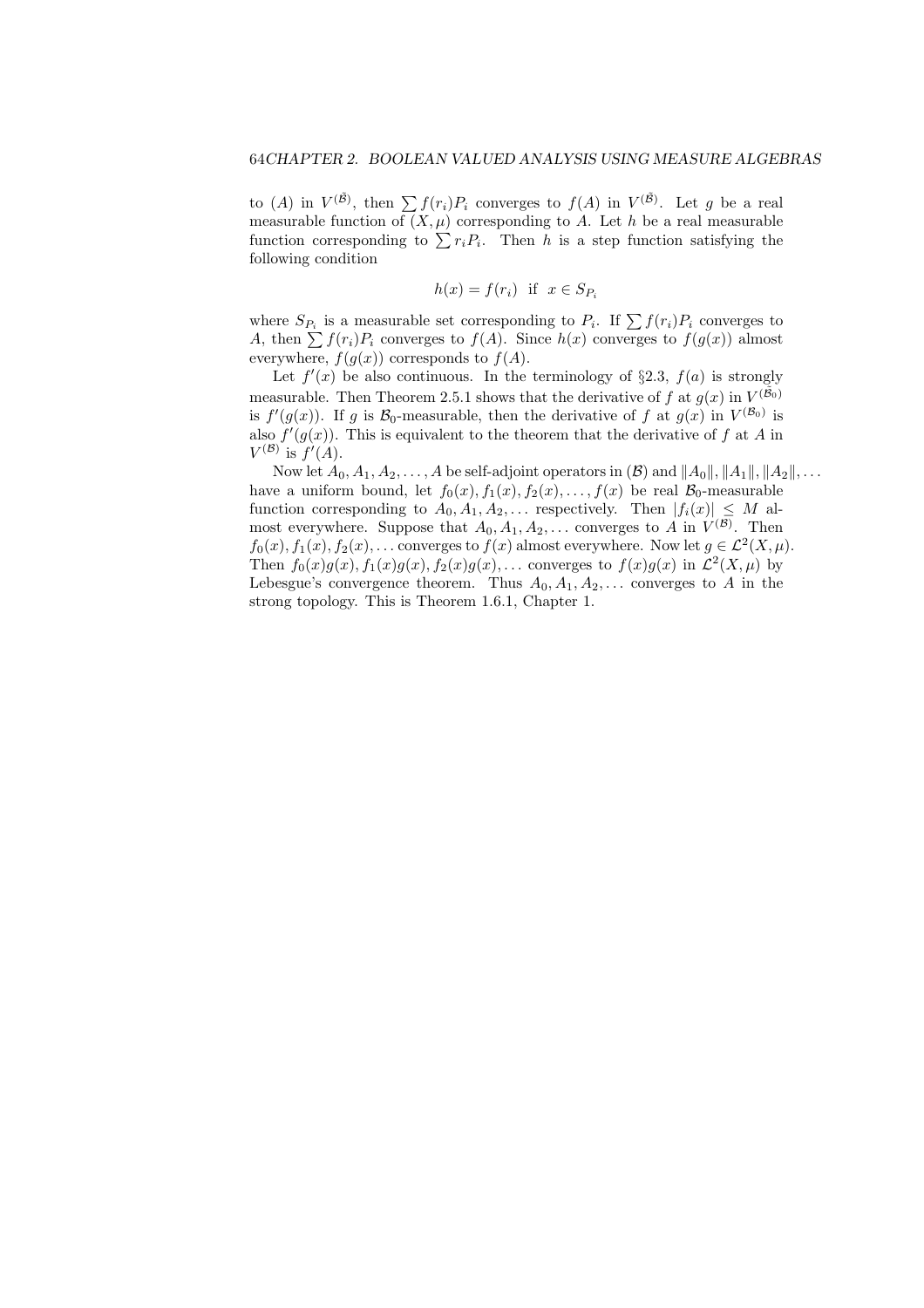to (A) in $V^{(\tilde{\mathcal{B}})}$, then $\sum f(r_i)P_i$ converges to $f(A)$ in $V^{(\tilde{\mathcal{B}})}$. Let $g$ be a real measurable function of $(X, \mu)$ corresponding to $A$. Let $h$ be a real measurable function corresponding to $\sum r_i P_i$. Then $h$ is a step function satisfying the following condition

$$h(x) = f(r_i) \quad \text{if} \quad x \in S_{P_i}$$

where $S_{P_i}$ is a measurable set corresponding to $P_i$. If $\sum f(r_i)P_i$ converges to $A$, then $\sum f(r_i)P_i$ converges to $f(A)$. Since $h(x)$ converges to $f(g(x))$ almost everywhere, $f(g(x))$ corresponds to $f(A)$.

Let $f'(x)$ be also continuous. In the terminology of §2.3, $f(a)$ is strongly measurable. Then Theorem 2.5.1 shows that the derivative of $f$ at $g(x)$ in $V^{(\tilde{\mathcal{B}}_0)}$ is $f'(g(x))$. If $g$ is $\mathcal{B}_0$-measurable, then the derivative of $f$ at $g(x)$ in $V^{(\mathcal{B}_0)}$ is also $f'(g(x))$. This is equivalent to the theorem that the derivative of $f$ at $A$ in $V^{(\mathcal{B})}$ is $f'(A)$.

Now let $A_0, A_1, A_2, \ldots, A$ be self-adjoint operators in $(\mathcal{B})$ and $\|A_0\|, \|A_1\|, \|A_2\|, \ldots$ have a uniform bound, let $f_0(x), f_1(x), f_2(x), \ldots, f(x)$ be real $\mathcal{B}_0$-measurable function corresponding to $A_0, A_1, A_2, \ldots$ respectively. Then $|f_i(x)| \leq M$ almost everywhere. Suppose that $A_0, A_1, A_2, \ldots$ converges to $A$ in $V^{(\mathcal{B})}$. Then $f_0(x), f_1(x), f_2(x), \ldots$ converges to $f(x)$ almost everywhere. Now let $g \in \mathcal{L}^2(X, \mu)$. Then $f_0(x)g(x), f_1(x)g(x), f_2(x)g(x), \ldots$ converges to $f(x)g(x)$ in $\mathcal{L}^2(X, \mu)$ by Lebesgue's convergence theorem. Thus $A_0, A_1, A_2, \ldots$ converges to $A$ in the strong topology. This is Theorem 1.6.1, Chapter 1.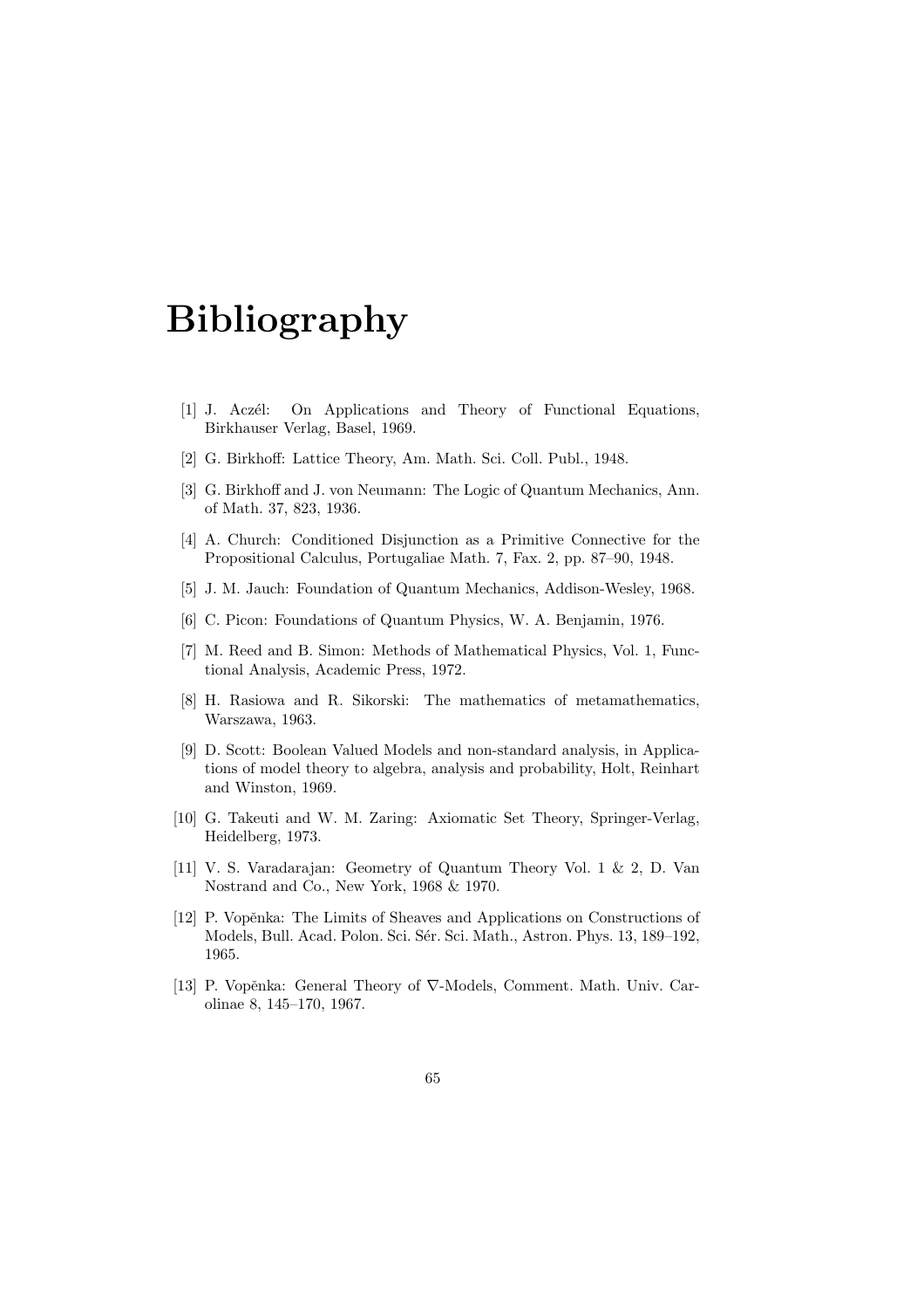# Bibliography

[1] J. Aczél: On Applications and Theory of Functional Equations, Birkhauser Verlag, Basel, 1969.

[2] G. Birkhoff: Lattice Theory, Am. Math. Sci. Coll. Publ., 1948.

[3] G. Birkhoff and J. von Neumann: The Logic of Quantum Mechanics, Ann. of Math. 37, 823, 1936.

[4] A. Church: Conditioned Disjunction as a Primitive Connective for the Propositional Calculus, Portugaliae Math. 7, Fax. 2, pp. 87–90, 1948.

[5] J. M. Jauch: Foundation of Quantum Mechanics, Addison-Wesley, 1968.

[6] C. Picon: Foundations of Quantum Physics, W. A. Benjamin, 1976.

[7] M. Reed and B. Simon: Methods of Mathematical Physics, Vol. 1, Functional Analysis, Academic Press, 1972.

[8] H. Rasiowa and R. Sikorski: The mathematics of metamathematics, Warszawa, 1963.

[9] D. Scott: Boolean Valued Models and non-standard analysis, in Applications of model theory to algebra, analysis and probability, Holt, Reinhart and Winston, 1969.

[10] G. Takeuti and W. M. Zaring: Axiomatic Set Theory, Springer-Verlag, Heidelberg, 1973.

[11] V. S. Varadarajan: Geometry of Quantum Theory Vol. 1 & 2, D. Van Nostrand and Co., New York, 1968 & 1970.

[12] P. Vopěnka: The Limits of Sheaves and Applications on Constructions of Models, Bull. Acad. Polon. Sci. Sér. Sci. Math., Astron. Phys. 13, 189–192, 1965.

[13] P. Vopěnka: General Theory of $\nabla$-Models, Comment. Math. Univ. Carolinae 8, 145–170, 1967.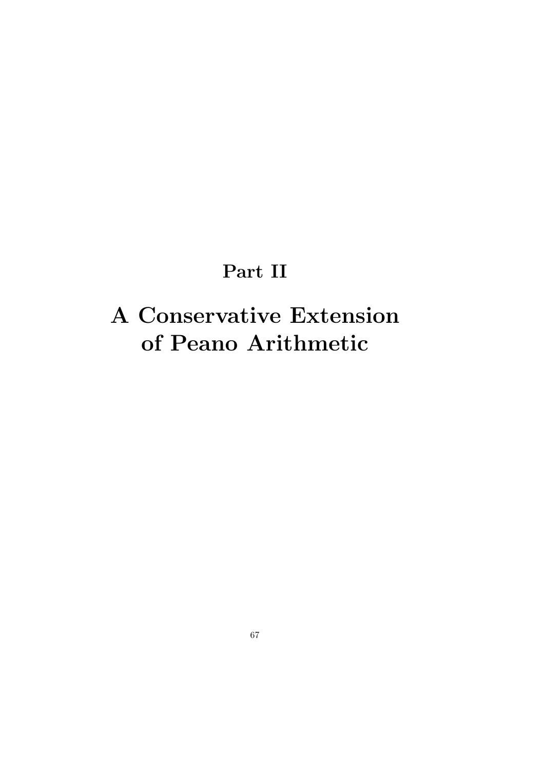# Part II

# A Conservative Extension of Peano Arithmetic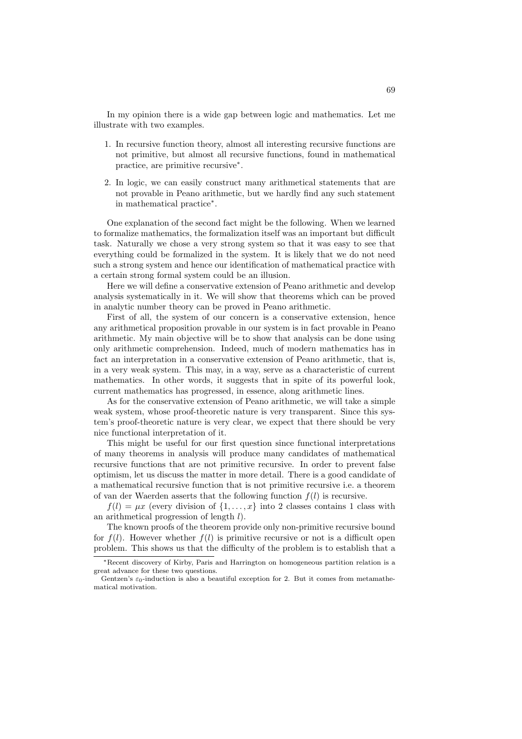In my opinion there is a wide gap between logic and mathematics. Let me illustrate with two examples.

1. In recursive function theory, almost all interesting recursive functions are not primitive, but almost all recursive functions, found in mathematical practice, are primitive recursive*.
2. In logic, we can easily construct many arithmetical statements that are not provable in Peano arithmetic, but we hardly find any such statement in mathematical practice*.

One explanation of the second fact might be the following. When we learned to formalize mathematics, the formalization itself was an important but difficult task. Naturally we chose a very strong system so that it was easy to see that everything could be formalized in the system. It is likely that we do not need such a strong system and hence our identification of mathematical practice with a certain strong formal system could be an illusion.

Here we will define a conservative extension of Peano arithmetic and develop analysis systematically in it. We will show that theorems which can be proved in analytic number theory can be proved in Peano arithmetic.

First of all, the system of our concern is a conservative extension, hence any arithmetical proposition provable in our system is in fact provable in Peano arithmetic. My main objective will be to show that analysis can be done using only arithmetic comprehension. Indeed, much of modern mathematics has in fact an interpretation in a conservative extension of Peano arithmetic, that is, in a very weak system. This may, in a way, serve as a characteristic of current mathematics. In other words, it suggests that in spite of its powerful look, current mathematics has progressed, in essence, along arithmetic lines.

As for the conservative extension of Peano arithmetic, we will take a simple weak system, whose proof-theoretic nature is very transparent. Since this system's proof-theoretic nature is very clear, we expect that there should be very nice functional interpretation of it.

This might be useful for our first question since functional interpretations of many theorems in analysis will produce many candidates of mathematical recursive functions that are not primitive recursive. In order to prevent false optimism, let us discuss the matter in more detail. There is a good candidate of a mathematical recursive function that is not primitive recursive i.e. a theorem of van der Waerden asserts that the following function $f(l)$ is recursive.

$f(l) = \mu x$ (every division of $\{1, \ldots, x\}$ into 2 classes contains 1 class with an arithmetical progression of length $l$).

The known proofs of the theorem provide only non-primitive recursive bound for $f(l)$. However whether $f(l)$ is primitive recursive or not is a difficult open problem. This shows us that the difficulty of the problem is to establish that a

---

*Recent discovery of Kirby, Paris and Harrington on homogeneous partition relation is a great advance for these two questions.

Gentzen's $\varepsilon_0$-induction is also a beautiful exception for 2. But it comes from metamathematical motivation.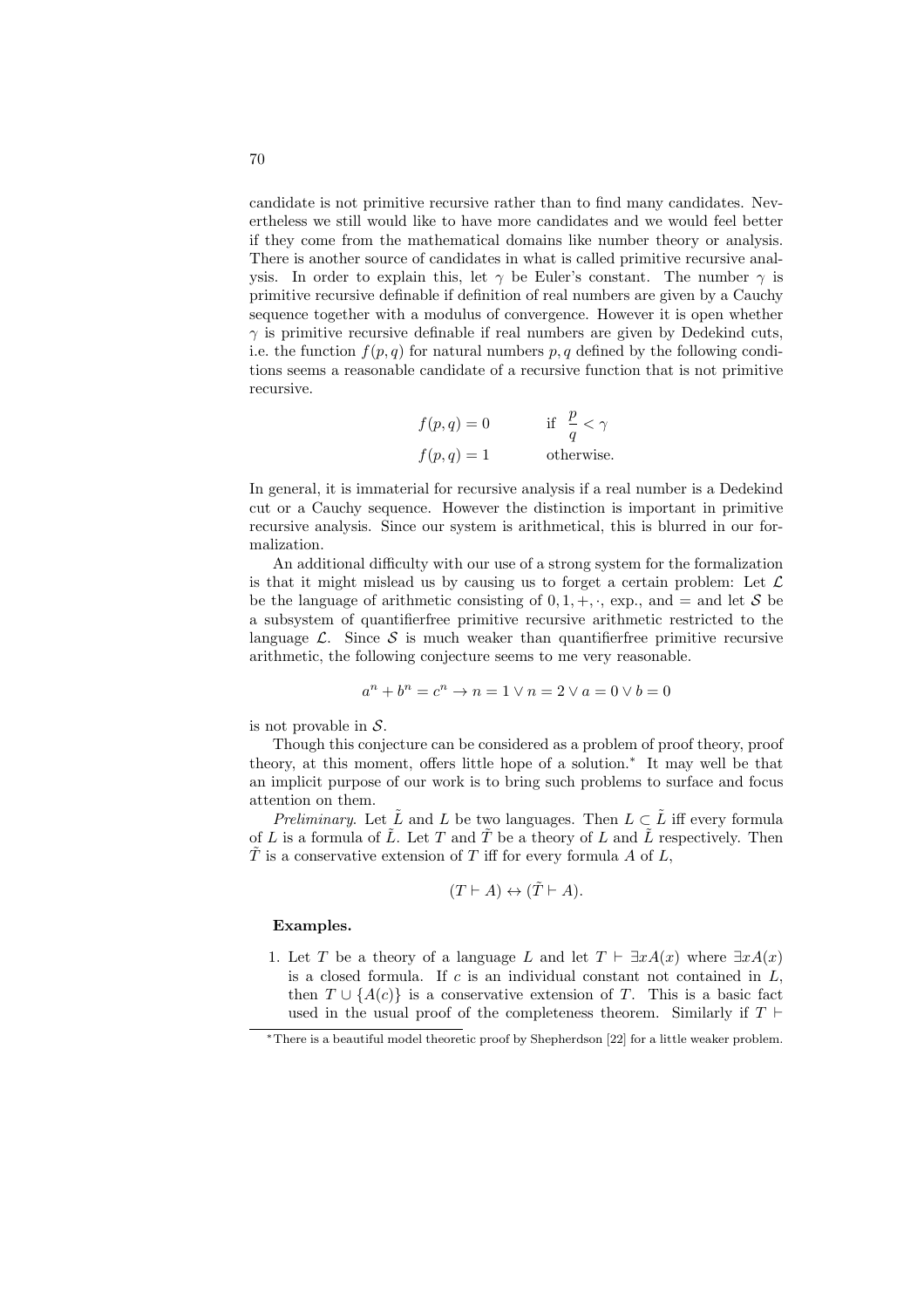candidate is not primitive recursive rather than to find many candidates. Nevertheless we still would like to have more candidates and we would feel better if they come from the mathematical domains like number theory or analysis. There is another source of candidates in what is called primitive recursive analysis. In order to explain this, let $\gamma$ be Euler's constant. The number $\gamma$ is primitive recursive definable if definition of real numbers are given by a Cauchy sequence together with a modulus of convergence. However it is open whether $\gamma$ is primitive recursive definable if real numbers are given by Dedekind cuts, i.e. the function $f(p, q)$ for natural numbers $p, q$ defined by the following conditions seems a reasonable candidate of a recursive function that is not primitive recursive.

$$
\begin{aligned}
f(p,q) &= 0 \qquad \text{if } \frac{p}{q} < \gamma \\
f(p,q) &= 1 \qquad \text{otherwise.}
\end{aligned}
$$

In general, it is immaterial for recursive analysis if a real number is a Dedekind cut or a Cauchy sequence. However the distinction is important in primitive recursive analysis. Since our system is arithmetical, this is blurred in our formalization.

An additional difficulty with our use of a strong system for the formalization is that it might mislead us by causing us to forget a certain problem: Let $\mathcal{L}$ be the language of arithmetic consisting of $0, 1, +, \cdot$, exp., and $=$ and let $\mathcal{S}$ be a subsystem of quantifierfree primitive recursive arithmetic restricted to the language $\mathcal{L}$. Since $\mathcal{S}$ is much weaker than quantifierfree primitive recursive arithmetic, the following conjecture seems to me very reasonable.

$$a^n + b^n = c^n \to n = 1 \lor n = 2 \lor a = 0 \lor b = 0$$

is not provable in $\mathcal{S}$.

Though this conjecture can be considered as a problem of proof theory, proof theory, at this moment, offers little hope of a solution.* It may well be that an implicit purpose of our work is to bring such problems to surface and focus attention on them.

*Preliminary*. Let $\tilde{L}$ and $L$ be two languages. Then $L \subset \tilde{L}$ iff every formula of $L$ is a formula of $\tilde{L}$. Let $T$ and $\tilde{T}$ be a theory of $L$ and $\tilde{L}$ respectively. Then $\tilde{T}$ is a conservative extension of $T$ iff for every formula $A$ of $L$,

$$(T \vdash A) \leftrightarrow (\tilde{T} \vdash A).$$

**Examples.**

1. Let $T$ be a theory of a language $L$ and let $T \vdash \exists x A(x)$ where $\exists x A(x)$ is a closed formula. If $c$ is an individual constant not contained in $L$, then $T \cup \{A(c)\}$ is a conservative extension of $T$. This is a basic fact used in the usual proof of the completeness theorem. Similarly if $T \vdash$

*There is a beautiful model theoretic proof by Shepherdson [22] for a little weaker problem.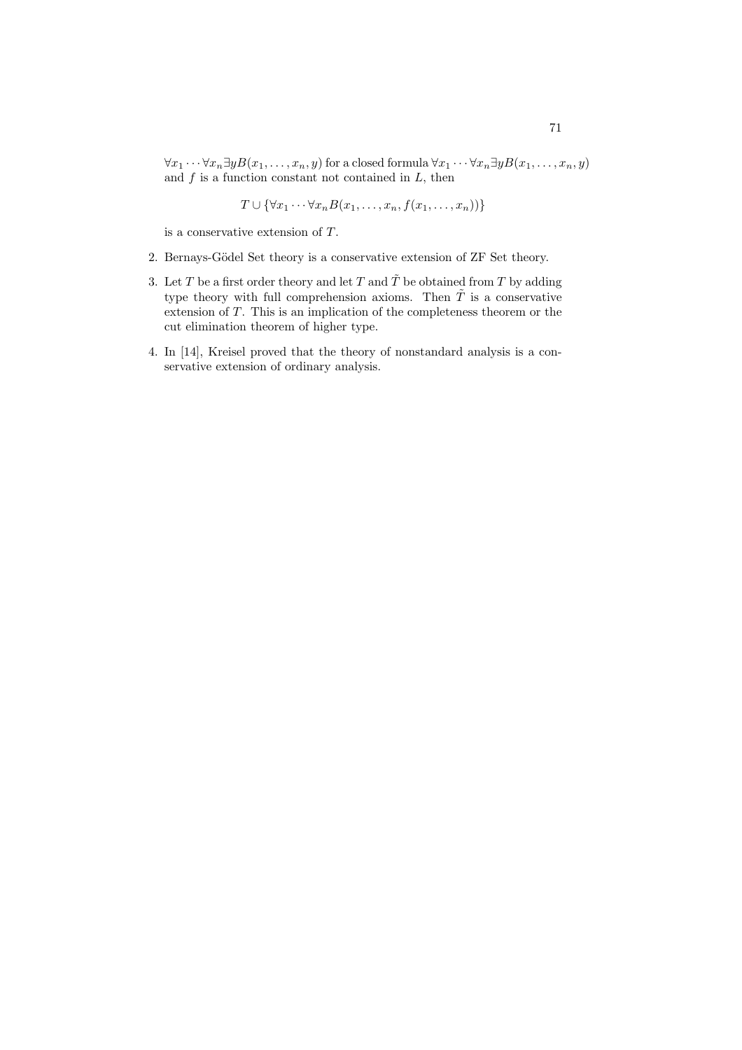$\forall x_1 \cdots \forall x_n \exists y B(x_1, \ldots, x_n, y)$ for a closed formula $\forall x_1 \cdots \forall x_n \exists y B(x_1, \ldots, x_n, y)$ and $f$ is a function constant not contained in $L$, then

$$T \cup \{\forall x_1 \cdots \forall x_n B(x_1, \ldots, x_n, f(x_1, \ldots, x_n))\}$$

is a conservative extension of $T$.

2. Bernays-Gödel Set theory is a conservative extension of ZF Set theory.

3. Let $T$ be a first order theory and let $T$ and $\tilde{T}$ be obtained from $T$ by adding type theory with full comprehension axioms. Then $\tilde{T}$ is a conservative extension of $T$. This is an implication of the completeness theorem or the cut elimination theorem of higher type.

4. In [14], Kreisel proved that the theory of nonstandard analysis is a conservative extension of ordinary analysis.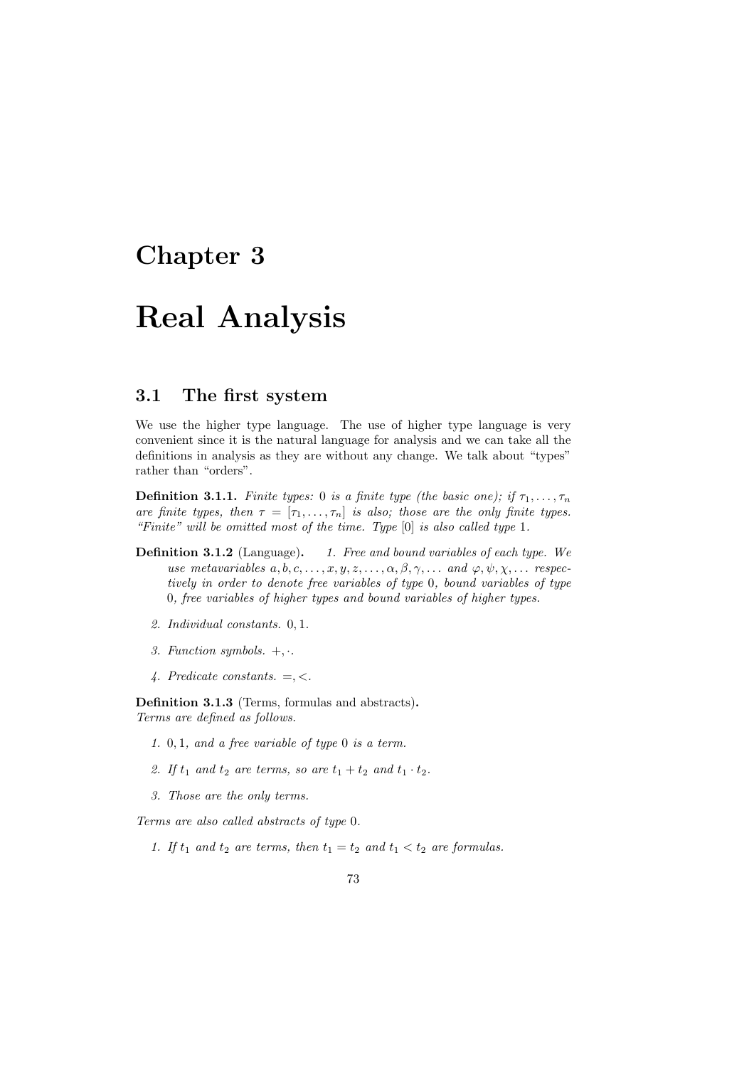# Chapter 3

# Real Analysis

## 3.1 The first system

We use the higher type language. The use of higher type language is very convenient since it is the natural language for analysis and we can take all the definitions in analysis as they are without any change. We talk about "types" rather than "orders".

**Definition 3.1.1.** *Finite types: $0$ is a finite type (the basic one); if $\tau_1, \ldots, \tau_n$ are finite types, then $\tau = [\tau_1, \ldots, \tau_n]$ is also; those are the only finite types. "Finite" will be omitted most of the time. Type $[0]$ is also called type $1$.*

**Definition 3.1.2** (Language)**.**

1. *Free and bound variables of each type. We use metavariables $a, b, c, \ldots, x, y, z, \ldots, \alpha, \beta, \gamma, \ldots$ and $\varphi, \psi, \chi, \ldots$ respectively in order to denote free variables of type $0$, bound variables of type $0$, free variables of higher types and bound variables of higher types.*
2. *Individual constants. $0, 1$.*
3. *Function symbols. $+, \cdot$.*
4. *Predicate constants. $=, <$.*

**Definition 3.1.3** (Terms, formulas and abstracts)**.**
*Terms are defined as follows.*

1. *$0, 1$, and a free variable of type $0$ is a term.*
2. *If $t_1$ and $t_2$ are terms, so are $t_1 + t_2$ and $t_1 \cdot t_2$.*
3. *Those are the only terms.*

*Terms are also called abstracts of type $0$.*

1. *If $t_1$ and $t_2$ are terms, then $t_1 = t_2$ and $t_1 < t_2$ are formulas.*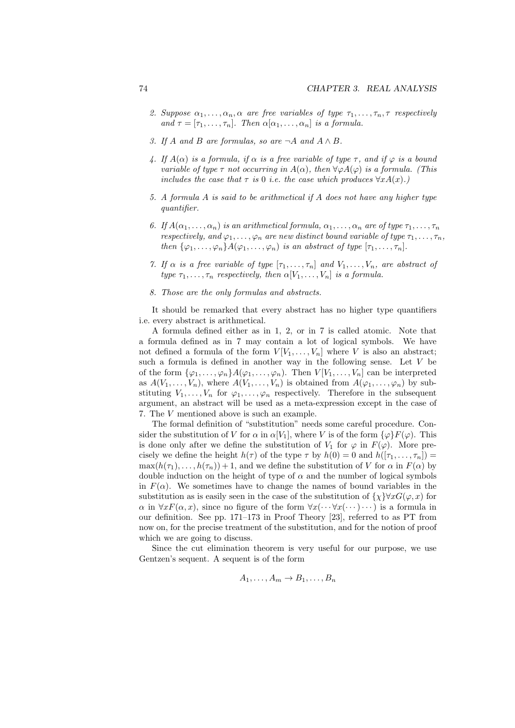2. *Suppose $\alpha_1, \ldots, \alpha_n, \alpha$ are free variables of type $\tau_1, \ldots, \tau_n, \tau$ respectively and $\tau = [\tau_1, \ldots, \tau_n]$. Then $\alpha[\alpha_1, \ldots, \alpha_n]$ is a formula.*

3. *If $A$ and $B$ are formulas, so are $\neg A$ and $A \wedge B$.*

4. *If $A(\alpha)$ is a formula, if $\alpha$ is a free variable of type $\tau$, and if $\varphi$ is a bound variable of type $\tau$ not occurring in $A(\alpha)$, then $\forall \varphi A(\varphi)$ is a formula. (This includes the case that $\tau$ is 0 i.e. the case which produces $\forall x A(x)$.)*

5. *A formula $A$ is said to be arithmetical if $A$ does not have any higher type quantifier.*

6. *If $A(\alpha_1, \ldots, \alpha_n)$ is an arithmetical formula, $\alpha_1, \ldots, \alpha_n$ are of type $\tau_1, \ldots, \tau_n$ respectively, and $\varphi_1, \ldots, \varphi_n$ are new distinct bound variable of type $\tau_1, \ldots, \tau_n$, then $\{\varphi_1, \ldots, \varphi_n\} A(\varphi_1, \ldots, \varphi_n)$ is an abstract of type $[\tau_1, \ldots, \tau_n]$.*

7. *If $\alpha$ is a free variable of type $[\tau_1, \ldots, \tau_n]$ and $V_1, \ldots, V_n$, are abstract of type $\tau_1, \ldots, \tau_n$ respectively, then $\alpha[V_1, \ldots, V_n]$ is a formula.*

8. *Those are the only formulas and abstracts.*

It should be remarked that every abstract has no higher type quantifiers i.e. every abstract is arithmetical.

A formula defined either as in 1, 2, or in 7 is called atomic. Note that a formula defined as in 7 may contain a lot of logical symbols. We have not defined a formula of the form $V[V_1, \ldots, V_n]$ where $V$ is also an abstract; such a formula is defined in another way in the following sense. Let $V$ be of the form $\{\varphi_1, \ldots, \varphi_n\} A(\varphi_1, \ldots, \varphi_n)$. Then $V[V_1, \ldots, V_n]$ can be interpreted as $A(V_1, \ldots, V_n)$, where $A(V_1, \ldots, V_n)$ is obtained from $A(\varphi_1, \ldots, \varphi_n)$ by substituting $V_1, \ldots, V_n$ for $\varphi_1, \ldots, \varphi_n$ respectively. Therefore in the subsequent argument, an abstract will be used as a meta-expression except in the case of 7. The $V$ mentioned above is such an example.

The formal definition of "substitution" needs some careful procedure. Consider the substitution of $V$ for $\alpha$ in $\alpha[V_1]$, where $V$ is of the form $\{\varphi\} F(\varphi)$. This is done only after we define the substitution of $V_1$ for $\varphi$ in $F(\varphi)$. More precisely we define the height $h(\tau)$ of the type $\tau$ by $h(0) = 0$ and $h([\tau_1, \ldots, \tau_n]) = \max(h(\tau_1), \ldots, h(\tau_n)) + 1$, and we define the substitution of $V$ for $\alpha$ in $F(\alpha)$ by double induction on the height of type of $\alpha$ and the number of logical symbols in $F(\alpha)$. We sometimes have to change the names of bound variables in the substitution as is easily seen in the case of the substitution of $\{\chi\} \forall x G(\varphi, x)$ for $\alpha$ in $\forall x F(\alpha, x)$, since no figure of the form $\forall x(\cdots \forall x(\cdots) \cdots)$ is a formula in our definition. See pp. 171–173 in Proof Theory [23], referred to as PT from now on, for the precise treatment of the substitution, and for the notion of proof which we are going to discuss.

Since the cut elimination theorem is very useful for our purpose, we use Gentzen's sequent. A sequent is of the form

$$A_1, \ldots, A_m \rightarrow B_1, \ldots, B_n$$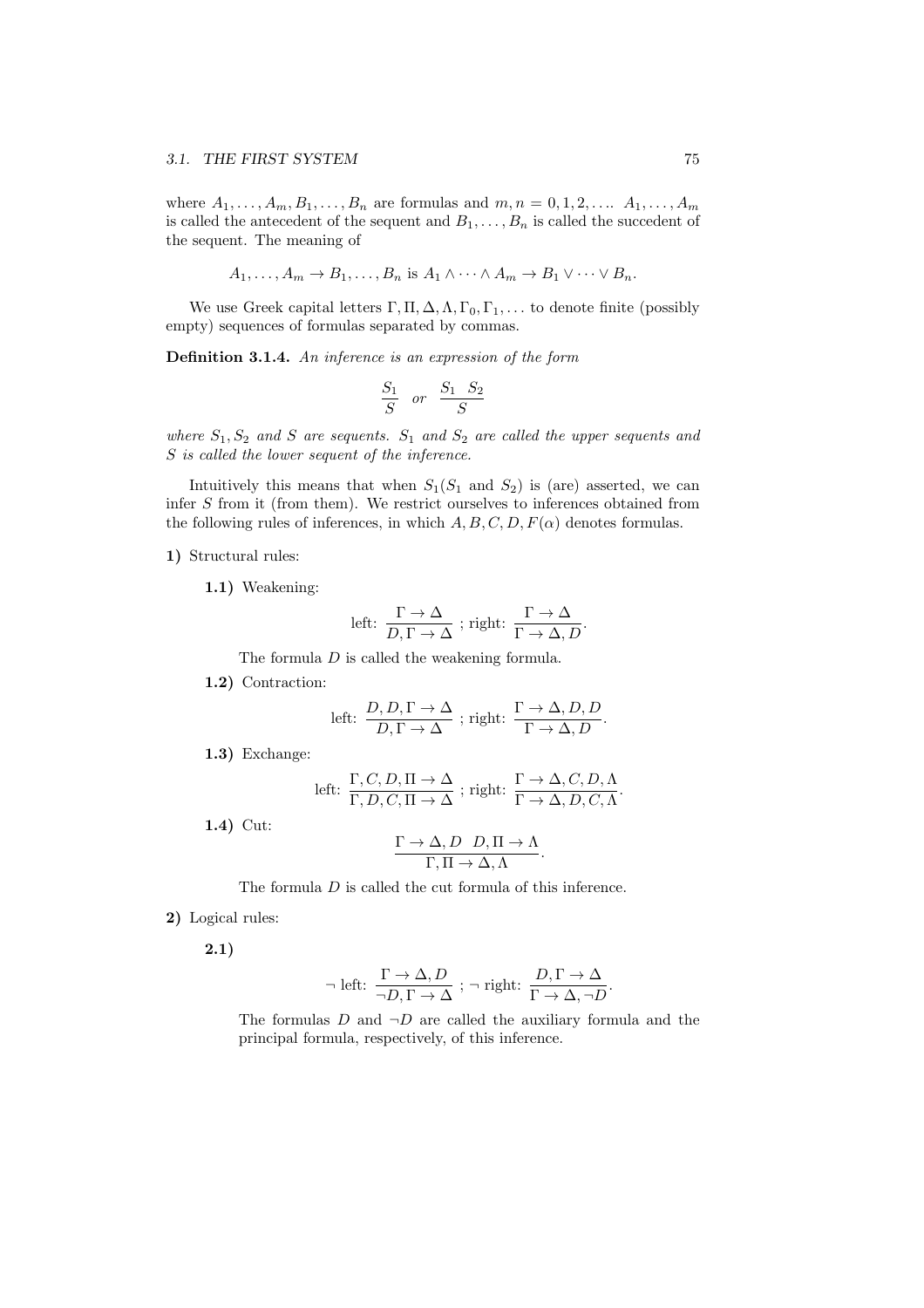where $A_1, \ldots, A_m, B_1, \ldots, B_n$ are formulas and $m, n = 0, 1, 2, \ldots$. $A_1, \ldots, A_m$ is called the antecedent of the sequent and $B_1, \ldots, B_n$ is called the succedent of the sequent. The meaning of

$$A_1, \ldots, A_m \to B_1, \ldots, B_n \text{ is } A_1 \wedge \cdots \wedge A_m \to B_1 \vee \cdots \vee B_n.$$

We use Greek capital letters $\Gamma, \Pi, \Delta, \Lambda, \Gamma_0, \Gamma_1, \ldots$ to denote finite (possibly empty) sequences of formulas separated by commas.

**Definition 3.1.4.** *An inference is an expression of the form*

$$\frac{S_1}{S} \quad \text{or} \quad \frac{S_1 \quad S_2}{S}$$

*where $S_1, S_2$ and $S$ are sequents. $S_1$ and $S_2$ are called the upper sequents and $S$ is called the lower sequent of the inference.*

Intuitively this means that when $S_1$($S_1$ and $S_2$) is (are) asserted, we can infer $S$ from it (from them). We restrict ourselves to inferences obtained from the following rules of inferences, in which $A, B, C, D, F(\alpha)$ denotes formulas.

**1)** Structural rules:

**1.1)** Weakening:

$$\text{left: } \frac{\Gamma \to \Delta}{D, \Gamma \to \Delta} \text{ ; right: } \frac{\Gamma \to \Delta}{\Gamma \to \Delta, D}.$$

The formula $D$ is called the weakening formula.

**1.2)** Contraction:

$$\text{left: } \frac{D, D, \Gamma \to \Delta}{D, \Gamma \to \Delta} \text{ ; right: } \frac{\Gamma \to \Delta, D, D}{\Gamma \to \Delta, D}.$$

**1.3)** Exchange:

$$\text{left: } \frac{\Gamma, C, D, \Pi \to \Delta}{\Gamma, D, C, \Pi \to \Delta} \text{ ; right: } \frac{\Gamma \to \Delta, C, D, \Lambda}{\Gamma \to \Delta, D, C, \Lambda}.$$

**1.4)** Cut:

$$\frac{\Gamma \to \Delta, D \quad D, \Pi \to \Lambda}{\Gamma, \Pi \to \Delta, \Lambda}.$$

The formula $D$ is called the cut formula of this inference.

**2)** Logical rules:

**2.1)**

$$\neg \text{ left: } \frac{\Gamma \to \Delta, D}{\neg D, \Gamma \to \Delta} \text{ ; } \neg \text{ right: } \frac{D, \Gamma \to \Delta}{\Gamma \to \Delta, \neg D}.$$

The formulas $D$ and $\neg D$ are called the auxiliary formula and the principal formula, respectively, of this inference.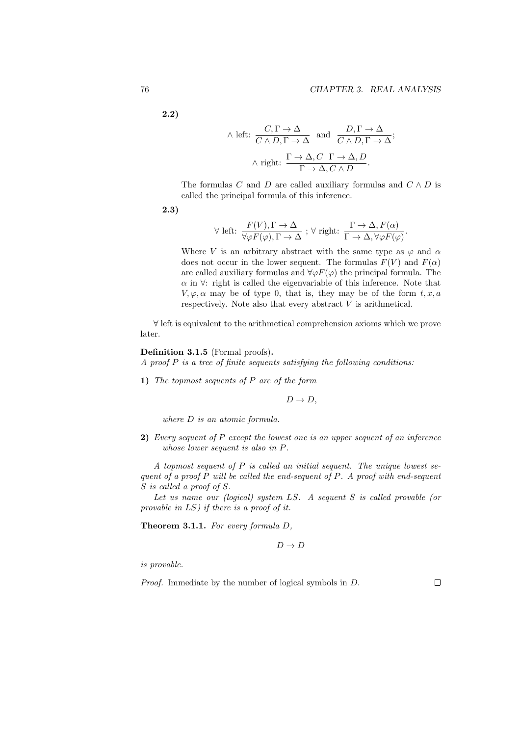**2.2)**

$$\wedge \text{ left: } \frac{C, \Gamma \to \Delta}{C \wedge D, \Gamma \to \Delta} \text{ and } \frac{D, \Gamma \to \Delta}{C \wedge D, \Gamma \to \Delta};$$

$$\wedge \text{ right: } \frac{\Gamma \to \Delta, C \quad \Gamma \to \Delta, D}{\Gamma \to \Delta, C \wedge D}.$$

The formulas $C$ and $D$ are called auxiliary formulas and $C \wedge D$ is called the principal formula of this inference.

**2.3)**

$$\forall \text{ left: } \frac{F(V), \Gamma \to \Delta}{\forall \varphi F(\varphi), \Gamma \to \Delta} \text{ ; } \forall \text{ right: } \frac{\Gamma \to \Delta, F(\alpha)}{\Gamma \to \Delta, \forall \varphi F(\varphi)}.$$

Where $V$ is an arbitrary abstract with the same type as $\varphi$ and $\alpha$ does not occur in the lower sequent. The formulas $F(V)$ and $F(\alpha)$ are called auxiliary formulas and $\forall \varphi F(\varphi)$ the principal formula. The $\alpha$ in $\forall$: right is called the eigenvariable of this inference. Note that $V, \varphi, \alpha$ may be of type 0, that is, they may be of the form $t, x, a$ respectively. Note also that every abstract $V$ is arithmetical.

$\forall$ left is equivalent to the arithmetical comprehension axioms which we prove later.

**Definition 3.1.5** (Formal proofs)**.**
*A proof $P$ is a tree of finite sequents satisfying the following conditions:*

**1)** *The topmost sequents of $P$ are of the form*

$$D \to D,$$

*where $D$ is an atomic formula.*

**2)** *Every sequent of $P$ except the lowest one is an upper sequent of an inference whose lower sequent is also in $P$.*

*A topmost sequent of $P$ is called an initial sequent. The unique lowest sequent of a proof $P$ will be called the end-sequent of $P$. A proof with end-sequent $S$ is called a proof of $S$.*

*Let us name our (logical) system $LS$. A sequent $S$ is called provable (or provable in $LS$) if there is a proof of it.*

**Theorem 3.1.1.** *For every formula $D$,*

$$D \to D$$

*is provable.*

*Proof.* Immediate by the number of logical symbols in $D$. □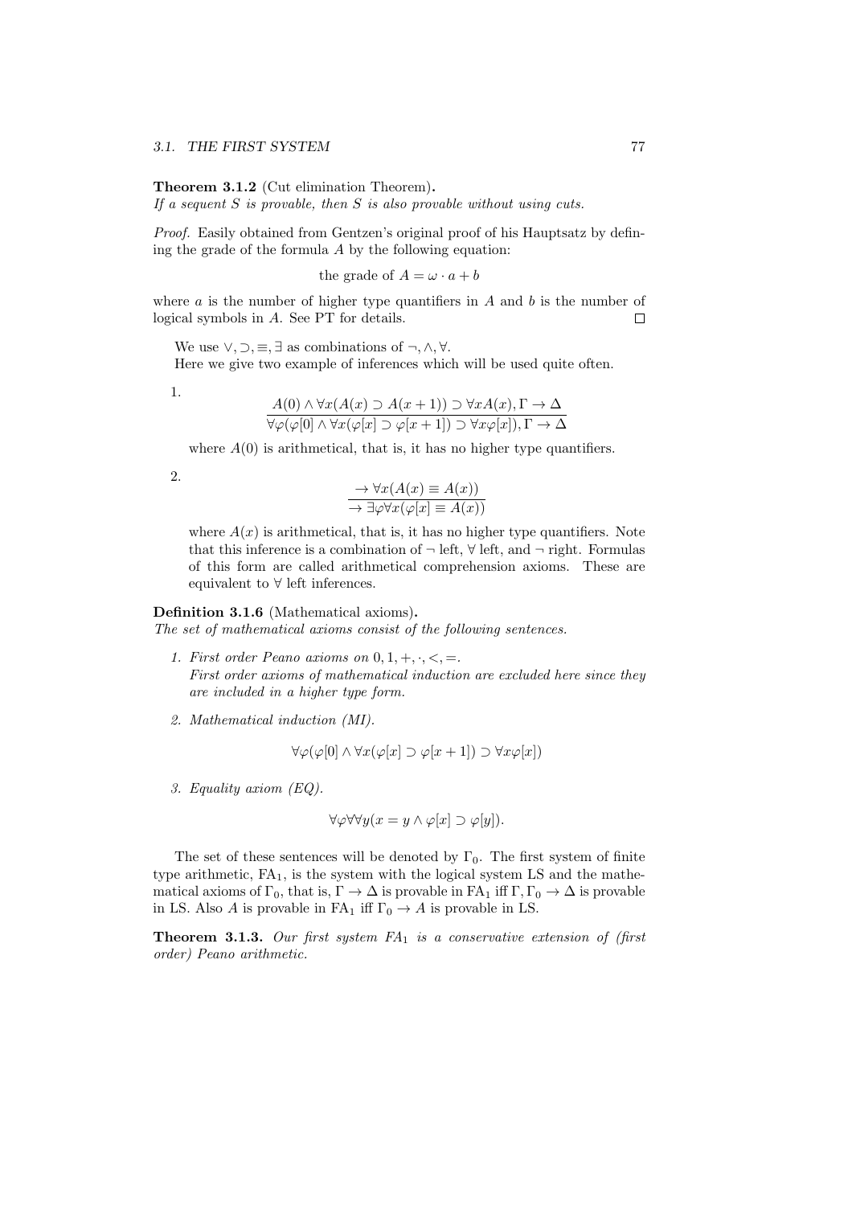**Theorem 3.1.2** (Cut elimination Theorem)**.**
*If a sequent $S$ is provable, then $S$ is also provable without using cuts.*

*Proof.* Easily obtained from Gentzen's original proof of his Hauptsatz by defining the grade of the formula $A$ by the following equation:

$$\text{the grade of } A = \omega \cdot a + b$$

where $a$ is the number of higher type quantifiers in $A$ and $b$ is the number of logical symbols in $A$. See PT for details. $\square$

We use $\vee, \supset, \equiv, \exists$ as combinations of $\neg, \wedge, \forall$.

Here we give two example of inferences which will be used quite often.

1.
$$\frac{A(0) \wedge \forall x(A(x) \supset A(x+1)) \supset \forall x A(x), \Gamma \to \Delta}{\forall \varphi(\varphi[0] \wedge \forall x(\varphi[x] \supset \varphi[x+1]) \supset \forall x \varphi[x]), \Gamma \to \Delta}$$

   where $A(0)$ is arithmetical, that is, it has no higher type quantifiers.

2.
$$\frac{\to \forall x(A(x) \equiv A(x))}{\to \exists \varphi \forall x(\varphi[x] \equiv A(x))}$$

   where $A(x)$ is arithmetical, that is, it has no higher type quantifiers. Note that this inference is a combination of $\neg$ left, $\forall$ left, and $\neg$ right. Formulas of this form are called arithmetical comprehension axioms. These are equivalent to $\forall$ left inferences.

**Definition 3.1.6** (Mathematical axioms)**.**
*The set of mathematical axioms consist of the following sentences.*

1. *First order Peano axioms on $0, 1, +, \cdot, <, =$.*
   *First order axioms of mathematical induction are excluded here since they are included in a higher type form.*

2. *Mathematical induction (MI).*

$$\forall \varphi(\varphi[0] \wedge \forall x(\varphi[x] \supset \varphi[x+1]) \supset \forall x \varphi[x])$$

3. *Equality axiom (EQ).*

$$\forall \varphi \forall \forall y(x = y \wedge \varphi[x] \supset \varphi[y]).$$

The set of these sentences will be denoted by $\Gamma_0$. The first system of finite type arithmetic, $\mathrm{FA}_1$, is the system with the logical system LS and the mathematical axioms of $\Gamma_0$, that is, $\Gamma \to \Delta$ is provable in $\mathrm{FA}_1$ iff $\Gamma, \Gamma_0 \to \Delta$ is provable in LS. Also $A$ is provable in $\mathrm{FA}_1$ iff $\Gamma_0 \to A$ is provable in LS.

**Theorem 3.1.3.** *Our first system $FA_1$ is a conservative extension of (first order) Peano arithmetic.*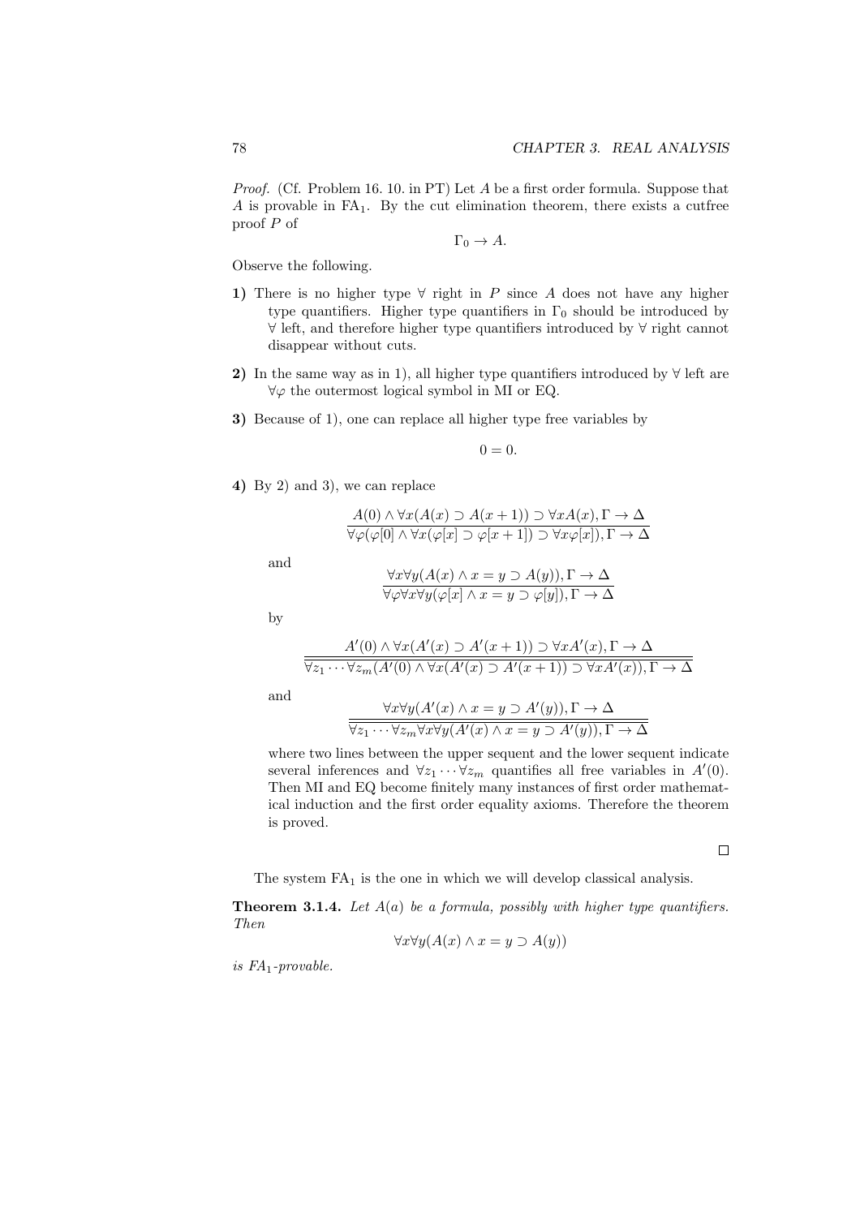*Proof.* (Cf. Problem 16. 10. in PT) Let $A$ be a first order formula. Suppose that $A$ is provable in $\mathrm{FA}_1$. By the cut elimination theorem, there exists a cutfree proof $P$ of

$$\Gamma_0 \to A.$$

Observe the following.

**1)** There is no higher type $\forall$ right in $P$ since $A$ does not have any higher type quantifiers. Higher type quantifiers in $\Gamma_0$ should be introduced by $\forall$ left, and therefore higher type quantifiers introduced by $\forall$ right cannot disappear without cuts.

**2)** In the same way as in 1), all higher type quantifiers introduced by $\forall$ left are $\forall\varphi$ the outermost logical symbol in MI or EQ.

**3)** Because of 1), one can replace all higher type free variables by

$$0 = 0.$$

**4)** By 2) and 3), we can replace

$$\frac{A(0) \wedge \forall x(A(x) \supset A(x+1)) \supset \forall x A(x), \Gamma \to \Delta}{\forall\varphi(\varphi[0] \wedge \forall x(\varphi[x] \supset \varphi[x+1]) \supset \forall x\varphi[x]), \Gamma \to \Delta}$$

and

$$\frac{\forall x\forall y(A(x) \wedge x = y \supset A(y)), \Gamma \to \Delta}{\forall\varphi\forall x\forall y(\varphi[x] \wedge x = y \supset \varphi[y]), \Gamma \to \Delta}$$

by

$$\frac{A'(0) \wedge \forall x(A'(x) \supset A'(x+1)) \supset \forall x A'(x), \Gamma \to \Delta}{\overline{\forall z_1 \cdots \forall z_m(A'(0) \wedge \forall x(A'(x) \supset A'(x+1)) \supset \forall x A'(x)), \Gamma \to \Delta}}$$

and

$$\frac{\forall x\forall y(A'(x) \wedge x = y \supset A'(y)), \Gamma \to \Delta}{\overline{\forall z_1 \cdots \forall z_m \forall x\forall y(A'(x) \wedge x = y \supset A'(y)), \Gamma \to \Delta}}$$

where two lines between the upper sequent and the lower sequent indicate several inferences and $\forall z_1 \cdots \forall z_m$ quantifies all free variables in $A'(0)$. Then MI and EQ become finitely many instances of first order mathematical induction and the first order equality axioms. Therefore the theorem is proved.

$\square$

The system $\mathrm{FA}_1$ is the one in which we will develop classical analysis.

**Theorem 3.1.4.** *Let $A(a)$ be a formula, possibly with higher type quantifiers. Then*

$$\forall x\forall y(A(x) \wedge x = y \supset A(y))$$

*is $FA_1$-provable.*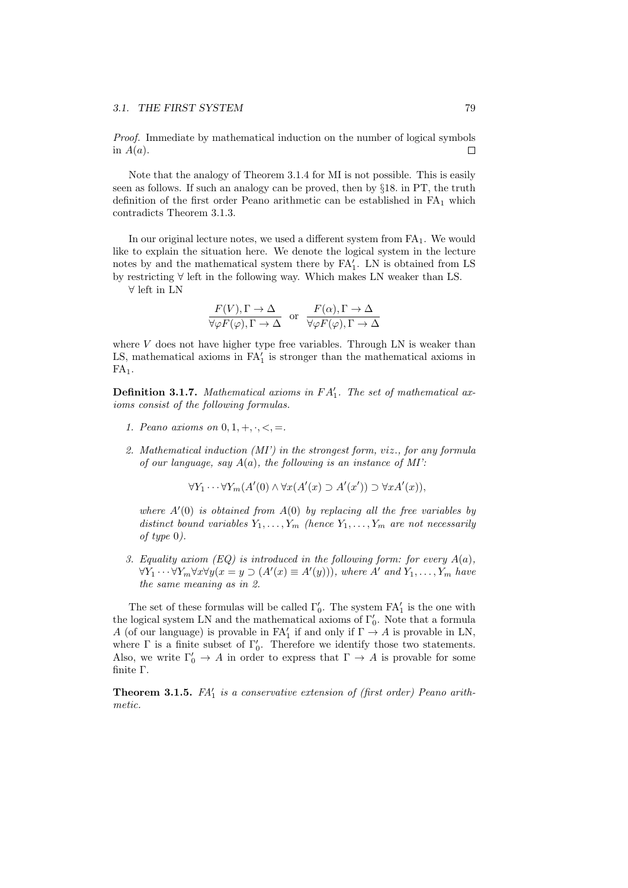*Proof.* Immediate by mathematical induction on the number of logical symbols in $A(a)$. $\square$

Note that the analogy of Theorem 3.1.4 for MI is not possible. This is easily seen as follows. If such an analogy can be proved, then by §18. in PT, the truth definition of the first order Peano arithmetic can be established in $\mathrm{FA}_1$ which contradicts Theorem 3.1.3.

In our original lecture notes, we used a different system from $\mathrm{FA}_1$. We would like to explain the situation here. We denote the logical system in the lecture notes by and the mathematical system there by $\mathrm{FA}_1'$. LN is obtained from LS by restricting $\forall$ left in the following way. Which makes LN weaker than LS.

$\forall$ left in LN

$$\frac{F(V), \Gamma \rightarrow \Delta}{\forall \varphi F(\varphi), \Gamma \rightarrow \Delta} \quad \text{or} \quad \frac{F(\alpha), \Gamma \rightarrow \Delta}{\forall \varphi F(\varphi), \Gamma \rightarrow \Delta}$$

where $V$ does not have higher type free variables. Through LN is weaker than LS, mathematical axioms in $\mathrm{FA}_1'$ is stronger than the mathematical axioms in $\mathrm{FA}_1$.

**Definition 3.1.7.** *Mathematical axioms in $FA_1'$. The set of mathematical axioms consist of the following formulas.*

1. *Peano axioms on $0, 1, +, \cdot, <, =$.*

2. *Mathematical induction (MI') in the strongest form, viz., for any formula of our language, say $A(a)$, the following is an instance of MI':*

$$\forall Y_1 \cdots \forall Y_m (A'(0) \wedge \forall x (A'(x) \supset A'(x')) \supset \forall x A'(x)),$$

*where $A'(0)$ is obtained from $A(0)$ by replacing all the free variables by distinct bound variables $Y_1, \ldots, Y_m$ (hence $Y_1, \ldots, Y_m$ are not necessarily of type $0$).*

3. *Equality axiom (EQ) is introduced in the following form: for every $A(a)$, $\forall Y_1 \cdots \forall Y_m \forall x \forall y (x = y \supset (A'(x) \equiv A'(y)))$, where $A'$ and $Y_1, \ldots, Y_m$ have the same meaning as in 2.*

The set of these formulas will be called $\Gamma_0'$. The system $\mathrm{FA}_1'$ is the one with the logical system LN and the mathematical axioms of $\Gamma_0'$. Note that a formula $A$ (of our language) is provable in $\mathrm{FA}_1'$ if and only if $\Gamma \rightarrow A$ is provable in LN, where $\Gamma$ is a finite subset of $\Gamma_0'$. Therefore we identify those two statements. Also, we write $\Gamma_0' \rightarrow A$ in order to express that $\Gamma \rightarrow A$ is provable for some finite $\Gamma$.

**Theorem 3.1.5.** *$FA_1'$ is a conservative extension of (first order) Peano arithmetic.*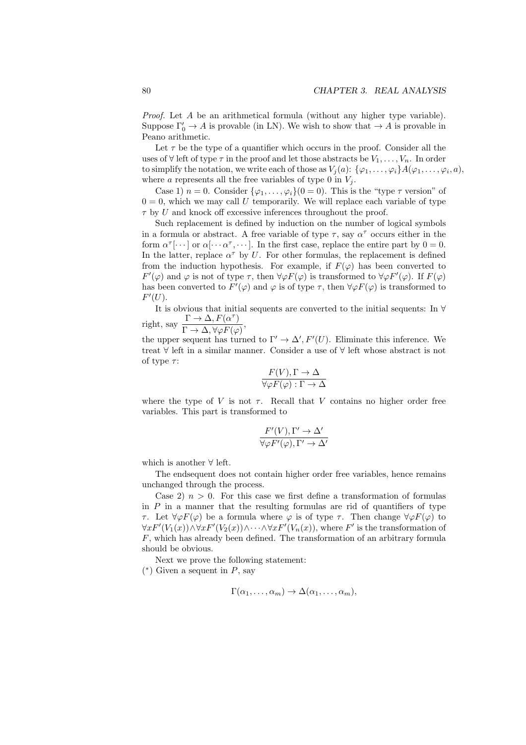*Proof.* Let $A$ be an arithmetical formula (without any higher type variable). Suppose $\Gamma_0' \to A$ is provable (in LN). We wish to show that $\to A$ is provable in Peano arithmetic.

Let $\tau$ be the type of a quantifier which occurs in the proof. Consider all the uses of $\forall$ left of type $\tau$ in the proof and let those abstracts be $V_1, \ldots, V_n$. In order to simplify the notation, we write each of those as $V_j(a)$: $\{\varphi_1, \ldots, \varphi_i\}A(\varphi_1, \ldots, \varphi_i, a)$, where $a$ represents all the free variables of type 0 in $V_j$.

Case 1) $n = 0$. Consider $\{\varphi_1, \ldots, \varphi_i\}(0 = 0)$. This is the "type $\tau$ version" of $0 = 0$, which we may call $U$ temporarily. We will replace each variable of type $\tau$ by $U$ and knock off excessive inferences throughout the proof.

Such replacement is defined by induction on the number of logical symbols in a formula or abstract. A free variable of type $\tau$, say $\alpha^\tau$ occurs either in the form $\alpha^\tau[\cdots]$ or $\alpha[\cdots \alpha^\tau, \cdots]$. In the first case, replace the entire part by $0 = 0$. In the latter, replace $\alpha^\tau$ by $U$. For other formulas, the replacement is defined from the induction hypothesis. For example, if $F(\varphi)$ has been converted to $F'(\varphi)$ and $\varphi$ is not of type $\tau$, then $\forall\varphi F(\varphi)$ is transformed to $\forall\varphi F'(\varphi)$. If $F(\varphi)$ has been converted to $F'(\varphi)$ and $\varphi$ is of type $\tau$, then $\forall\varphi F(\varphi)$ is transformed to $F'(U)$.

It is obvious that initial sequents are converted to the initial sequents: In $\forall$ right, say $\dfrac{\Gamma \to \Delta, F(\alpha^\tau)}{\Gamma \to \Delta, \forall\varphi F(\varphi)}$,

the upper sequent has turned to $\Gamma' \to \Delta', F'(U)$. Eliminate this inference. We treat $\forall$ left in a similar manner. Consider a use of $\forall$ left whose abstract is not of type $\tau$:

$$\frac{F(V), \Gamma \to \Delta}{\forall\varphi F(\varphi) : \Gamma \to \Delta}$$

where the type of $V$ is not $\tau$. Recall that $V$ contains no higher order free variables. This part is transformed to

$$\frac{F'(V), \Gamma' \to \Delta'}{\forall\varphi F'(\varphi), \Gamma' \to \Delta'}$$

which is another $\forall$ left.

The endsequent does not contain higher order free variables, hence remains unchanged through the process.

Case 2) $n > 0$. For this case we first define a transformation of formulas in $P$ in a manner that the resulting formulas are rid of quantifiers of type $\tau$. Let $\forall\varphi F(\varphi)$ be a formula where $\varphi$ is of type $\tau$. Then change $\forall\varphi F(\varphi)$ to $\forall x F'(V_1(x)) \wedge \forall x F'(V_2(x)) \wedge \cdots \wedge \forall x F'(V_n(x))$, where $F'$ is the transformation of $F$, which has already been defined. The transformation of an arbitrary formula should be obvious.

Next we prove the following statement:
$(^*)$ Given a sequent in $P$, say

$$\Gamma(\alpha_1, \ldots, \alpha_m) \to \Delta(\alpha_1, \ldots, \alpha_m),$$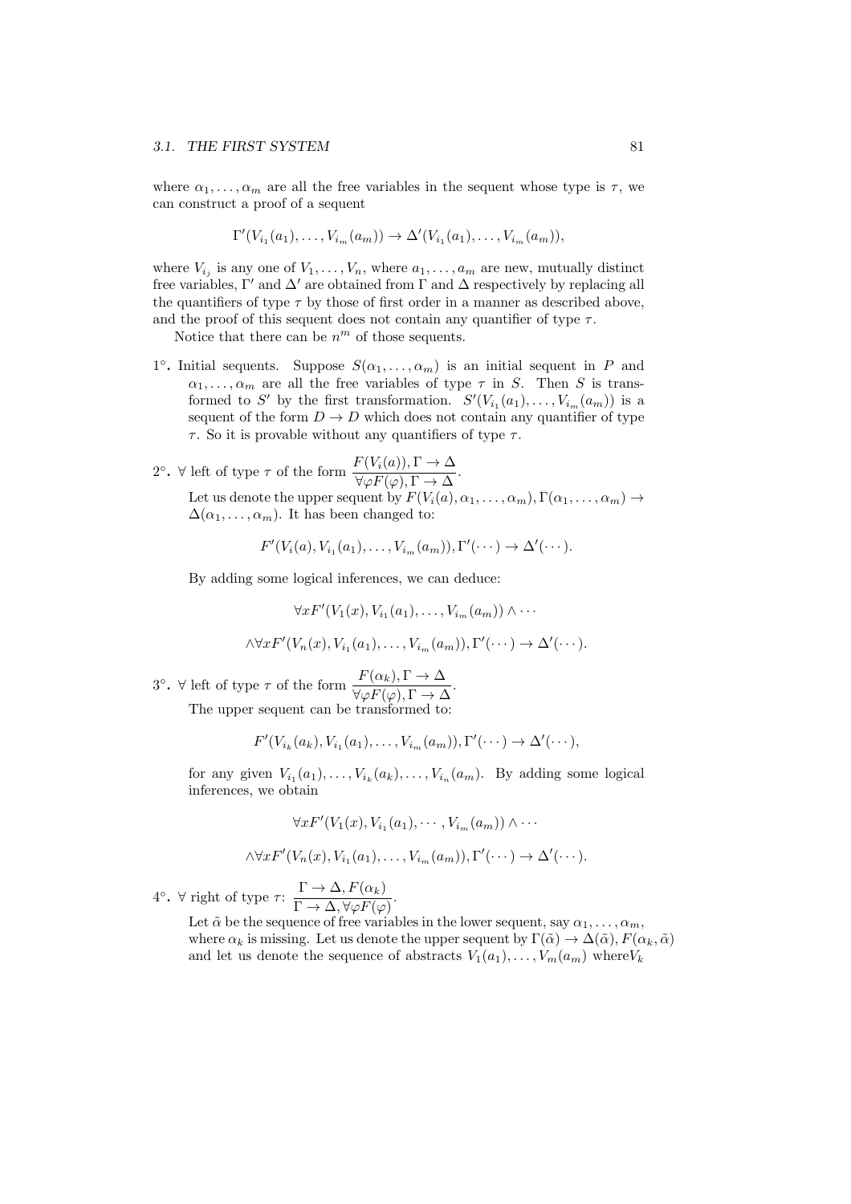where $\alpha_1, \ldots, \alpha_m$ are all the free variables in the sequent whose type is $\tau$, we can construct a proof of a sequent

$$\Gamma'(V_{i_1}(a_1), \ldots, V_{i_m}(a_m)) \rightarrow \Delta'(V_{i_1}(a_1), \ldots, V_{i_m}(a_m)),$$

where $V_{i_j}$ is any one of $V_1, \ldots, V_n$, where $a_1, \ldots, a_m$ are new, mutually distinct free variables, $\Gamma'$ and $\Delta'$ are obtained from $\Gamma$ and $\Delta$ respectively by replacing all the quantifiers of type $\tau$ by those of first order in a manner as described above, and the proof of this sequent does not contain any quantifier of type $\tau$.

Notice that there can be $n^m$ of those sequents.

**1°.** Initial sequents. Suppose $S(\alpha_1, \ldots, \alpha_m)$ is an initial sequent in $P$ and $\alpha_1, \ldots, \alpha_m$ are all the free variables of type $\tau$ in $S$. Then $S$ is transformed to $S'$ by the first transformation. $S'(V_{i_1}(a_1), \ldots, V_{i_m}(a_m))$ is a sequent of the form $D \rightarrow D$ which does not contain any quantifier of type $\tau$. So it is provable without any quantifiers of type $\tau$.

**2°.** $\forall$ left of type $\tau$ of the form $\dfrac{F(V_i(a)), \Gamma \rightarrow \Delta}{\forall\varphi F(\varphi), \Gamma \rightarrow \Delta}$.

Let us denote the upper sequent by $F(V_i(a), \alpha_1, \ldots, \alpha_m), \Gamma(\alpha_1, \ldots, \alpha_m) \rightarrow \Delta(\alpha_1, \ldots, \alpha_m)$. It has been changed to:

$$F'(V_i(a), V_{i_1}(a_1), \ldots, V_{i_m}(a_m)), \Gamma'(\cdots) \rightarrow \Delta'(\cdots).$$

By adding some logical inferences, we can deduce:

$$\forall x F'(V_1(x), V_{i_1}(a_1), \ldots, V_{i_m}(a_m)) \wedge \cdots$$

$$\wedge \forall x F'(V_n(x), V_{i_1}(a_1), \ldots, V_{i_m}(a_m)), \Gamma'(\cdots) \rightarrow \Delta'(\cdots).$$

**3°.** $\forall$ left of type $\tau$ of the form $\dfrac{F(\alpha_k), \Gamma \rightarrow \Delta}{\forall\varphi F(\varphi), \Gamma \rightarrow \Delta}$.

The upper sequent can be transformed to:

$$F'(V_{i_k}(a_k), V_{i_1}(a_1), \ldots, V_{i_m}(a_m)), \Gamma'(\cdots) \rightarrow \Delta'(\cdots),$$

for any given $V_{i_1}(a_1), \ldots, V_{i_k}(a_k), \ldots, V_{i_n}(a_m)$. By adding some logical inferences, we obtain

$$\forall x F'(V_1(x), V_{i_1}(a_1), \cdots, V_{i_m}(a_m)) \wedge \cdots$$

$$\wedge \forall x F'(V_n(x), V_{i_1}(a_1), \ldots, V_{i_m}(a_m)), \Gamma'(\cdots) \rightarrow \Delta'(\cdots).$$

**4°.** $\forall$ right of type $\tau$: $\dfrac{\Gamma \rightarrow \Delta, F(\alpha_k)}{\Gamma \rightarrow \Delta, \forall\varphi F(\varphi)}$.

Let $\tilde{\alpha}$ be the sequence of free variables in the lower sequent, say $\alpha_1, \ldots, \alpha_m$, where $\alpha_k$ is missing. Let us denote the upper sequent by $\Gamma(\tilde{\alpha}) \rightarrow \Delta(\tilde{\alpha}), F(\alpha_k, \tilde{\alpha})$ and let us denote the sequence of abstracts $V_1(a_1), \ldots, V_m(a_m)$ where$V_k$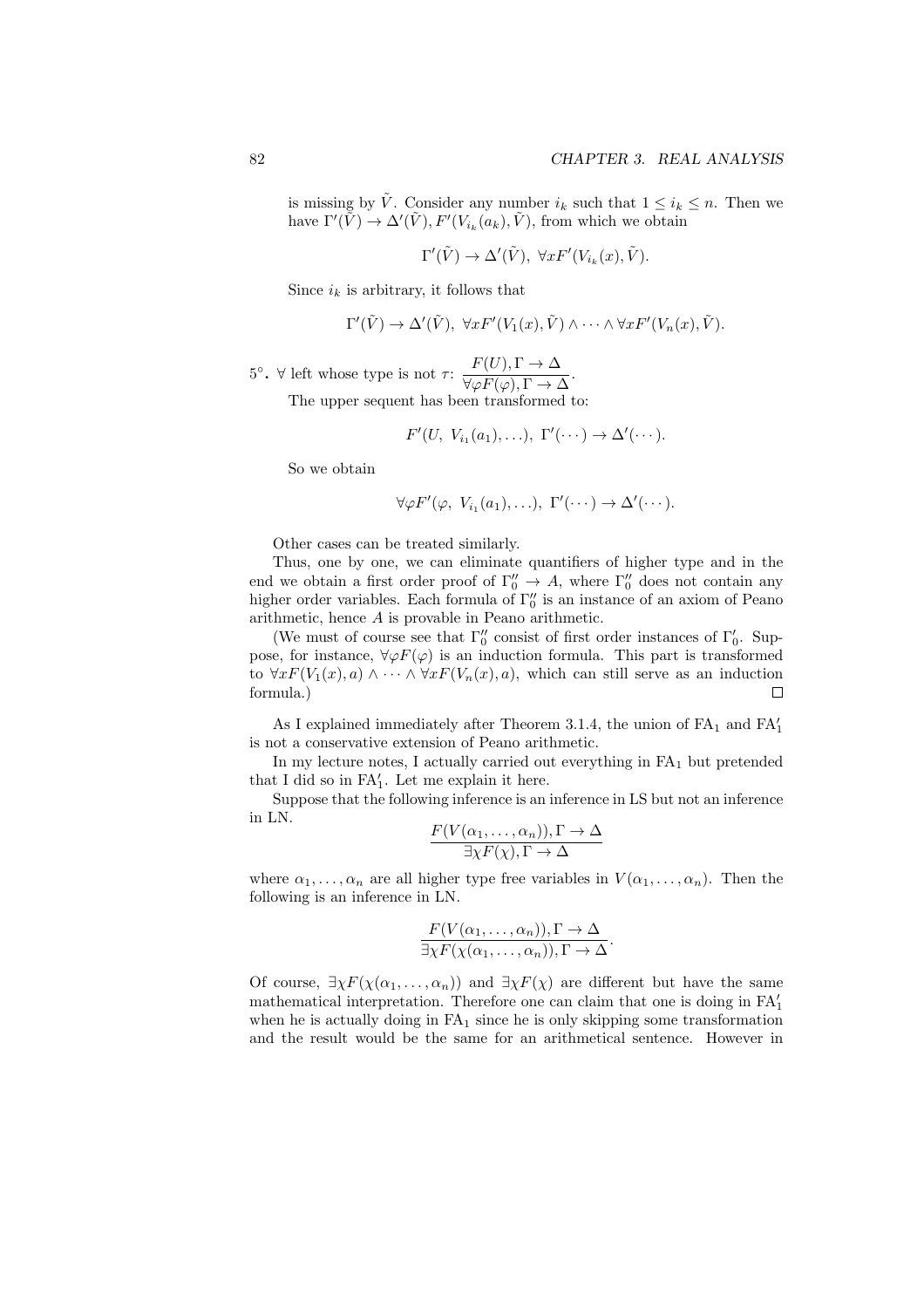is missing by $\tilde{V}$. Consider any number $i_k$ such that $1 \leq i_k \leq n$. Then we have $\Gamma'(\tilde{V}) \to \Delta'(\tilde{V}), F'(V_{i_k}(a_k), \tilde{V})$, from which we obtain

$$\Gamma'(\tilde{V}) \to \Delta'(\tilde{V}),\ \forall x F'(V_{i_k}(x), \tilde{V}).$$

Since $i_k$ is arbitrary, it follows that

$$\Gamma'(\tilde{V}) \to \Delta'(\tilde{V}),\ \forall x F'(V_1(x), \tilde{V}) \wedge \cdots \wedge \forall x F'(V_n(x), \tilde{V}).$$

**5°.** $\forall$ left whose type is not $\tau$: $\dfrac{F(U), \Gamma \to \Delta}{\forall \varphi F(\varphi), \Gamma \to \Delta}$.

The upper sequent has been transformed to:

$$F'(U,\ V_{i_1}(a_1), \ldots),\ \Gamma'(\cdots) \to \Delta'(\cdots).$$

So we obtain

$$\forall \varphi F'(\varphi,\ V_{i_1}(a_1), \ldots),\ \Gamma'(\cdots) \to \Delta'(\cdots).$$

Other cases can be treated similarly.

Thus, one by one, we can eliminate quantifiers of higher type and in the end we obtain a first order proof of $\Gamma_0'' \to A$, where $\Gamma_0''$ does not contain any higher order variables. Each formula of $\Gamma_0''$ is an instance of an axiom of Peano arithmetic, hence $A$ is provable in Peano arithmetic.

(We must of course see that $\Gamma_0''$ consist of first order instances of $\Gamma_0'$. Suppose, for instance, $\forall \varphi F(\varphi)$ is an induction formula. This part is transformed to $\forall x F(V_1(x), a) \wedge \cdots \wedge \forall x F(V_n(x), a)$, which can still serve as an induction formula.) $\square$

As I explained immediately after Theorem 3.1.4, the union of $\mathrm{FA}_1$ and $\mathrm{FA}_1'$ is not a conservative extension of Peano arithmetic.

In my lecture notes, I actually carried out everything in $\mathrm{FA}_1$ but pretended that I did so in $\mathrm{FA}_1'$. Let me explain it here.

Suppose that the following inference is an inference in LS but not an inference in LN.

$$\frac{F(V(\alpha_1, \ldots, \alpha_n)), \Gamma \to \Delta}{\exists \chi F(\chi), \Gamma \to \Delta}$$

where $\alpha_1, \ldots, \alpha_n$ are all higher type free variables in $V(\alpha_1, \ldots, \alpha_n)$. Then the following is an inference in LN.

$$\frac{F(V(\alpha_1, \ldots, \alpha_n)), \Gamma \to \Delta}{\exists \chi F(\chi(\alpha_1, \ldots, \alpha_n)), \Gamma \to \Delta}.$$

Of course, $\exists \chi F(\chi(\alpha_1, \ldots, \alpha_n))$ and $\exists \chi F(\chi)$ are different but have the same mathematical interpretation. Therefore one can claim that one is doing in $\mathrm{FA}_1'$ when he is actually doing in $\mathrm{FA}_1$ since he is only skipping some transformation and the result would be the same for an arithmetical sentence. However in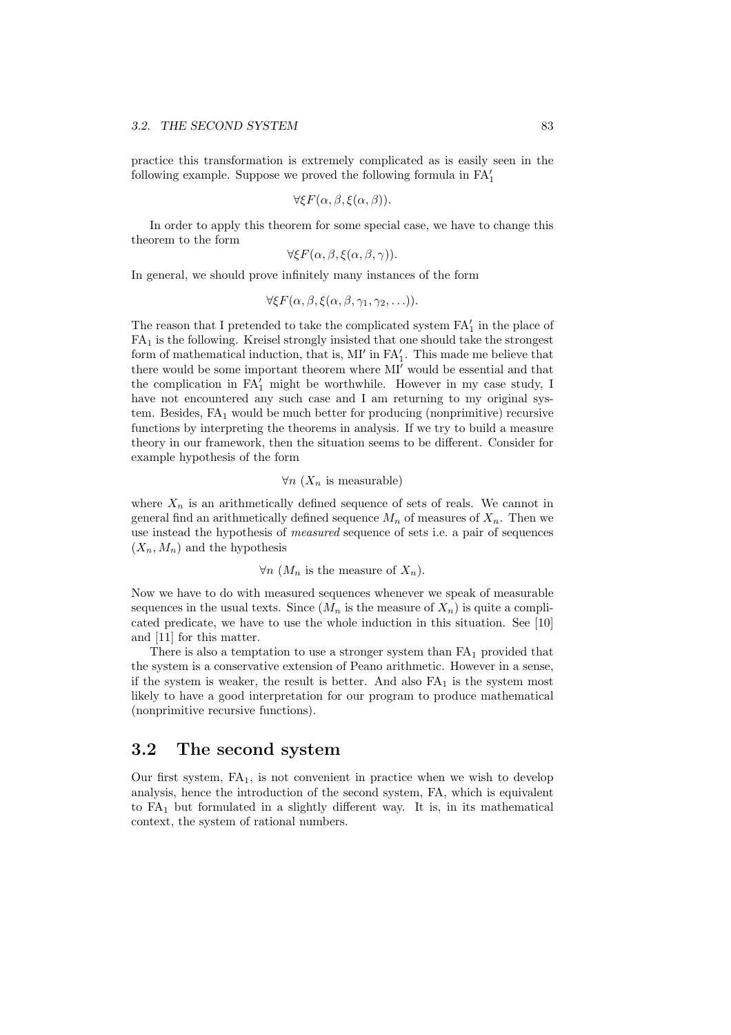practice this transformation is extremely complicated as is easily seen in the following example. Suppose we proved the following formula in $\mathrm{FA}_1'$

$$\forall \xi F(\alpha, \beta, \xi(\alpha, \beta)).$$

In order to apply this theorem for some special case, we have to change this theorem to the form

$$\forall \xi F(\alpha, \beta, \xi(\alpha, \beta, \gamma)).$$

In general, we should prove infinitely many instances of the form

$$\forall \xi F(\alpha, \beta, \xi(\alpha, \beta, \gamma_1, \gamma_2, \ldots)).$$

The reason that I pretended to take the complicated system $\mathrm{FA}_1'$ in the place of $\mathrm{FA}_1$ is the following. Kreisel strongly insisted that one should take the strongest form of mathematical induction, that is, $\mathrm{MI}'$ in $\mathrm{FA}_1'$. This made me believe that there would be some important theorem where $\mathrm{MI}'$ would be essential and that the complication in $\mathrm{FA}_1'$ might be worthwhile. However in my case study, I have not encountered any such case and I am returning to my original system. Besides, $\mathrm{FA}_1$ would be much better for producing (nonprimitive) recursive functions by interpreting the theorems in analysis. If we try to build a measure theory in our framework, then the situation seems to be different. Consider for example hypothesis of the form

$$\forall n \ (X_n \text{ is measurable})$$

where $X_n$ is an arithmetically defined sequence of sets of reals. We cannot in general find an arithmetically defined sequence $M_n$ of measures of $X_n$. Then we use instead the hypothesis of *measured* sequence of sets i.e. a pair of sequences $(X_n, M_n)$ and the hypothesis

$$\forall n \ (M_n \text{ is the measure of } X_n).$$

Now we have to do with measured sequences whenever we speak of measurable sequences in the usual texts. Since ($M_n$ is the measure of $X_n$) is quite a complicated predicate, we have to use the whole induction in this situation. See [10] and [11] for this matter.

There is also a temptation to use a stronger system than $\mathrm{FA}_1$ provided that the system is a conservative extension of Peano arithmetic. However in a sense, if the system is weaker, the result is better. And also $\mathrm{FA}_1$ is the system most likely to have a good interpretation for our program to produce mathematical (nonprimitive recursive functions).

## 3.2 The second system

Our first system, $\mathrm{FA}_1$, is not convenient in practice when we wish to develop analysis, hence the introduction of the second system, FA, which is equivalent to $\mathrm{FA}_1$ but formulated in a slightly different way. It is, in its mathematical context, the system of rational numbers.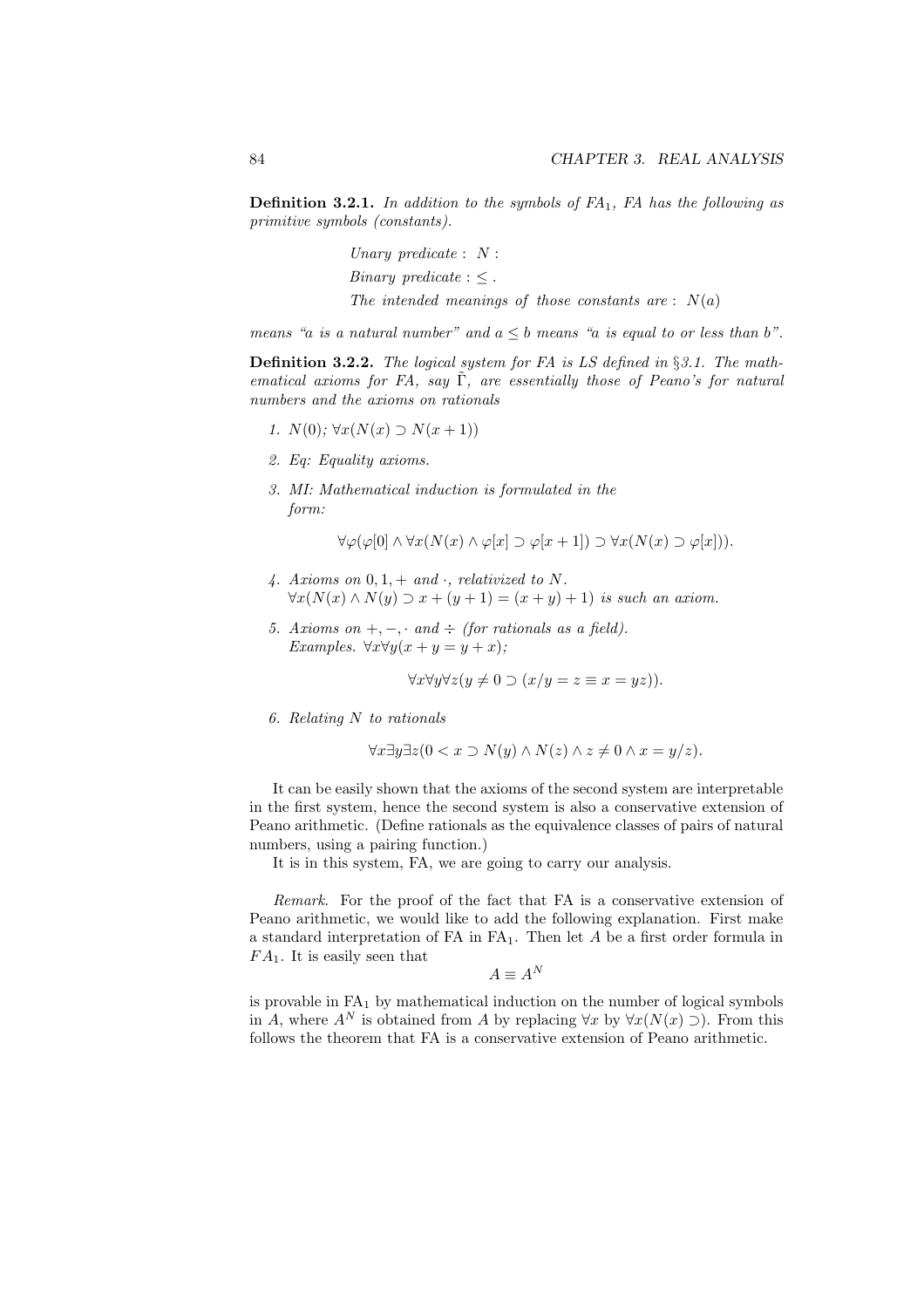**Definition 3.2.1.** *In addition to the symbols of FA$_1$, FA has the following as primitive symbols (constants).*

*Unary predicate :* $N$ :

*Binary predicate :* $\leq$ .

*The intended meanings of those constants are :* $N(a)$

*means "a is a natural number" and* $a \leq b$ *means "a is equal to or less than b".*

**Definition 3.2.2.** *The logical system for FA is LS defined in §3.1. The mathematical axioms for FA, say* $\tilde{\Gamma}$*, are essentially those of Peano's for natural numbers and the axioms on rationals*

1. $N(0)$; $\forall x(N(x) \supset N(x+1))$

2. *Eq: Equality axioms.*

3. *MI: Mathematical induction is formulated in the form:*

$$\forall \varphi(\varphi[0] \wedge \forall x(N(x) \wedge \varphi[x] \supset \varphi[x+1]) \supset \forall x(N(x) \supset \varphi[x])).$$

4. *Axioms on* $0, 1, +$ *and* $\cdot$*, relativized to* $N$.
   $\forall x(N(x) \wedge N(y) \supset x + (y+1) = (x+y)+1)$ *is such an axiom.*

5. *Axioms on* $+, -, \cdot$ *and* $\div$ *(for rationals as a field).*
   *Examples.* $\forall x \forall y(x + y = y + x)$;

$$\forall x \forall y \forall z(y \neq 0 \supset (x/y = z \equiv x = yz)).$$

6. *Relating* $N$ *to rationals*

$$\forall x \exists y \exists z(0 < x \supset N(y) \wedge N(z) \wedge z \neq 0 \wedge x = y/z).$$

It can be easily shown that the axioms of the second system are interpretable in the first system, hence the second system is also a conservative extension of Peano arithmetic. (Define rationals as the equivalence classes of pairs of natural numbers, using a pairing function.)

It is in this system, FA, we are going to carry our analysis.

*Remark.* For the proof of the fact that FA is a conservative extension of Peano arithmetic, we would like to add the following explanation. First make a standard interpretation of FA in FA$_1$. Then let $A$ be a first order formula in $FA_1$. It is easily seen that

$$A \equiv A^N$$

is provable in FA$_1$ by mathematical induction on the number of logical symbols in $A$, where $A^N$ is obtained from $A$ by replacing $\forall x$ by $\forall x(N(x) \supset)$. From this follows the theorem that FA is a conservative extension of Peano arithmetic.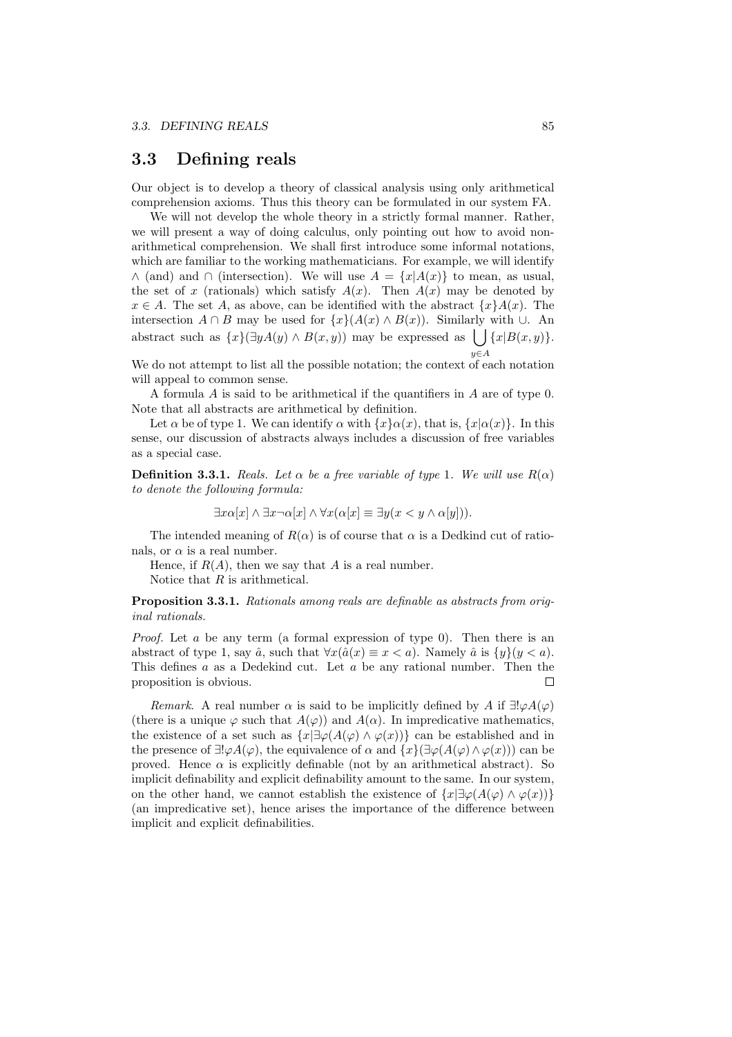## 3.3 Defining reals

Our object is to develop a theory of classical analysis using only arithmetical comprehension axioms. Thus this theory can be formulated in our system FA.

We will not develop the whole theory in a strictly formal manner. Rather, we will present a way of doing calculus, only pointing out how to avoid non-arithmetical comprehension. We shall first introduce some informal notations, which are familiar to the working mathematicians. For example, we will identify $\wedge$ (and) and $\cap$ (intersection). We will use $A = \{x|A(x)\}$ to mean, as usual, the set of $x$ (rationals) which satisfy $A(x)$. Then $A(x)$ may be denoted by $x \in A$. The set $A$, as above, can be identified with the abstract $\{x\}A(x)$. The intersection $A \cap B$ may be used for $\{x\}(A(x) \wedge B(x))$. Similarly with $\cup$. An abstract such as $\{x\}(\exists y A(y) \wedge B(x, y))$ may be expressed as $\bigcup_{y \in A} \{x|B(x, y)\}$. We do not attempt to list all the possible notation; the context of each notation will appeal to common sense.

A formula $A$ is said to be arithmetical if the quantifiers in $A$ are of type 0. Note that all abstracts are arithmetical by definition.

Let $\alpha$ be of type 1. We can identify $\alpha$ with $\{x\}\alpha(x)$, that is, $\{x|\alpha(x)\}$. In this sense, our discussion of abstracts always includes a discussion of free variables as a special case.

**Definition 3.3.1.** *Reals. Let $\alpha$ be a free variable of type 1. We will use $R(\alpha)$ to denote the following formula:*

$$\exists x \alpha[x] \wedge \exists x \neg \alpha[x] \wedge \forall x(\alpha[x] \equiv \exists y(x < y \wedge \alpha[y])).$$

The intended meaning of $R(\alpha)$ is of course that $\alpha$ is a Dedekind cut of rationals, or $\alpha$ is a real number.

Hence, if $R(A)$, then we say that $A$ is a real number.

Notice that $R$ is arithmetical.

**Proposition 3.3.1.** *Rationals among reals are definable as abstracts from original rationals.*

*Proof.* Let $a$ be any term (a formal expression of type 0). Then there is an abstract of type 1, say $\hat{a}$, such that $\forall x(\hat{a}(x) \equiv x < a)$. Namely $\hat{a}$ is $\{y\}(y < a)$. This defines $a$ as a Dedekind cut. Let $a$ be any rational number. Then the proposition is obvious. $\square$

*Remark.* A real number $\alpha$ is said to be implicitly defined by $A$ if $\exists! \varphi A(\varphi)$ (there is a unique $\varphi$ such that $A(\varphi)$) and $A(\alpha)$. In impredicative mathematics, the existence of a set such as $\{x|\exists\varphi(A(\varphi) \wedge \varphi(x))\}$ can be established and in the presence of $\exists! \varphi A(\varphi)$, the equivalence of $\alpha$ and $\{x\}(\exists\varphi(A(\varphi) \wedge \varphi(x)))$ can be proved. Hence $\alpha$ is explicitly definable (not by an arithmetical abstract). So implicit definability and explicit definability amount to the same. In our system, on the other hand, we cannot establish the existence of $\{x|\exists\varphi(A(\varphi) \wedge \varphi(x))\}$ (an impredicative set), hence arises the importance of the difference between implicit and explicit definabilities.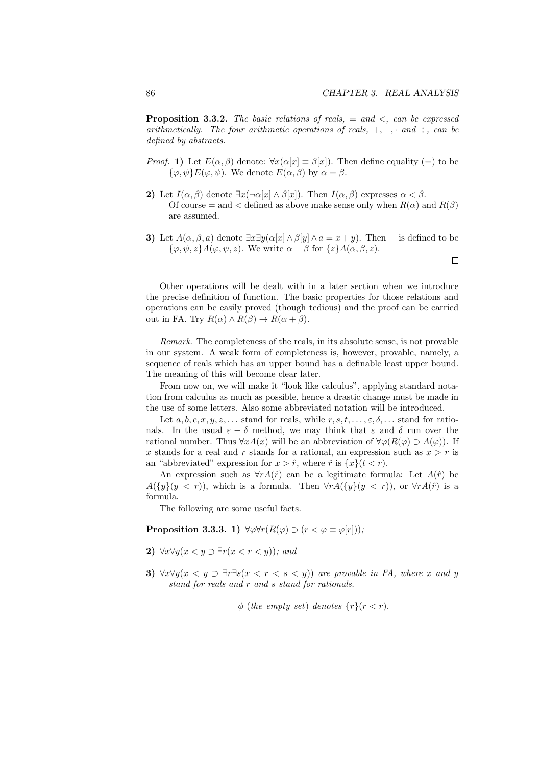**Proposition 3.3.2.** *The basic relations of reals, $=$ and $<$, can be expressed arithmetically. The four arithmetic operations of reals, $+, -, \cdot$ and $\div$, can be defined by abstracts.*

*Proof.* **1)** Let $E(\alpha, \beta)$ denote: $\forall x(\alpha[x] \equiv \beta[x])$. Then define equality $(=)$ to be $\{\varphi, \psi\}E(\varphi, \psi)$. We denote $E(\alpha, \beta)$ by $\alpha = \beta$.

**2)** Let $I(\alpha, \beta)$ denote $\exists x(\neg\alpha[x] \wedge \beta[x])$. Then $I(\alpha, \beta)$ expresses $\alpha < \beta$.
Of course $=$ and $<$ defined as above make sense only when $R(\alpha)$ and $R(\beta)$ are assumed.

**3)** Let $A(\alpha, \beta, a)$ denote $\exists x \exists y(\alpha[x] \wedge \beta[y] \wedge a = x + y)$. Then $+$ is defined to be $\{\varphi, \psi, z\}A(\varphi, \psi, z)$. We write $\alpha + \beta$ for $\{z\}A(\alpha, \beta, z)$.

□

Other operations will be dealt with in a later section when we introduce the precise definition of function. The basic properties for those relations and operations can be easily proved (though tedious) and the proof can be carried out in FA. Try $R(\alpha) \wedge R(\beta) \to R(\alpha + \beta)$.

*Remark*. The completeness of the reals, in its absolute sense, is not provable in our system. A weak form of completeness is, however, provable, namely, a sequence of reals which has an upper bound has a definable least upper bound. The meaning of this will become clear later.

From now on, we will make it "look like calculus", applying standard notation from calculus as much as possible, hence a drastic change must be made in the use of some letters. Also some abbreviated notation will be introduced.

Let $a, b, c, x, y, z, \ldots$ stand for reals, while $r, s, t, \ldots, \varepsilon, \delta, \ldots$ stand for rationals. In the usual $\varepsilon - \delta$ method, we may think that $\varepsilon$ and $\delta$ run over the rational number. Thus $\forall x A(x)$ will be an abbreviation of $\forall\varphi(R(\varphi) \supset A(\varphi))$. If $x$ stands for a real and $r$ stands for a rational, an expression such as $x > r$ is an "abbreviated" expression for $x > \hat{r}$, where $\hat{r}$ is $\{x\}(t < r)$.

An expression such as $\forall r A(\hat{r})$ can be a legitimate formula: Let $A(\hat{r})$ be $A(\{y\}(y < r))$, which is a formula. Then $\forall r A(\{y\}(y < r))$, or $\forall r A(\hat{r})$ is a formula.

The following are some useful facts.

**Proposition 3.3.3. 1)** $\forall\varphi\forall r(R(\varphi) \supset (r < \varphi \equiv \varphi[r]))$*;*

**2)** $\forall x \forall y(x < y \supset \exists r(x < r < y))$*; and*

**3)** $\forall x \forall y(x < y \supset \exists r \exists s(x < r < s < y))$ *are provable in FA, where $x$ and $y$ stand for reals and $r$ and $s$ stand for rationals.*

$$\phi \text{ (the empty set) denotes } \{r\}(r < r).$$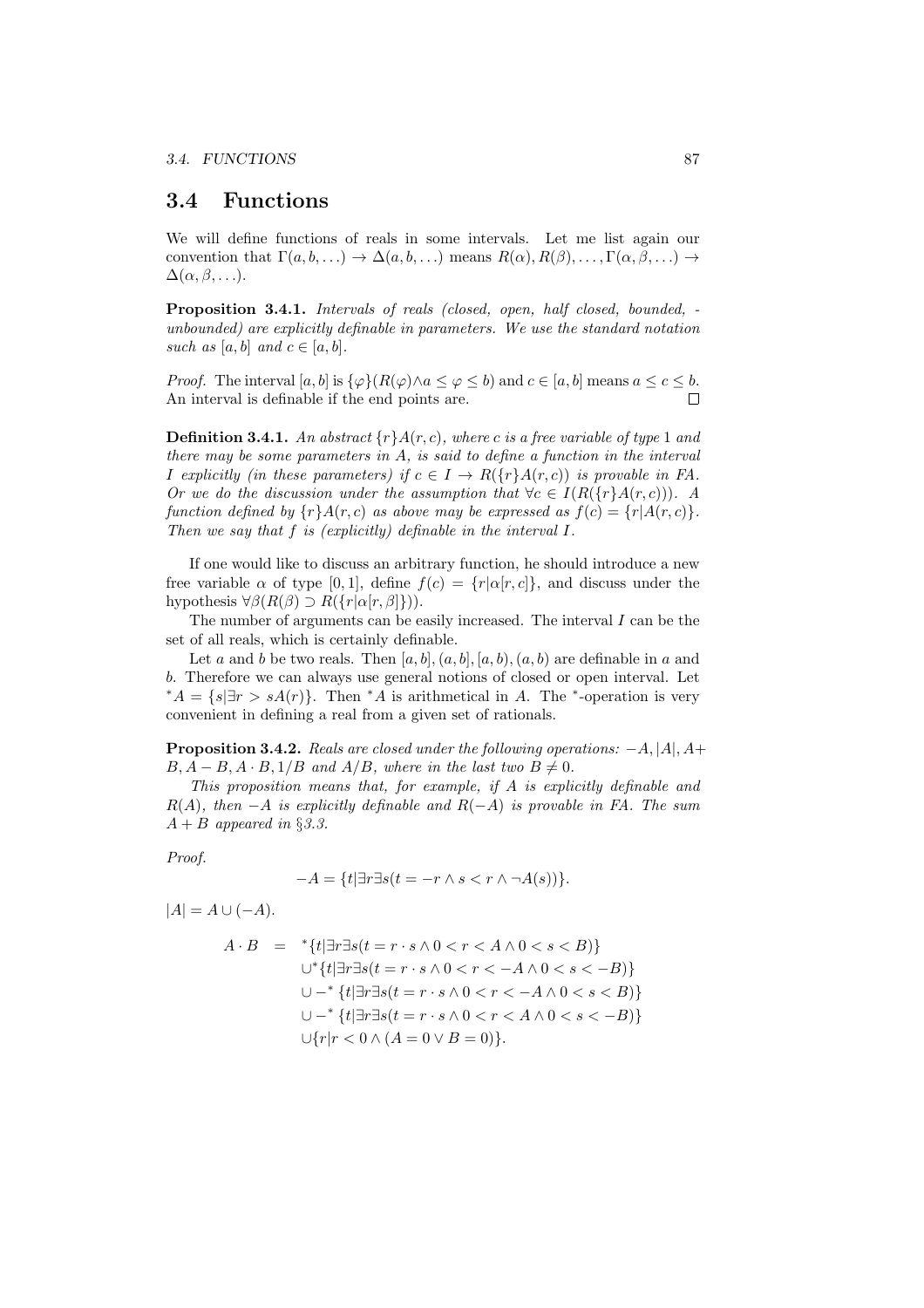## 3.4 Functions

We will define functions of reals in some intervals. Let me list again our convention that $\Gamma(a, b, \ldots) \to \Delta(a, b, \ldots)$ means $R(\alpha), R(\beta), \ldots, \Gamma(\alpha, \beta, \ldots) \to \Delta(\alpha, \beta, \ldots)$.

**Proposition 3.4.1.** *Intervals of reals (closed, open, half closed, bounded, -unbounded) are explicitly definable in parameters. We use the standard notation such as $[a, b]$ and $c \in [a, b]$.*

*Proof.* The interval $[a, b]$ is $\{\varphi\}(R(\varphi) \wedge a \leq \varphi \leq b)$ and $c \in [a, b]$ means $a \leq c \leq b$. An interval is definable if the end points are. $\square$

**Definition 3.4.1.** *An abstract $\{r\}A(r, c)$, where $c$ is a free variable of type 1 and there may be some parameters in $A$, is said to define a function in the interval $I$ explicitly (in these parameters) if $c \in I \to R(\{r\}A(r, c))$ is provable in FA. Or we do the discussion under the assumption that $\forall c \in I(R(\{r\}A(r, c)))$. A function defined by $\{r\}A(r, c)$ as above may be expressed as $f(c) = \{r|A(r, c)\}$. Then we say that $f$ is (explicitly) definable in the interval $I$.*

If one would like to discuss an arbitrary function, he should introduce a new free variable $\alpha$ of type $[0, 1]$, define $f(c) = \{r|\alpha[r, c]\}$, and discuss under the hypothesis $\forall \beta(R(\beta) \supset R(\{r|\alpha[r, \beta]\}))$.

The number of arguments can be easily increased. The interval $I$ can be the set of all reals, which is certainly definable.

Let $a$ and $b$ be two reals. Then $[a, b], (a, b], [a, b), (a, b)$ are definable in $a$ and $b$. Therefore we can always use general notions of closed or open interval. Let ${}^*A = \{s|\exists r > sA(r)\}$. Then ${}^*A$ is arithmetical in $A$. The ${}^*$-operation is very convenient in defining a real from a given set of rationals.

**Proposition 3.4.2.** *Reals are closed under the following operations: $-A, |A|, A + B, A - B, A \cdot B, 1/B$ and $A/B$, where in the last two $B \neq 0$.*

*This proposition means that, for example, if $A$ is explicitly definable and $R(A)$, then $-A$ is explicitly definable and $R(-A)$ is provable in FA. The sum $A + B$ appeared in §3.3.*

*Proof.*

$$-A = \{t|\exists r \exists s(t = -r \wedge s < r \wedge \neg A(s))\}.$$

$|A| = A \cup (-A)$.

$$\begin{aligned}
A \cdot B \;=\; & {}^*\{t|\exists r \exists s(t = r \cdot s \wedge 0 < r < A \wedge 0 < s < B)\} \\
& \cup {}^*\{t|\exists r \exists s(t = r \cdot s \wedge 0 < r < -A \wedge 0 < s < -B)\} \\
& \cup -{}^*\{t|\exists r \exists s(t = r \cdot s \wedge 0 < r < -A \wedge 0 < s < B)\} \\
& \cup -{}^*\{t|\exists r \exists s(t = r \cdot s \wedge 0 < r < A \wedge 0 < s < -B)\} \\
& \cup \{r|r < 0 \wedge (A = 0 \vee B = 0)\}.
\end{aligned}$$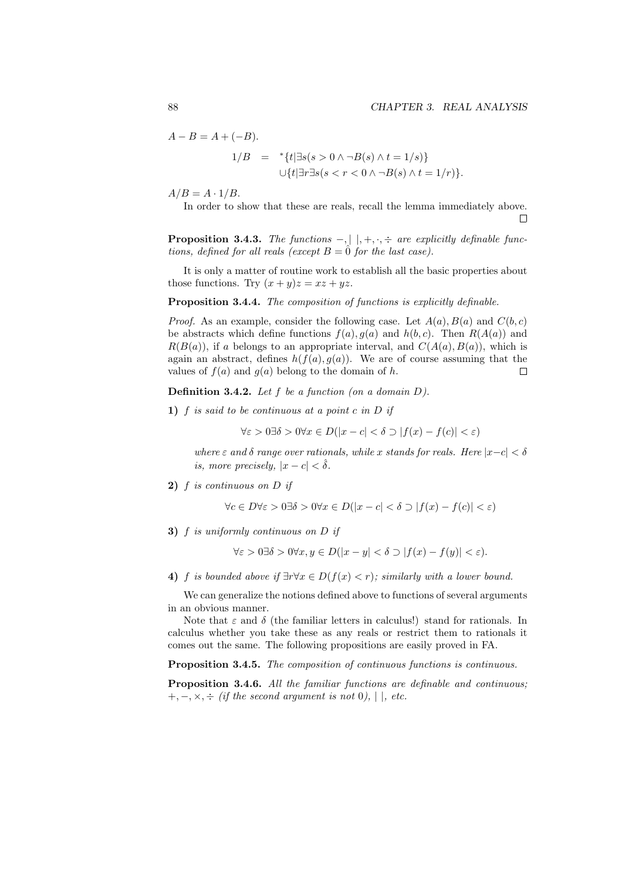$A - B = A + (-B)$.

$$
\begin{aligned}
1/B &= {}^*\{t|\exists s(s > 0 \wedge \neg B(s) \wedge t = 1/s)\} \\
&\quad \cup \{t|\exists r \exists s(s < r < 0 \wedge \neg B(s) \wedge t = 1/r)\}.
\end{aligned}
$$

$A/B = A \cdot 1/B$.

In order to show that these are reals, recall the lemma immediately above. ∎

**Proposition 3.4.3.** *The functions $-, |\ |, +, \cdot, \div$ are explicitly definable functions, defined for all reals (except $B = \hat{0}$ for the last case).*

It is only a matter of routine work to establish all the basic properties about those functions. Try $(x + y)z = xz + yz$.

**Proposition 3.4.4.** *The composition of functions is explicitly definable.*

*Proof.* As an example, consider the following case. Let $A(a), B(a)$ and $C(b, c)$ be abstracts which define functions $f(a), g(a)$ and $h(b, c)$. Then $R(A(a))$ and $R(B(a))$, if $a$ belongs to an appropriate interval, and $C(A(a), B(a))$, which is again an abstract, defines $h(f(a), g(a))$. We are of course assuming that the values of $f(a)$ and $g(a)$ belong to the domain of $h$. ∎

**Definition 3.4.2.** *Let $f$ be a function (on a domain $D$).*

**1)** *$f$ is said to be continuous at a point $c$ in $D$ if*

$$\forall \varepsilon > 0 \exists \delta > 0 \forall x \in D(|x - c| < \delta \supset |f(x) - f(c)| < \varepsilon)$$

*where $\varepsilon$ and $\delta$ range over rationals, while $x$ stands for reals. Here $|x - c| < \delta$ is, more precisely, $|x - c| < \hat{\delta}$.*

**2)** *$f$ is continuous on $D$ if*

$$\forall c \in D \forall \varepsilon > 0 \exists \delta > 0 \forall x \in D(|x - c| < \delta \supset |f(x) - f(c)| < \varepsilon)$$

**3)** *$f$ is uniformly continuous on $D$ if*

$$\forall \varepsilon > 0 \exists \delta > 0 \forall x, y \in D(|x - y| < \delta \supset |f(x) - f(y)| < \varepsilon).$$

**4)** *$f$ is bounded above if $\exists r \forall x \in D(f(x) < r)$; similarly with a lower bound.*

We can generalize the notions defined above to functions of several arguments in an obvious manner.

Note that $\varepsilon$ and $\delta$ (the familiar letters in calculus!) stand for rationals. In calculus whether you take these as any reals or restrict them to rationals it comes out the same. The following propositions are easily proved in FA.

**Proposition 3.4.5.** *The composition of continuous functions is continuous.*

**Proposition 3.4.6.** *All the familiar functions are definable and continuous; $+, -, \times, \div$ (if the second argument is not 0), $|\ |$, etc.*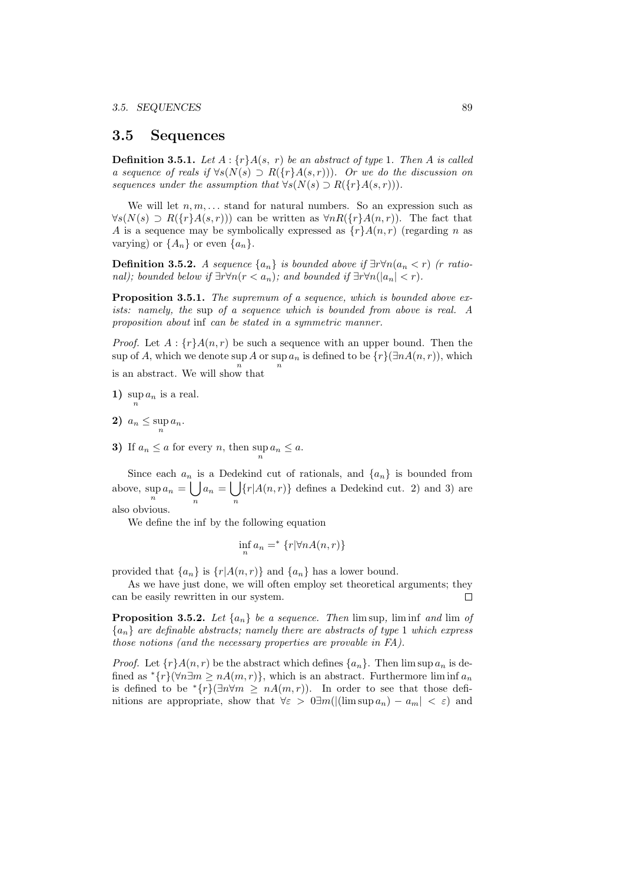## 3.5 Sequences

**Definition 3.5.1.** *Let $A : \{r\}A(s,\ r)$ be an abstract of type 1. Then $A$ is called a sequence of reals if $\forall s(N(s) \supset R(\{r\}A(s, r)))$. Or we do the discussion on sequences under the assumption that $\forall s(N(s) \supset R(\{r\}A(s, r)))$.*

We will let $n, m, \ldots$ stand for natural numbers. So an expression such as $\forall s(N(s) \supset R(\{r\}A(s, r)))$ can be written as $\forall n R(\{r\}A(n, r))$. The fact that $A$ is a sequence may be symbolically expressed as $\{r\}A(n, r)$ (regarding $n$ as varying) or $\{A_n\}$ or even $\{a_n\}$.

**Definition 3.5.2.** *A sequence $\{a_n\}$ is bounded above if $\exists r \forall n(a_n < r)$ ($r$ rational); bounded below if $\exists r \forall n(r < a_n)$; and bounded if $\exists r \forall n(|a_n| < r)$.*

**Proposition 3.5.1.** *The supremum of a sequence, which is bounded above exists: namely, the* sup *of a sequence which is bounded from above is real. A proposition about* inf *can be stated in a symmetric manner.*

*Proof.* Let $A : \{r\}A(n, r)$ be such a sequence with an upper bound. Then the sup of $A$, which we denote $\sup\limits_n A$ or $\sup\limits_n a_n$ is defined to be $\{r\}(\exists n A(n, r))$, which is an abstract. We will show that

**1)** $\sup\limits_n a_n$ is a real.

**2)** $a_n \leq \sup\limits_n a_n$.

**3)** If $a_n \leq a$ for every $n$, then $\sup\limits_n a_n \leq a$.

Since each $a_n$ is a Dedekind cut of rationals, and $\{a_n\}$ is bounded from above, $\sup\limits_n a_n = \bigcup\limits_n a_n = \bigcup\limits_n \{r | A(n, r)\}$ defines a Dedekind cut. 2) and 3) are also obvious.

We define the inf by the following equation

$$\inf_n a_n =^* \{r | \forall n A(n, r)\}$$

provided that $\{a_n\}$ is $\{r | A(n, r)\}$ and $\{a_n\}$ has a lower bound.

As we have just done, we will often employ set theoretical arguments; they can be easily rewritten in our system. $\square$

**Proposition 3.5.2.** *Let $\{a_n\}$ be a sequence. Then* lim sup, lim inf *and* lim *of $\{a_n\}$ are definable abstracts; namely there are abstracts of type 1 which express those notions (and the necessary properties are provable in FA).*

*Proof.* Let $\{r\}A(n, r)$ be the abstract which defines $\{a_n\}$. Then $\limsup a_n$ is defined as ${}^*\{r\}(\forall n \exists m \geq n A(m, r)\}$, which is an abstract. Furthermore $\liminf a_n$ is defined to be ${}^*\{r\}(\exists n \forall m \geq n A(m, r))$. In order to see that those definitions are appropriate, show that $\forall \varepsilon > 0 \exists m(|(\limsup a_n) - a_m| < \varepsilon)$ and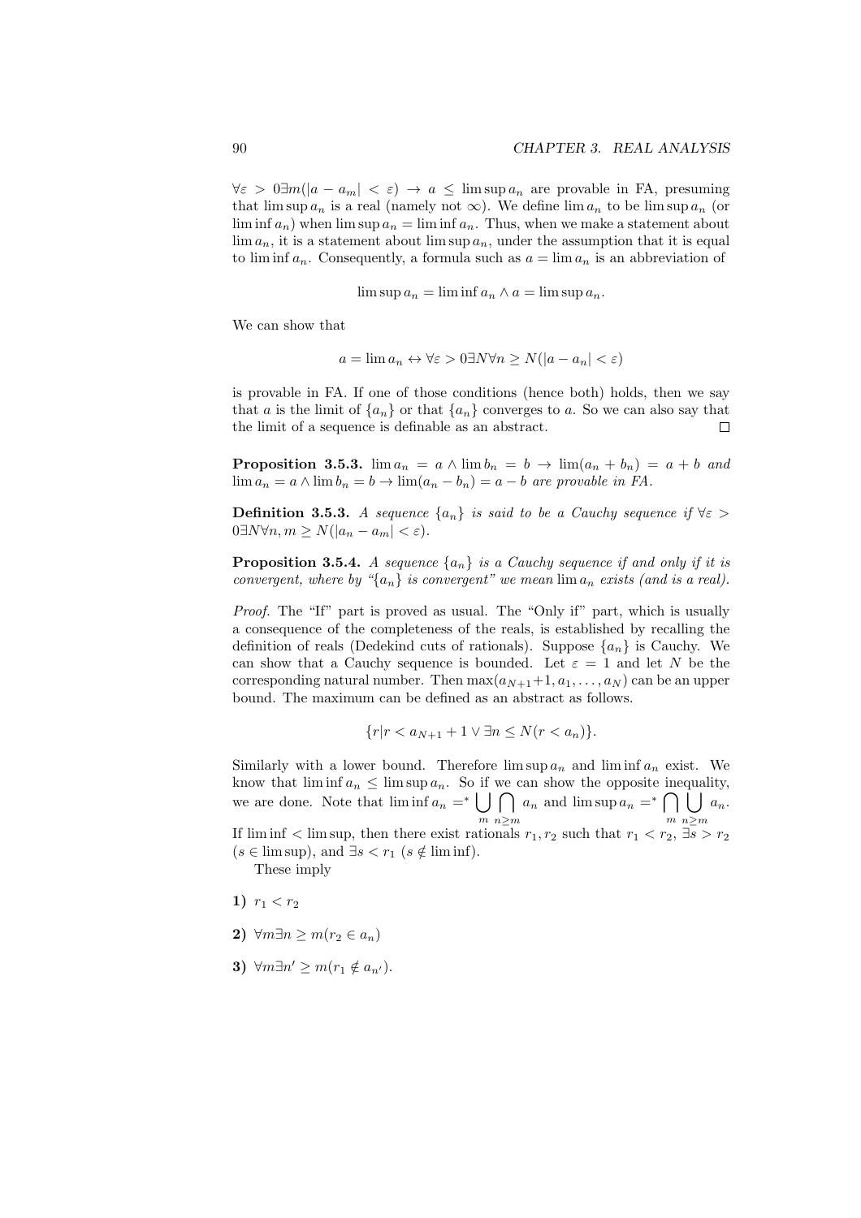$\forall \varepsilon > 0 \exists m(|a - a_m| < \varepsilon) \to a \leq \limsup a_n$ are provable in FA, presuming that $\limsup a_n$ is a real (namely not $\infty$). We define $\lim a_n$ to be $\limsup a_n$ (or $\liminf a_n$) when $\limsup a_n = \liminf a_n$. Thus, when we make a statement about $\lim a_n$, it is a statement about $\limsup a_n$, under the assumption that it is equal to $\liminf a_n$. Consequently, a formula such as $a = \lim a_n$ is an abbreviation of

$$\limsup a_n = \liminf a_n \wedge a = \limsup a_n.$$

We can show that

$$a = \lim a_n \leftrightarrow \forall \varepsilon > 0 \exists N \forall n \geq N(|a - a_n| < \varepsilon)$$

is provable in FA. If one of those conditions (hence both) holds, then we say that $a$ is the limit of $\{a_n\}$ or that $\{a_n\}$ converges to $a$. So we can also say that the limit of a sequence is definable as an abstract. □

**Proposition 3.5.3.** *$\lim a_n = a \wedge \lim b_n = b \to \lim(a_n + b_n) = a + b$ and $\lim a_n = a \wedge \lim b_n = b \to \lim(a_n - b_n) = a - b$ are provable in FA.*

**Definition 3.5.3.** *A sequence $\{a_n\}$ is said to be a Cauchy sequence if $\forall \varepsilon > 0 \exists N \forall n, m \geq N(|a_n - a_m| < \varepsilon)$.*

**Proposition 3.5.4.** *A sequence $\{a_n\}$ is a Cauchy sequence if and only if it is convergent, where by "$\{a_n\}$ is convergent" we mean $\lim a_n$ exists (and is a real).*

*Proof.* The "If" part is proved as usual. The "Only if" part, which is usually a consequence of the completeness of the reals, is established by recalling the definition of reals (Dedekind cuts of rationals). Suppose $\{a_n\}$ is Cauchy. We can show that a Cauchy sequence is bounded. Let $\varepsilon = 1$ and let $N$ be the corresponding natural number. Then $\max(a_{N+1}+1, a_1, \ldots, a_N)$ can be an upper bound. The maximum can be defined as an abstract as follows.

$$\{r | r < a_{N+1} + 1 \vee \exists n \leq N(r < a_n)\}.$$

Similarly with a lower bound. Therefore $\limsup a_n$ and $\liminf a_n$ exist. We know that $\liminf a_n \leq \limsup a_n$. So if we can show the opposite inequality, we are done. Note that $\liminf a_n =^* \bigcup_m \bigcap_{n \geq m} a_n$ and $\limsup a_n =^* \bigcap_m \bigcup_{n \geq m} a_n$. If $\liminf < \limsup$, then there exist rationals $r_1, r_2$ such that $r_1 < r_2$, $\exists s > r_2$ $(s \in \limsup)$, and $\exists s < r_1$ $(s \notin \liminf)$.

These imply

**1)** $r_1 < r_2$

**2)** $\forall m \exists n \geq m(r_2 \in a_n)$

**3)** $\forall m \exists n' \geq m(r_1 \notin a_{n'})$.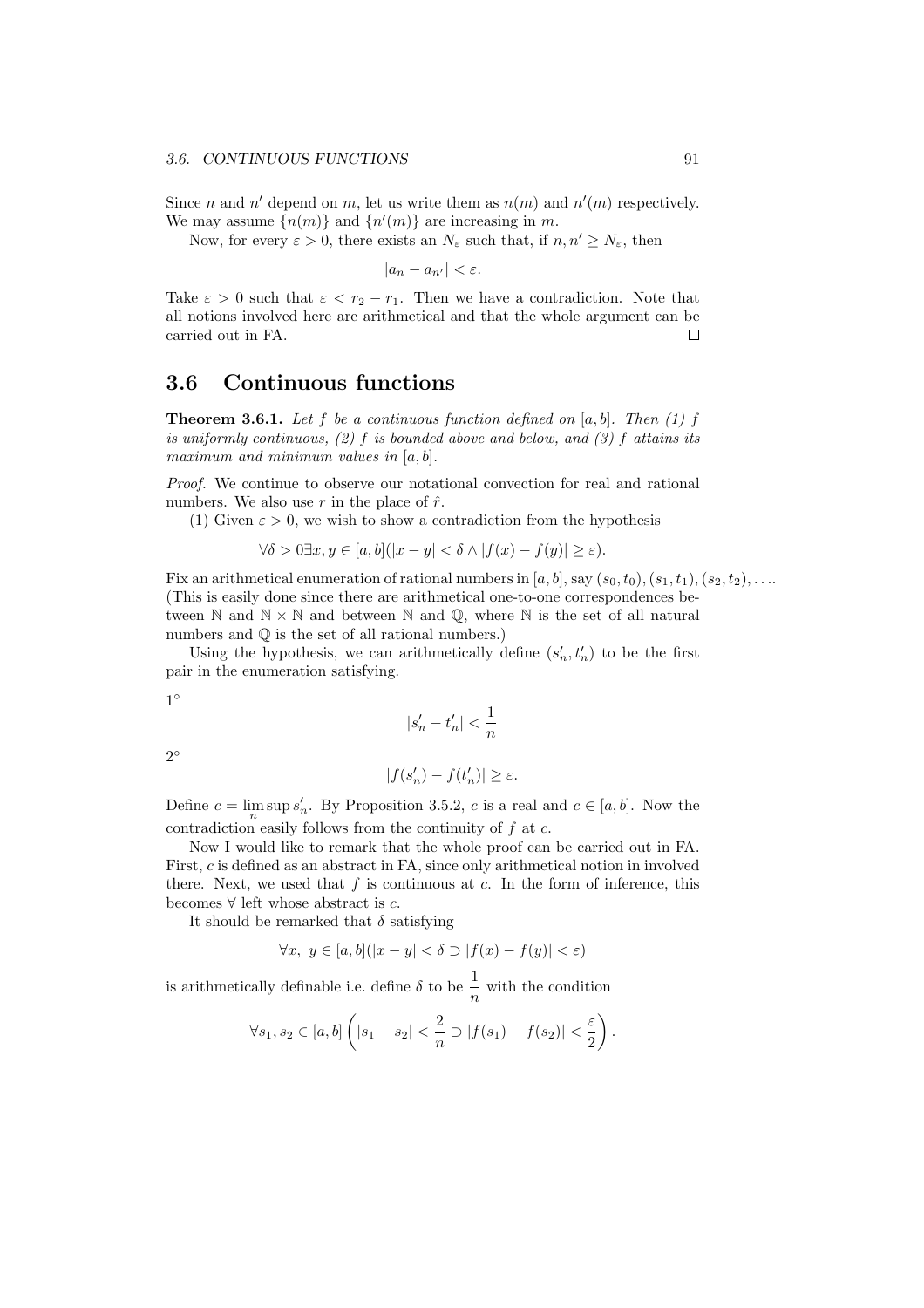Since $n$ and $n'$ depend on $m$, let us write them as $n(m)$ and $n'(m)$ respectively. We may assume $\{n(m)\}$ and $\{n'(m)\}$ are increasing in $m$.

Now, for every $\varepsilon > 0$, there exists an $N_\varepsilon$ such that, if $n, n' \geq N_\varepsilon$, then

$$|a_n - a_{n'}| < \varepsilon.$$

Take $\varepsilon > 0$ such that $\varepsilon < r_2 - r_1$. Then we have a contradiction. Note that all notions involved here are arithmetical and that the whole argument can be carried out in FA. □

## 3.6 Continuous functions

**Theorem 3.6.1.** *Let $f$ be a continuous function defined on $[a, b]$. Then (1) $f$ is uniformly continuous, (2) $f$ is bounded above and below, and (3) $f$ attains its maximum and minimum values in $[a, b]$.*

*Proof.* We continue to observe our notational convection for real and rational numbers. We also use $r$ in the place of $\hat{r}$.

(1) Given $\varepsilon > 0$, we wish to show a contradiction from the hypothesis

$$\forall \delta > 0 \exists x, y \in [a, b](|x - y| < \delta \wedge |f(x) - f(y)| \geq \varepsilon).$$

Fix an arithmetical enumeration of rational numbers in $[a, b]$, say $(s_0, t_0), (s_1, t_1), (s_2, t_2), \ldots$. (This is easily done since there are arithmetical one-to-one correspondences between $\mathbb{N}$ and $\mathbb{N} \times \mathbb{N}$ and between $\mathbb{N}$ and $\mathbb{Q}$, where $\mathbb{N}$ is the set of all natural numbers and $\mathbb{Q}$ is the set of all rational numbers.)

Using the hypothesis, we can arithmetically define $(s'_n, t'_n)$ to be the first pair in the enumeration satisfying.

$1^\circ$

$$|s'_n - t'_n| < \frac{1}{n}$$

$2^\circ$

$$|f(s'_n) - f(t'_n)| \geq \varepsilon.$$

Define $c = \limsup_n s'_n$. By Proposition 3.5.2, $c$ is a real and $c \in [a, b]$. Now the contradiction easily follows from the continuity of $f$ at $c$.

Now I would like to remark that the whole proof can be carried out in FA. First, $c$ is defined as an abstract in FA, since only arithmetical notion in involved there. Next, we used that $f$ is continuous at $c$. In the form of inference, this becomes $\forall$ left whose abstract is $c$.

It should be remarked that $\delta$ satisfying

$$\forall x,\ y \in [a, b](|x - y| < \delta \supset |f(x) - f(y)| < \varepsilon)$$

is arithmetically definable i.e. define $\delta$ to be $\dfrac{1}{n}$ with the condition

$$\forall s_1, s_2 \in [a, b] \left( |s_1 - s_2| < \frac{2}{n} \supset |f(s_1) - f(s_2)| < \frac{\varepsilon}{2} \right).$$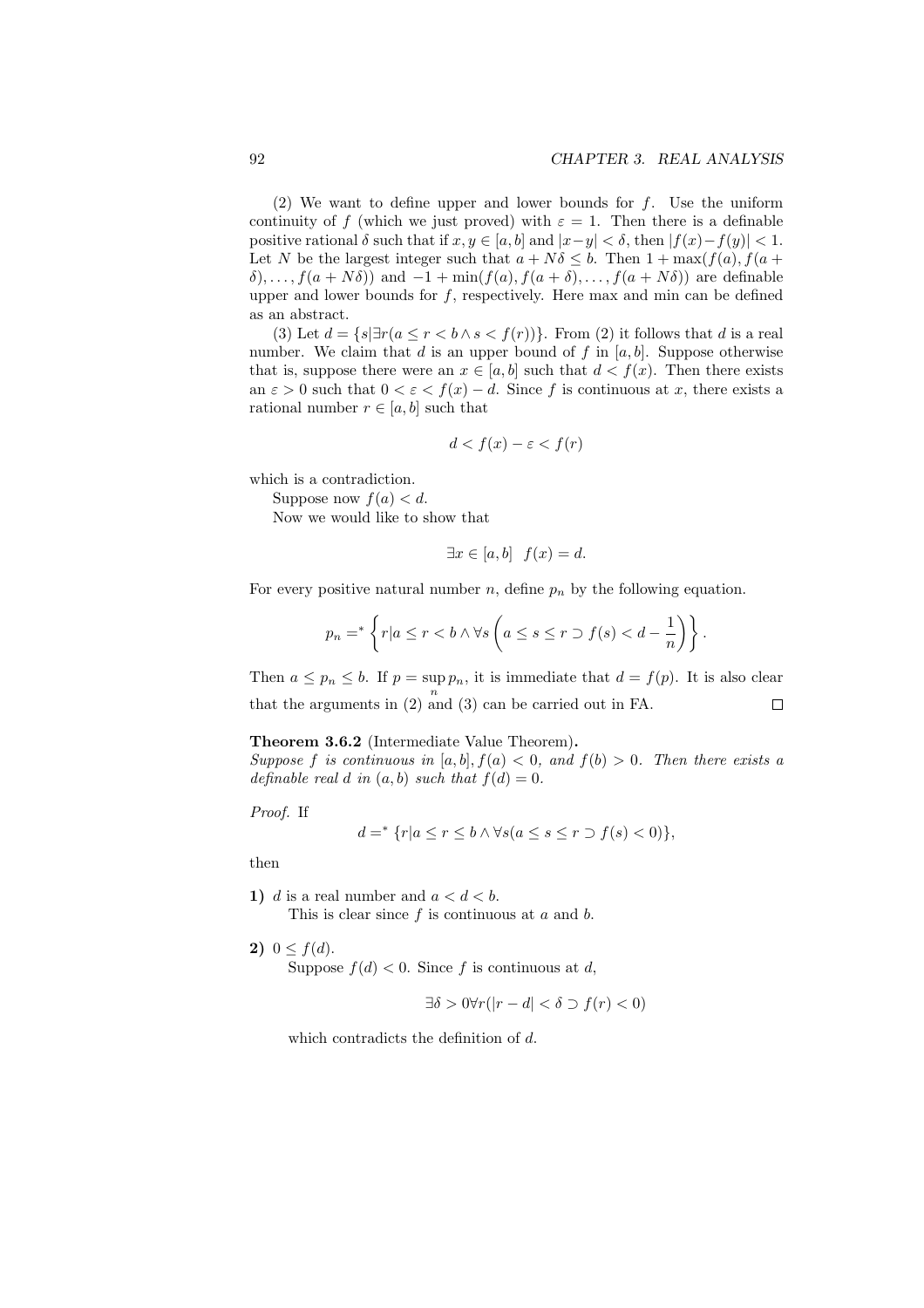(2) We want to define upper and lower bounds for $f$. Use the uniform continuity of $f$ (which we just proved) with $\varepsilon = 1$. Then there is a definable positive rational $\delta$ such that if $x, y \in [a,b]$ and $|x-y| < \delta$, then $|f(x) - f(y)| < 1$. Let $N$ be the largest integer such that $a + N\delta \leq b$. Then $1 + \max(f(a), f(a+\delta), \ldots, f(a+N\delta))$ and $-1 + \min(f(a), f(a+\delta), \ldots, f(a+N\delta))$ are definable upper and lower bounds for $f$, respectively. Here max and min can be defined as an abstract.

(3) Let $d = \{s | \exists r (a \leq r < b \wedge s < f(r))\}$. From (2) it follows that $d$ is a real number. We claim that $d$ is an upper bound of $f$ in $[a,b]$. Suppose otherwise that is, suppose there were an $x \in [a,b]$ such that $d < f(x)$. Then there exists an $\varepsilon > 0$ such that $0 < \varepsilon < f(x) - d$. Since $f$ is continuous at $x$, there exists a rational number $r \in [a,b]$ such that

$$d < f(x) - \varepsilon < f(r)$$

which is a contradiction.

Suppose now $f(a) < d$.

Now we would like to show that

$$\exists x \in [a,b] \quad f(x) = d.$$

For every positive natural number $n$, define $p_n$ by the following equation.

$$p_n =^* \left\{ r | a \leq r < b \wedge \forall s \left( a \leq s \leq r \supset f(s) < d - \frac{1}{n} \right) \right\}.$$

Then $a \leq p_n \leq b$. If $p = \sup_n p_n$, it is immediate that $d = f(p)$. It is also clear that the arguments in (2) and (3) can be carried out in FA. $\square$

**Theorem 3.6.2** (Intermediate Value Theorem)**.**
*Suppose $f$ is continuous in $[a,b]$, $f(a) < 0$, and $f(b) > 0$. Then there exists a definable real $d$ in $(a,b)$ such that $f(d) = 0$.*

*Proof.* If

$$d =^* \{r | a \leq r \leq b \wedge \forall s (a \leq s \leq r \supset f(s) < 0)\},$$

then

**1)** $d$ is a real number and $a < d < b$.
This is clear since $f$ is continuous at $a$ and $b$.

**2)** $0 \leq f(d)$.
Suppose $f(d) < 0$. Since $f$ is continuous at $d$,

$$\exists \delta > 0 \forall r (|r - d| < \delta \supset f(r) < 0)$$

which contradicts the definition of $d$.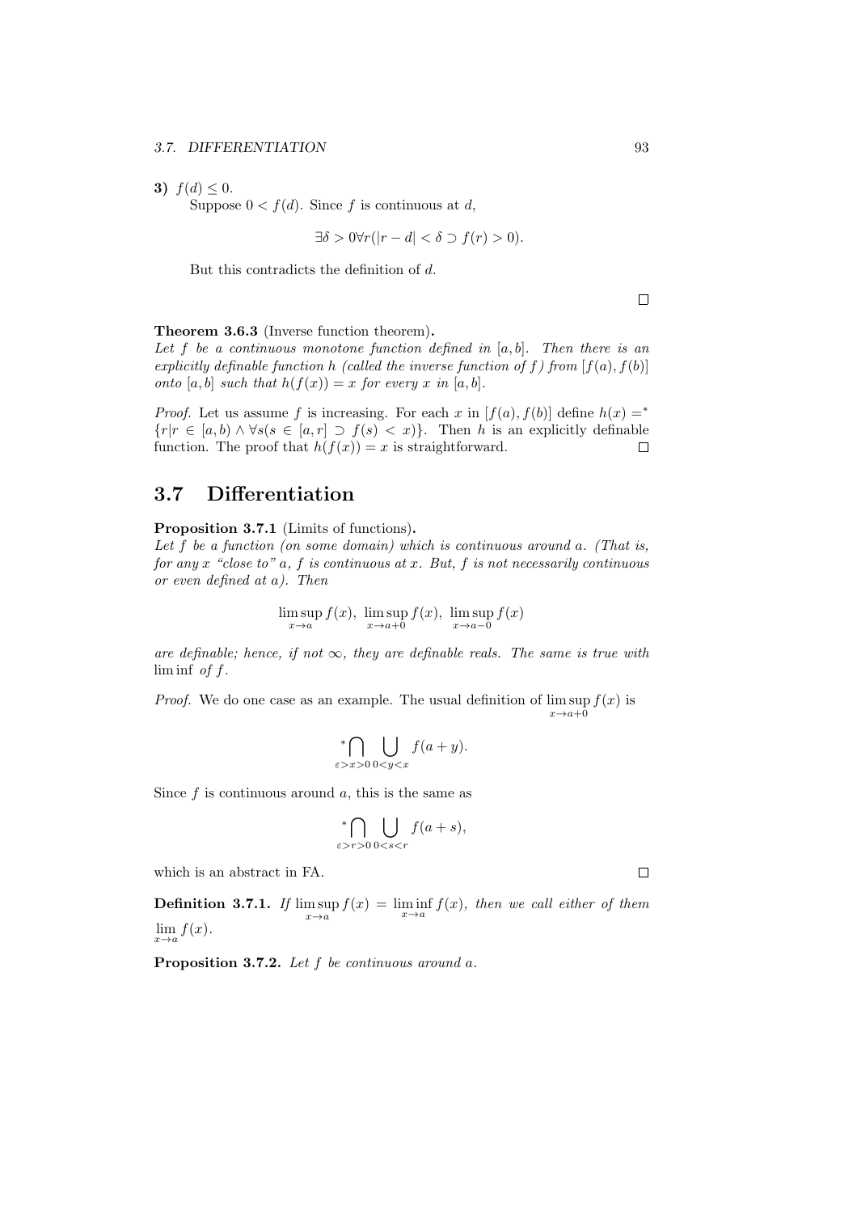**3)** $f(d) \leq 0$.

Suppose $0 < f(d)$. Since $f$ is continuous at $d$,

$$\exists \delta > 0 \forall r(|r - d| < \delta \supset f(r) > 0).$$

But this contradicts the definition of $d$.

□

**Theorem 3.6.3** (Inverse function theorem)**.**
*Let $f$ be a continuous monotone function defined in $[a, b]$. Then there is an explicitly definable function $h$ (called the inverse function of $f$) from $[f(a), f(b)]$ onto $[a, b]$ such that $h(f(x)) = x$ for every $x$ in $[a, b]$.*

*Proof.* Let us assume $f$ is increasing. For each $x$ in $[f(a), f(b)]$ define $h(x) =^* \{r | r \in [a, b) \wedge \forall s(s \in [a, r] \supset f(s) < x)\}$. Then $h$ is an explicitly definable function. The proof that $h(f(x)) = x$ is straightforward. □

## 3.7 Differentiation

**Proposition 3.7.1** (Limits of functions)**.**
*Let $f$ be a function (on some domain) which is continuous around $a$. (That is, for any $x$ "close to" $a$, $f$ is continuous at $x$. But, $f$ is not necessarily continuous or even defined at $a$). Then*

$$\limsup_{x \to a} f(x),\ \limsup_{x \to a+0} f(x),\ \limsup_{x \to a-0} f(x)$$

*are definable; hence, if not $\infty$, they are definable reals. The same is true with $\liminf$ of $f$.*

*Proof.* We do one case as an example. The usual definition of $\limsup\limits_{x \to a+0} f(x)$ is

$${}^*\bigcap_{\varepsilon > x > 0} \bigcup_{0 < y < x} f(a + y).$$

Since $f$ is continuous around $a$, this is the same as

$${}^*\bigcap_{\varepsilon > r > 0} \bigcup_{0 < s < r} f(a + s),$$

which is an abstract in FA. □

**Definition 3.7.1.** *If $\limsup\limits_{x \to a} f(x) = \liminf\limits_{x \to a} f(x)$, then we call either of them $\lim\limits_{x \to a} f(x)$.*

**Proposition 3.7.2.** *Let $f$ be continuous around $a$.*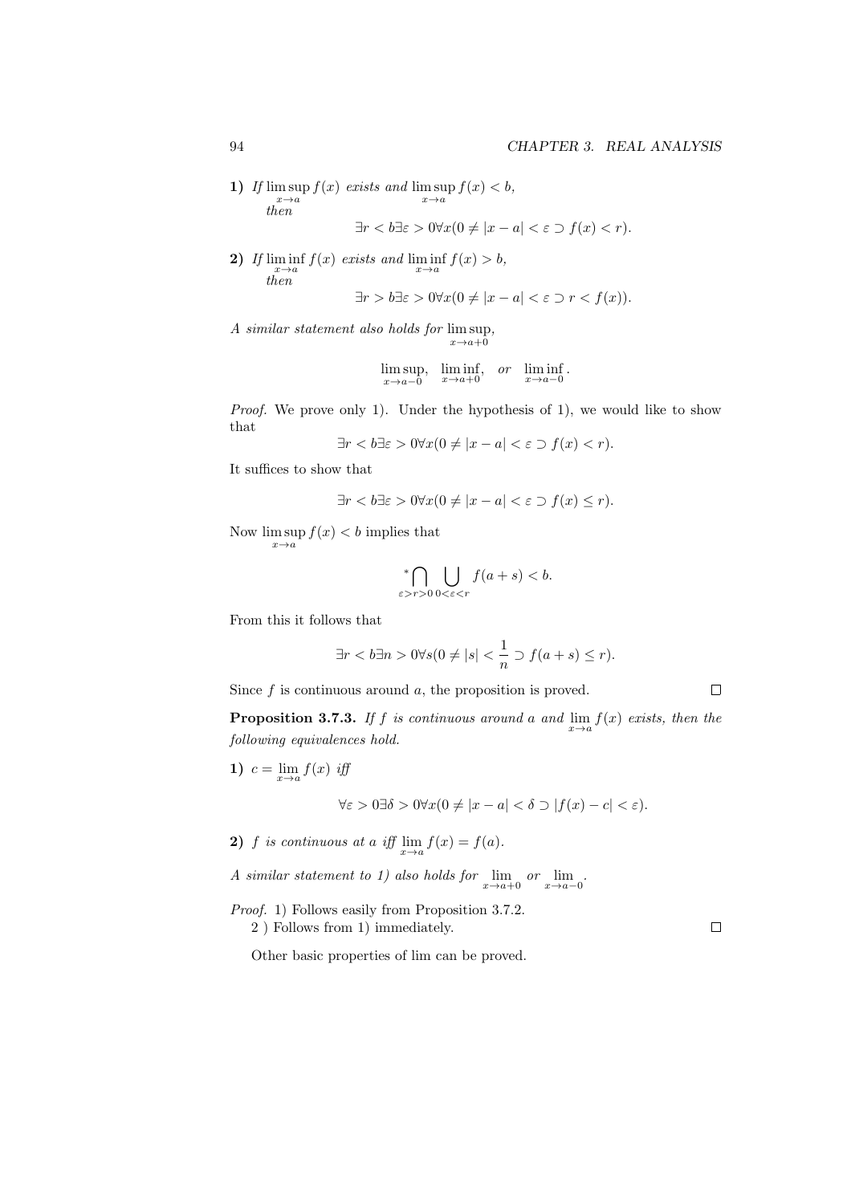**1)** *If* $\limsup_{x \to a} f(x)$ *exists and* $\limsup_{x \to a} f(x) < b$, *then*

$$\exists r < b \exists \varepsilon > 0 \forall x (0 \neq |x - a| < \varepsilon \supset f(x) < r).$$

**2)** *If* $\liminf_{x \to a} f(x)$ *exists and* $\liminf_{x \to a} f(x) > b$, *then*

$$\exists r > b \exists \varepsilon > 0 \forall x (0 \neq |x - a| < \varepsilon \supset r < f(x)).$$

*A similar statement also holds for* $\limsup_{x \to a+0}$,

$$\limsup_{x \to a-0}, \quad \liminf_{x \to a+0}, \quad \textit{or} \quad \liminf_{x \to a-0}.$$

*Proof.* We prove only 1). Under the hypothesis of 1), we would like to show that

$$\exists r < b \exists \varepsilon > 0 \forall x (0 \neq |x - a| < \varepsilon \supset f(x) < r).$$

It suffices to show that

$$\exists r < b \exists \varepsilon > 0 \forall x (0 \neq |x - a| < \varepsilon \supset f(x) \leq r).$$

Now $\limsup_{x \to a} f(x) < b$ implies that

$$\sideset{^*}{}\bigcap_{\varepsilon > r > 0} \bigcup_{0 < \varepsilon < r} f(a + s) < b.$$

From this it follows that

$$\exists r < b \exists n > 0 \forall s (0 \neq |s| < \frac{1}{n} \supset f(a + s) \leq r).$$

Since $f$ is continuous around $a$, the proposition is proved. $\square$

**Proposition 3.7.3.** *If $f$ is continuous around $a$ and $\lim_{x \to a} f(x)$ exists, then the following equivalences hold.*

**1)** $c = \lim_{x \to a} f(x)$ *iff*

$$\forall \varepsilon > 0 \exists \delta > 0 \forall x (0 \neq |x - a| < \delta \supset |f(x) - c| < \varepsilon).$$

**2)** *$f$ is continuous at $a$ iff* $\lim_{x \to a} f(x) = f(a)$.

*A similar statement to 1) also holds for* $\lim_{x \to a+0}$ *or* $\lim_{x \to a-0}$.

*Proof.* 1) Follows easily from Proposition 3.7.2.

2 ) Follows from 1) immediately. $\square$

Other basic properties of lim can be proved.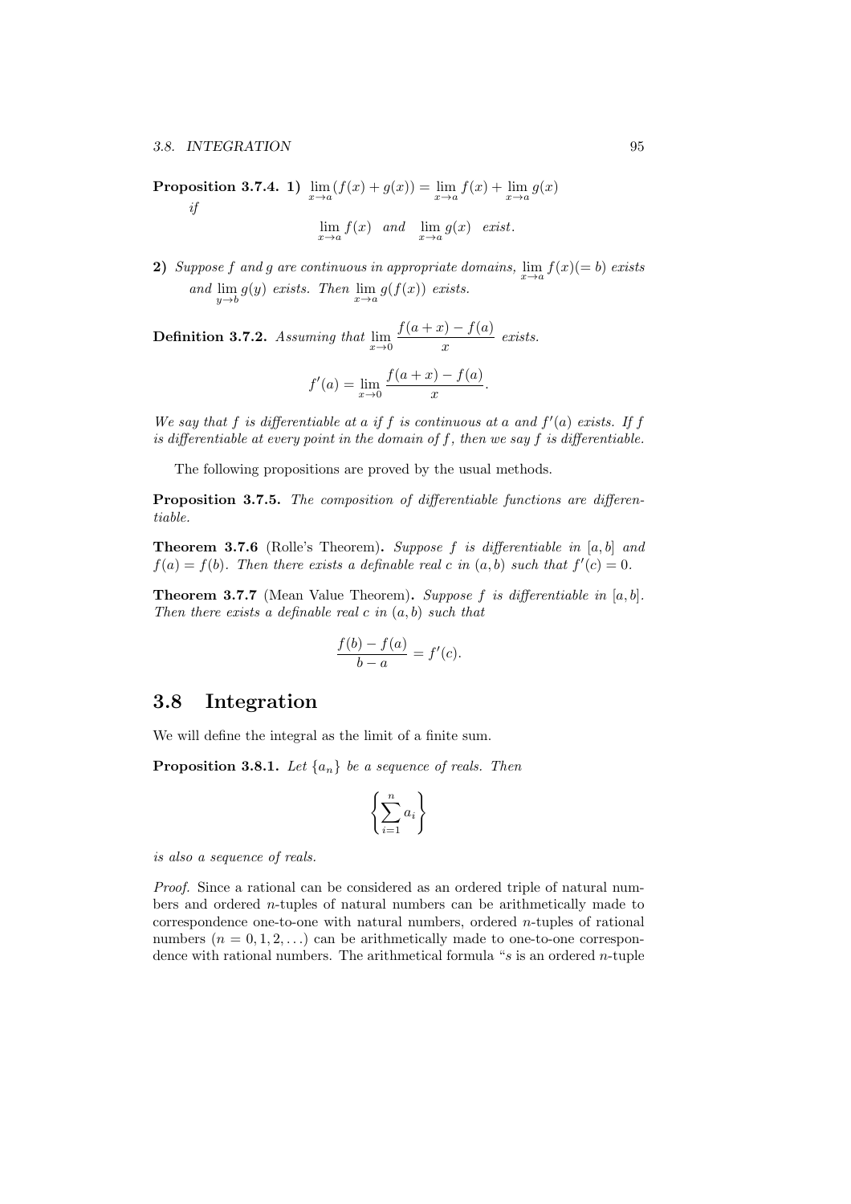**Proposition 3.7.4.** **1)** $\lim_{x \to a}(f(x) + g(x)) = \lim_{x \to a} f(x) + \lim_{x \to a} g(x)$ *if*

$$\lim_{x \to a} f(x) \quad and \quad \lim_{x \to a} g(x) \quad exist.$$

**2)** *Suppose $f$ and $g$ are continuous in appropriate domains, $\lim_{x \to a} f(x) (= b)$ exists and $\lim_{y \to b} g(y)$ exists. Then $\lim_{x \to a} g(f(x))$ exists.*

**Definition 3.7.2.** *Assuming that $\lim_{x \to 0} \dfrac{f(a + x) - f(a)}{x}$ exists.*

$$f'(a) = \lim_{x \to 0} \frac{f(a + x) - f(a)}{x}.$$

*We say that $f$ is differentiable at $a$ if $f$ is continuous at $a$ and $f'(a)$ exists. If $f$ is differentiable at every point in the domain of $f$, then we say $f$ is differentiable.*

The following propositions are proved by the usual methods.

**Proposition 3.7.5.** *The composition of differentiable functions are differentiable.*

**Theorem 3.7.6** (Rolle's Theorem)**.** *Suppose $f$ is differentiable in $[a, b]$ and $f(a) = f(b)$. Then there exists a definable real $c$ in $(a, b)$ such that $f'(c) = 0$.*

**Theorem 3.7.7** (Mean Value Theorem)**.** *Suppose $f$ is differentiable in $[a, b]$. Then there exists a definable real $c$ in $(a, b)$ such that*

$$\frac{f(b) - f(a)}{b - a} = f'(c).$$

## 3.8 Integration

We will define the integral as the limit of a finite sum.

**Proposition 3.8.1.** *Let $\{a_n\}$ be a sequence of reals. Then*

$$\left\{ \sum_{i=1}^{n} a_i \right\}$$

*is also a sequence of reals.*

*Proof.* Since a rational can be considered as an ordered triple of natural numbers and ordered $n$-tuples of natural numbers can be arithmetically made to correspondence one-to-one with natural numbers, ordered $n$-tuples of rational numbers ($n = 0, 1, 2, \ldots$) can be arithmetically made to one-to-one correspondence with rational numbers. The arithmetical formula "$s$ is an ordered $n$-tuple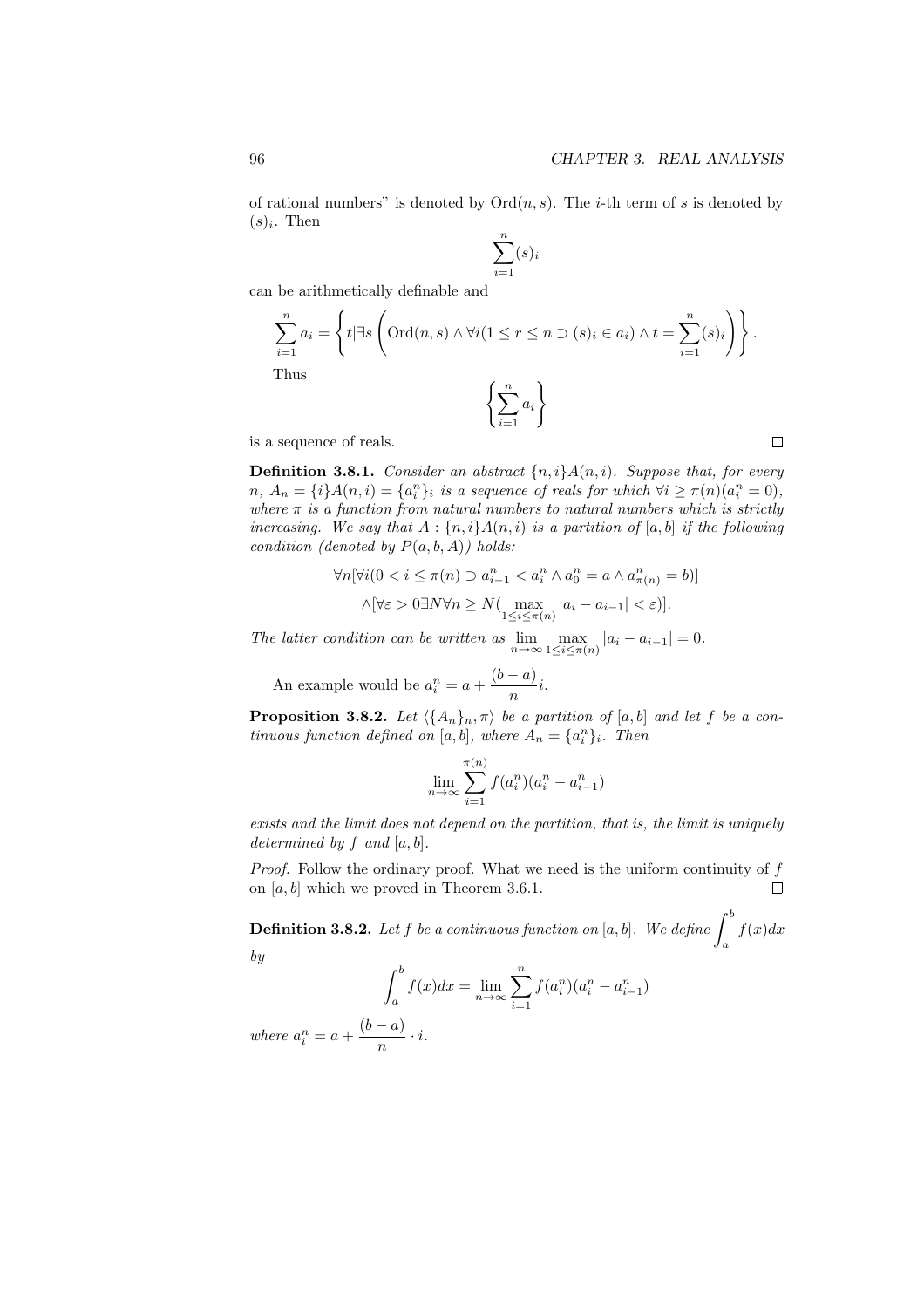of rational numbers" is denoted by $\mathrm{Ord}(n, s)$. The $i$-th term of $s$ is denoted by $(s)_i$. Then

$$\sum_{i=1}^{n} (s)_i$$

can be arithmetically definable and

$$\sum_{i=1}^{n} a_i = \left\{ t | \exists s \left( \mathrm{Ord}(n, s) \wedge \forall i (1 \leq r \leq n \supset (s)_i \in a_i) \wedge t = \sum_{i=1}^{n} (s)_i \right) \right\}.$$

Thus

$$\left\{ \sum_{i=1}^{n} a_i \right\}$$

is a sequence of reals. □

**Definition 3.8.1.** *Consider an abstract $\{n, i\} A(n, i)$. Suppose that, for every $n$, $A_n = \{i\} A(n, i) = \{a_i^n\}_i$ is a sequence of reals for which $\forall i \geq \pi(n)(a_i^n = 0)$, where $\pi$ is a function from natural numbers to natural numbers which is strictly increasing. We say that $A : \{n, i\} A(n, i)$ is a partition of $[a, b]$ if the following condition (denoted by $P(a, b, A)$) holds:*

$$\forall n [\forall i (0 < i \leq \pi(n) \supset a_{i-1}^n < a_i^n \wedge a_0^n = a \wedge a_{\pi(n)}^n = b)]$$

$$\wedge [\forall \varepsilon > 0 \exists N \forall n \geq N ( \max_{1 \leq i \leq \pi(n)} |a_i - a_{i-1}| < \varepsilon)].$$

*The latter condition can be written as* $\lim_{n \to \infty} \max_{1 \leq i \leq \pi(n)} |a_i - a_{i-1}| = 0$.

An example would be $a_i^n = a + \dfrac{(b-a)}{n} i$.

**Proposition 3.8.2.** *Let $\langle \{A_n\}_n, \pi \rangle$ be a partition of $[a, b]$ and let $f$ be a continuous function defined on $[a, b]$, where $A_n = \{a_i^n\}_i$. Then*

$$\lim_{n \to \infty} \sum_{i=1}^{\pi(n)} f(a_i^n)(a_i^n - a_{i-1}^n)$$

*exists and the limit does not depend on the partition, that is, the limit is uniquely determined by $f$ and $[a, b]$.*

*Proof.* Follow the ordinary proof. What we need is the uniform continuity of $f$ on $[a, b]$ which we proved in Theorem 3.6.1. □

**Definition 3.8.2.** *Let $f$ be a continuous function on $[a, b]$. We define $\displaystyle\int_a^b f(x)dx$ by*

$$\int_a^b f(x)dx = \lim_{n \to \infty} \sum_{i=1}^{n} f(a_i^n)(a_i^n - a_{i-1}^n)$$

*where* $a_i^n = a + \dfrac{(b-a)}{n} \cdot i$.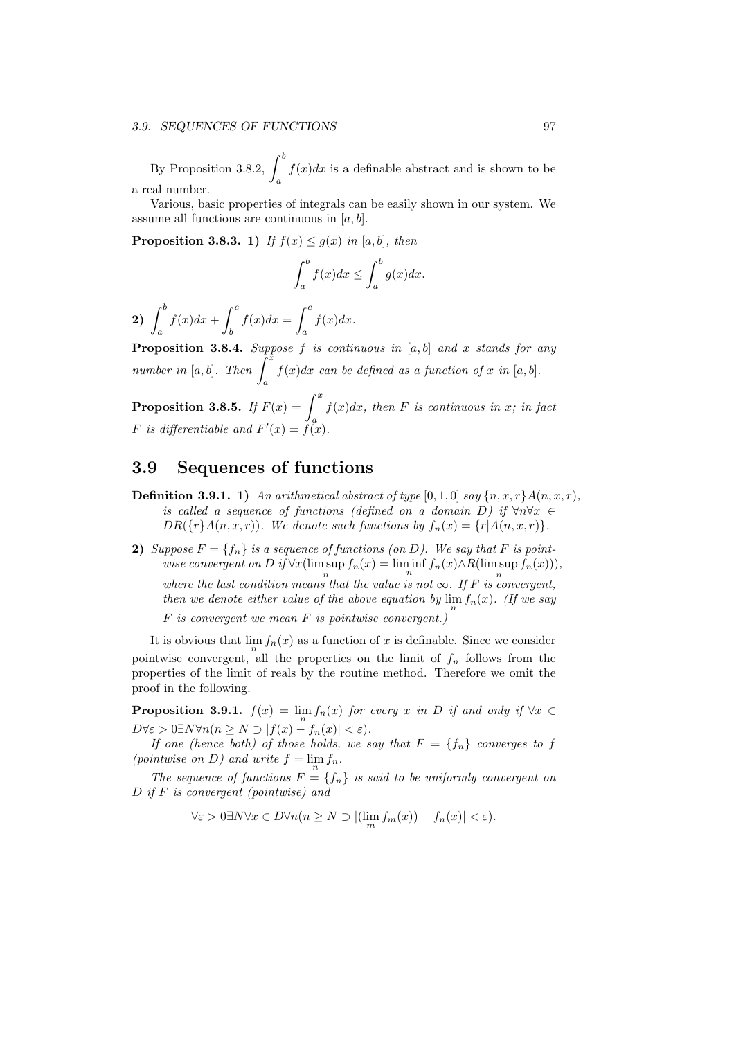By Proposition 3.8.2, $\int_a^b f(x)dx$ is a definable abstract and is shown to be a real number.

Various, basic properties of integrals can be easily shown in our system. We assume all functions are continuous in $[a, b]$.

**Proposition 3.8.3.** **1)** *If $f(x) \leq g(x)$ in $[a, b]$, then*

$$\int_a^b f(x)dx \leq \int_a^b g(x)dx.$$

**2)** $\int_a^b f(x)dx + \int_b^c f(x)dx = \int_a^c f(x)dx.$

**Proposition 3.8.4.** *Suppose $f$ is continuous in $[a, b]$ and $x$ stands for any number in $[a, b]$. Then $\int_a^x f(x)dx$ can be defined as a function of $x$ in $[a, b]$.*

**Proposition 3.8.5.** *If $F(x) = \int_a^x f(x)dx$, then $F$ is continuous in $x$; in fact $F$ is differentiable and $F'(x) = f(x)$.*

## 3.9 Sequences of functions

**Definition 3.9.1.** **1)** *An arithmetical abstract of type $[0, 1, 0]$ say $\{n, x, r\}A(n, x, r)$, is called a sequence of functions (defined on a domain $D$) if $\forall n \forall x \in DR(\{r\}A(n, x, r))$. We denote such functions by $f_n(x) = \{r | A(n, x, r)\}$.*

**2)** *Suppose $F = \{f_n\}$ is a sequence of functions (on $D$). We say that $F$ is pointwise convergent on $D$ if $\forall x(\limsup_n f_n(x) = \liminf_n f_n(x) \wedge R(\limsup_n f_n(x)))$, where the last condition means that the value is not $\infty$. If $F$ is convergent, then we denote either value of the above equation by $\lim_n f_n(x)$. (If we say $F$ is convergent we mean $F$ is pointwise convergent.)*

It is obvious that $\lim_n f_n(x)$ as a function of $x$ is definable. Since we consider pointwise convergent, all the properties on the limit of $f_n$ follows from the properties of the limit of reals by the routine method. Therefore we omit the proof in the following.

**Proposition 3.9.1.** *$f(x) = \lim_n f_n(x)$ for every $x$ in $D$ if and only if $\forall x \in D \forall \varepsilon > 0 \exists N \forall n(n \geq N \supset |f(x) - f_n(x)| < \varepsilon)$.*

*If one (hence both) of those holds, we say that $F = \{f_n\}$ converges to $f$ (pointwise on $D$) and write $f = \lim_n f_n$.*

*The sequence of functions $F = \{f_n\}$ is said to be uniformly convergent on $D$ if $F$ is convergent (pointwise) and*

$$\forall \varepsilon > 0 \exists N \forall x \in D \forall n(n \geq N \supset |(\lim_m f_m(x)) - f_n(x)| < \varepsilon).$$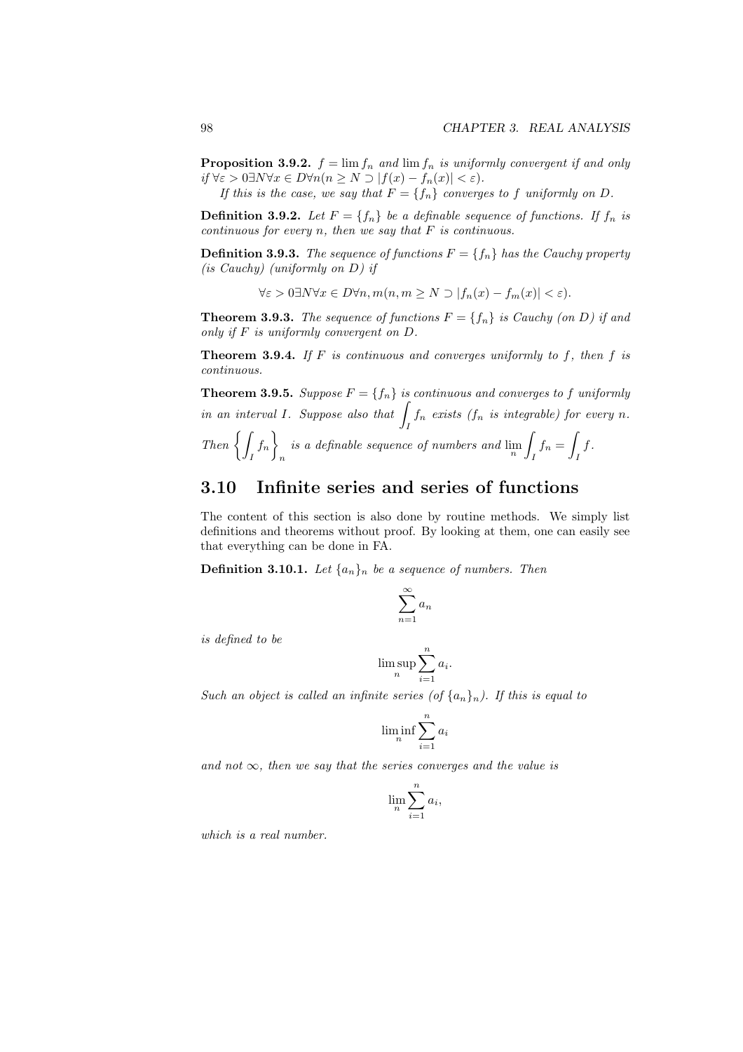**Proposition 3.9.2.** *$f = \lim f_n$ and $\lim f_n$ is uniformly convergent if and only if $\forall \varepsilon > 0 \exists N \forall x \in D \forall n (n \geq N \supset |f(x) - f_n(x)| < \varepsilon)$.*

*If this is the case, we say that $F = \{f_n\}$ converges to $f$ uniformly on $D$.*

**Definition 3.9.2.** *Let $F = \{f_n\}$ be a definable sequence of functions. If $f_n$ is continuous for every $n$, then we say that $F$ is continuous.*

**Definition 3.9.3.** *The sequence of functions $F = \{f_n\}$ has the Cauchy property (is Cauchy) (uniformly on $D$) if*

$$\forall \varepsilon > 0 \exists N \forall x \in D \forall n, m (n, m \geq N \supset |f_n(x) - f_m(x)| < \varepsilon).$$

**Theorem 3.9.3.** *The sequence of functions $F = \{f_n\}$ is Cauchy (on $D$) if and only if $F$ is uniformly convergent on $D$.*

**Theorem 3.9.4.** *If $F$ is continuous and converges uniformly to $f$, then $f$ is continuous.*

**Theorem 3.9.5.** *Suppose $F = \{f_n\}$ is continuous and converges to $f$ uniformly in an interval $I$. Suppose also that $\int_I f_n$ exists ($f_n$ is integrable) for every $n$. Then $\left\{ \int_I f_n \right\}_n$ is a definable sequence of numbers and $\lim_n \int_I f_n = \int_I f$.*

## 3.10 Infinite series and series of functions

The content of this section is also done by routine methods. We simply list definitions and theorems without proof. By looking at them, one can easily see that everything can be done in FA.

**Definition 3.10.1.** *Let $\{a_n\}_n$ be a sequence of numbers. Then*

$$\sum_{n=1}^{\infty} a_n$$

*is defined to be*

$$\limsup_n \sum_{i=1}^{n} a_i.$$

*Such an object is called an infinite series (of $\{a_n\}_n$). If this is equal to*

$$\liminf_n \sum_{i=1}^{n} a_i$$

*and not $\infty$, then we say that the series converges and the value is*

$$\lim_n \sum_{i=1}^{n} a_i,$$

*which is a real number.*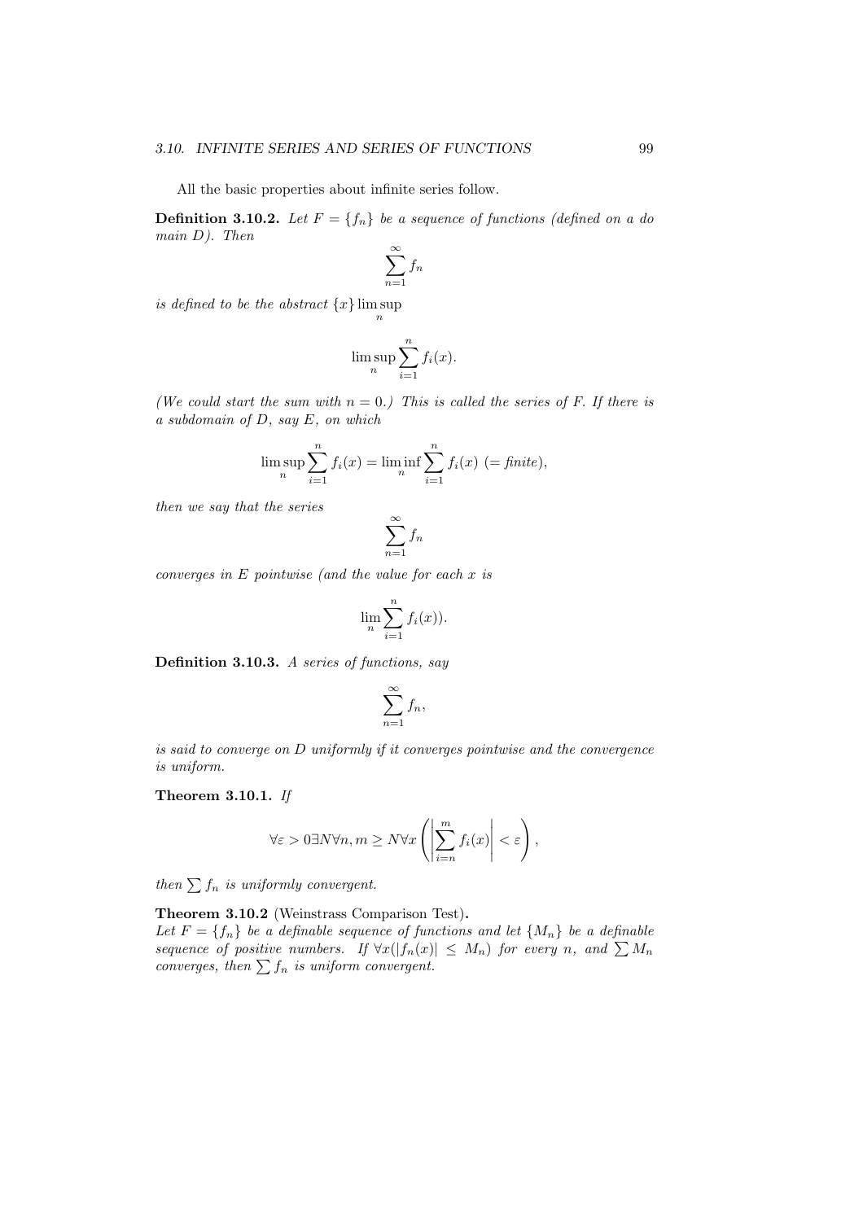All the basic properties about infinite series follow.

**Definition 3.10.2.** *Let $F = \{f_n\}$ be a sequence of functions (defined on a do main $D$). Then*

$$\sum_{n=1}^{\infty} f_n$$

*is defined to be the abstract $\{x\} \limsup_n$*

$$\limsup_n \sum_{i=1}^{n} f_i(x).$$

*(We could start the sum with $n = 0$.) This is called the series of $F$. If there is a subdomain of $D$, say $E$, on which*

$$\limsup_n \sum_{i=1}^{n} f_i(x) = \liminf_n \sum_{i=1}^{n} f_i(x) \ (= \textit{finite}),$$

*then we say that the series*

$$\sum_{n=1}^{\infty} f_n$$

*converges in $E$ pointwise (and the value for each $x$ is*

$$\lim_n \sum_{i=1}^{n} f_i(x)).$$

**Definition 3.10.3.** *A series of functions, say*

$$\sum_{n=1}^{\infty} f_n,$$

*is said to converge on $D$ uniformly if it converges pointwise and the convergence is uniform.*

**Theorem 3.10.1.** *If*

$$\forall \varepsilon > 0 \exists N \forall n, m \geq N \forall x \left( \left| \sum_{i=n}^{m} f_i(x) \right| < \varepsilon \right),$$

*then $\sum f_n$ is uniformly convergent.*

**Theorem 3.10.2** (Weinstrass Comparison Test)**.**
*Let $F = \{f_n\}$ be a definable sequence of functions and let $\{M_n\}$ be a definable sequence of positive numbers. If $\forall x(|f_n(x)| \leq M_n)$ for every $n$, and $\sum M_n$ converges, then $\sum f_n$ is uniform convergent.*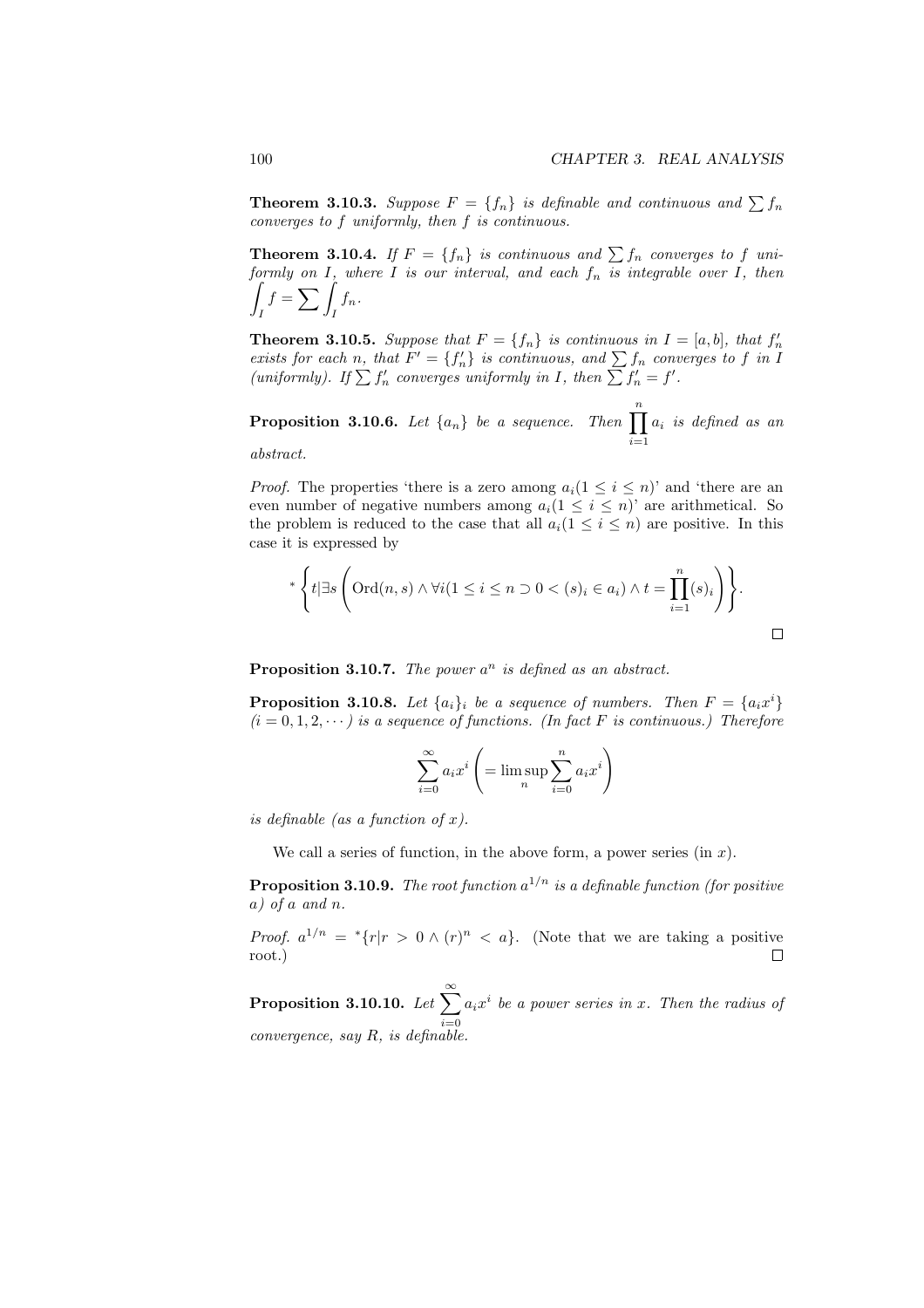**Theorem 3.10.3.** *Suppose $F = \{f_n\}$ is definable and continuous and $\sum f_n$ converges to $f$ uniformly, then $f$ is continuous.*

**Theorem 3.10.4.** *If $F = \{f_n\}$ is continuous and $\sum f_n$ converges to $f$ uniformly on $I$, where $I$ is our interval, and each $f_n$ is integrable over $I$, then $\displaystyle\int_I f = \sum \int_I f_n$.*

**Theorem 3.10.5.** *Suppose that $F = \{f_n\}$ is continuous in $I = [a, b]$, that $f'_n$ exists for each $n$, that $F' = \{f'_n\}$ is continuous, and $\sum f_n$ converges to $f$ in $I$ (uniformly). If $\sum f'_n$ converges uniformly in $I$, then $\sum f'_n = f'$.*

**Proposition 3.10.6.** *Let $\{a_n\}$ be a sequence. Then $\displaystyle\prod_{i=1}^{n} a_i$ is defined as an abstract.*

*Proof.* The properties 'there is a zero among $a_i (1 \le i \le n)$' and 'there are an even number of negative numbers among $a_i (1 \le i \le n)$' are arithmetical. So the problem is reduced to the case that all $a_i (1 \le i \le n)$ are positive. In this case it is expressed by

$$^*\left\{ t | \exists s \left( \mathrm{Ord}(n, s) \wedge \forall i (1 \le i \le n \supset 0 < (s)_i \in a_i) \wedge t = \prod_{i=1}^{n} (s)_i \right) \right\}.$$

□

**Proposition 3.10.7.** *The power $a^n$ is defined as an abstract.*

**Proposition 3.10.8.** *Let $\{a_i\}_i$ be a sequence of numbers. Then $F = \{a_i x^i\}$ $(i = 0, 1, 2, \cdots)$ is a sequence of functions. (In fact $F$ is continuous.) Therefore*

$$\sum_{i=0}^{\infty} a_i x^i \left( = \limsup_n \sum_{i=0}^{n} a_i x^i \right)$$

*is definable (as a function of $x$).*

We call a series of function, in the above form, a power series (in $x$).

**Proposition 3.10.9.** *The root function $a^{1/n}$ is a definable function (for positive $a$) of $a$ and $n$.*

*Proof.* $a^{1/n} = {}^*\{r | r > 0 \wedge (r)^n < a\}$. (Note that we are taking a positive root.) □

**Proposition 3.10.10.** *Let $\displaystyle\sum_{i=0}^{\infty} a_i x^i$ be a power series in $x$. Then the radius of convergence, say $R$, is definable.*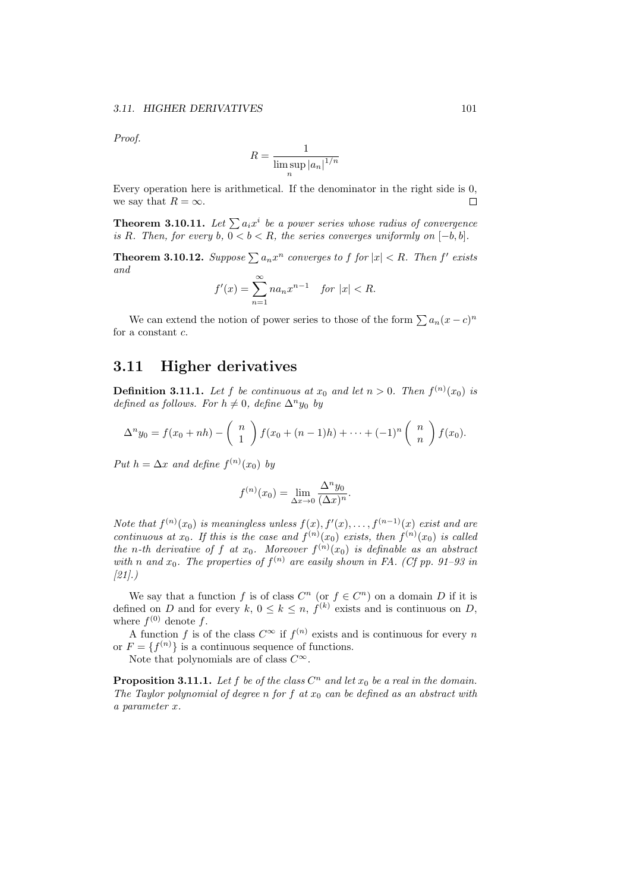*Proof.*

$$R = \frac{1}{\limsup_n |a_n|^{1/n}}$$

Every operation here is arithmetical. If the denominator in the right side is 0, we say that $R = \infty$. $\square$

**Theorem 3.10.11.** *Let $\sum a_i x^i$ be a power series whose radius of convergence is $R$. Then, for every $b$, $0 < b < R$, the series converges uniformly on $[-b, b]$.*

**Theorem 3.10.12.** *Suppose $\sum a_n x^n$ converges to $f$ for $|x| < R$. Then $f'$ exists and*

$$f'(x) = \sum_{n=1}^{\infty} n a_n x^{n-1} \quad \textit{for } |x| < R.$$

We can extend the notion of power series to those of the form $\sum a_n (x-c)^n$ for a constant $c$.

## 3.11 Higher derivatives

**Definition 3.11.1.** *Let $f$ be continuous at $x_0$ and let $n > 0$. Then $f^{(n)}(x_0)$ is defined as follows. For $h \neq 0$, define $\Delta^n y_0$ by*

$$\Delta^n y_0 = f(x_0 + nh) - \begin{pmatrix} n \\ 1 \end{pmatrix} f(x_0 + (n-1)h) + \cdots + (-1)^n \begin{pmatrix} n \\ n \end{pmatrix} f(x_0).$$

*Put $h = \Delta x$ and define $f^{(n)}(x_0)$ by*

$$f^{(n)}(x_0) = \lim_{\Delta x \to 0} \frac{\Delta^n y_0}{(\Delta x)^n}.$$

*Note that $f^{(n)}(x_0)$ is meaningless unless $f(x), f'(x), \ldots, f^{(n-1)}(x)$ exist and are continuous at $x_0$. If this is the case and $f^{(n)}(x_0)$ exists, then $f^{(n)}(x_0)$ is called the $n$-th derivative of $f$ at $x_0$. Moreover $f^{(n)}(x_0)$ is definable as an abstract with $n$ and $x_0$. The properties of $f^{(n)}$ are easily shown in FA. (Cf pp. 91–93 in [21].)*

We say that a function $f$ is of class $C^n$ (or $f \in C^n$) on a domain $D$ if it is defined on $D$ and for every $k$, $0 \leq k \leq n$, $f^{(k)}$ exists and is continuous on $D$, where $f^{(0)}$ denote $f$.

A function $f$ is of the class $C^\infty$ if $f^{(n)}$ exists and is continuous for every $n$ or $F = \{f^{(n)}\}$ is a continuous sequence of functions.

Note that polynomials are of class $C^\infty$.

**Proposition 3.11.1.** *Let $f$ be of the class $C^n$ and let $x_0$ be a real in the domain. The Taylor polynomial of degree $n$ for $f$ at $x_0$ can be defined as an abstract with a parameter $x$.*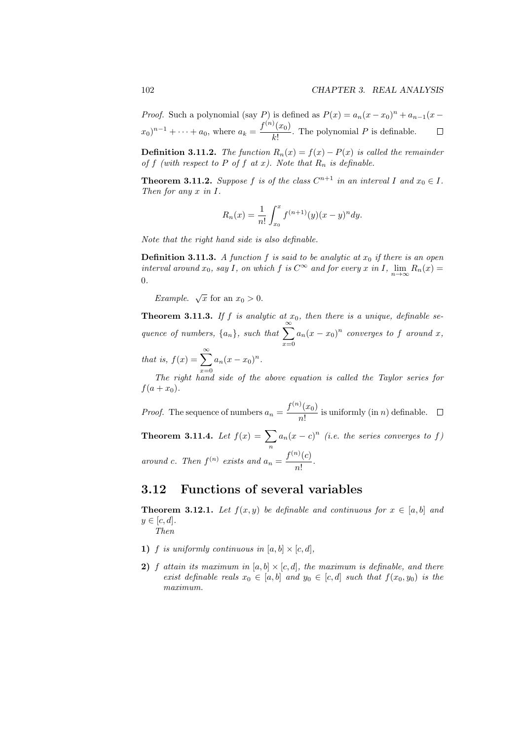*Proof.* Such a polynomial (say $P$) is defined as $P(x) = a_n(x - x_0)^n + a_{n-1}(x - x_0)^{n-1} + \cdots + a_0$, where $a_k = \dfrac{f^{(n)}(x_0)}{k!}$. The polynomial $P$ is definable. $\square$

**Definition 3.11.2.** *The function $R_n(x) = f(x) - P(x)$ is called the remainder of $f$ (with respect to $P$ of $f$ at $x$). Note that $R_n$ is definable.*

**Theorem 3.11.2.** *Suppose $f$ is of the class $C^{n+1}$ in an interval $I$ and $x_0 \in I$. Then for any $x$ in $I$.*

$$R_n(x) = \frac{1}{n!}\int_{x_0}^{x} f^{(n+1)}(y)(x-y)^n dy.$$

*Note that the right hand side is also definable.*

**Definition 3.11.3.** *A function $f$ is said to be analytic at $x_0$ if there is an open interval around $x_0$, say $I$, on which $f$ is $C^\infty$ and for every $x$ in $I$, $\lim_{n\to\infty} R_n(x) = 0$.*

*Example.* $\sqrt{x}$ for an $x_0 > 0$.

**Theorem 3.11.3.** *If $f$ is analytic at $x_0$, then there is a unique, definable sequence of numbers, $\{a_n\}$, such that $\sum_{x=0}^{\infty} a_n(x-x_0)^n$ converges to $f$ around $x$, that is, $f(x) = \sum_{x=0}^{\infty} a_n(x-x_0)^n$.*

*The right hand side of the above equation is called the Taylor series for $f(a + x_0)$.*

*Proof.* The sequence of numbers $a_n = \dfrac{f^{(n)}(x_0)}{n!}$ is uniformly (in $n$) definable. $\square$

**Theorem 3.11.4.** *Let $f(x) = \sum_n a_n(x-c)^n$ (i.e. the series converges to $f$) around $c$. Then $f^{(n)}$ exists and $a_n = \dfrac{f^{(n)}(c)}{n!}$.*

## 3.12 Functions of several variables

**Theorem 3.12.1.** *Let $f(x, y)$ be definable and continuous for $x \in [a, b]$ and $y \in [c, d]$.*

*Then*

**1)** *$f$ is uniformly continuous in $[a, b] \times [c, d]$,*

**2)** *$f$ attain its maximum in $[a, b] \times [c, d]$, the maximum is definable, and there exist definable reals $x_0 \in [a, b]$ and $y_0 \in [c, d]$ such that $f(x_0, y_0)$ is the maximum.*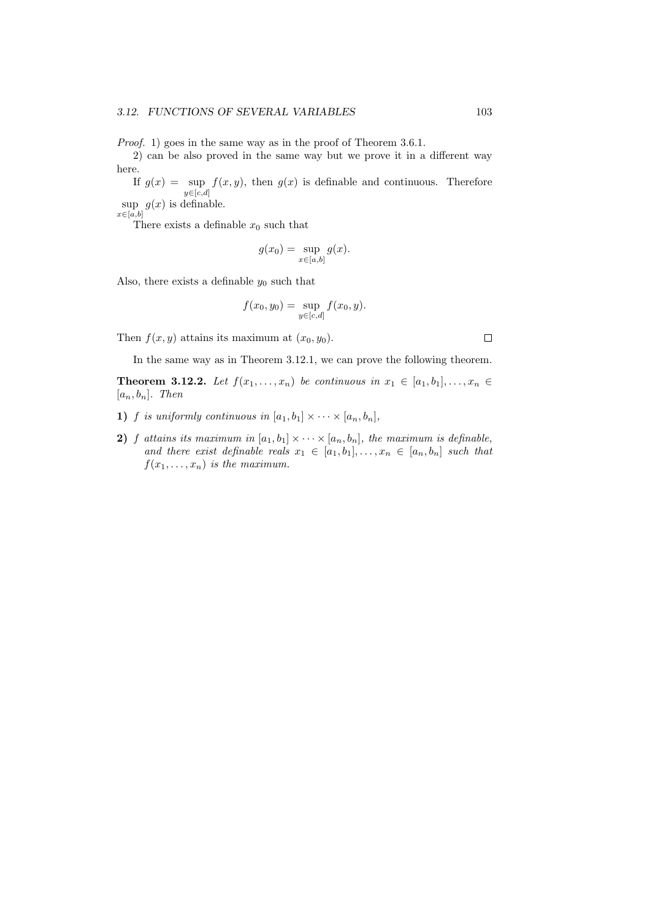*Proof.* 1) goes in the same way as in the proof of Theorem 3.6.1.

2) can be also proved in the same way but we prove it in a different way here.

If $g(x) = \sup_{y \in [c,d]} f(x, y)$, then $g(x)$ is definable and continuous. Therefore $\sup_{x \in [a,b]} g(x)$ is definable.

There exists a definable $x_0$ such that

$$g(x_0) = \sup_{x \in [a,b]} g(x).$$

Also, there exists a definable $y_0$ such that

$$f(x_0, y_0) = \sup_{y \in [c,d]} f(x_0, y).$$

Then $f(x, y)$ attains its maximum at $(x_0, y_0)$. □

In the same way as in Theorem 3.12.1, we can prove the following theorem.

**Theorem 3.12.2.** *Let $f(x_1, \ldots, x_n)$ be continuous in $x_1 \in [a_1, b_1], \ldots, x_n \in [a_n, b_n]$. Then*

**1)** *$f$ is uniformly continuous in $[a_1, b_1] \times \cdots \times [a_n, b_n]$,*

**2)** *$f$ attains its maximum in $[a_1, b_1] \times \cdots \times [a_n, b_n]$, the maximum is definable, and there exist definable reals $x_1 \in [a_1, b_1], \ldots, x_n \in [a_n, b_n]$ such that $f(x_1, \ldots, x_n)$ is the maximum.*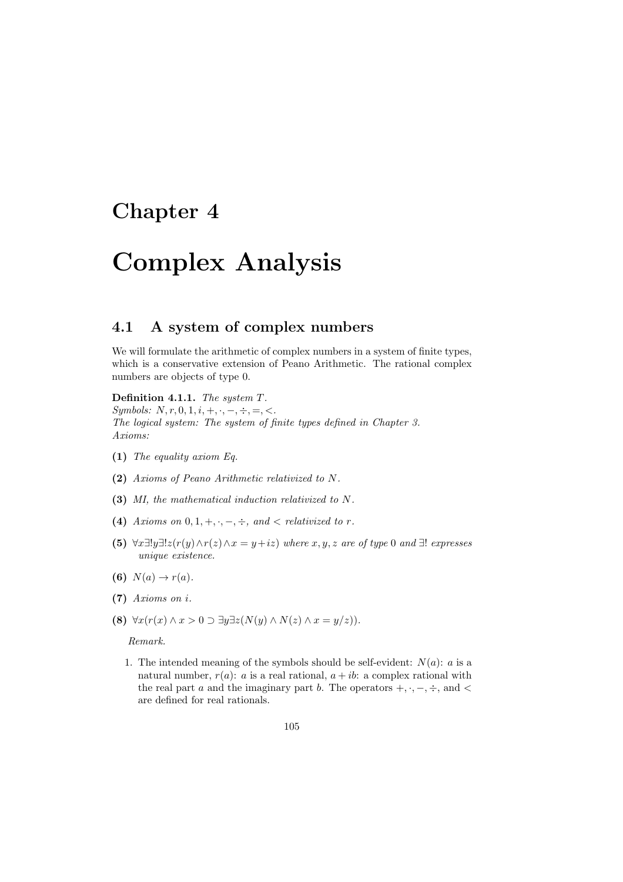# Chapter 4

# Complex Analysis

## 4.1 A system of complex numbers

We will formulate the arithmetic of complex numbers in a system of finite types, which is a conservative extension of Peano Arithmetic. The rational complex numbers are objects of type 0.

**Definition 4.1.1.** *The system $T$.*
*Symbols: $N, r, 0, 1, i, +, \cdot, -, \div, =, <$.*
*The logical system: The system of finite types defined in Chapter 3.*
*Axioms:*

**(1)** *The equality axiom Eq.*

**(2)** *Axioms of Peano Arithmetic relativized to $N$.*

**(3)** *MI, the mathematical induction relativized to $N$.*

**(4)** *Axioms on $0, 1, +, \cdot, -, \div$, and $<$ relativized to $r$.*

**(5)** $\forall x \exists! y \exists! z(r(y) \wedge r(z) \wedge x = y + iz)$ *where $x, y, z$ are of type 0 and $\exists!$ expresses unique existence.*

**(6)** $N(a) \to r(a)$.

**(7)** *Axioms on $i$.*

**(8)** $\forall x(r(x) \wedge x > 0 \supset \exists y \exists z(N(y) \wedge N(z) \wedge x = y/z))$.

*Remark.*

1. The intended meaning of the symbols should be self-evident: $N(a)$: $a$ is a natural number, $r(a)$: $a$ is a real rational, $a + ib$: a complex rational with the real part $a$ and the imaginary part $b$. The operators $+, \cdot, -, \div$, and $<$ are defined for real rationals.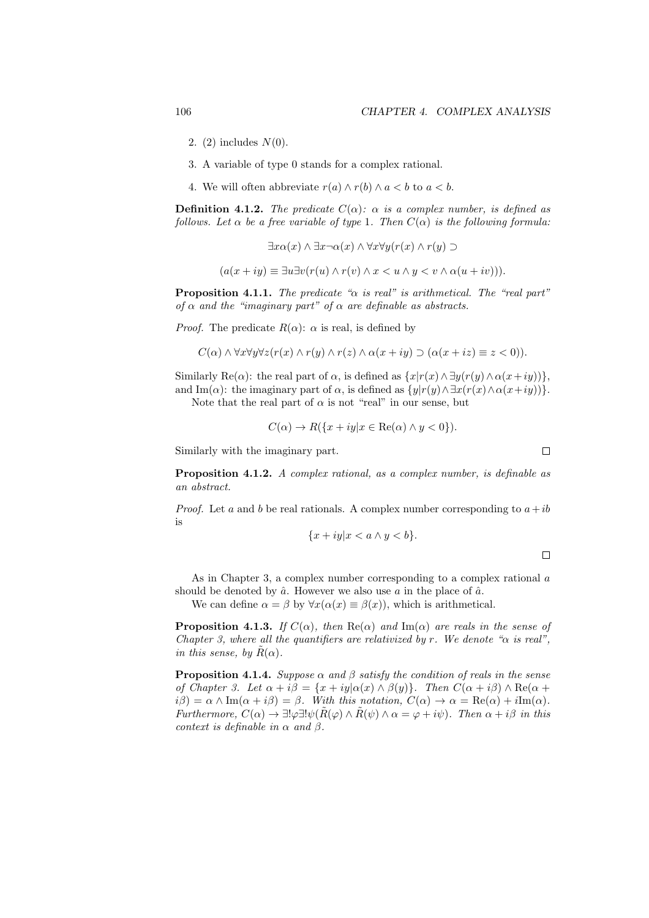2. (2) includes $N(0)$.

3. A variable of type 0 stands for a complex rational.

4. We will often abbreviate $r(a) \wedge r(b) \wedge a < b$ to $a < b$.

**Definition 4.1.2.** *The predicate $C(\alpha)$: $\alpha$ is a complex number, is defined as follows. Let $\alpha$ be a free variable of type 1. Then $C(\alpha)$ is the following formula:*

$$\exists x \alpha(x) \wedge \exists x \neg \alpha(x) \wedge \forall x \forall y (r(x) \wedge r(y) \supset$$

$$(a(x+iy) \equiv \exists u \exists v (r(u) \wedge r(v) \wedge x < u \wedge y < v \wedge \alpha(u+iv))).$$

**Proposition 4.1.1.** *The predicate "$\alpha$ is real" is arithmetical. The "real part" of $\alpha$ and the "imaginary part" of $\alpha$ are definable as abstracts.*

*Proof.* The predicate $R(\alpha)$: $\alpha$ is real, is defined by

$$C(\alpha) \wedge \forall x \forall y \forall z (r(x) \wedge r(y) \wedge r(z) \wedge \alpha(x+iy) \supset (\alpha(x+iz) \equiv z < 0)).$$

Similarly $\mathrm{Re}(\alpha)$: the real part of $\alpha$, is defined as $\{x | r(x) \wedge \exists y (r(y) \wedge \alpha(x+iy))\}$, and $\mathrm{Im}(\alpha)$: the imaginary part of $\alpha$, is defined as $\{y | r(y) \wedge \exists x (r(x) \wedge \alpha(x+iy))\}$.

Note that the real part of $\alpha$ is not "real" in our sense, but

$$C(\alpha) \rightarrow R(\{x+iy | x \in \mathrm{Re}(\alpha) \wedge y < 0\}).$$

Similarly with the imaginary part. $\square$

**Proposition 4.1.2.** *A complex rational, as a complex number, is definable as an abstract.*

*Proof.* Let $a$ and $b$ be real rationals. A complex number corresponding to $a+ib$ is

$$\{x+iy | x < a \wedge y < b\}.$$

$\square$

As in Chapter 3, a complex number corresponding to a complex rational $a$ should be denoted by $\hat{a}$. However we also use $a$ in the place of $\hat{a}$.

We can define $\alpha = \beta$ by $\forall x (\alpha(x) \equiv \beta(x))$, which is arithmetical.

**Proposition 4.1.3.** *If $C(\alpha)$, then $\mathrm{Re}(\alpha)$ and $\mathrm{Im}(\alpha)$ are reals in the sense of Chapter 3, where all the quantifiers are relativized by $r$. We denote "$\alpha$ is real", in this sense, by $\tilde{R}(\alpha)$.*

**Proposition 4.1.4.** *Suppose $\alpha$ and $\beta$ satisfy the condition of reals in the sense of Chapter 3. Let $\alpha + i\beta = \{x+iy | \alpha(x) \wedge \beta(y)\}$. Then $C(\alpha+i\beta) \wedge \mathrm{Re}(\alpha + i\beta) = \alpha \wedge \mathrm{Im}(\alpha+i\beta) = \beta$. With this notation, $C(\alpha) \rightarrow \alpha = \mathrm{Re}(\alpha) + i\mathrm{Im}(\alpha)$. Furthermore, $C(\alpha) \rightarrow \exists ! \varphi \exists ! \psi (\tilde{R}(\varphi) \wedge \tilde{R}(\psi) \wedge \alpha = \varphi + i\psi)$. Then $\alpha + i\beta$ in this context is definable in $\alpha$ and $\beta$.*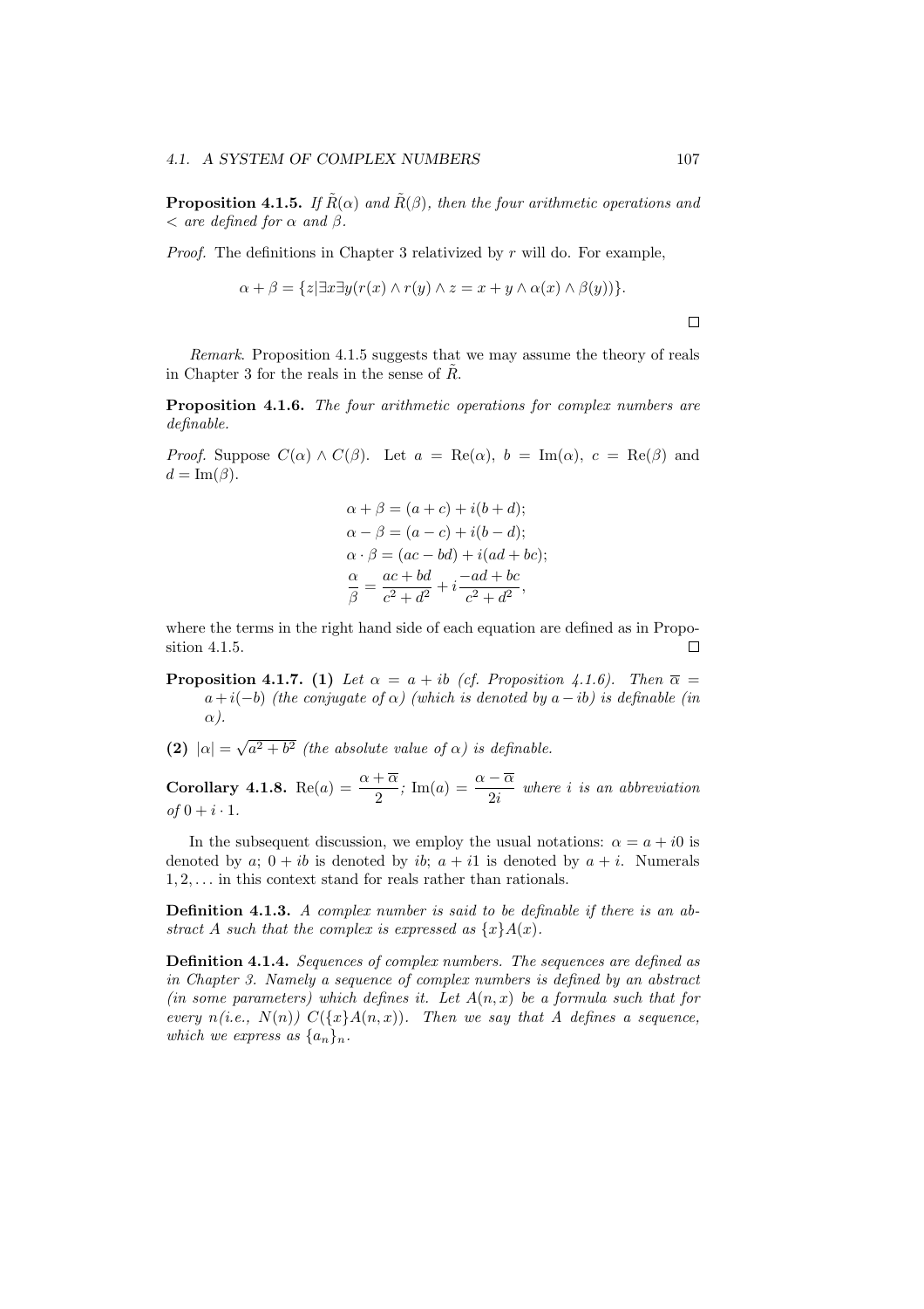**Proposition 4.1.5.** *If $\tilde{R}(\alpha)$ and $\tilde{R}(\beta)$, then the four arithmetic operations and $<$ are defined for $\alpha$ and $\beta$.*

*Proof.* The definitions in Chapter 3 relativized by $r$ will do. For example,

$$\alpha + \beta = \{z | \exists x \exists y (r(x) \wedge r(y) \wedge z = x + y \wedge \alpha(x) \wedge \beta(y))\}.$$

$\square$

*Remark.* Proposition 4.1.5 suggests that we may assume the theory of reals in Chapter 3 for the reals in the sense of $\tilde{R}$.

**Proposition 4.1.6.** *The four arithmetic operations for complex numbers are definable.*

*Proof.* Suppose $C(\alpha) \wedge C(\beta)$. Let $a = \mathrm{Re}(\alpha)$, $b = \mathrm{Im}(\alpha)$, $c = \mathrm{Re}(\beta)$ and $d = \mathrm{Im}(\beta)$.

$$\alpha + \beta = (a + c) + i(b + d);$$
$$\alpha - \beta = (a - c) + i(b - d);$$
$$\alpha \cdot \beta = (ac - bd) + i(ad + bc);$$
$$\frac{\alpha}{\beta} = \frac{ac + bd}{c^2 + d^2} + i\frac{-ad + bc}{c^2 + d^2},$$

where the terms in the right hand side of each equation are defined as in Proposition 4.1.5. $\square$

**Proposition 4.1.7.** **(1)** *Let $\alpha = a + ib$ (cf. Proposition 4.1.6). Then $\overline{\alpha} = a + i(-b)$ (the conjugate of $\alpha$) (which is denoted by $a - ib$) is definable (in $\alpha$).*

**(2)** *$|\alpha| = \sqrt{a^2 + b^2}$ (the absolute value of $\alpha$) is definable.*

**Corollary 4.1.8.** $\mathrm{Re}(a) = \dfrac{\alpha + \overline{\alpha}}{2}$; $\mathrm{Im}(a) = \dfrac{\alpha - \overline{\alpha}}{2i}$ *where $i$ is an abbreviation of $0 + i \cdot 1$.*

In the subsequent discussion, we employ the usual notations: $\alpha = a + i0$ is denoted by $a$; $0 + ib$ is denoted by $ib$; $a + i1$ is denoted by $a + i$. Numerals $1, 2, \ldots$ in this context stand for reals rather than rationals.

**Definition 4.1.3.** *A complex number is said to be definable if there is an abstract $A$ such that the complex is expressed as $\{x\}A(x)$.*

**Definition 4.1.4.** *Sequences of complex numbers. The sequences are defined as in Chapter 3. Namely a sequence of complex numbers is defined by an abstract (in some parameters) which defines it. Let $A(n, x)$ be a formula such that for every $n$(i.e., $N(n)$) $C(\{x\}A(n, x))$. Then we say that $A$ defines a sequence, which we express as $\{a_n\}_n$.*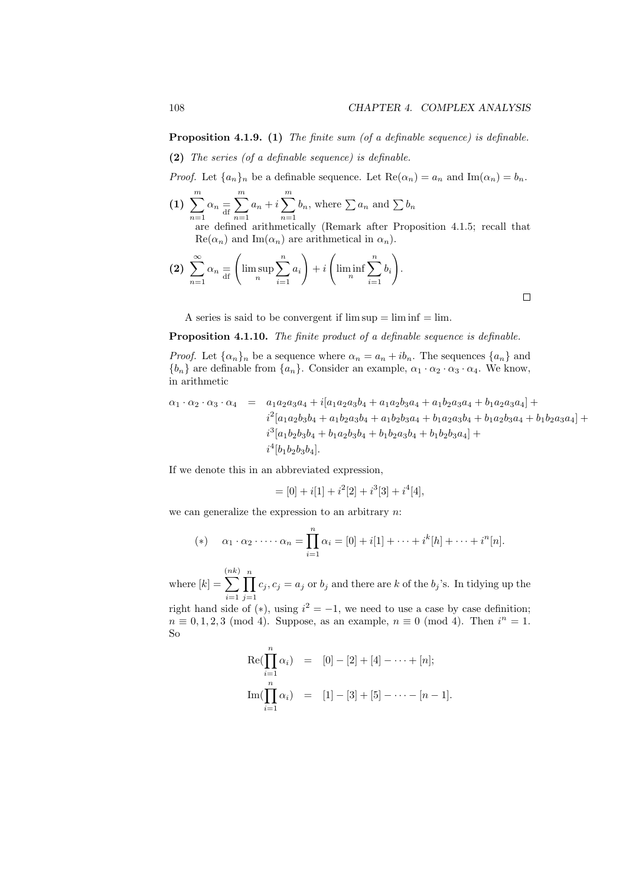**Proposition 4.1.9. (1)** *The finite sum (of a definable sequence) is definable.*

**(2)** *The series (of a definable sequence) is definable.*

*Proof.* Let $\{a_n\}_n$ be a definable sequence. Let $\text{Re}(\alpha_n) = a_n$ and $\text{Im}(\alpha_n) = b_n$.

**(1)** $\displaystyle\sum_{n=1}^{m} \alpha_n \underset{\text{df}}{=} \sum_{n=1}^{m} a_n + i \sum_{n=1}^{m} b_n$, where $\sum a_n$ and $\sum b_n$ are defined arithmetically (Remark after Proposition 4.1.5; recall that $\text{Re}(\alpha_n)$ and $\text{Im}(\alpha_n)$ are arithmetical in $\alpha_n$).

**(2)** $\displaystyle\sum_{n=1}^{\infty} \alpha_n \underset{\text{df}}{=} \left(\limsup_n \sum_{i=1}^{n} a_i\right) + i \left(\liminf_n \sum_{i=1}^{n} b_i\right).$

□

A series is said to be convergent if $\limsup = \liminf = \lim$.

**Proposition 4.1.10.** *The finite product of a definable sequence is definable.*

*Proof.* Let $\{\alpha_n\}_n$ be a sequence where $\alpha_n = a_n + ib_n$. The sequences $\{a_n\}$ and $\{b_n\}$ are definable from $\{a_n\}$. Consider an example, $\alpha_1 \cdot \alpha_2 \cdot \alpha_3 \cdot \alpha_4$. We know, in arithmetic

$$\begin{aligned}
\alpha_1 \cdot \alpha_2 \cdot \alpha_3 \cdot \alpha_4 \;=\;& a_1a_2a_3a_4 + i[a_1a_2a_3b_4 + a_1a_2b_3a_4 + a_1b_2a_3a_4 + b_1a_2a_3a_4] + \\
& i^2[a_1a_2b_3b_4 + a_1b_2a_3b_4 + a_1b_2b_3a_4 + b_1a_2a_3b_4 + b_1a_2b_3a_4 + b_1b_2a_3a_4] + \\
& i^3[a_1b_2b_3b_4 + b_1a_2b_3b_4 + b_1b_2a_3b_4 + b_1b_2b_3a_4] + \\
& i^4[b_1b_2b_3b_4].
\end{aligned}$$

If we denote this in an abbreviated expression,

$$= [0] + i[1] + i^2[2] + i^3[3] + i^4[4],$$

we can generalize the expression to an arbitrary $n$:

$$(*) \qquad \alpha_1 \cdot \alpha_2 \cdot \dots \cdot \alpha_n = \prod_{i=1}^{n} \alpha_i = [0] + i[1] + \dots + i^k[h] + \dots + i^n[n].$$

where $[k] = \displaystyle\sum_{i=1}^{(nk)} \prod_{j=1}^{n} c_j, c_j = a_j$ or $b_j$ and there are $k$ of the $b_j$'s. In tidying up the right hand side of $(*)$, using $i^2 = -1$, we need to use a case by case definition; $n \equiv 0, 1, 2, 3 \pmod 4$. Suppose, as an example, $n \equiv 0 \pmod 4$. Then $i^n = 1$. So

$$\begin{aligned}
\text{Re}(\prod_{i=1}^{n} \alpha_i) &= [0] - [2] + [4] - \dots + [n]; \\
\text{Im}(\prod_{i=1}^{n} \alpha_i) &= [1] - [3] + [5] - \dots - [n-1].
\end{aligned}$$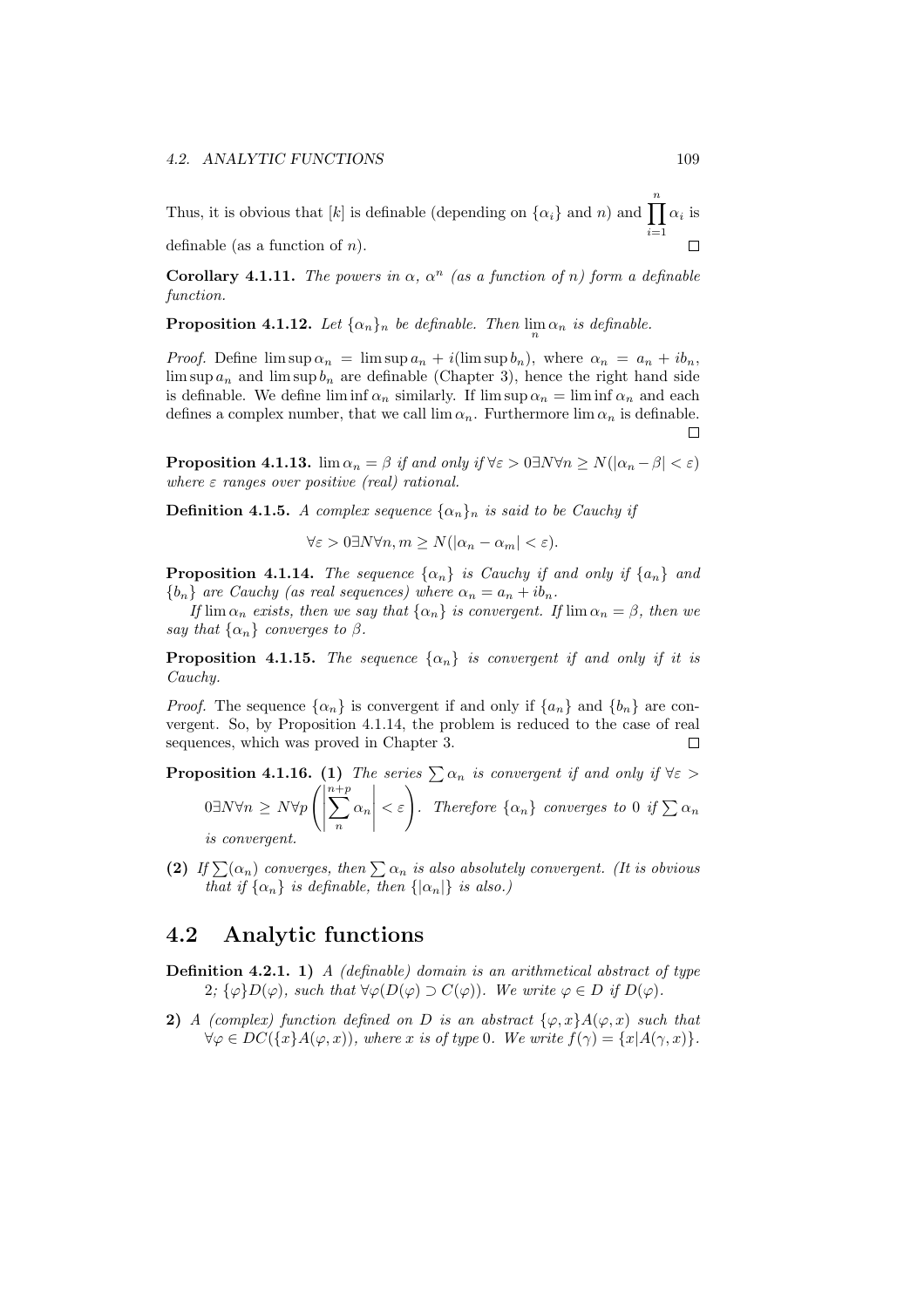Thus, it is obvious that $[k]$ is definable (depending on $\{\alpha_i\}$ and $n$) and $\prod_{i=1}^{n} \alpha_i$ is definable (as a function of $n$). $\square$

**Corollary 4.1.11.** *The powers in $\alpha$, $\alpha^n$ (as a function of $n$) form a definable function.*

**Proposition 4.1.12.** *Let $\{\alpha_n\}_n$ be definable. Then $\lim_n \alpha_n$ is definable.*

*Proof.* Define $\limsup \alpha_n = \limsup a_n + i(\limsup b_n)$, where $\alpha_n = a_n + ib_n$, $\limsup a_n$ and $\limsup b_n$ are definable (Chapter 3), hence the right hand side is definable. We define $\liminf \alpha_n$ similarly. If $\limsup \alpha_n = \liminf \alpha_n$ and each defines a complex number, that we call $\lim \alpha_n$. Furthermore $\lim \alpha_n$ is definable. $\square$

**Proposition 4.1.13.** $\lim \alpha_n = \beta$ *if and only if* $\forall \varepsilon > 0 \exists N \forall n \geq N(|\alpha_n - \beta| < \varepsilon)$ *where $\varepsilon$ ranges over positive (real) rational.*

**Definition 4.1.5.** *A complex sequence $\{\alpha_n\}_n$ is said to be Cauchy if*

$$\forall \varepsilon > 0 \exists N \forall n, m \geq N(|\alpha_n - \alpha_m| < \varepsilon).$$

**Proposition 4.1.14.** *The sequence $\{\alpha_n\}$ is Cauchy if and only if $\{a_n\}$ and $\{b_n\}$ are Cauchy (as real sequences) where $\alpha_n = a_n + ib_n$.*

*If $\lim \alpha_n$ exists, then we say that $\{\alpha_n\}$ is convergent. If $\lim \alpha_n = \beta$, then we say that $\{\alpha_n\}$ converges to $\beta$.*

**Proposition 4.1.15.** *The sequence $\{\alpha_n\}$ is convergent if and only if it is Cauchy.*

*Proof.* The sequence $\{\alpha_n\}$ is convergent if and only if $\{a_n\}$ and $\{b_n\}$ are convergent. So, by Proposition 4.1.14, the problem is reduced to the case of real sequences, which was proved in Chapter 3. $\square$

**Proposition 4.1.16. (1)** *The series $\sum \alpha_n$ is convergent if and only if $\forall \varepsilon > 0 \exists N \forall n \geq N \forall p \left( \left| \sum_{n}^{n+p} \alpha_n \right| < \varepsilon \right)$. Therefore $\{\alpha_n\}$ converges to $0$ if $\sum \alpha_n$ is convergent.*

**(2)** *If $\sum(\alpha_n)$ converges, then $\sum \alpha_n$ is also absolutely convergent. (It is obvious that if $\{\alpha_n\}$ is definable, then $\{|\alpha_n|\}$ is also.)*

## 4.2 Analytic functions

**Definition 4.2.1. 1)** *A (definable) domain is an arithmetical abstract of type 2; $\{\varphi\}D(\varphi)$, such that $\forall \varphi(D(\varphi) \supset C(\varphi))$. We write $\varphi \in D$ if $D(\varphi)$.*

**2)** *A (complex) function defined on $D$ is an abstract $\{\varphi, x\}A(\varphi, x)$ such that $\forall \varphi \in DC(\{x\}A(\varphi, x))$, where $x$ is of type $0$. We write $f(\gamma) = \{x | A(\gamma, x)\}$.*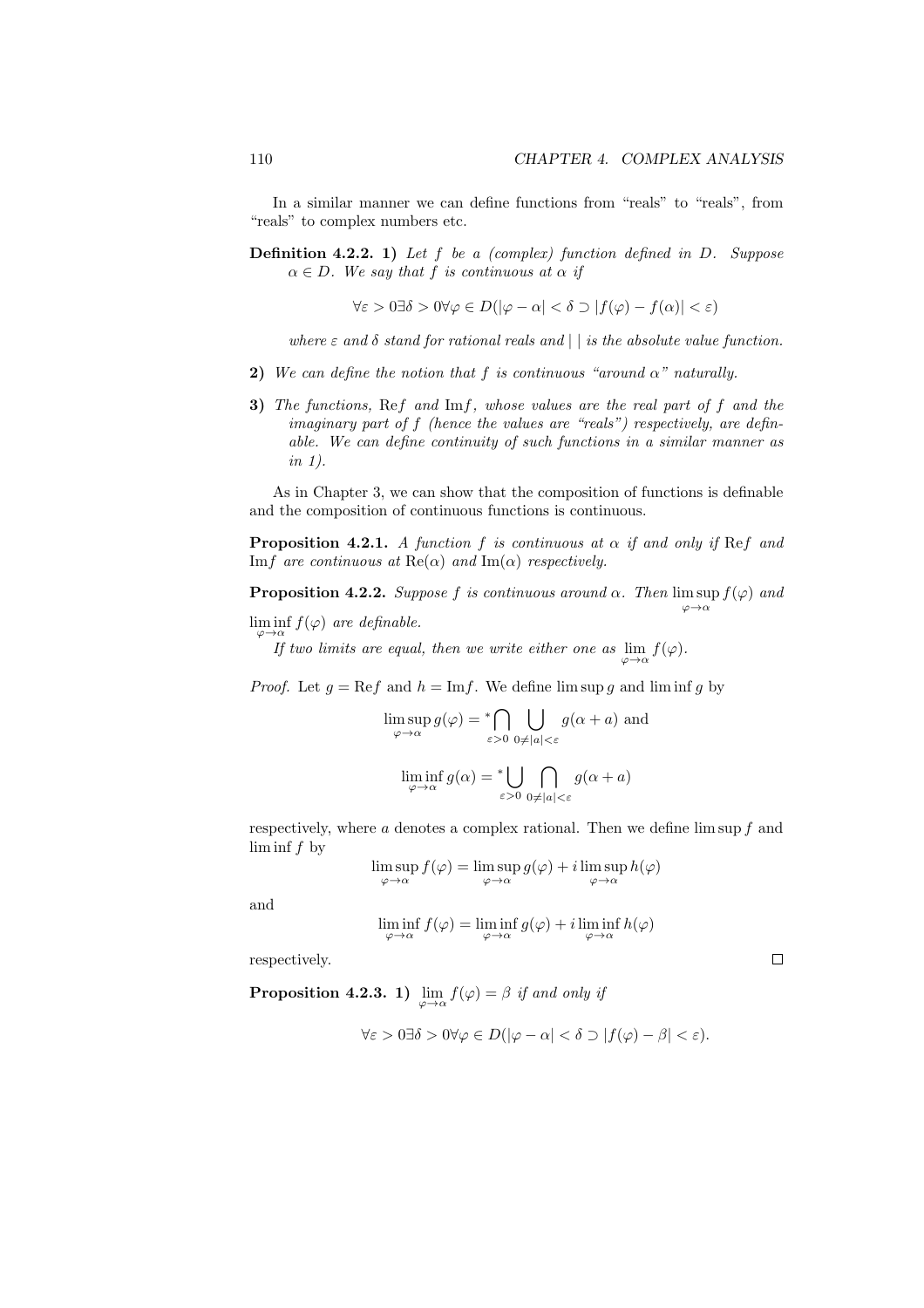In a similar manner we can define functions from "reals" to "reals", from "reals" to complex numbers etc.

**Definition 4.2.2.** **1)** *Let $f$ be a (complex) function defined in $D$. Suppose $\alpha \in D$. We say that $f$ is continuous at $\alpha$ if*

$$\forall \varepsilon > 0 \exists \delta > 0 \forall \varphi \in D(|\varphi - \alpha| < \delta \supset |f(\varphi) - f(\alpha)| < \varepsilon)$$

*where $\varepsilon$ and $\delta$ stand for rational reals and $|\ |$ is the absolute value function.*

**2)** *We can define the notion that $f$ is continuous "around $\alpha$" naturally.*

**3)** *The functions, $\mathrm{Re}f$ and $\mathrm{Im}f$, whose values are the real part of $f$ and the imaginary part of $f$ (hence the values are "reals") respectively, are definable. We can define continuity of such functions in a similar manner as in 1).*

As in Chapter 3, we can show that the composition of functions is definable and the composition of continuous functions is continuous.

**Proposition 4.2.1.** *A function $f$ is continuous at $\alpha$ if and only if $\mathrm{Re}f$ and $\mathrm{Im}f$ are continuous at $\mathrm{Re}(\alpha)$ and $\mathrm{Im}(\alpha)$ respectively.*

**Proposition 4.2.2.** *Suppose $f$ is continuous around $\alpha$. Then $\limsup\limits_{\varphi \to \alpha} f(\varphi)$ and $\liminf\limits_{\varphi \to \alpha} f(\varphi)$ are definable.*

*If two limits are equal, then we write either one as $\lim\limits_{\varphi \to \alpha} f(\varphi)$.*

*Proof.* Let $g = \mathrm{Re}f$ and $h = \mathrm{Im}f$. We define $\limsup g$ and $\liminf g$ by

$$\limsup_{\varphi \to \alpha} g(\varphi) = {}^*\bigcap_{\varepsilon > 0} \bigcup_{0 \neq |a| < \varepsilon} g(\alpha + a) \text{ and}$$

$$\liminf_{\varphi \to \alpha} g(\alpha) = {}^*\bigcup_{\varepsilon > 0} \bigcap_{0 \neq |a| < \varepsilon} g(\alpha + a)$$

respectively, where $a$ denotes a complex rational. Then we define $\limsup f$ and $\liminf f$ by

$$\limsup_{\varphi \to \alpha} f(\varphi) = \limsup_{\varphi \to \alpha} g(\varphi) + i \limsup_{\varphi \to \alpha} h(\varphi)$$

and

$$\liminf_{\varphi \to \alpha} f(\varphi) = \liminf_{\varphi \to \alpha} g(\varphi) + i \liminf_{\varphi \to \alpha} h(\varphi)$$

respectively. $\square$

**Proposition 4.2.3.** **1)** $\lim\limits_{\varphi \to \alpha} f(\varphi) = \beta$ *if and only if*

$$\forall \varepsilon > 0 \exists \delta > 0 \forall \varphi \in D(|\varphi - \alpha| < \delta \supset |f(\varphi) - \beta| < \varepsilon).$$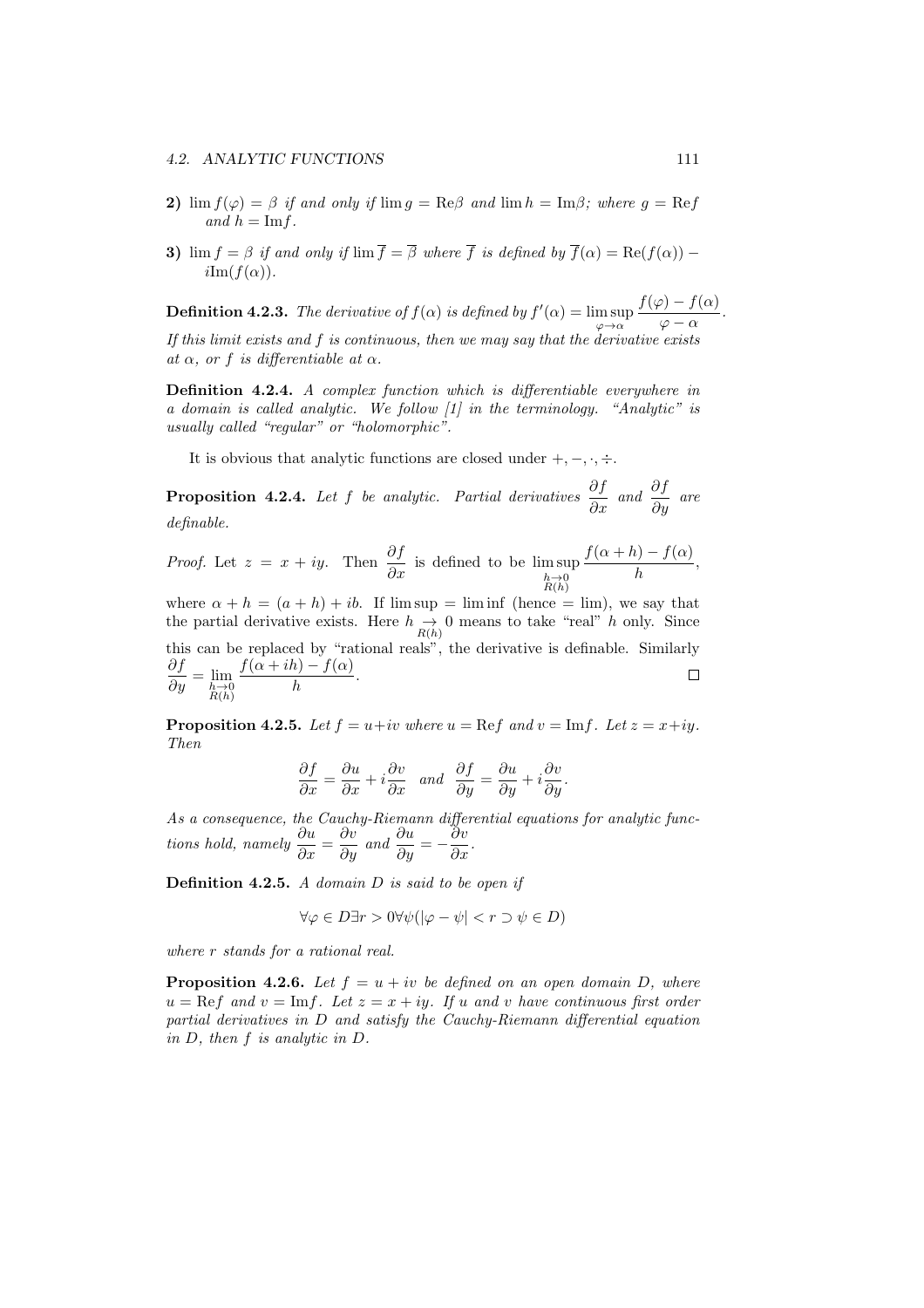**2)** $\lim f(\varphi) = \beta$ *if and only if* $\lim g = \mathrm{Re}\beta$ *and* $\lim h = \mathrm{Im}\beta$*; where* $g = \mathrm{Re}f$ *and* $h = \mathrm{Im}f$*.*

**3)** $\lim f = \beta$ *if and only if* $\lim \overline{f} = \overline{\beta}$ *where* $\overline{f}$ *is defined by* $\overline{f}(\alpha) = \mathrm{Re}(f(\alpha)) - i\mathrm{Im}(f(\alpha))$*.*

**Definition 4.2.3.** *The derivative of* $f(\alpha)$ *is defined by* $f'(\alpha) = \limsup\limits_{\varphi \to \alpha} \dfrac{f(\varphi) - f(\alpha)}{\varphi - \alpha}$*. If this limit exists and* $f$ *is continuous, then we may say that the derivative exists at* $\alpha$*, or* $f$ *is differentiable at* $\alpha$*.*

**Definition 4.2.4.** *A complex function which is differentiable everywhere in a domain is called analytic. We follow [1] in the terminology. "Analytic" is usually called "regular" or "holomorphic".*

It is obvious that analytic functions are closed under $+, -, \cdot, \div$.

**Proposition 4.2.4.** *Let* $f$ *be analytic. Partial derivatives* $\dfrac{\partial f}{\partial x}$ *and* $\dfrac{\partial f}{\partial y}$ *are definable.*

*Proof.* Let $z = x + iy$. Then $\dfrac{\partial f}{\partial x}$ is defined to be $\limsup\limits_{\substack{h \to 0 \\ R(h)}} \dfrac{f(\alpha + h) - f(\alpha)}{h}$, where $\alpha + h = (a + h) + ib$. If $\limsup = \liminf$ (hence $= \lim$), we say that the partial derivative exists. Here $h \underset{R(h)}{\to} 0$ means to take "real" $h$ only. Since this can be replaced by "rational reals", the derivative is definable. Similarly $\dfrac{\partial f}{\partial y} = \lim\limits_{\substack{h \to 0 \\ R(h)}} \dfrac{f(\alpha + ih) - f(\alpha)}{h}$. ∎

**Proposition 4.2.5.** *Let* $f = u + iv$ *where* $u = \mathrm{Re}f$ *and* $v = \mathrm{Im}f$*. Let* $z = x + iy$*. Then*

$$\frac{\partial f}{\partial x} = \frac{\partial u}{\partial x} + i\frac{\partial v}{\partial x} \quad \text{and} \quad \frac{\partial f}{\partial y} = \frac{\partial u}{\partial y} + i\frac{\partial v}{\partial y}.$$

*As a consequence, the Cauchy-Riemann differential equations for analytic functions hold, namely* $\dfrac{\partial u}{\partial x} = \dfrac{\partial v}{\partial y}$ *and* $\dfrac{\partial u}{\partial y} = -\dfrac{\partial v}{\partial x}$*.*

**Definition 4.2.5.** *A domain* $D$ *is said to be open if*

$$\forall \varphi \in D \exists r > 0 \forall \psi (|\varphi - \psi| < r \supset \psi \in D)$$

*where* $r$ *stands for a rational real.*

**Proposition 4.2.6.** *Let* $f = u + iv$ *be defined on an open domain* $D$*, where* $u = \mathrm{Re}f$ *and* $v = \mathrm{Im}f$*. Let* $z = x + iy$*. If* $u$ *and* $v$ *have continuous first order partial derivatives in* $D$ *and satisfy the Cauchy-Riemann differential equation in* $D$*, then* $f$ *is analytic in* $D$*.*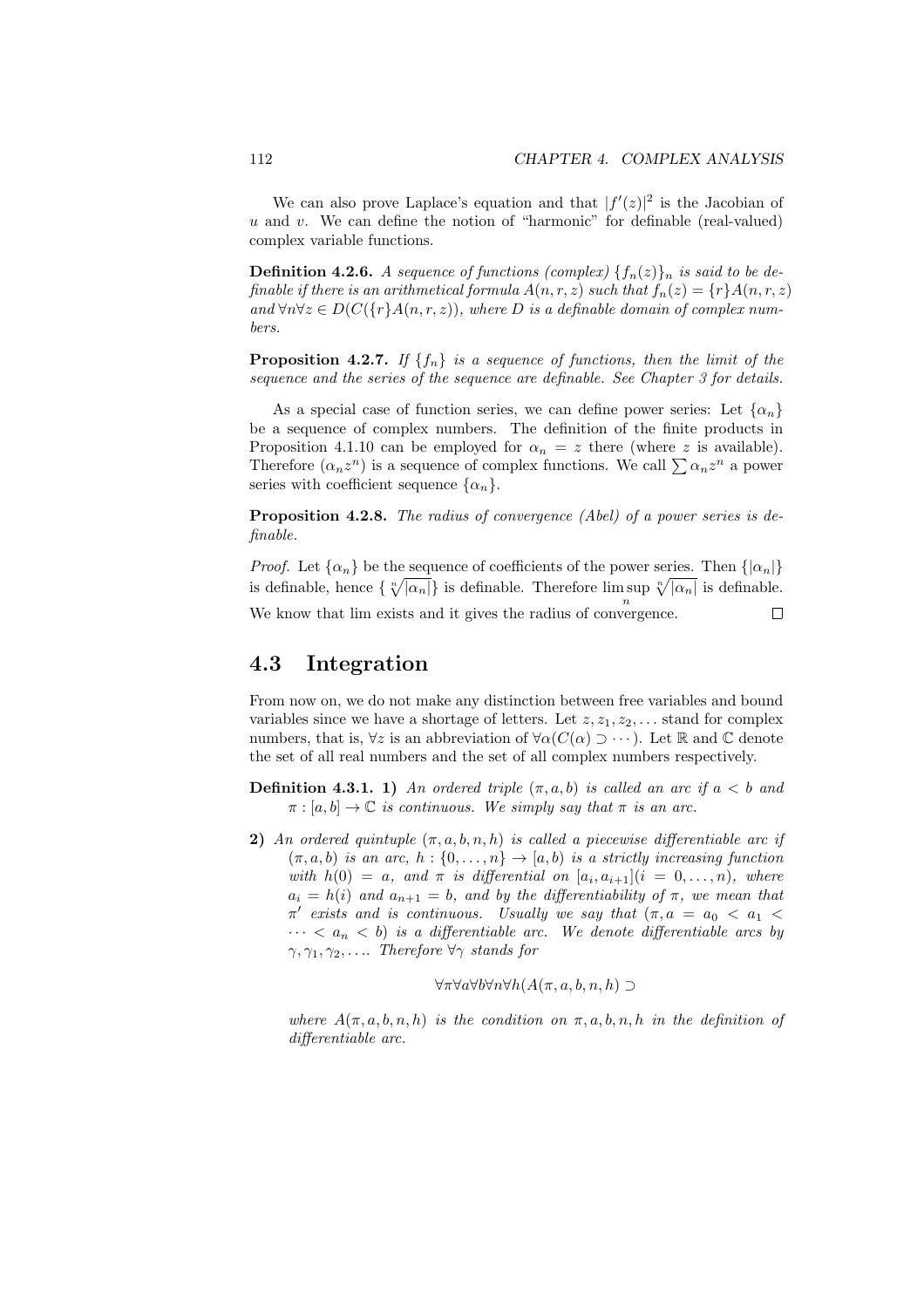We can also prove Laplace's equation and that $|f'(z)|^2$ is the Jacobian of $u$ and $v$. We can define the notion of "harmonic" for definable (real-valued) complex variable functions.

**Definition 4.2.6.** *A sequence of functions (complex) $\{f_n(z)\}_n$ is said to be definable if there is an arithmetical formula $A(n, r, z)$ such that $f_n(z) = \{r\}A(n, r, z)$ and $\forall n \forall z \in D(C(\{r\}A(n, r, z))$, where $D$ is a definable domain of complex numbers.*

**Proposition 4.2.7.** *If $\{f_n\}$ is a sequence of functions, then the limit of the sequence and the series of the sequence are definable. See Chapter 3 for details.*

As a special case of function series, we can define power series: Let $\{\alpha_n\}$ be a sequence of complex numbers. The definition of the finite products in Proposition 4.1.10 can be employed for $\alpha_n = z$ there (where $z$ is available). Therefore $(\alpha_n z^n)$ is a sequence of complex functions. We call $\sum \alpha_n z^n$ a power series with coefficient sequence $\{\alpha_n\}$.

**Proposition 4.2.8.** *The radius of convergence (Abel) of a power series is definable.*

*Proof.* Let $\{\alpha_n\}$ be the sequence of coefficients of the power series. Then $\{|\alpha_n|\}$ is definable, hence $\{\sqrt[n]{|\alpha_n|}\}$ is definable. Therefore $\limsup_n \sqrt[n]{|\alpha_n|}$ is definable. We know that lim exists and it gives the radius of convergence. □

## 4.3 Integration

From now on, we do not make any distinction between free variables and bound variables since we have a shortage of letters. Let $z, z_1, z_2, \ldots$ stand for complex numbers, that is, $\forall z$ is an abbreviation of $\forall \alpha (C(\alpha) \supset \cdots)$. Let $\mathbb{R}$ and $\mathbb{C}$ denote the set of all real numbers and the set of all complex numbers respectively.

**Definition 4.3.1. 1)** *An ordered triple $(\pi, a, b)$ is called an arc if $a < b$ and $\pi : [a, b] \to \mathbb{C}$ is continuous. We simply say that $\pi$ is an arc.*

**2)** *An ordered quintuple $(\pi, a, b, n, h)$ is called a piecewise differentiable arc if $(\pi, a, b)$ is an arc, $h : \{0, \ldots, n\} \to [a, b)$ is a strictly increasing function with $h(0) = a$, and $\pi$ is differential on $[a_i, a_{i+1}] (i = 0, \ldots, n)$, where $a_i = h(i)$ and $a_{n+1} = b$, and by the differentiability of $\pi$, we mean that $\pi'$ exists and is continuous. Usually we say that $(\pi, a = a_0 < a_1 < \cdots < a_n < b)$ is a differentiable arc. We denote differentiable arcs by $\gamma, \gamma_1, \gamma_2, \ldots$. Therefore $\forall \gamma$ stands for*

$$\forall \pi \forall a \forall b \forall n \forall h (A(\pi, a, b, n, h) \supset$$

*where $A(\pi, a, b, n, h)$ is the condition on $\pi, a, b, n, h$ in the definition of differentiable arc.*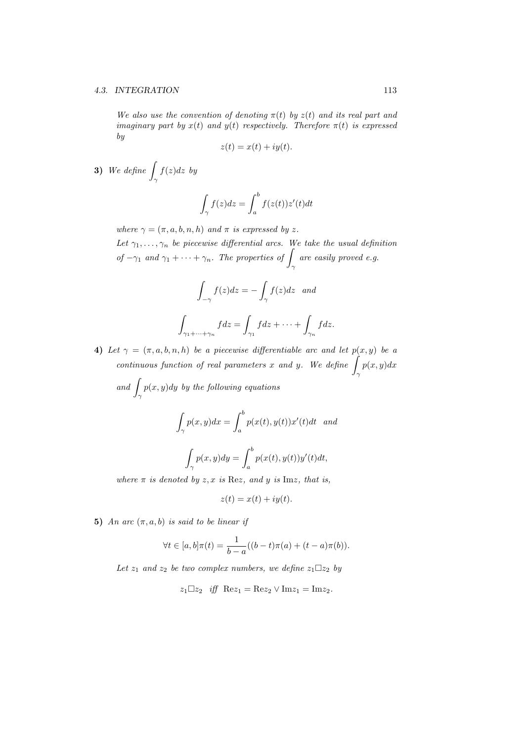*We also use the convention of denoting $\pi(t)$ by $z(t)$ and its real part and imaginary part by $x(t)$ and $y(t)$ respectively. Therefore $\pi(t)$ is expressed by*

$$z(t) = x(t) + iy(t).$$

**3)** *We define $\int_\gamma f(z)dz$ by*

$$\int_\gamma f(z)dz = \int_a^b f(z(t))z'(t)dt$$

*where $\gamma = (\pi, a, b, n, h)$ and $\pi$ is expressed by $z$.*

*Let $\gamma_1, \ldots, \gamma_n$ be piecewise differential arcs. We take the usual definition of $-\gamma_1$ and $\gamma_1 + \cdots + \gamma_n$. The properties of $\int_\gamma$ are easily proved e.g.*

$$\int_{-\gamma} f(z)dz = -\int_\gamma f(z)dz \quad and$$

$$\int_{\gamma_1+\cdots+\gamma_n} fdz = \int_{\gamma_1} fdz + \cdots + \int_{\gamma_n} fdz.$$

**4)** *Let $\gamma = (\pi, a, b, n, h)$ be a piecewise differentiable arc and let $p(x, y)$ be a continuous function of real parameters $x$ and $y$. We define $\int_\gamma p(x, y)dx$ and $\int_\gamma p(x, y)dy$ by the following equations*

$$\int_\gamma p(x, y)dx = \int_a^b p(x(t), y(t))x'(t)dt \quad and$$

$$\int_\gamma p(x, y)dy = \int_a^b p(x(t), y(t))y'(t)dt,$$

*where $\pi$ is denoted by $z, x$ is $\mathrm{Re}z$, and $y$ is $\mathrm{Im}z$, that is,*

$$z(t) = x(t) + iy(t).$$

**5)** *An arc $(\pi, a, b)$ is said to be linear if*

$$\forall t \in [a, b]\pi(t) = \frac{1}{b-a}((b-t)\pi(a) + (t-a)\pi(b)).$$

*Let $z_1$ and $z_2$ be two complex numbers, we define $z_1 \Box z_2$ by*

$$z_1 \Box z_2 \quad iff \quad \mathrm{Re}z_1 = \mathrm{Re}z_2 \vee \mathrm{Im}z_1 = \mathrm{Im}z_2.$$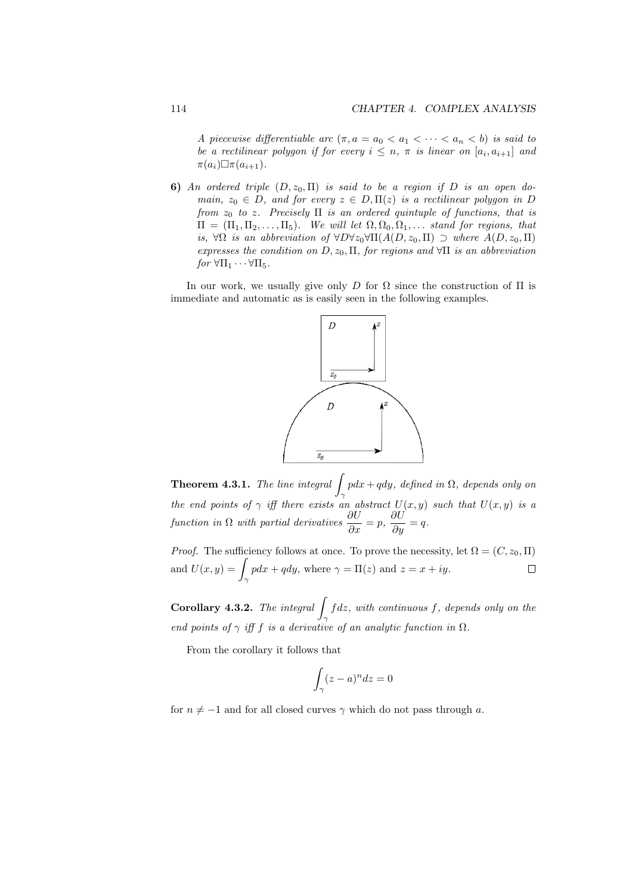*A piecewise differentiable arc $(\pi, a = a_0 < a_1 < \cdots < a_n < b)$ is said to be a rectilinear polygon if for every $i \leq n$, $\pi$ is linear on $[a_i, a_{i+1}]$ and $\pi(a_i) \Box \pi(a_{i+1})$.*

**6)** *An ordered triple $(D, z_0, \Pi)$ is said to be a region if $D$ is an open domain, $z_0 \in D$, and for every $z \in D, \Pi(z)$ is a rectilinear polygon in $D$ from $z_0$ to $z$. Precisely $\Pi$ is an ordered quintuple of functions, that is $\Pi = (\Pi_1, \Pi_2, \ldots, \Pi_5)$. We will let $\Omega, \Omega_0, \Omega_1, \ldots$ stand for regions, that is, $\forall \Omega$ is an abbreviation of $\forall D \forall z_0 \forall \Pi (A(D, z_0, \Pi) \supset$ where $A(D, z_0, \Pi)$ expresses the condition on $D, z_0, \Pi$, for regions and $\forall \Pi$ is an abbreviation for $\forall \Pi_1 \cdots \forall \Pi_5$.*

In our work, we usually give only $D$ for $\Omega$ since the construction of $\Pi$ is immediate and automatic as is easily seen in the following examples.

**Theorem 4.3.1.** *The line integral $\displaystyle\int_\gamma p dx + q dy$, defined in $\Omega$, depends only on the end points of $\gamma$ iff there exists an abstract $U(x, y)$ such that $U(x, y)$ is a function in $\Omega$ with partial derivatives $\dfrac{\partial U}{\partial x} = p$, $\dfrac{\partial U}{\partial y} = q$.*

*Proof.* The sufficiency follows at once. To prove the necessity, let $\Omega = (C, z_0, \Pi)$ and $U(x, y) = \displaystyle\int_\gamma p dx + q dy$, where $\gamma = \Pi(z)$ and $z = x + iy$. $\Box$

**Corollary 4.3.2.** *The integral $\displaystyle\int_\gamma f dz$, with continuous $f$, depends only on the end points of $\gamma$ iff $f$ is a derivative of an analytic function in $\Omega$.*

From the corollary it follows that

$$\int_\gamma (z - a)^n dz = 0$$

for $n \neq -1$ and for all closed curves $\gamma$ which do not pass through $a$.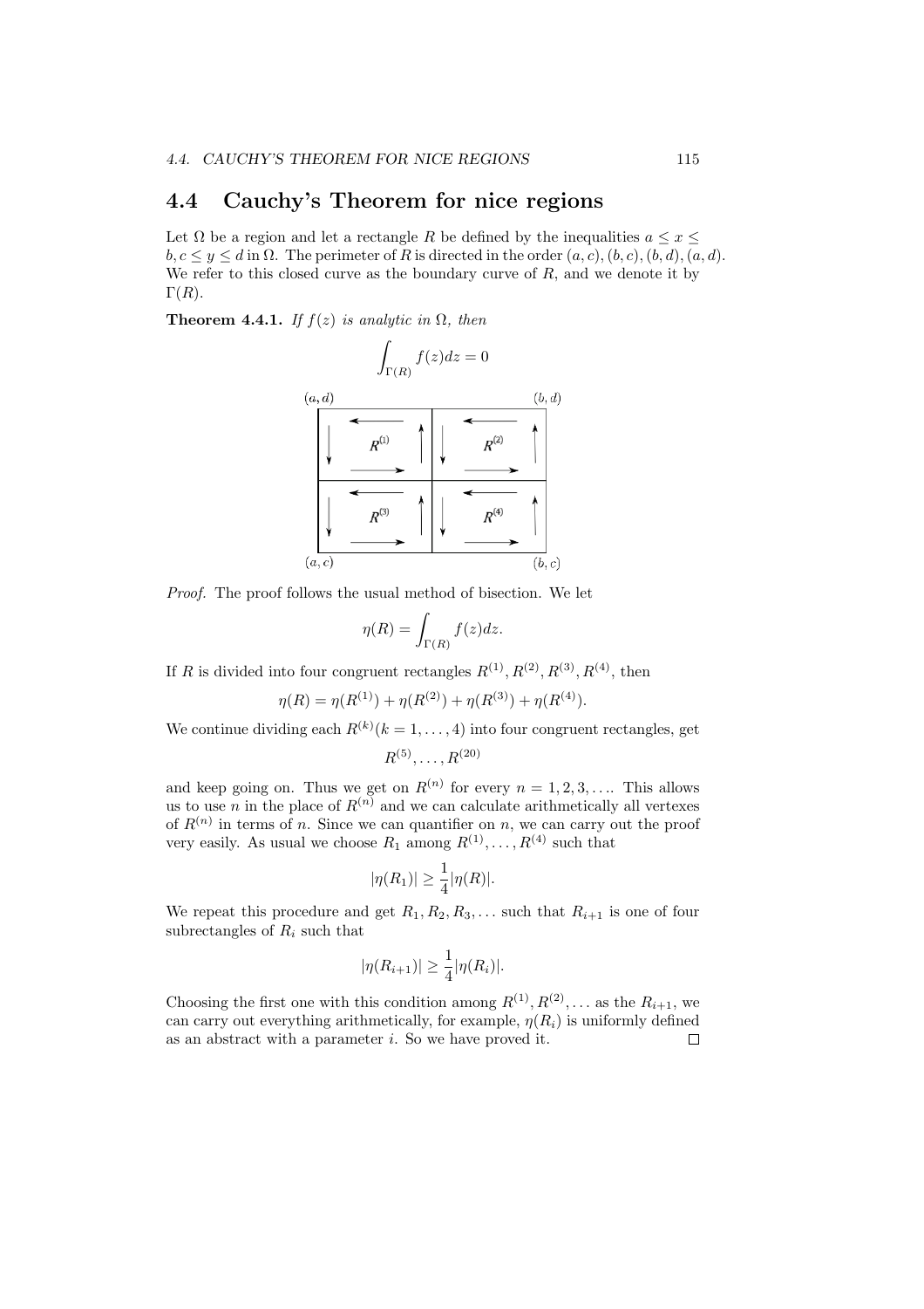## 4.4 Cauchy's Theorem for nice regions

Let $\Omega$ be a region and let a rectangle $R$ be defined by the inequalities $a \le x \le b, c \le y \le d$ in $\Omega$. The perimeter of $R$ is directed in the order $(a, c), (b, c), (b, d), (a, d)$. We refer to this closed curve as the boundary curve of $R$, and we denote it by $\Gamma(R)$.

**Theorem 4.4.1.** *If $f(z)$ is analytic in $\Omega$, then*

$$\int_{\Gamma(R)} f(z)dz = 0$$

*Proof.* The proof follows the usual method of bisection. We let

$$\eta(R) = \int_{\Gamma(R)} f(z)dz.$$

If $R$ is divided into four congruent rectangles $R^{(1)}, R^{(2)}, R^{(3)}, R^{(4)}$, then

$$\eta(R) = \eta(R^{(1)}) + \eta(R^{(2)}) + \eta(R^{(3)}) + \eta(R^{(4)}).$$

We continue dividing each $R^{(k)}(k = 1, \dots, 4)$ into four congruent rectangles, get

$$R^{(5)}, \dots, R^{(20)}$$

and keep going on. Thus we get on $R^{(n)}$ for every $n = 1, 2, 3, \dots$. This allows us to use $n$ in the place of $R^{(n)}$ and we can calculate arithmetically all vertexes of $R^{(n)}$ in terms of $n$. Since we can quantifier on $n$, we can carry out the proof very easily. As usual we choose $R_1$ among $R^{(1)}, \dots, R^{(4)}$ such that

$$|\eta(R_1)| \ge \frac{1}{4}|\eta(R)|.$$

We repeat this procedure and get $R_1, R_2, R_3, \dots$ such that $R_{i+1}$ is one of four subrectangles of $R_i$ such that

$$|\eta(R_{i+1})| \ge \frac{1}{4}|\eta(R_i)|.$$

Choosing the first one with this condition among $R^{(1)}, R^{(2)}, \dots$ as the $R_{i+1}$, we can carry out everything arithmetically, for example, $\eta(R_i)$ is uniformly defined as an abstract with a parameter $i$. So we have proved it. ◻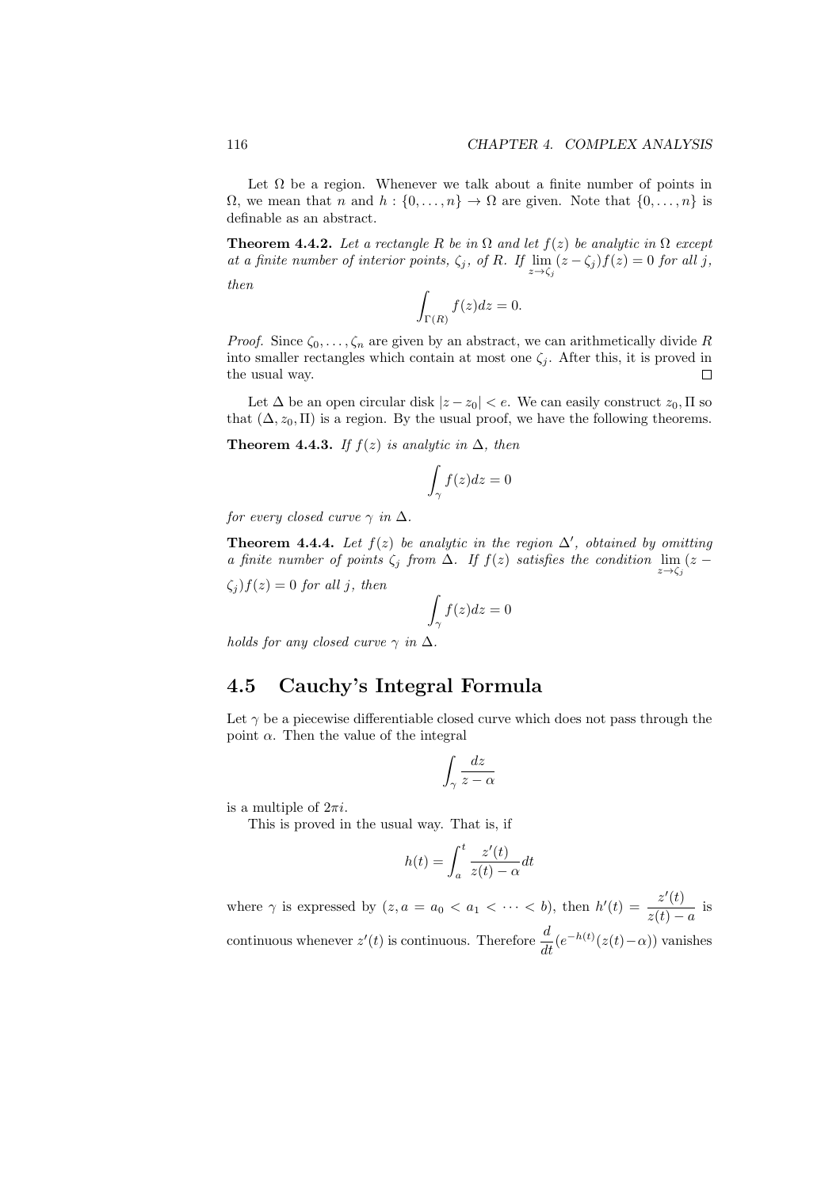Let $\Omega$ be a region. Whenever we talk about a finite number of points in $\Omega$, we mean that $n$ and $h : \{0, \dots, n\} \to \Omega$ are given. Note that $\{0, \dots, n\}$ is definable as an abstract.

**Theorem 4.4.2.** *Let a rectangle $R$ be in $\Omega$ and let $f(z)$ be analytic in $\Omega$ except at a finite number of interior points, $\zeta_j$, of $R$. If $\lim_{z \to \zeta_j} (z - \zeta_j) f(z) = 0$ for all $j$, then*

$$\int_{\Gamma(R)} f(z) dz = 0.$$

*Proof.* Since $\zeta_0, \dots, \zeta_n$ are given by an abstract, we can arithmetically divide $R$ into smaller rectangles which contain at most one $\zeta_j$. After this, it is proved in the usual way. □

Let $\Delta$ be an open circular disk $|z - z_0| < e$. We can easily construct $z_0, \Pi$ so that $(\Delta, z_0, \Pi)$ is a region. By the usual proof, we have the following theorems.

**Theorem 4.4.3.** *If $f(z)$ is analytic in $\Delta$, then*

$$\int_\gamma f(z) dz = 0$$

*for every closed curve $\gamma$ in $\Delta$.*

**Theorem 4.4.4.** *Let $f(z)$ be analytic in the region $\Delta'$, obtained by omitting a finite number of points $\zeta_j$ from $\Delta$. If $f(z)$ satisfies the condition $\lim_{z \to \zeta_j} (z - \zeta_j) f(z) = 0$ for all $j$, then*

$$\int_\gamma f(z) dz = 0$$

*holds for any closed curve $\gamma$ in $\Delta$.*

## 4.5 Cauchy's Integral Formula

Let $\gamma$ be a piecewise differentiable closed curve which does not pass through the point $\alpha$. Then the value of the integral

$$\int_\gamma \frac{dz}{z - \alpha}$$

is a multiple of $2\pi i$.

This is proved in the usual way. That is, if

$$h(t) = \int_a^t \frac{z'(t)}{z(t) - \alpha} dt$$

where $\gamma$ is expressed by $(z, a = a_0 < a_1 < \dots < b)$, then $h'(t) = \dfrac{z'(t)}{z(t) - a}$ is continuous whenever $z'(t)$ is continuous. Therefore $\dfrac{d}{dt}(e^{-h(t)}(z(t) - \alpha))$ vanishes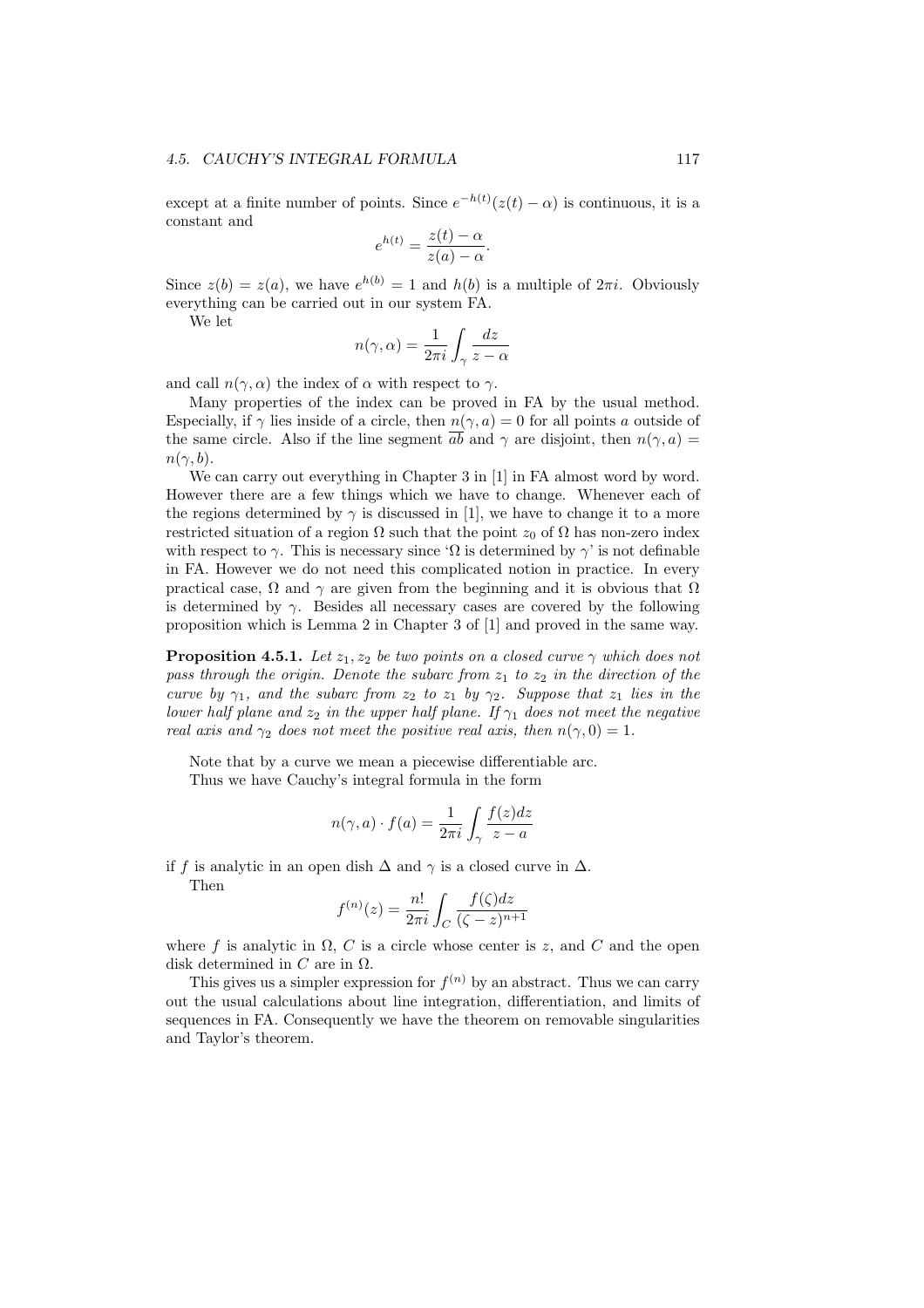except at a finite number of points. Since $e^{-h(t)}(z(t)-\alpha)$ is continuous, it is a constant and

$$e^{h(t)} = \frac{z(t)-\alpha}{z(a)-\alpha}.$$

Since $z(b) = z(a)$, we have $e^{h(b)} = 1$ and $h(b)$ is a multiple of $2\pi i$. Obviously everything can be carried out in our system FA.

We let

$$n(\gamma, \alpha) = \frac{1}{2\pi i}\int_\gamma \frac{dz}{z-\alpha}$$

and call $n(\gamma, \alpha)$ the index of $\alpha$ with respect to $\gamma$.

Many properties of the index can be proved in FA by the usual method. Especially, if $\gamma$ lies inside of a circle, then $n(\gamma, a) = 0$ for all points $a$ outside of the same circle. Also if the line segment $\overline{ab}$ and $\gamma$ are disjoint, then $n(\gamma, a) = n(\gamma, b)$.

We can carry out everything in Chapter 3 in [1] in FA almost word by word. However there are a few things which we have to change. Whenever each of the regions determined by $\gamma$ is discussed in [1], we have to change it to a more restricted situation of a region $\Omega$ such that the point $z_0$ of $\Omega$ has non-zero index with respect to $\gamma$. This is necessary since '$\Omega$ is determined by $\gamma$' is not definable in FA. However we do not need this complicated notion in practice. In every practical case, $\Omega$ and $\gamma$ are given from the beginning and it is obvious that $\Omega$ is determined by $\gamma$. Besides all necessary cases are covered by the following proposition which is Lemma 2 in Chapter 3 of [1] and proved in the same way.

**Proposition 4.5.1.** *Let $z_1, z_2$ be two points on a closed curve $\gamma$ which does not pass through the origin. Denote the subarc from $z_1$ to $z_2$ in the direction of the curve by $\gamma_1$, and the subarc from $z_2$ to $z_1$ by $\gamma_2$. Suppose that $z_1$ lies in the lower half plane and $z_2$ in the upper half plane. If $\gamma_1$ does not meet the negative real axis and $\gamma_2$ does not meet the positive real axis, then $n(\gamma, 0) = 1$.*

Note that by a curve we mean a piecewise differentiable arc.

Thus we have Cauchy's integral formula in the form

$$n(\gamma, a)\cdot f(a) = \frac{1}{2\pi i}\int_\gamma \frac{f(z)dz}{z-a}$$

if $f$ is analytic in an open dish $\Delta$ and $\gamma$ is a closed curve in $\Delta$.

Then

$$f^{(n)}(z) = \frac{n!}{2\pi i}\int_C \frac{f(\zeta)dz}{(\zeta - z)^{n+1}}$$

where $f$ is analytic in $\Omega$, $C$ is a circle whose center is $z$, and $C$ and the open disk determined in $C$ are in $\Omega$.

This gives us a simpler expression for $f^{(n)}$ by an abstract. Thus we can carry out the usual calculations about line integration, differentiation, and limits of sequences in FA. Consequently we have the theorem on removable singularities and Taylor's theorem.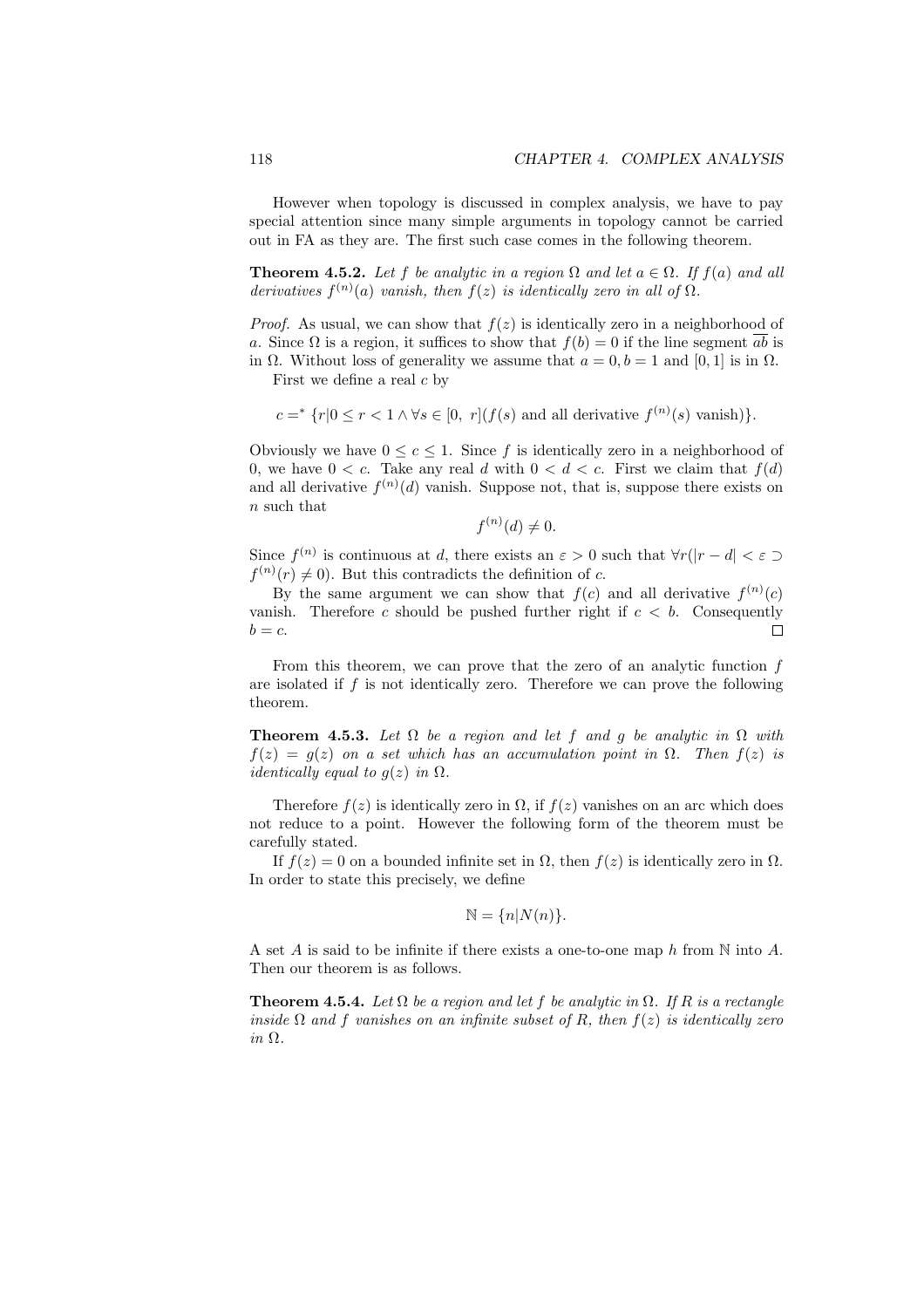However when topology is discussed in complex analysis, we have to pay special attention since many simple arguments in topology cannot be carried out in FA as they are. The first such case comes in the following theorem.

**Theorem 4.5.2.** *Let $f$ be analytic in a region $\Omega$ and let $a \in \Omega$. If $f(a)$ and all derivatives $f^{(n)}(a)$ vanish, then $f(z)$ is identically zero in all of $\Omega$.*

*Proof.* As usual, we can show that $f(z)$ is identically zero in a neighborhood of $a$. Since $\Omega$ is a region, it suffices to show that $f(b) = 0$ if the line segment $\overline{ab}$ is in $\Omega$. Without loss of generality we assume that $a = 0, b = 1$ and $[0, 1]$ is in $\Omega$.

First we define a real $c$ by

$$c =^* \{r | 0 \leq r < 1 \wedge \forall s \in [0,\ r](f(s) \text{ and all derivative } f^{(n)}(s) \text{ vanish})\}.$$

Obviously we have $0 \leq c \leq 1$. Since $f$ is identically zero in a neighborhood of 0, we have $0 < c$. Take any real $d$ with $0 < d < c$. First we claim that $f(d)$ and all derivative $f^{(n)}(d)$ vanish. Suppose not, that is, suppose there exists on $n$ such that

$$f^{(n)}(d) \neq 0.$$

Since $f^{(n)}$ is continuous at $d$, there exists an $\varepsilon > 0$ such that $\forall r(|r - d| < \varepsilon \supset f^{(n)}(r) \neq 0)$. But this contradicts the definition of $c$.

By the same argument we can show that $f(c)$ and all derivative $f^{(n)}(c)$ vanish. Therefore $c$ should be pushed further right if $c < b$. Consequently $b = c$. □

From this theorem, we can prove that the zero of an analytic function $f$ are isolated if $f$ is not identically zero. Therefore we can prove the following theorem.

**Theorem 4.5.3.** *Let $\Omega$ be a region and let $f$ and $g$ be analytic in $\Omega$ with $f(z) = g(z)$ on a set which has an accumulation point in $\Omega$. Then $f(z)$ is identically equal to $g(z)$ in $\Omega$.*

Therefore $f(z)$ is identically zero in $\Omega$, if $f(z)$ vanishes on an arc which does not reduce to a point. However the following form of the theorem must be carefully stated.

If $f(z) = 0$ on a bounded infinite set in $\Omega$, then $f(z)$ is identically zero in $\Omega$. In order to state this precisely, we define

$$\mathbb{N} = \{n | N(n)\}.$$

A set $A$ is said to be infinite if there exists a one-to-one map $h$ from $\mathbb{N}$ into $A$. Then our theorem is as follows.

**Theorem 4.5.4.** *Let $\Omega$ be a region and let $f$ be analytic in $\Omega$. If $R$ is a rectangle inside $\Omega$ and $f$ vanishes on an infinite subset of $R$, then $f(z)$ is identically zero in $\Omega$.*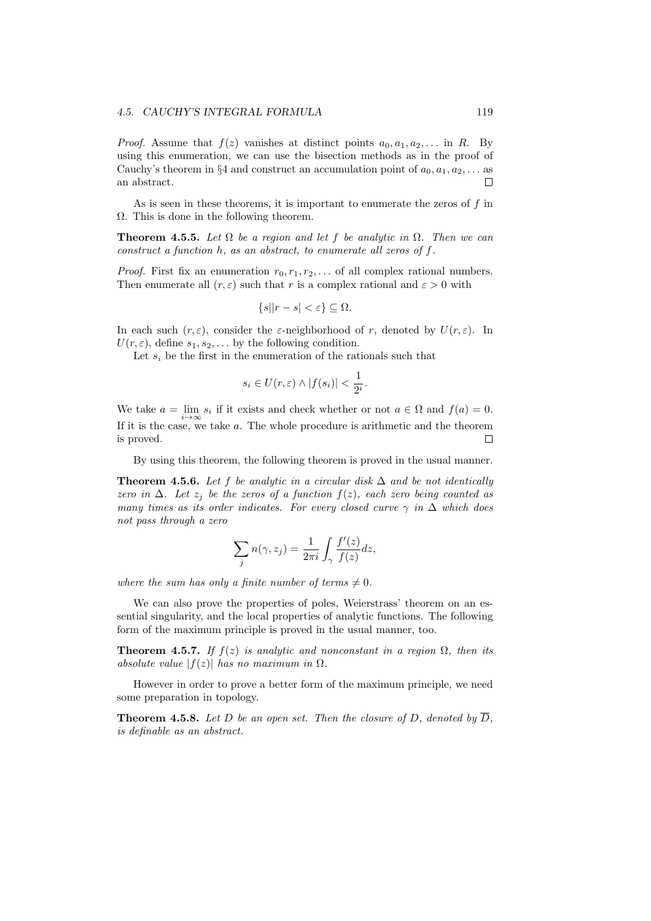*Proof.* Assume that $f(z)$ vanishes at distinct points $a_0, a_1, a_2, \dots$ in $R$. By using this enumeration, we can use the bisection methods as in the proof of Cauchy's theorem in §4 and construct an accumulation point of $a_0, a_1, a_2, \dots$ as an abstract. □

As is seen in these theorems, it is important to enumerate the zeros of $f$ in $\Omega$. This is done in the following theorem.

**Theorem 4.5.5.** *Let $\Omega$ be a region and let $f$ be analytic in $\Omega$. Then we can construct a function $h$, as an abstract, to enumerate all zeros of $f$.*

*Proof.* First fix an enumeration $r_0, r_1, r_2, \dots$ of all complex rational numbers. Then enumerate all $(r, \varepsilon)$ such that $r$ is a complex rational and $\varepsilon > 0$ with

$$\{s||r - s| < \varepsilon\} \subseteq \Omega.$$

In each such $(r, \varepsilon)$, consider the $\varepsilon$-neighborhood of $r$, denoted by $U(r, \varepsilon)$. In $U(r, \varepsilon)$, define $s_1, s_2, \dots$ by the following condition.

Let $s_i$ be the first in the enumeration of the rationals such that

$$s_i \in U(r, \varepsilon) \wedge |f(s_i)| < \frac{1}{2^i}.$$

We take $a = \lim_{i\to\infty} s_i$ if it exists and check whether or not $a \in \Omega$ and $f(a) = 0$. If it is the case, we take $a$. The whole procedure is arithmetic and the theorem is proved. □

By using this theorem, the following theorem is proved in the usual manner.

**Theorem 4.5.6.** *Let $f$ be analytic in a circular disk $\Delta$ and be not identically zero in $\Delta$. Let $z_j$ be the zeros of a function $f(z)$, each zero being counted as many times as its order indicates. For every closed curve $\gamma$ in $\Delta$ which does not pass through a zero*

$$\sum_j n(\gamma, z_j) = \frac{1}{2\pi i}\int_\gamma \frac{f'(z)}{f(z)}dz,$$

*where the sum has only a finite number of terms $\neq 0$.*

We can also prove the properties of poles, Weierstrass' theorem on an essential singularity, and the local properties of analytic functions. The following form of the maximum principle is proved in the usual manner, too.

**Theorem 4.5.7.** *If $f(z)$ is analytic and nonconstant in a region $\Omega$, then its absolute value $|f(z)|$ has no maximum in $\Omega$.*

However in order to prove a better form of the maximum principle, we need some preparation in topology.

**Theorem 4.5.8.** *Let $D$ be an open set. Then the closure of $D$, denoted by $\overline{D}$, is definable as an abstract.*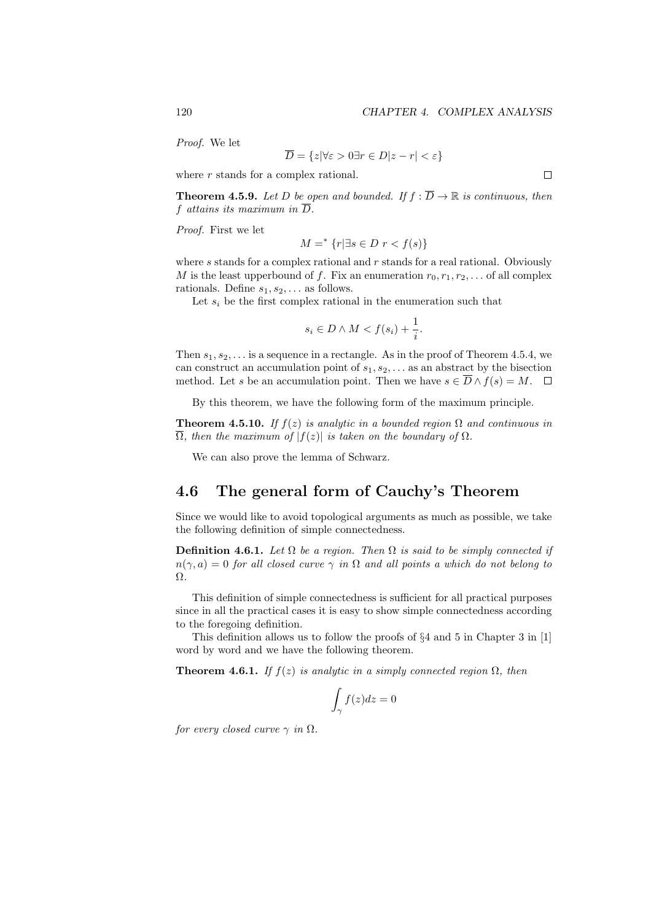*Proof.* We let

$$\overline{D} = \{z | \forall \varepsilon > 0 \exists r \in D |z - r| < \varepsilon\}$$

where $r$ stands for a complex rational. □

**Theorem 4.5.9.** *Let $D$ be open and bounded. If $f : \overline{D} \to \mathbb{R}$ is continuous, then $f$ attains its maximum in $\overline{D}$.*

*Proof.* First we let

$$M =^* \{r | \exists s \in D \; r < f(s)\}$$

where $s$ stands for a complex rational and $r$ stands for a real rational. Obviously $M$ is the least upperbound of $f$. Fix an enumeration $r_0, r_1, r_2, \ldots$ of all complex rationals. Define $s_1, s_2, \ldots$ as follows.

Let $s_i$ be the first complex rational in the enumeration such that

$$s_i \in D \wedge M < f(s_i) + \frac{1}{i}.$$

Then $s_1, s_2, \ldots$ is a sequence in a rectangle. As in the proof of Theorem 4.5.4, we can construct an accumulation point of $s_1, s_2, \ldots$ as an abstract by the bisection method. Let $s$ be an accumulation point. Then we have $s \in \overline{D} \wedge f(s) = M$. □

By this theorem, we have the following form of the maximum principle.

**Theorem 4.5.10.** *If $f(z)$ is analytic in a bounded region $\Omega$ and continuous in $\overline{\Omega}$, then the maximum of $|f(z)|$ is taken on the boundary of $\Omega$.*

We can also prove the lemma of Schwarz.

## 4.6 The general form of Cauchy's Theorem

Since we would like to avoid topological arguments as much as possible, we take the following definition of simple connectedness.

**Definition 4.6.1.** *Let $\Omega$ be a region. Then $\Omega$ is said to be simply connected if $n(\gamma, a) = 0$ for all closed curve $\gamma$ in $\Omega$ and all points $a$ which do not belong to $\Omega$.*

This definition of simple connectedness is sufficient for all practical purposes since in all the practical cases it is easy to show simple connectedness according to the foregoing definition.

This definition allows us to follow the proofs of §4 and 5 in Chapter 3 in [1] word by word and we have the following theorem.

**Theorem 4.6.1.** *If $f(z)$ is analytic in a simply connected region $\Omega$, then*

$$\int_\gamma f(z) dz = 0$$

*for every closed curve $\gamma$ in $\Omega$.*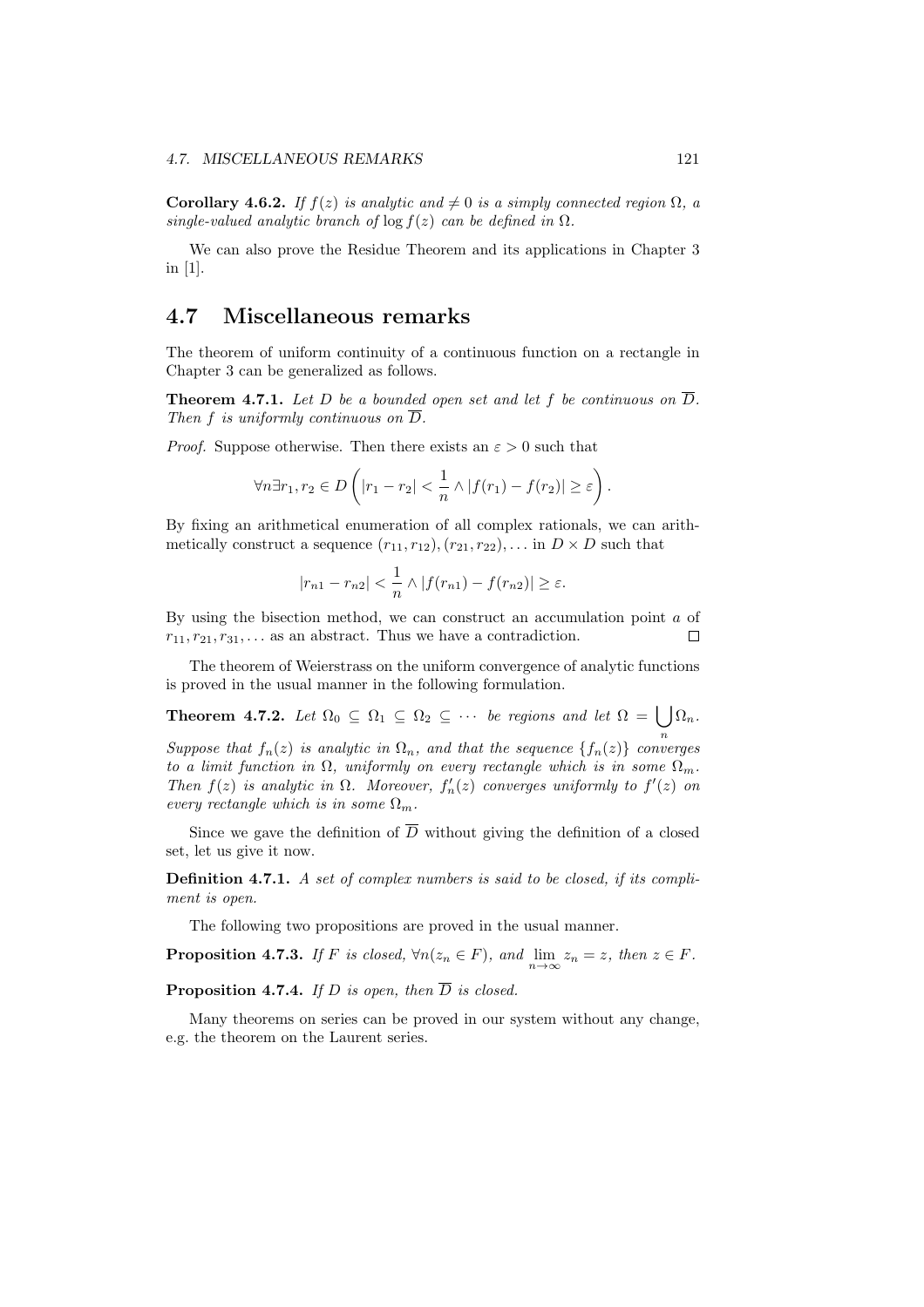**Corollary 4.6.2.** *If $f(z)$ is analytic and $\neq 0$ is a simply connected region $\Omega$, a single-valued analytic branch of $\log f(z)$ can be defined in $\Omega$.*

We can also prove the Residue Theorem and its applications in Chapter 3 in [1].

## 4.7 Miscellaneous remarks

The theorem of uniform continuity of a continuous function on a rectangle in Chapter 3 can be generalized as follows.

**Theorem 4.7.1.** *Let $D$ be a bounded open set and let $f$ be continuous on $\overline{D}$. Then $f$ is uniformly continuous on $\overline{D}$.*

*Proof.* Suppose otherwise. Then there exists an $\varepsilon > 0$ such that

$$\forall n \exists r_1, r_2 \in D \left( |r_1 - r_2| < \frac{1}{n} \wedge |f(r_1) - f(r_2)| \geq \varepsilon \right).$$

By fixing an arithmetical enumeration of all complex rationals, we can arithmetically construct a sequence $(r_{11}, r_{12}), (r_{21}, r_{22}), \ldots$ in $D \times D$ such that

$$|r_{n1} - r_{n2}| < \frac{1}{n} \wedge |f(r_{n1}) - f(r_{n2})| \geq \varepsilon.$$

By using the bisection method, we can construct an accumulation point $a$ of $r_{11}, r_{21}, r_{31}, \ldots$ as an abstract. Thus we have a contradiction. $\square$

The theorem of Weierstrass on the uniform convergence of analytic functions is proved in the usual manner in the following formulation.

**Theorem 4.7.2.** *Let $\Omega_0 \subseteq \Omega_1 \subseteq \Omega_2 \subseteq \cdots$ be regions and let $\Omega = \bigcup_n \Omega_n$. Suppose that $f_n(z)$ is analytic in $\Omega_n$, and that the sequence $\{f_n(z)\}$ converges to a limit function in $\Omega$, uniformly on every rectangle which is in some $\Omega_m$. Then $f(z)$ is analytic in $\Omega$. Moreover, $f_n'(z)$ converges uniformly to $f'(z)$ on every rectangle which is in some $\Omega_m$.*

Since we gave the definition of $\overline{D}$ without giving the definition of a closed set, let us give it now.

**Definition 4.7.1.** *A set of complex numbers is said to be closed, if its compliment is open.*

The following two propositions are proved in the usual manner.

**Proposition 4.7.3.** *If $F$ is closed, $\forall n(z_n \in F)$, and $\lim_{n \to \infty} z_n = z$, then $z \in F$.*

**Proposition 4.7.4.** *If $D$ is open, then $\overline{D}$ is closed.*

Many theorems on series can be proved in our system without any change, e.g. the theorem on the Laurent series.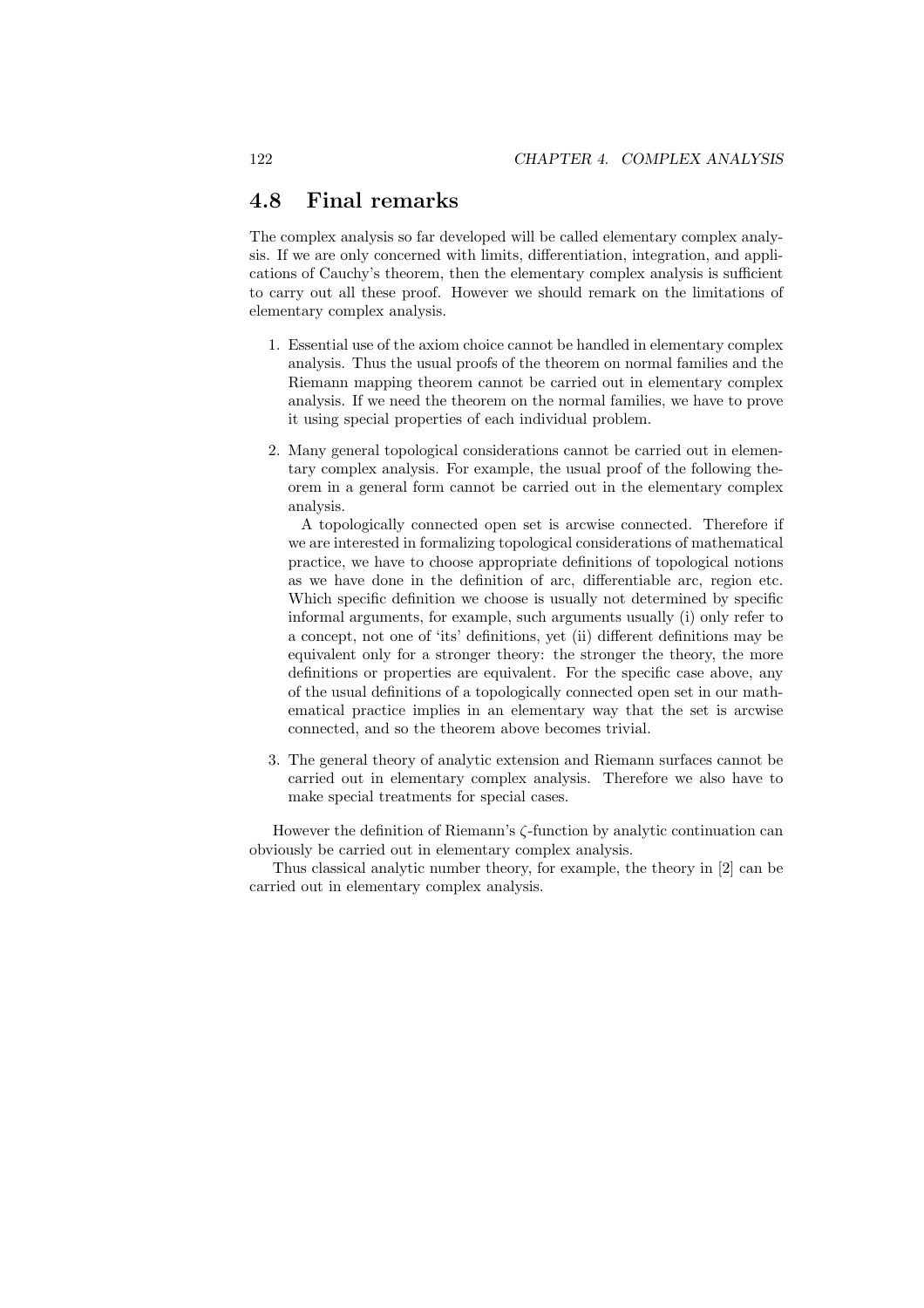## 4.8 Final remarks

The complex analysis so far developed will be called elementary complex analysis. If we are only concerned with limits, differentiation, integration, and applications of Cauchy's theorem, then the elementary complex analysis is sufficient to carry out all these proof. However we should remark on the limitations of elementary complex analysis.

1. Essential use of the axiom choice cannot be handled in elementary complex analysis. Thus the usual proofs of the theorem on normal families and the Riemann mapping theorem cannot be carried out in elementary complex analysis. If we need the theorem on the normal families, we have to prove it using special properties of each individual problem.

2. Many general topological considerations cannot be carried out in elementary complex analysis. For example, the usual proof of the following theorem in a general form cannot be carried out in the elementary complex analysis.

   A topologically connected open set is arcwise connected. Therefore if we are interested in formalizing topological considerations of mathematical practice, we have to choose appropriate definitions of topological notions as we have done in the definition of arc, differentiable arc, region etc. Which specific definition we choose is usually not determined by specific informal arguments, for example, such arguments usually (i) only refer to a concept, not one of 'its' definitions, yet (ii) different definitions may be equivalent only for a stronger theory: the stronger the theory, the more definitions or properties are equivalent. For the specific case above, any of the usual definitions of a topologically connected open set in our mathematical practice implies in an elementary way that the set is arcwise connected, and so the theorem above becomes trivial.

3. The general theory of analytic extension and Riemann surfaces cannot be carried out in elementary complex analysis. Therefore we also have to make special treatments for special cases.

However the definition of Riemann's $\zeta$-function by analytic continuation can obviously be carried out in elementary complex analysis.

Thus classical analytic number theory, for example, the theory in [2] can be carried out in elementary complex analysis.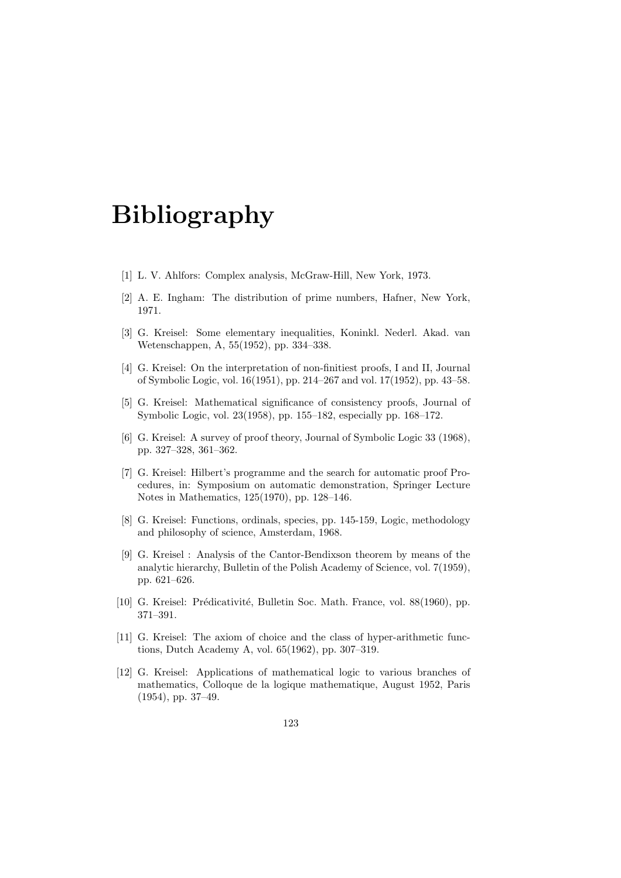# Bibliography

[1] L. V. Ahlfors: Complex analysis, McGraw-Hill, New York, 1973.

[2] A. E. Ingham: The distribution of prime numbers, Hafner, New York, 1971.

[3] G. Kreisel: Some elementary inequalities, Koninkl. Nederl. Akad. van Wetenschappen, A, 55(1952), pp. 334–338.

[4] G. Kreisel: On the interpretation of non-finitiest proofs, I and II, Journal of Symbolic Logic, vol. 16(1951), pp. 214–267 and vol. 17(1952), pp. 43–58.

[5] G. Kreisel: Mathematical significance of consistency proofs, Journal of Symbolic Logic, vol. 23(1958), pp. 155–182, especially pp. 168–172.

[6] G. Kreisel: A survey of proof theory, Journal of Symbolic Logic 33 (1968), pp. 327–328, 361–362.

[7] G. Kreisel: Hilbert's programme and the search for automatic proof Procedures, in: Symposium on automatic demonstration, Springer Lecture Notes in Mathematics, 125(1970), pp. 128–146.

[8] G. Kreisel: Functions, ordinals, species, pp. 145-159, Logic, methodology and philosophy of science, Amsterdam, 1968.

[9] G. Kreisel : Analysis of the Cantor-Bendixson theorem by means of the analytic hierarchy, Bulletin of the Polish Academy of Science, vol. 7(1959), pp. 621–626.

[10] G. Kreisel: Prédicativité, Bulletin Soc. Math. France, vol. 88(1960), pp. 371–391.

[11] G. Kreisel: The axiom of choice and the class of hyper-arithmetic functions, Dutch Academy A, vol. 65(1962), pp. 307–319.

[12] G. Kreisel: Applications of mathematical logic to various branches of mathematics, Colloque de la logique mathematique, August 1952, Paris (1954), pp. 37–49.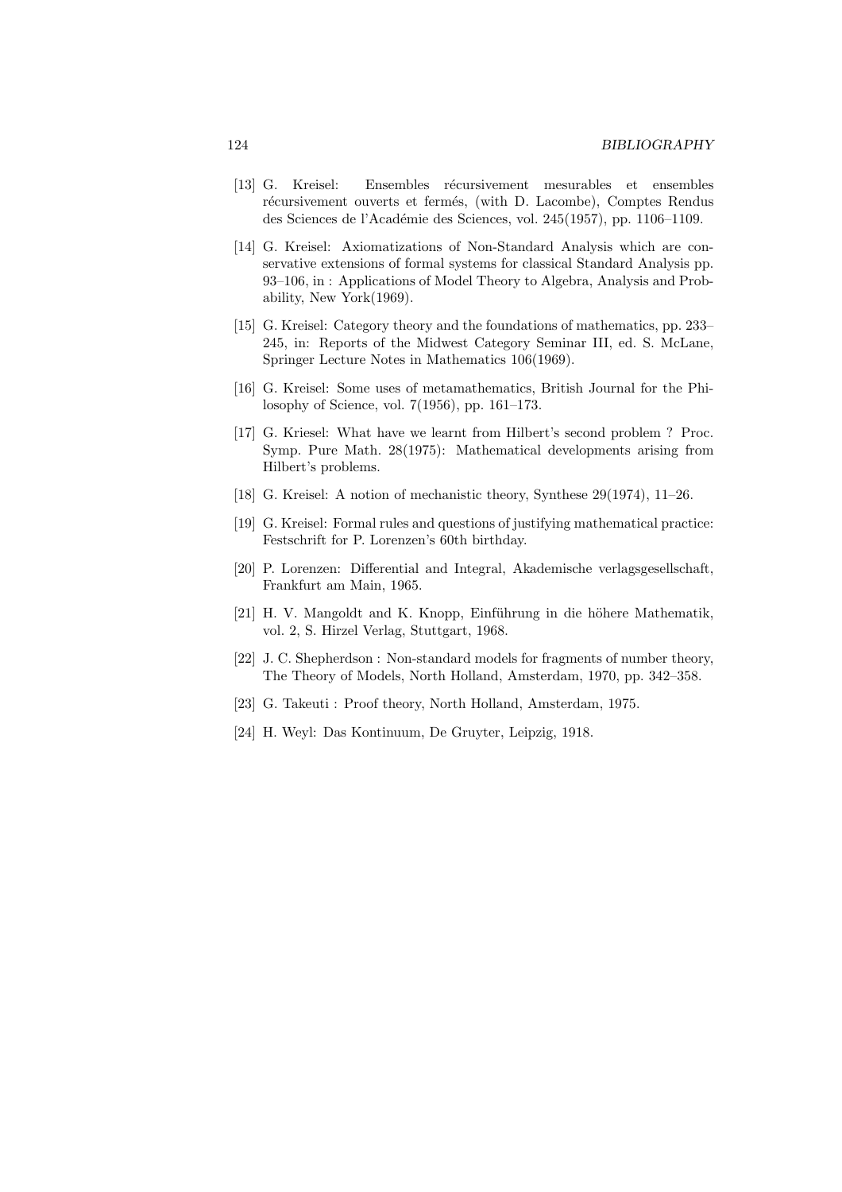[13] G. Kreisel: Ensembles récursivement mesurables et ensembles récursivement ouverts et fermés, (with D. Lacombe), Comptes Rendus des Sciences de l'Académie des Sciences, vol. 245(1957), pp. 1106–1109.

[14] G. Kreisel: Axiomatizations of Non-Standard Analysis which are conservative extensions of formal systems for classical Standard Analysis pp. 93–106, in : Applications of Model Theory to Algebra, Analysis and Probability, New York(1969).

[15] G. Kreisel: Category theory and the foundations of mathematics, pp. 233–245, in: Reports of the Midwest Category Seminar III, ed. S. McLane, Springer Lecture Notes in Mathematics 106(1969).

[16] G. Kreisel: Some uses of metamathematics, British Journal for the Philosophy of Science, vol. 7(1956), pp. 161–173.

[17] G. Kriesel: What have we learnt from Hilbert's second problem ? Proc. Symp. Pure Math. 28(1975): Mathematical developments arising from Hilbert's problems.

[18] G. Kreisel: A notion of mechanistic theory, Synthese 29(1974), 11–26.

[19] G. Kreisel: Formal rules and questions of justifying mathematical practice: Festschrift for P. Lorenzen's 60th birthday.

[20] P. Lorenzen: Differential and Integral, Akademische verlagsgesellschaft, Frankfurt am Main, 1965.

[21] H. V. Mangoldt and K. Knopp, Einführung in die höhere Mathematik, vol. 2, S. Hirzel Verlag, Stuttgart, 1968.

[22] J. C. Shepherdson : Non-standard models for fragments of number theory, The Theory of Models, North Holland, Amsterdam, 1970, pp. 342–358.

[23] G. Takeuti : Proof theory, North Holland, Amsterdam, 1975.

[24] H. Weyl: Das Kontinuum, De Gruyter, Leipzig, 1918.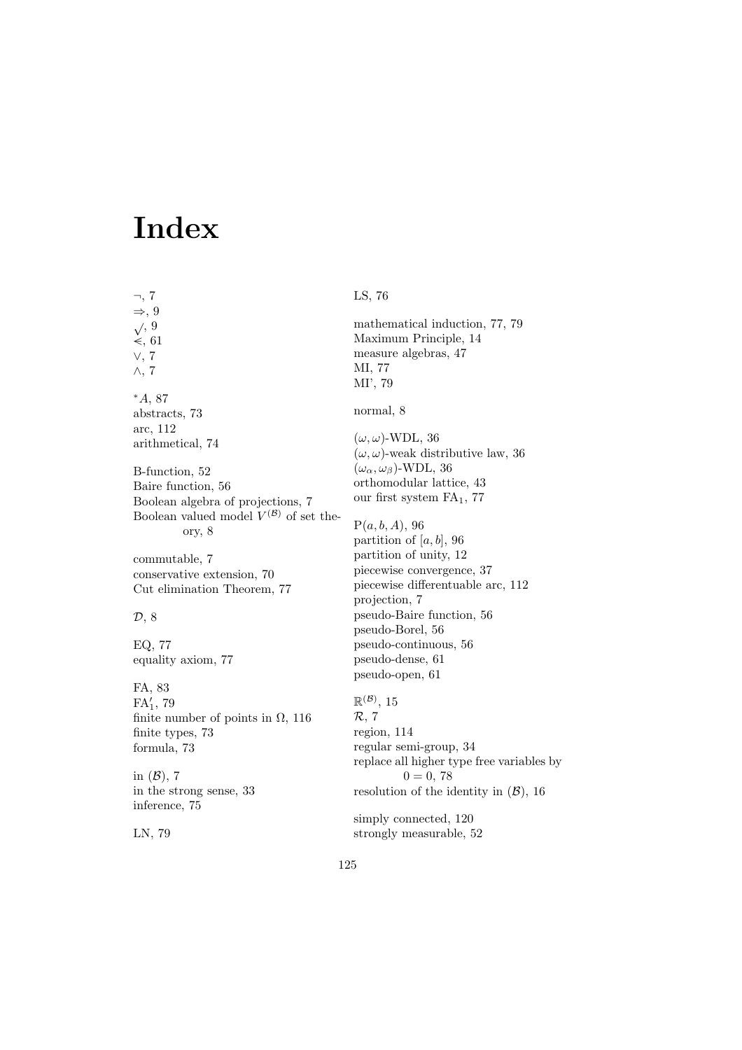# Index

$\neg$, 7
$\Rightarrow$, 9
$\surd$, 9
$\leqslant$, 61
$\vee$, 7
$\wedge$, 7

${}^*A$, 87
abstracts, 73
arc, 112
arithmetical, 74

B-function, 52
Baire function, 56
Boolean algebra of projections, 7
Boolean valued model $V^{(\mathcal{B})}$ of set theory, 8

commutable, 7
conservative extension, 70
Cut elimination Theorem, 77

$\mathcal{D}$, 8

EQ, 77
equality axiom, 77

FA, 83
$\mathrm{FA}_1'$, 79
finite number of points in $\Omega$, 116
finite types, 73
formula, 73

in $(\mathcal{B})$, 7
in the strong sense, 33
inference, 75

LN, 79

LS, 76

mathematical induction, 77, 79
Maximum Principle, 14
measure algebras, 47
MI, 77
MI', 79

normal, 8

$(\omega, \omega)$-WDL, 36
$(\omega, \omega)$-weak distributive law, 36
$(\omega_\alpha, \omega_\beta)$-WDL, 36
orthomodular lattice, 43
our first system $\mathrm{FA}_1$, 77

$\mathrm{P}(a, b, A)$, 96
partition of $[a, b]$, 96
partition of unity, 12
piecewise convergence, 37
piecewise differentuable arc, 112
projection, 7
pseudo-Baire function, 56
pseudo-Borel, 56
pseudo-continuous, 56
pseudo-dense, 61
pseudo-open, 61

$\mathbb{R}^{(\mathcal{B})}$, 15
$\mathcal{R}$, 7
region, 114
regular semi-group, 34
replace all higher type free variables by $0 = 0$, 78
resolution of the identity in $(\mathcal{B})$, 16

simply connected, 120
strongly measurable, 52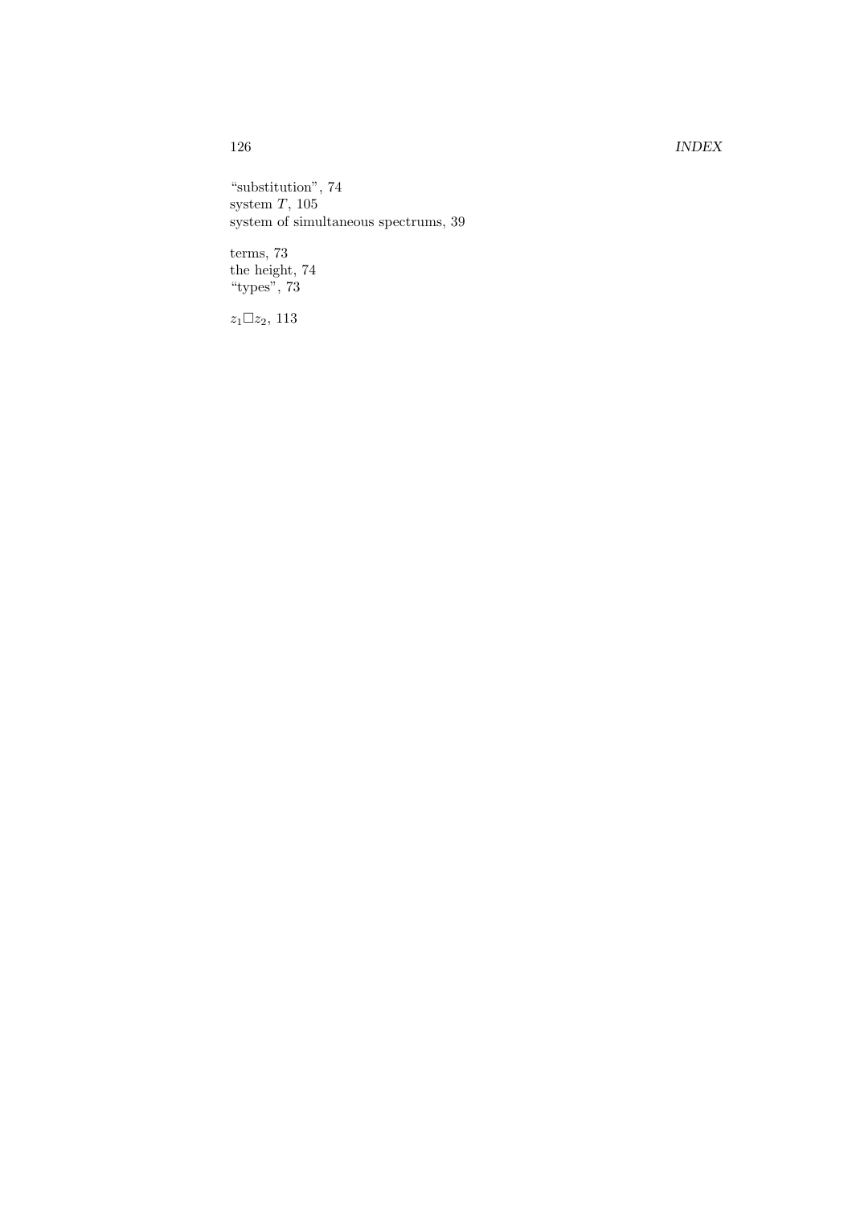"substitution", 74
system $T$, 105
system of simultaneous spectrums, 39

terms, 73
the height, 74
"types", 73

$z_1 \Box z_2$, 113